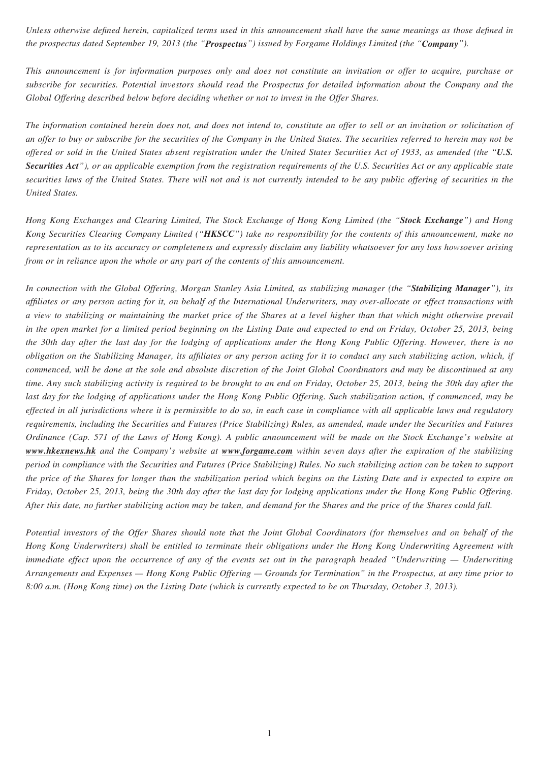*Unless otherwise defined herein, capitalized terms used in this announcement shall have the same meanings as those defined in the prospectus dated September 19, 2013 (the "**Prospectus**") issued by Forgame Holdings Limited (the "**Company**").*

*This announcement is for information purposes only and does not constitute an invitation or offer to acquire, purchase or subscribe for securities. Potential investors should read the Prospectus for detailed information about the Company and the Global Offering described below before deciding whether or not to invest in the Offer Shares.*

*The information contained herein does not, and does not intend to, constitute an offer to sell or an invitation or solicitation of an offer to buy or subscribe for the securities of the Company in the United States. The securities referred to herein may not be offered or sold in the United States absent registration under the United States Securities Act of 1933, as amended (the "**U.S. Securities Act**"), or an applicable exemption from the registration requirements of the U.S. Securities Act or any applicable state securities laws of the United States. There will not and is not currently intended to be any public offering of securities in the United States.*

*Hong Kong Exchanges and Clearing Limited, The Stock Exchange of Hong Kong Limited (the "**Stock Exchange**") and Hong Kong Securities Clearing Company Limited ("**HKSCC**") take no responsibility for the contents of this announcement, make no representation as to its accuracy or completeness and expressly disclaim any liability whatsoever for any loss howsoever arising from or in reliance upon the whole or any part of the contents of this announcement.*

*In connection with the Global Offering, Morgan Stanley Asia Limited, as stabilizing manager (the "**Stabilizing Manager**"), its affiliates or any person acting for it, on behalf of the International Underwriters, may over-allocate or effect transactions with a view to stabilizing or maintaining the market price of the Shares at a level higher than that which might otherwise prevail in the open market for a limited period beginning on the Listing Date and expected to end on Friday, October 25, 2013, being the 30th day after the last day for the lodging of applications under the Hong Kong Public Offering. However, there is no obligation on the Stabilizing Manager, its affiliates or any person acting for it to conduct any such stabilizing action, which, if commenced, will be done at the sole and absolute discretion of the Joint Global Coordinators and may be discontinued at any time. Any such stabilizing activity is required to be brought to an end on Friday, October 25, 2013, being the 30th day after the last day for the lodging of applications under the Hong Kong Public Offering. Such stabilization action, if commenced, may be effected in all jurisdictions where it is permissible to do so, in each case in compliance with all applicable laws and regulatory requirements, including the Securities and Futures (Price Stabilizing) Rules, as amended, made under the Securities and Futures Ordinance (Cap. 571 of the Laws of Hong Kong). A public announcement will be made on the Stock Exchange's website at **www.hkexnews.hk** and the Company's website at **www.forgame.com** within seven days after the expiration of the stabilizing period in compliance with the Securities and Futures (Price Stabilizing) Rules. No such stabilizing action can be taken to support the price of the Shares for longer than the stabilization period which begins on the Listing Date and is expected to expire on Friday, October 25, 2013, being the 30th day after the last day for lodging applications under the Hong Kong Public Offering. After this date, no further stabilizing action may be taken, and demand for the Shares and the price of the Shares could fall.*

*Potential investors of the Offer Shares should note that the Joint Global Coordinators (for themselves and on behalf of the Hong Kong Underwriters) shall be entitled to terminate their obligations under the Hong Kong Underwriting Agreement with immediate effect upon the occurrence of any of the events set out in the paragraph headed "Underwriting — Underwriting Arrangements and Expenses — Hong Kong Public Offering — Grounds for Termination" in the Prospectus, at any time prior to 8:00 a.m. (Hong Kong time) on the Listing Date (which is currently expected to be on Thursday, October 3, 2013).*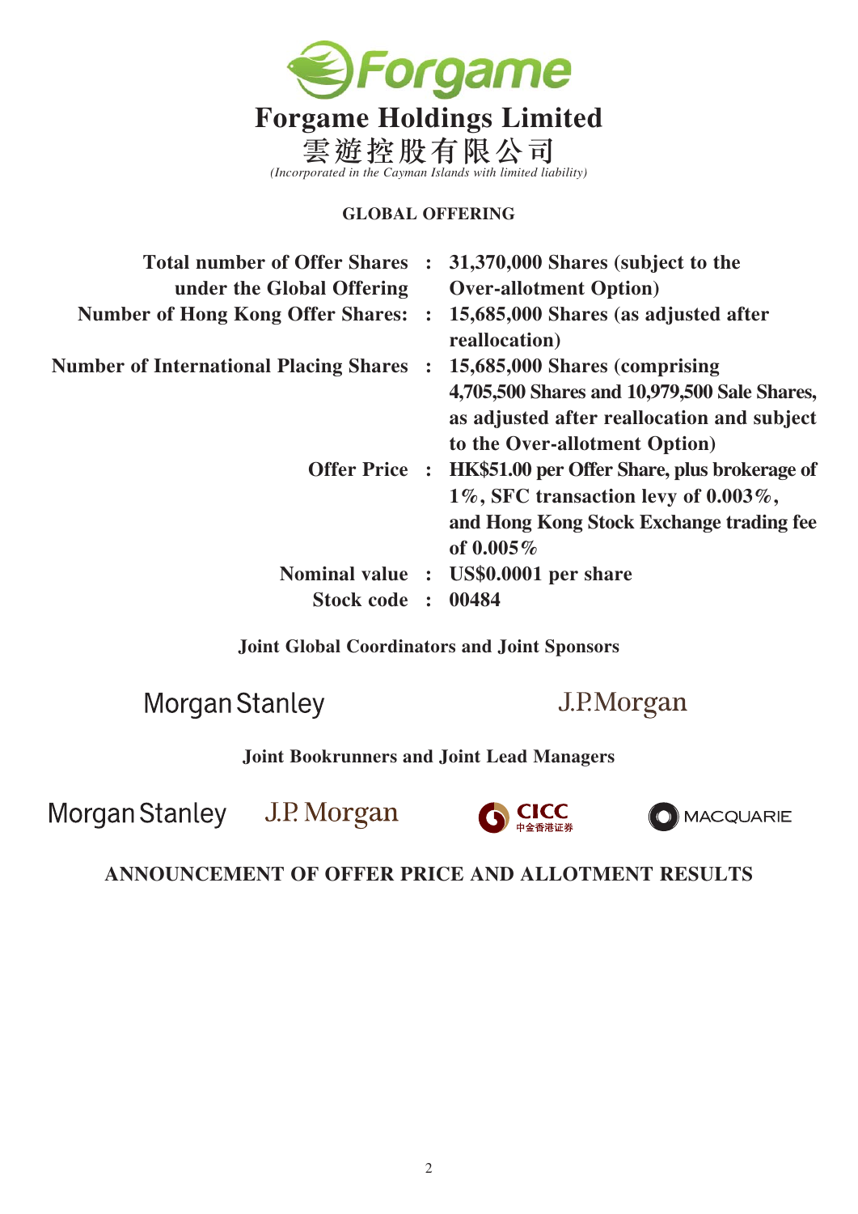# Forgame Holdings Limited

## 雲遊控股有限公司

*(Incorporated in the Cayman Islands with limited liability)*

**GLOBAL OFFERING**

| | | |
|---|---|---|
| **Total number of Offer Shares under the Global Offering** | **:** | **31,370,000 Shares (subject to the Over-allotment Option)** |
| **Number of Hong Kong Offer Shares:** | **:** | **15,685,000 Shares (as adjusted after reallocation)** |
| **Number of International Placing Shares** | **:** | **15,685,000 Shares (comprising 4,705,500 Shares and 10,979,500 Sale Shares, as adjusted after reallocation and subject to the Over-allotment Option)** |
| **Offer Price** | **:** | **HK$51.00 per Offer Share, plus brokerage of 1%, SFC transaction levy of 0.003%, and Hong Kong Stock Exchange trading fee of 0.005%** |
| **Nominal value** | **:** | **US$0.0001 per share** |
| **Stock code** | **:** | **00484** |

**Joint Global Coordinators and Joint Sponsors**

Morgan Stanley J.P.Morgan

**Joint Bookrunners and Joint Lead Managers**

Morgan Stanley J.P. Morgan CICC 中金香港证券 MACQUARIE

**ANNOUNCEMENT OF OFFER PRICE AND ALLOTMENT RESULTS**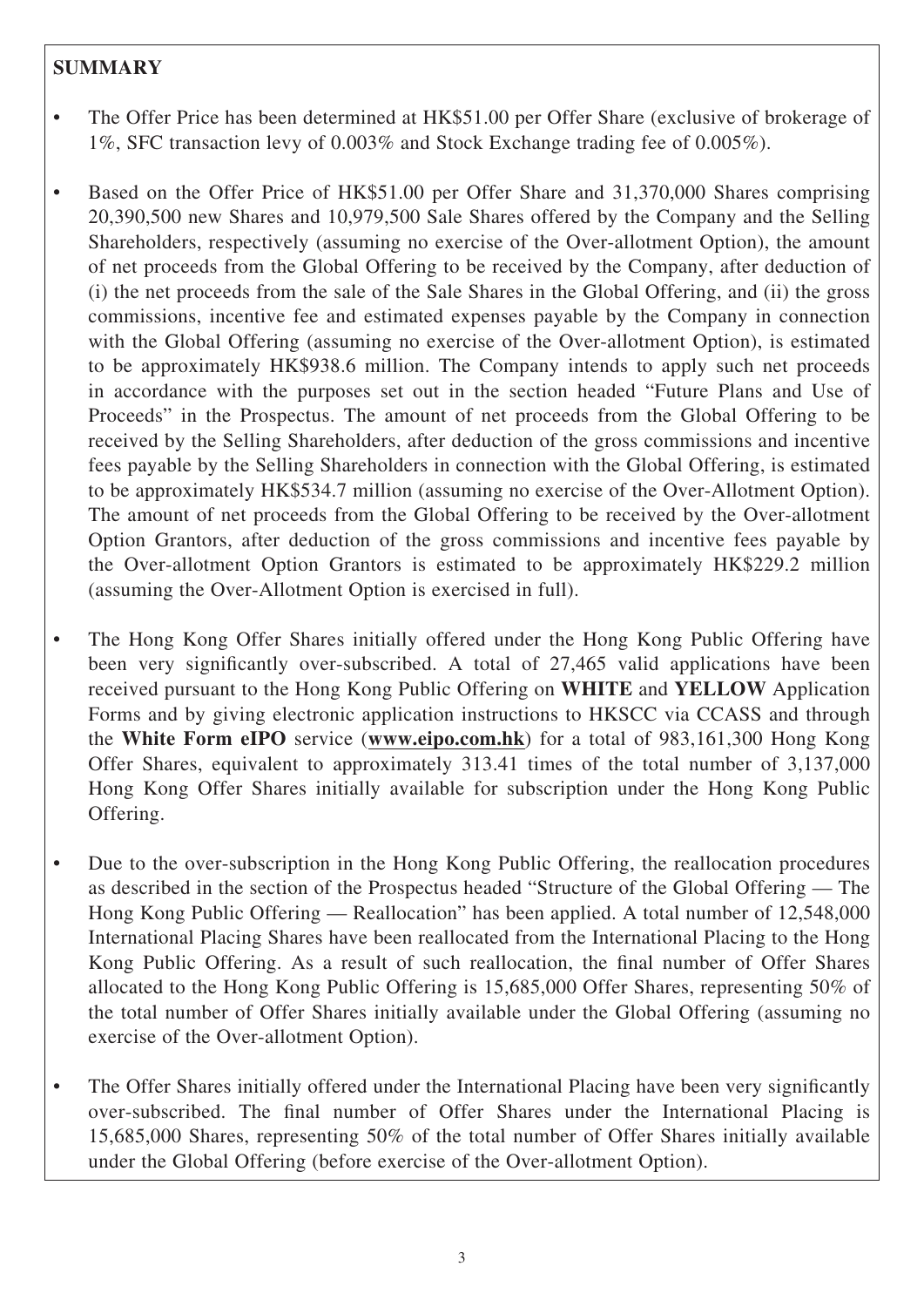## SUMMARY

- The Offer Price has been determined at HK$51.00 per Offer Share (exclusive of brokerage of 1%, SFC transaction levy of 0.003% and Stock Exchange trading fee of 0.005%).

- Based on the Offer Price of HK$51.00 per Offer Share and 31,370,000 Shares comprising 20,390,500 new Shares and 10,979,500 Sale Shares offered by the Company and the Selling Shareholders, respectively (assuming no exercise of the Over-allotment Option), the amount of net proceeds from the Global Offering to be received by the Company, after deduction of (i) the net proceeds from the sale of the Sale Shares in the Global Offering, and (ii) the gross commissions, incentive fee and estimated expenses payable by the Company in connection with the Global Offering (assuming no exercise of the Over-allotment Option), is estimated to be approximately HK$938.6 million. The Company intends to apply such net proceeds in accordance with the purposes set out in the section headed "Future Plans and Use of Proceeds" in the Prospectus. The amount of net proceeds from the Global Offering to be received by the Selling Shareholders, after deduction of the gross commissions and incentive fees payable by the Selling Shareholders in connection with the Global Offering, is estimated to be approximately HK$534.7 million (assuming no exercise of the Over-Allotment Option). The amount of net proceeds from the Global Offering to be received by the Over-allotment Option Grantors, after deduction of the gross commissions and incentive fees payable by the Over-allotment Option Grantors is estimated to be approximately HK$229.2 million (assuming the Over-Allotment Option is exercised in full).

- The Hong Kong Offer Shares initially offered under the Hong Kong Public Offering have been very significantly over-subscribed. A total of 27,465 valid applications have been received pursuant to the Hong Kong Public Offering on **WHITE** and **YELLOW** Application Forms and by giving electronic application instructions to HKSCC via CCASS and through the **White Form eIPO** service (**www.eipo.com.hk**) for a total of 983,161,300 Hong Kong Offer Shares, equivalent to approximately 313.41 times of the total number of 3,137,000 Hong Kong Offer Shares initially available for subscription under the Hong Kong Public Offering.

- Due to the over-subscription in the Hong Kong Public Offering, the reallocation procedures as described in the section of the Prospectus headed "Structure of the Global Offering — The Hong Kong Public Offering — Reallocation" has been applied. A total number of 12,548,000 International Placing Shares have been reallocated from the International Placing to the Hong Kong Public Offering. As a result of such reallocation, the final number of Offer Shares allocated to the Hong Kong Public Offering is 15,685,000 Offer Shares, representing 50% of the total number of Offer Shares initially available under the Global Offering (assuming no exercise of the Over-allotment Option).

- The Offer Shares initially offered under the International Placing have been very significantly over-subscribed. The final number of Offer Shares under the International Placing is 15,685,000 Shares, representing 50% of the total number of Offer Shares initially available under the Global Offering (before exercise of the Over-allotment Option).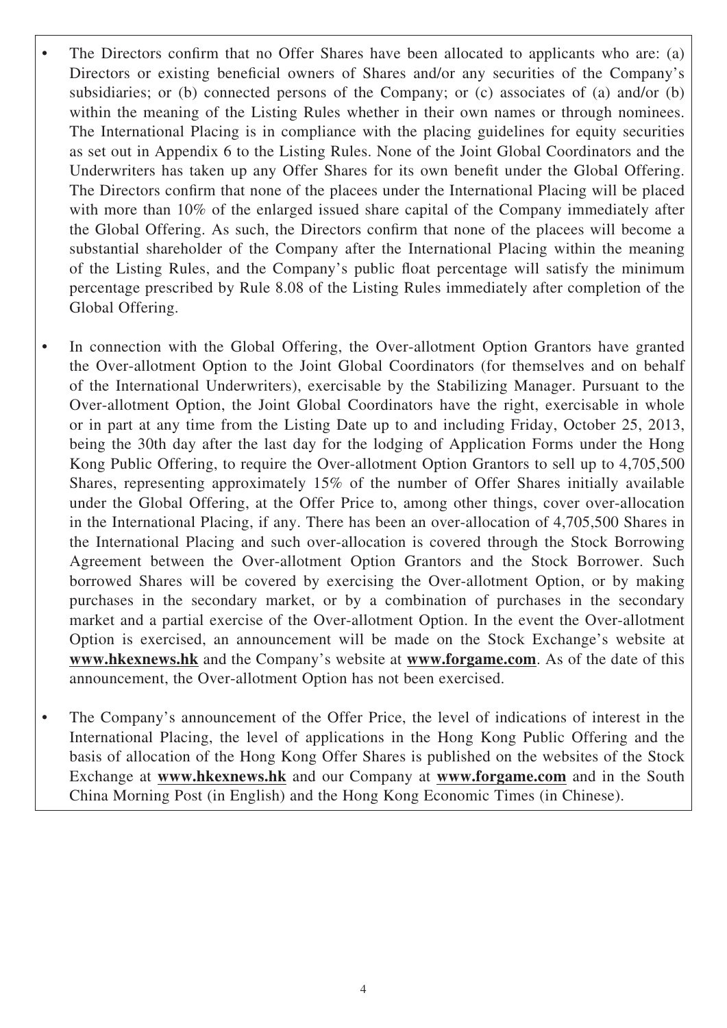- The Directors confirm that no Offer Shares have been allocated to applicants who are: (a) Directors or existing beneficial owners of Shares and/or any securities of the Company's subsidiaries; or (b) connected persons of the Company; or (c) associates of (a) and/or (b) within the meaning of the Listing Rules whether in their own names or through nominees. The International Placing is in compliance with the placing guidelines for equity securities as set out in Appendix 6 to the Listing Rules. None of the Joint Global Coordinators and the Underwriters has taken up any Offer Shares for its own benefit under the Global Offering. The Directors confirm that none of the placees under the International Placing will be placed with more than 10% of the enlarged issued share capital of the Company immediately after the Global Offering. As such, the Directors confirm that none of the placees will become a substantial shareholder of the Company after the International Placing within the meaning of the Listing Rules, and the Company's public float percentage will satisfy the minimum percentage prescribed by Rule 8.08 of the Listing Rules immediately after completion of the Global Offering.

- In connection with the Global Offering, the Over-allotment Option Grantors have granted the Over-allotment Option to the Joint Global Coordinators (for themselves and on behalf of the International Underwriters), exercisable by the Stabilizing Manager. Pursuant to the Over-allotment Option, the Joint Global Coordinators have the right, exercisable in whole or in part at any time from the Listing Date up to and including Friday, October 25, 2013, being the 30th day after the last day for the lodging of Application Forms under the Hong Kong Public Offering, to require the Over-allotment Option Grantors to sell up to 4,705,500 Shares, representing approximately 15% of the number of Offer Shares initially available under the Global Offering, at the Offer Price to, among other things, cover over-allocation in the International Placing, if any. There has been an over-allocation of 4,705,500 Shares in the International Placing and such over-allocation is covered through the Stock Borrowing Agreement between the Over-allotment Option Grantors and the Stock Borrower. Such borrowed Shares will be covered by exercising the Over-allotment Option, or by making purchases in the secondary market, or by a combination of purchases in the secondary market and a partial exercise of the Over-allotment Option. In the event the Over-allotment Option is exercised, an announcement will be made on the Stock Exchange's website at **www.hkexnews.hk** and the Company's website at **www.forgame.com**. As of the date of this announcement, the Over-allotment Option has not been exercised.

- The Company's announcement of the Offer Price, the level of indications of interest in the International Placing, the level of applications in the Hong Kong Public Offering and the basis of allocation of the Hong Kong Offer Shares is published on the websites of the Stock Exchange at **www.hkexnews.hk** and our Company at **www.forgame.com** and in the South China Morning Post (in English) and the Hong Kong Economic Times (in Chinese).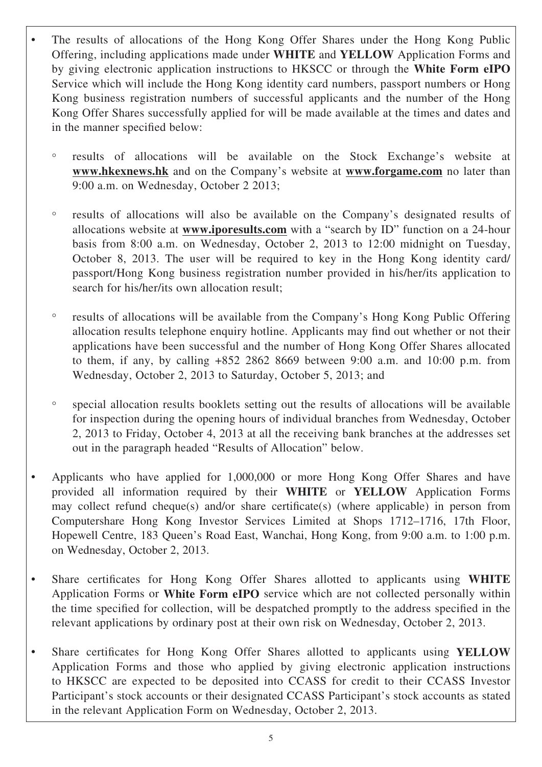- The results of allocations of the Hong Kong Offer Shares under the Hong Kong Public Offering, including applications made under **WHITE** and **YELLOW** Application Forms and by giving electronic application instructions to HKSCC or through the **White Form eIPO** Service which will include the Hong Kong identity card numbers, passport numbers or Hong Kong business registration numbers of successful applicants and the number of the Hong Kong Offer Shares successfully applied for will be made available at the times and dates and in the manner specified below:

  - results of allocations will be available on the Stock Exchange's website at **www.hkexnews.hk** and on the Company's website at **www.forgame.com** no later than 9:00 a.m. on Wednesday, October 2 2013;

  - results of allocations will also be available on the Company's designated results of allocations website at **www.iporesults.com** with a "search by ID" function on a 24-hour basis from 8:00 a.m. on Wednesday, October 2, 2013 to 12:00 midnight on Tuesday, October 8, 2013. The user will be required to key in the Hong Kong identity card/ passport/Hong Kong business registration number provided in his/her/its application to search for his/her/its own allocation result;

  - results of allocations will be available from the Company's Hong Kong Public Offering allocation results telephone enquiry hotline. Applicants may find out whether or not their applications have been successful and the number of Hong Kong Offer Shares allocated to them, if any, by calling +852 2862 8669 between 9:00 a.m. and 10:00 p.m. from Wednesday, October 2, 2013 to Saturday, October 5, 2013; and

  - special allocation results booklets setting out the results of allocations will be available for inspection during the opening hours of individual branches from Wednesday, October 2, 2013 to Friday, October 4, 2013 at all the receiving bank branches at the addresses set out in the paragraph headed "Results of Allocation" below.

- Applicants who have applied for 1,000,000 or more Hong Kong Offer Shares and have provided all information required by their **WHITE** or **YELLOW** Application Forms may collect refund cheque(s) and/or share certificate(s) (where applicable) in person from Computershare Hong Kong Investor Services Limited at Shops 1712–1716, 17th Floor, Hopewell Centre, 183 Queen's Road East, Wanchai, Hong Kong, from 9:00 a.m. to 1:00 p.m. on Wednesday, October 2, 2013.

- Share certificates for Hong Kong Offer Shares allotted to applicants using **WHITE** Application Forms or **White Form eIPO** service which are not collected personally within the time specified for collection, will be despatched promptly to the address specified in the relevant applications by ordinary post at their own risk on Wednesday, October 2, 2013.

- Share certificates for Hong Kong Offer Shares allotted to applicants using **YELLOW** Application Forms and those who applied by giving electronic application instructions to HKSCC are expected to be deposited into CCASS for credit to their CCASS Investor Participant's stock accounts or their designated CCASS Participant's stock accounts as stated in the relevant Application Form on Wednesday, October 2, 2013.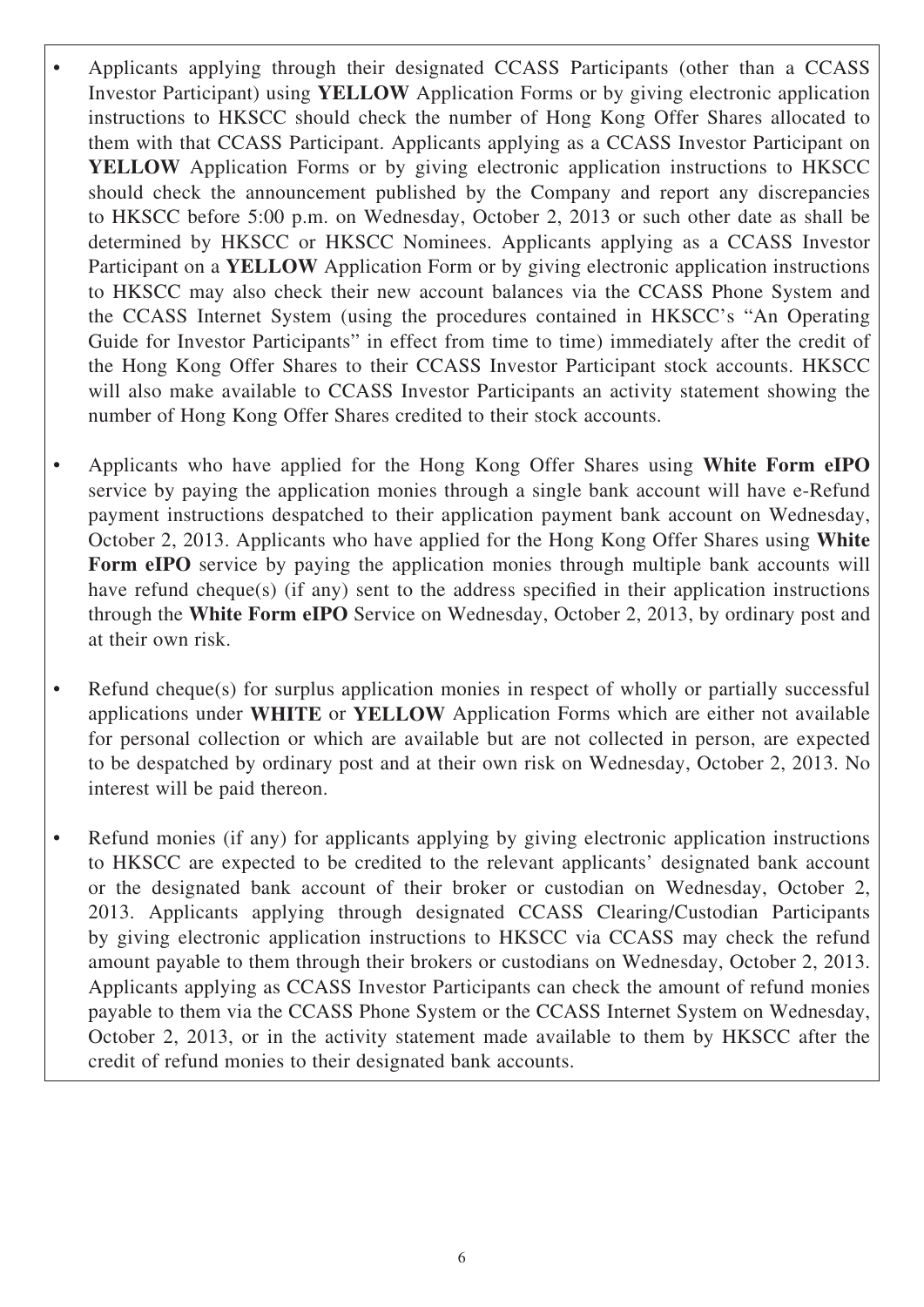- Applicants applying through their designated CCASS Participants (other than a CCASS Investor Participant) using **YELLOW** Application Forms or by giving electronic application instructions to HKSCC should check the number of Hong Kong Offer Shares allocated to them with that CCASS Participant. Applicants applying as a CCASS Investor Participant on **YELLOW** Application Forms or by giving electronic application instructions to HKSCC should check the announcement published by the Company and report any discrepancies to HKSCC before 5:00 p.m. on Wednesday, October 2, 2013 or such other date as shall be determined by HKSCC or HKSCC Nominees. Applicants applying as a CCASS Investor Participant on a **YELLOW** Application Form or by giving electronic application instructions to HKSCC may also check their new account balances via the CCASS Phone System and the CCASS Internet System (using the procedures contained in HKSCC's "An Operating Guide for Investor Participants" in effect from time to time) immediately after the credit of the Hong Kong Offer Shares to their CCASS Investor Participant stock accounts. HKSCC will also make available to CCASS Investor Participants an activity statement showing the number of Hong Kong Offer Shares credited to their stock accounts.

- Applicants who have applied for the Hong Kong Offer Shares using **White Form eIPO** service by paying the application monies through a single bank account will have e-Refund payment instructions despatched to their application payment bank account on Wednesday, October 2, 2013. Applicants who have applied for the Hong Kong Offer Shares using **White Form eIPO** service by paying the application monies through multiple bank accounts will have refund cheque(s) (if any) sent to the address specified in their application instructions through the **White Form eIPO** Service on Wednesday, October 2, 2013, by ordinary post and at their own risk.

- Refund cheque(s) for surplus application monies in respect of wholly or partially successful applications under **WHITE** or **YELLOW** Application Forms which are either not available for personal collection or which are available but are not collected in person, are expected to be despatched by ordinary post and at their own risk on Wednesday, October 2, 2013. No interest will be paid thereon.

- Refund monies (if any) for applicants applying by giving electronic application instructions to HKSCC are expected to be credited to the relevant applicants' designated bank account or the designated bank account of their broker or custodian on Wednesday, October 2, 2013. Applicants applying through designated CCASS Clearing/Custodian Participants by giving electronic application instructions to HKSCC via CCASS may check the refund amount payable to them through their brokers or custodians on Wednesday, October 2, 2013. Applicants applying as CCASS Investor Participants can check the amount of refund monies payable to them via the CCASS Phone System or the CCASS Internet System on Wednesday, October 2, 2013, or in the activity statement made available to them by HKSCC after the credit of refund monies to their designated bank accounts.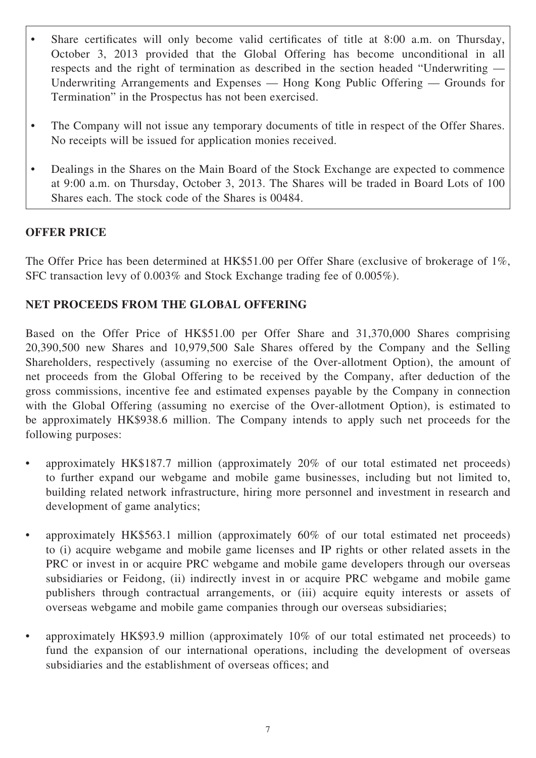- Share certificates will only become valid certificates of title at 8:00 a.m. on Thursday, October 3, 2013 provided that the Global Offering has become unconditional in all respects and the right of termination as described in the section headed "Underwriting — Underwriting Arrangements and Expenses — Hong Kong Public Offering — Grounds for Termination" in the Prospectus has not been exercised.
- The Company will not issue any temporary documents of title in respect of the Offer Shares. No receipts will be issued for application monies received.
- Dealings in the Shares on the Main Board of the Stock Exchange are expected to commence at 9:00 a.m. on Thursday, October 3, 2013. The Shares will be traded in Board Lots of 100 Shares each. The stock code of the Shares is 00484.

## OFFER PRICE

The Offer Price has been determined at HK$51.00 per Offer Share (exclusive of brokerage of 1%, SFC transaction levy of 0.003% and Stock Exchange trading fee of 0.005%).

## NET PROCEEDS FROM THE GLOBAL OFFERING

Based on the Offer Price of HK$51.00 per Offer Share and 31,370,000 Shares comprising 20,390,500 new Shares and 10,979,500 Sale Shares offered by the Company and the Selling Shareholders, respectively (assuming no exercise of the Over-allotment Option), the amount of net proceeds from the Global Offering to be received by the Company, after deduction of the gross commissions, incentive fee and estimated expenses payable by the Company in connection with the Global Offering (assuming no exercise of the Over-allotment Option), is estimated to be approximately HK$938.6 million. The Company intends to apply such net proceeds for the following purposes:

- approximately HK$187.7 million (approximately 20% of our total estimated net proceeds) to further expand our webgame and mobile game businesses, including but not limited to, building related network infrastructure, hiring more personnel and investment in research and development of game analytics;
- approximately HK$563.1 million (approximately 60% of our total estimated net proceeds) to (i) acquire webgame and mobile game licenses and IP rights or other related assets in the PRC or invest in or acquire PRC webgame and mobile game developers through our overseas subsidiaries or Feidong, (ii) indirectly invest in or acquire PRC webgame and mobile game publishers through contractual arrangements, or (iii) acquire equity interests or assets of overseas webgame and mobile game companies through our overseas subsidiaries;
- approximately HK$93.9 million (approximately 10% of our total estimated net proceeds) to fund the expansion of our international operations, including the development of overseas subsidiaries and the establishment of overseas offices; and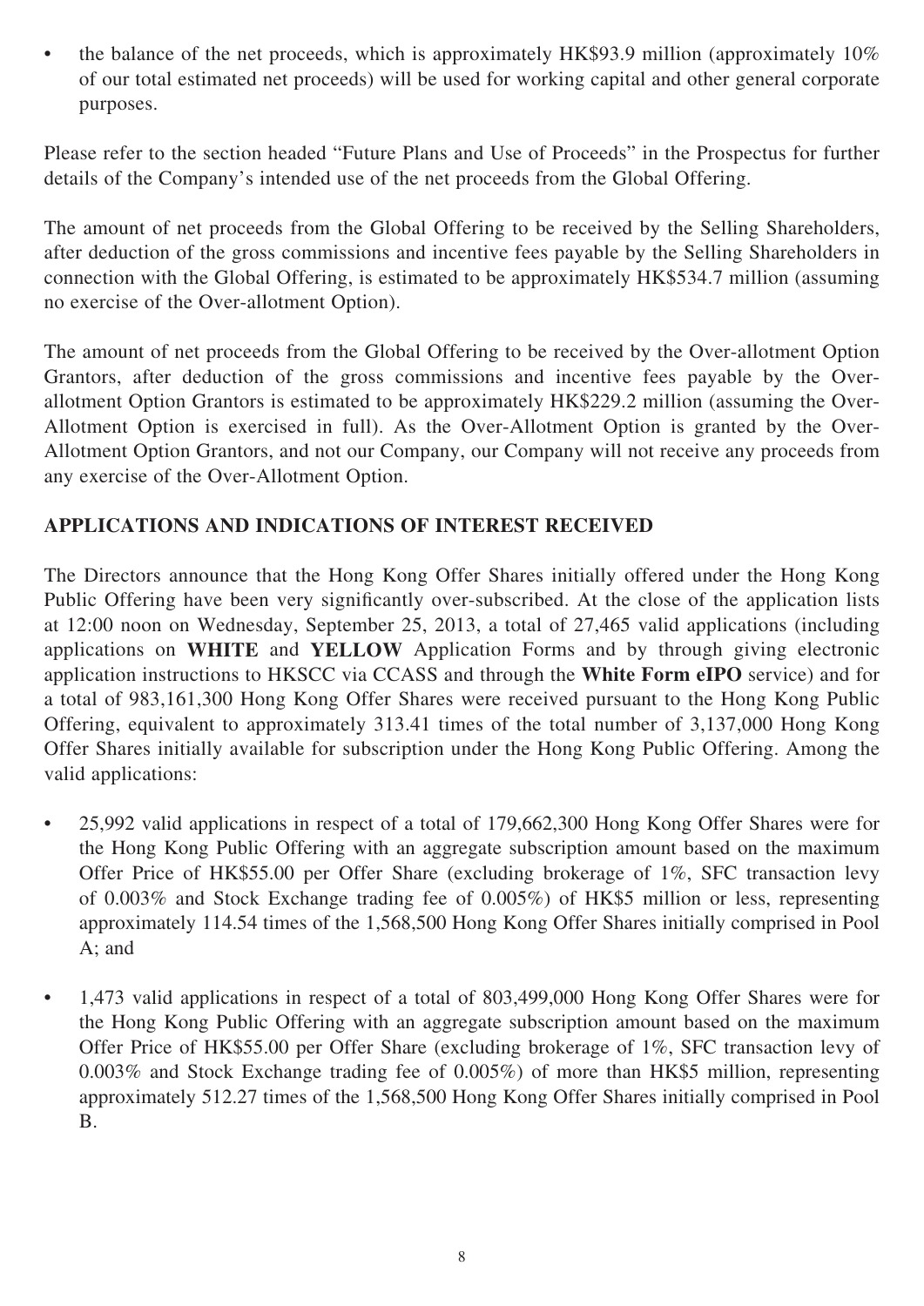- the balance of the net proceeds, which is approximately HK$93.9 million (approximately 10% of our total estimated net proceeds) will be used for working capital and other general corporate purposes.

Please refer to the section headed "Future Plans and Use of Proceeds" in the Prospectus for further details of the Company's intended use of the net proceeds from the Global Offering.

The amount of net proceeds from the Global Offering to be received by the Selling Shareholders, after deduction of the gross commissions and incentive fees payable by the Selling Shareholders in connection with the Global Offering, is estimated to be approximately HK$534.7 million (assuming no exercise of the Over-allotment Option).

The amount of net proceeds from the Global Offering to be received by the Over-allotment Option Grantors, after deduction of the gross commissions and incentive fees payable by the Over-allotment Option Grantors is estimated to be approximately HK$229.2 million (assuming the Over-Allotment Option is exercised in full). As the Over-Allotment Option is granted by the Over-Allotment Option Grantors, and not our Company, our Company will not receive any proceeds from any exercise of the Over-Allotment Option.

## APPLICATIONS AND INDICATIONS OF INTEREST RECEIVED

The Directors announce that the Hong Kong Offer Shares initially offered under the Hong Kong Public Offering have been very significantly over-subscribed. At the close of the application lists at 12:00 noon on Wednesday, September 25, 2013, a total of 27,465 valid applications (including applications on **WHITE** and **YELLOW** Application Forms and by through giving electronic application instructions to HKSCC via CCASS and through the **White Form eIPO** service) and for a total of 983,161,300 Hong Kong Offer Shares were received pursuant to the Hong Kong Public Offering, equivalent to approximately 313.41 times of the total number of 3,137,000 Hong Kong Offer Shares initially available for subscription under the Hong Kong Public Offering. Among the valid applications:

- 25,992 valid applications in respect of a total of 179,662,300 Hong Kong Offer Shares were for the Hong Kong Public Offering with an aggregate subscription amount based on the maximum Offer Price of HK$55.00 per Offer Share (excluding brokerage of 1%, SFC transaction levy of 0.003% and Stock Exchange trading fee of 0.005%) of HK$5 million or less, representing approximately 114.54 times of the 1,568,500 Hong Kong Offer Shares initially comprised in Pool A; and

- 1,473 valid applications in respect of a total of 803,499,000 Hong Kong Offer Shares were for the Hong Kong Public Offering with an aggregate subscription amount based on the maximum Offer Price of HK$55.00 per Offer Share (excluding brokerage of 1%, SFC transaction levy of 0.003% and Stock Exchange trading fee of 0.005%) of more than HK$5 million, representing approximately 512.27 times of the 1,568,500 Hong Kong Offer Shares initially comprised in Pool B.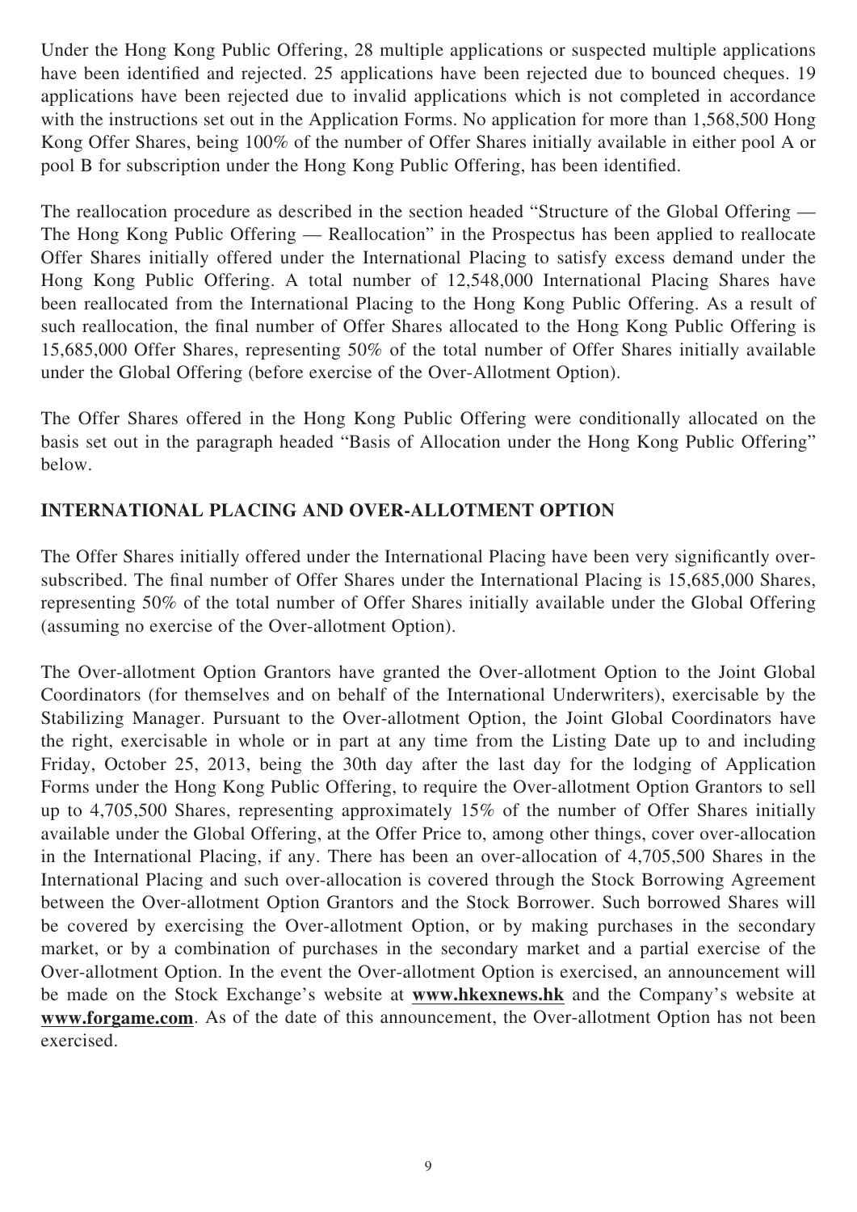Under the Hong Kong Public Offering, 28 multiple applications or suspected multiple applications have been identified and rejected. 25 applications have been rejected due to bounced cheques. 19 applications have been rejected due to invalid applications which is not completed in accordance with the instructions set out in the Application Forms. No application for more than 1,568,500 Hong Kong Offer Shares, being 100% of the number of Offer Shares initially available in either pool A or pool B for subscription under the Hong Kong Public Offering, has been identified.

The reallocation procedure as described in the section headed "Structure of the Global Offering — The Hong Kong Public Offering — Reallocation" in the Prospectus has been applied to reallocate Offer Shares initially offered under the International Placing to satisfy excess demand under the Hong Kong Public Offering. A total number of 12,548,000 International Placing Shares have been reallocated from the International Placing to the Hong Kong Public Offering. As a result of such reallocation, the final number of Offer Shares allocated to the Hong Kong Public Offering is 15,685,000 Offer Shares, representing 50% of the total number of Offer Shares initially available under the Global Offering (before exercise of the Over-Allotment Option).

The Offer Shares offered in the Hong Kong Public Offering were conditionally allocated on the basis set out in the paragraph headed "Basis of Allocation under the Hong Kong Public Offering" below.

## INTERNATIONAL PLACING AND OVER-ALLOTMENT OPTION

The Offer Shares initially offered under the International Placing have been very significantly over-subscribed. The final number of Offer Shares under the International Placing is 15,685,000 Shares, representing 50% of the total number of Offer Shares initially available under the Global Offering (assuming no exercise of the Over-allotment Option).

The Over-allotment Option Grantors have granted the Over-allotment Option to the Joint Global Coordinators (for themselves and on behalf of the International Underwriters), exercisable by the Stabilizing Manager. Pursuant to the Over-allotment Option, the Joint Global Coordinators have the right, exercisable in whole or in part at any time from the Listing Date up to and including Friday, October 25, 2013, being the 30th day after the last day for the lodging of Application Forms under the Hong Kong Public Offering, to require the Over-allotment Option Grantors to sell up to 4,705,500 Shares, representing approximately 15% of the number of Offer Shares initially available under the Global Offering, at the Offer Price to, among other things, cover over-allocation in the International Placing, if any. There has been an over-allocation of 4,705,500 Shares in the International Placing and such over-allocation is covered through the Stock Borrowing Agreement between the Over-allotment Option Grantors and the Stock Borrower. Such borrowed Shares will be covered by exercising the Over-allotment Option, or by making purchases in the secondary market, or by a combination of purchases in the secondary market and a partial exercise of the Over-allotment Option. In the event the Over-allotment Option is exercised, an announcement will be made on the Stock Exchange's website at **www.hkexnews.hk** and the Company's website at **www.forgame.com**. As of the date of this announcement, the Over-allotment Option has not been exercised.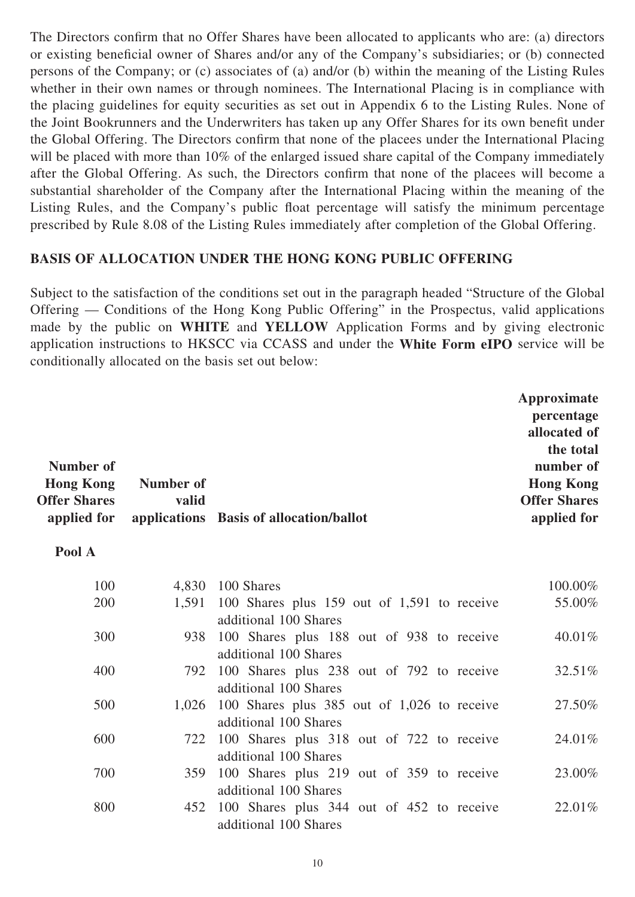The Directors confirm that no Offer Shares have been allocated to applicants who are: (a) directors or existing beneficial owner of Shares and/or any of the Company's subsidiaries; or (b) connected persons of the Company; or (c) associates of (a) and/or (b) within the meaning of the Listing Rules whether in their own names or through nominees. The International Placing is in compliance with the placing guidelines for equity securities as set out in Appendix 6 to the Listing Rules. None of the Joint Bookrunners and the Underwriters has taken up any Offer Shares for its own benefit under the Global Offering. The Directors confirm that none of the placees under the International Placing will be placed with more than 10% of the enlarged issued share capital of the Company immediately after the Global Offering. As such, the Directors confirm that none of the placees will become a substantial shareholder of the Company after the International Placing within the meaning of the Listing Rules, and the Company's public float percentage will satisfy the minimum percentage prescribed by Rule 8.08 of the Listing Rules immediately after completion of the Global Offering.

## BASIS OF ALLOCATION UNDER THE HONG KONG PUBLIC OFFERING

Subject to the satisfaction of the conditions set out in the paragraph headed "Structure of the Global Offering — Conditions of the Hong Kong Public Offering" in the Prospectus, valid applications made by the public on **WHITE** and **YELLOW** Application Forms and by giving electronic application instructions to HKSCC via CCASS and under the **White Form eIPO** service will be conditionally allocated on the basis set out below:

| Number of Hong Kong Offer Shares applied for | Number of valid applications | Basis of allocation/ballot | Approximate percentage allocated of the total number of Hong Kong Offer Shares applied for |
|---|---|---|---|
| **Pool A** | | | |
| 100 | 4,830 | 100 Shares | 100.00% |
| 200 | 1,591 | 100 Shares plus 159 out of 1,591 to receive additional 100 Shares | 55.00% |
| 300 | 938 | 100 Shares plus 188 out of 938 to receive additional 100 Shares | 40.01% |
| 400 | 792 | 100 Shares plus 238 out of 792 to receive additional 100 Shares | 32.51% |
| 500 | 1,026 | 100 Shares plus 385 out of 1,026 to receive additional 100 Shares | 27.50% |
| 600 | 722 | 100 Shares plus 318 out of 722 to receive additional 100 Shares | 24.01% |
| 700 | 359 | 100 Shares plus 219 out of 359 to receive additional 100 Shares | 23.00% |
| 800 | 452 | 100 Shares plus 344 out of 452 to receive additional 100 Shares | 22.01% |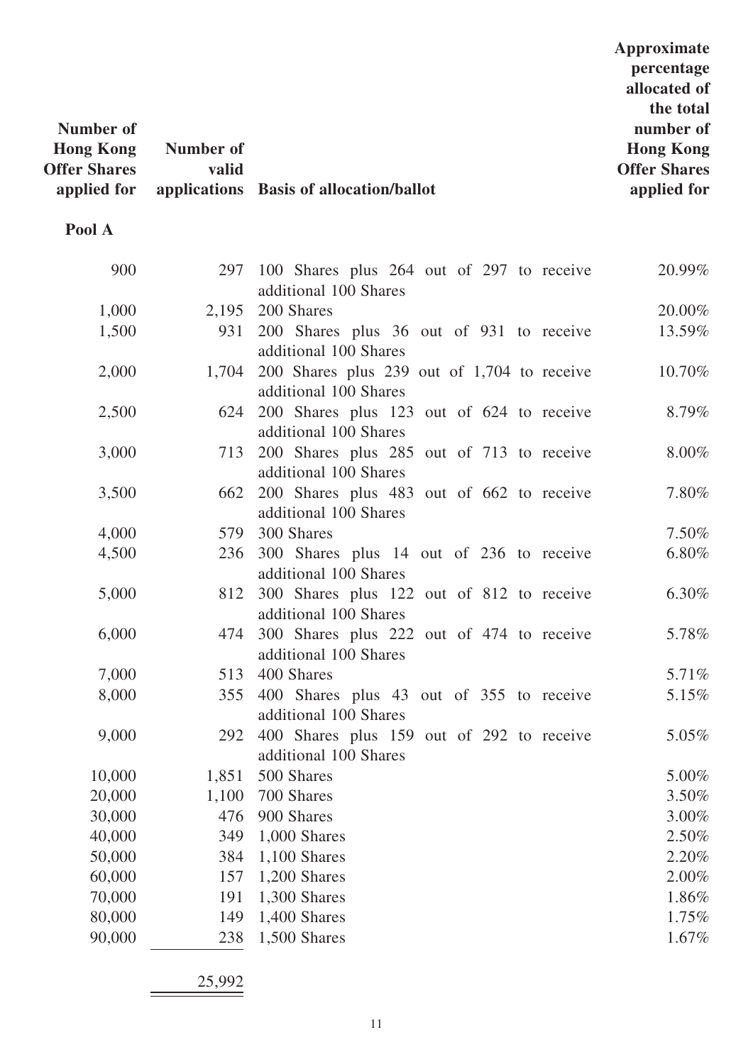| Number of Hong Kong Offer Shares applied for | Number of valid applications | Basis of allocation/ballot | Approximate percentage allocated of the total number of Hong Kong Offer Shares applied for |
|---|---|---|---|
| **Pool A** | | | |
| 900 | 297 | 100 Shares plus 264 out of 297 to receive additional 100 Shares | 20.99% |
| 1,000 | 2,195 | 200 Shares | 20.00% |
| 1,500 | 931 | 200 Shares plus 36 out of 931 to receive additional 100 Shares | 13.59% |
| 2,000 | 1,704 | 200 Shares plus 239 out of 1,704 to receive additional 100 Shares | 10.70% |
| 2,500 | 624 | 200 Shares plus 123 out of 624 to receive additional 100 Shares | 8.79% |
| 3,000 | 713 | 200 Shares plus 285 out of 713 to receive additional 100 Shares | 8.00% |
| 3,500 | 662 | 200 Shares plus 483 out of 662 to receive additional 100 Shares | 7.80% |
| 4,000 | 579 | 300 Shares | 7.50% |
| 4,500 | 236 | 300 Shares plus 14 out of 236 to receive additional 100 Shares | 6.80% |
| 5,000 | 812 | 300 Shares plus 122 out of 812 to receive additional 100 Shares | 6.30% |
| 6,000 | 474 | 300 Shares plus 222 out of 474 to receive additional 100 Shares | 5.78% |
| 7,000 | 513 | 400 Shares | 5.71% |
| 8,000 | 355 | 400 Shares plus 43 out of 355 to receive additional 100 Shares | 5.15% |
| 9,000 | 292 | 400 Shares plus 159 out of 292 to receive additional 100 Shares | 5.05% |
| 10,000 | 1,851 | 500 Shares | 5.00% |
| 20,000 | 1,100 | 700 Shares | 3.50% |
| 30,000 | 476 | 900 Shares | 3.00% |
| 40,000 | 349 | 1,000 Shares | 2.50% |
| 50,000 | 384 | 1,100 Shares | 2.20% |
| 60,000 | 157 | 1,200 Shares | 2.00% |
| 70,000 | 191 | 1,300 Shares | 1.86% |
| 80,000 | 149 | 1,400 Shares | 1.75% |
| 90,000 | 238 | 1,500 Shares | 1.67% |
| | 25,992 | | |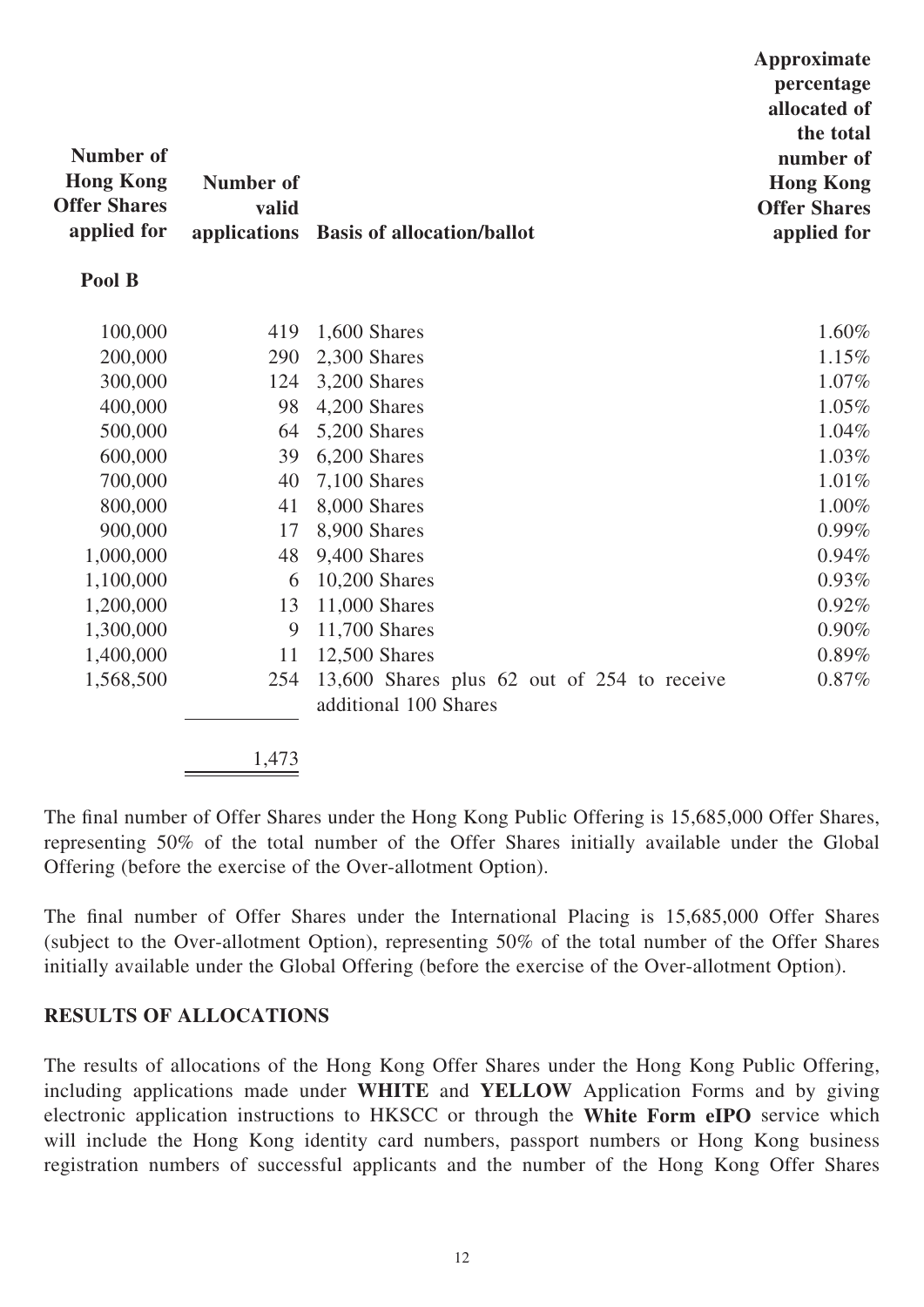| Number of Hong Kong Offer Shares applied for | Number of valid applications | Basis of allocation/ballot | Approximate percentage allocated of the total number of Hong Kong Offer Shares applied for |
|---|---|---|---|
| **Pool B** | | | |
| 100,000 | 419 | 1,600 Shares | 1.60% |
| 200,000 | 290 | 2,300 Shares | 1.15% |
| 300,000 | 124 | 3,200 Shares | 1.07% |
| 400,000 | 98 | 4,200 Shares | 1.05% |
| 500,000 | 64 | 5,200 Shares | 1.04% |
| 600,000 | 39 | 6,200 Shares | 1.03% |
| 700,000 | 40 | 7,100 Shares | 1.01% |
| 800,000 | 41 | 8,000 Shares | 1.00% |
| 900,000 | 17 | 8,900 Shares | 0.99% |
| 1,000,000 | 48 | 9,400 Shares | 0.94% |
| 1,100,000 | 6 | 10,200 Shares | 0.93% |
| 1,200,000 | 13 | 11,000 Shares | 0.92% |
| 1,300,000 | 9 | 11,700 Shares | 0.90% |
| 1,400,000 | 11 | 12,500 Shares | 0.89% |
| 1,568,500 | 254 | 13,600 Shares plus 62 out of 254 to receive additional 100 Shares | 0.87% |
| | 1,473 | | |

The final number of Offer Shares under the Hong Kong Public Offering is 15,685,000 Offer Shares, representing 50% of the total number of the Offer Shares initially available under the Global Offering (before the exercise of the Over-allotment Option).

The final number of Offer Shares under the International Placing is 15,685,000 Offer Shares (subject to the Over-allotment Option), representing 50% of the total number of the Offer Shares initially available under the Global Offering (before the exercise of the Over-allotment Option).

## RESULTS OF ALLOCATIONS

The results of allocations of the Hong Kong Offer Shares under the Hong Kong Public Offering, including applications made under **WHITE** and **YELLOW** Application Forms and by giving electronic application instructions to HKSCC or through the **White Form eIPO** service which will include the Hong Kong identity card numbers, passport numbers or Hong Kong business registration numbers of successful applicants and the number of the Hong Kong Offer Shares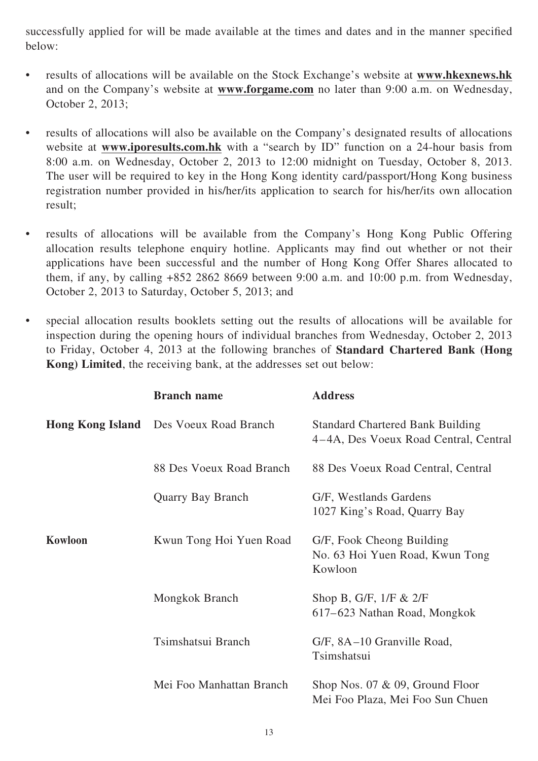successfully applied for will be made available at the times and dates and in the manner specified below:

- results of allocations will be available on the Stock Exchange's website at **www.hkexnews.hk** and on the Company's website at **www.forgame.com** no later than 9:00 a.m. on Wednesday, October 2, 2013;
- results of allocations will also be available on the Company's designated results of allocations website at **www.iporesults.com.hk** with a "search by ID" function on a 24-hour basis from 8:00 a.m. on Wednesday, October 2, 2013 to 12:00 midnight on Tuesday, October 8, 2013. The user will be required to key in the Hong Kong identity card/passport/Hong Kong business registration number provided in his/her/its application to search for his/her/its own allocation result;
- results of allocations will be available from the Company's Hong Kong Public Offering allocation results telephone enquiry hotline. Applicants may find out whether or not their applications have been successful and the number of Hong Kong Offer Shares allocated to them, if any, by calling +852 2862 8669 between 9:00 a.m. and 10:00 p.m. from Wednesday, October 2, 2013 to Saturday, October 5, 2013; and
- special allocation results booklets setting out the results of allocations will be available for inspection during the opening hours of individual branches from Wednesday, October 2, 2013 to Friday, October 4, 2013 at the following branches of **Standard Chartered Bank (Hong Kong) Limited**, the receiving bank, at the addresses set out below:

| | Branch name | Address |
|---|---|---|
| **Hong Kong Island** | Des Voeux Road Branch | Standard Chartered Bank Building 4–4A, Des Voeux Road Central, Central |
| | 88 Des Voeux Road Branch | 88 Des Voeux Road Central, Central |
| | Quarry Bay Branch | G/F, Westlands Gardens 1027 King's Road, Quarry Bay |
| **Kowloon** | Kwun Tong Hoi Yuen Road | G/F, Fook Cheong Building No. 63 Hoi Yuen Road, Kwun Tong Kowloon |
| | Mongkok Branch | Shop B, G/F, 1/F & 2/F 617–623 Nathan Road, Mongkok |
| | Tsimshatsui Branch | G/F, 8A–10 Granville Road, Tsimshatsui |
| | Mei Foo Manhattan Branch | Shop Nos. 07 & 09, Ground Floor Mei Foo Plaza, Mei Foo Sun Chuen |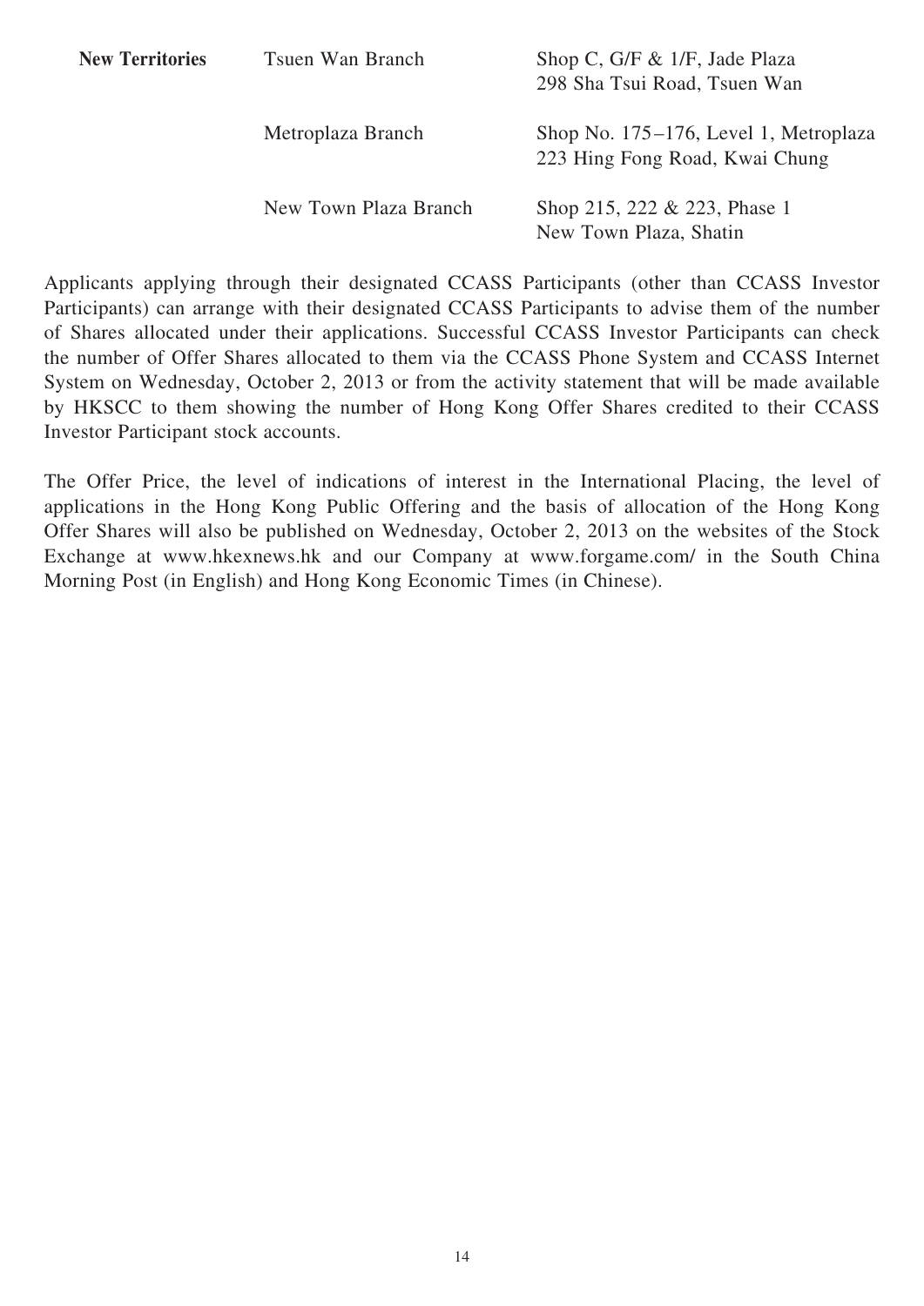| | | |
|---|---|---|
| **New Territories** | Tsuen Wan Branch | Shop C, G/F & 1/F, Jade Plaza<br>298 Sha Tsui Road, Tsuen Wan |
| | Metroplaza Branch | Shop No. 175–176, Level 1, Metroplaza<br>223 Hing Fong Road, Kwai Chung |
| | New Town Plaza Branch | Shop 215, 222 & 223, Phase 1<br>New Town Plaza, Shatin |

Applicants applying through their designated CCASS Participants (other than CCASS Investor Participants) can arrange with their designated CCASS Participants to advise them of the number of Shares allocated under their applications. Successful CCASS Investor Participants can check the number of Offer Shares allocated to them via the CCASS Phone System and CCASS Internet System on Wednesday, October 2, 2013 or from the activity statement that will be made available by HKSCC to them showing the number of Hong Kong Offer Shares credited to their CCASS Investor Participant stock accounts.

The Offer Price, the level of indications of interest in the International Placing, the level of applications in the Hong Kong Public Offering and the basis of allocation of the Hong Kong Offer Shares will also be published on Wednesday, October 2, 2013 on the websites of the Stock Exchange at www.hkexnews.hk and our Company at www.forgame.com/ in the South China Morning Post (in English) and Hong Kong Economic Times (in Chinese).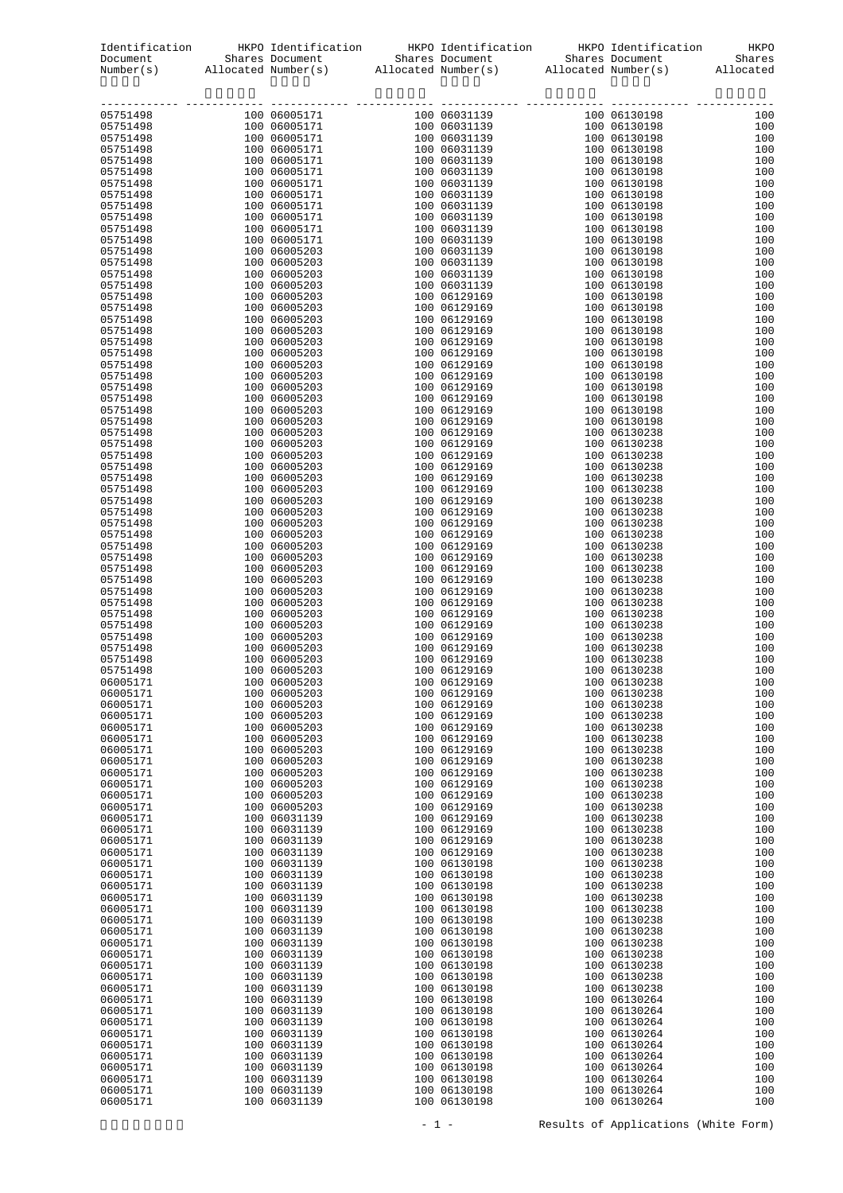| Identification Document Number(s) | HKPO Shares Allocated | Identification Document Number(s) | HKPO Shares Allocated | Identification Document Number(s) | HKPO Shares Allocated | Identification Document Number(s) | HKPO Shares Allocated |
|---|---|---|---|---|---|---|---|
| 05751498 | 100 | 06005171 | 100 | 06031139 | 100 | 06130198 | 100 |
| 05751498 | 100 | 06005171 | 100 | 06031139 | 100 | 06130198 | 100 |
| 05751498 | 100 | 06005171 | 100 | 06031139 | 100 | 06130198 | 100 |
| 05751498 | 100 | 06005171 | 100 | 06031139 | 100 | 06130198 | 100 |
| 05751498 | 100 | 06005171 | 100 | 06031139 | 100 | 06130198 | 100 |
| 05751498 | 100 | 06005171 | 100 | 06031139 | 100 | 06130198 | 100 |
| 05751498 | 100 | 06005171 | 100 | 06031139 | 100 | 06130198 | 100 |
| 05751498 | 100 | 06005171 | 100 | 06031139 | 100 | 06130198 | 100 |
| 05751498 | 100 | 06005171 | 100 | 06031139 | 100 | 06130198 | 100 |
| 05751498 | 100 | 06005171 | 100 | 06031139 | 100 | 06130198 | 100 |
| 05751498 | 100 | 06005171 | 100 | 06031139 | 100 | 06130198 | 100 |
| 05751498 | 100 | 06005171 | 100 | 06031139 | 100 | 06130198 | 100 |
| 05751498 | 100 | 06005203 | 100 | 06031139 | 100 | 06130198 | 100 |
| 05751498 | 100 | 06005203 | 100 | 06031139 | 100 | 06130198 | 100 |
| 05751498 | 100 | 06005203 | 100 | 06031139 | 100 | 06130198 | 100 |
| 05751498 | 100 | 06005203 | 100 | 06031139 | 100 | 06130198 | 100 |
| 05751498 | 100 | 06005203 | 100 | 06129169 | 100 | 06130198 | 100 |
| 05751498 | 100 | 06005203 | 100 | 06129169 | 100 | 06130198 | 100 |
| 05751498 | 100 | 06005203 | 100 | 06129169 | 100 | 06130198 | 100 |
| 05751498 | 100 | 06005203 | 100 | 06129169 | 100 | 06130198 | 100 |
| 05751498 | 100 | 06005203 | 100 | 06129169 | 100 | 06130198 | 100 |
| 05751498 | 100 | 06005203 | 100 | 06129169 | 100 | 06130198 | 100 |
| 05751498 | 100 | 06005203 | 100 | 06129169 | 100 | 06130198 | 100 |
| 05751498 | 100 | 06005203 | 100 | 06129169 | 100 | 06130198 | 100 |
| 05751498 | 100 | 06005203 | 100 | 06129169 | 100 | 06130198 | 100 |
| 05751498 | 100 | 06005203 | 100 | 06129169 | 100 | 06130198 | 100 |
| 05751498 | 100 | 06005203 | 100 | 06129169 | 100 | 06130198 | 100 |
| 05751498 | 100 | 06005203 | 100 | 06129169 | 100 | 06130198 | 100 |
| 05751498 | 100 | 06005203 | 100 | 06129169 | 100 | 06130238 | 100 |
| 05751498 | 100 | 06005203 | 100 | 06129169 | 100 | 06130238 | 100 |
| 05751498 | 100 | 06005203 | 100 | 06129169 | 100 | 06130238 | 100 |
| 05751498 | 100 | 06005203 | 100 | 06129169 | 100 | 06130238 | 100 |
| 05751498 | 100 | 06005203 | 100 | 06129169 | 100 | 06130238 | 100 |
| 05751498 | 100 | 06005203 | 100 | 06129169 | 100 | 06130238 | 100 |
| 05751498 | 100 | 06005203 | 100 | 06129169 | 100 | 06130238 | 100 |
| 05751498 | 100 | 06005203 | 100 | 06129169 | 100 | 06130238 | 100 |
| 05751498 | 100 | 06005203 | 100 | 06129169 | 100 | 06130238 | 100 |
| 05751498 | 100 | 06005203 | 100 | 06129169 | 100 | 06130238 | 100 |
| 05751498 | 100 | 06005203 | 100 | 06129169 | 100 | 06130238 | 100 |
| 05751498 | 100 | 06005203 | 100 | 06129169 | 100 | 06130238 | 100 |
| 05751498 | 100 | 06005203 | 100 | 06129169 | 100 | 06130238 | 100 |
| 05751498 | 100 | 06005203 | 100 | 06129169 | 100 | 06130238 | 100 |
| 05751498 | 100 | 06005203 | 100 | 06129169 | 100 | 06130238 | 100 |
| 05751498 | 100 | 06005203 | 100 | 06129169 | 100 | 06130238 | 100 |
| 05751498 | 100 | 06005203 | 100 | 06129169 | 100 | 06130238 | 100 |
| 05751498 | 100 | 06005203 | 100 | 06129169 | 100 | 06130238 | 100 |
| 05751498 | 100 | 06005203 | 100 | 06129169 | 100 | 06130238 | 100 |
| 05751498 | 100 | 06005203 | 100 | 06129169 | 100 | 06130238 | 100 |
| 05751498 | 100 | 06005203 | 100 | 06129169 | 100 | 06130238 | 100 |
| 05751498 | 100 | 06005203 | 100 | 06129169 | 100 | 06130238 | 100 |
| 06005171 | 100 | 06005203 | 100 | 06129169 | 100 | 06130238 | 100 |
| 06005171 | 100 | 06005203 | 100 | 06129169 | 100 | 06130238 | 100 |
| 06005171 | 100 | 06005203 | 100 | 06129169 | 100 | 06130238 | 100 |
| 06005171 | 100 | 06005203 | 100 | 06129169 | 100 | 06130238 | 100 |
| 06005171 | 100 | 06005203 | 100 | 06129169 | 100 | 06130238 | 100 |
| 06005171 | 100 | 06005203 | 100 | 06129169 | 100 | 06130238 | 100 |
| 06005171 | 100 | 06005203 | 100 | 06129169 | 100 | 06130238 | 100 |
| 06005171 | 100 | 06005203 | 100 | 06129169 | 100 | 06130238 | 100 |
| 06005171 | 100 | 06005203 | 100 | 06129169 | 100 | 06130238 | 100 |
| 06005171 | 100 | 06005203 | 100 | 06129169 | 100 | 06130238 | 100 |
| 06005171 | 100 | 06005203 | 100 | 06129169 | 100 | 06130238 | 100 |
| 06005171 | 100 | 06005203 | 100 | 06129169 | 100 | 06130238 | 100 |
| 06005171 | 100 | 06005203 | 100 | 06129169 | 100 | 06130238 | 100 |
| 06005171 | 100 | 06005203 | 100 | 06129169 | 100 | 06130238 | 100 |
| 06005171 | 100 | 06005203 | 100 | 06129169 | 100 | 06130238 | 100 |
| 06005171 | 100 | 06031139 | 100 | 06129169 | 100 | 06130238 | 100 |
| 06005171 | 100 | 06031139 | 100 | 06129169 | 100 | 06130238 | 100 |
| 06005171 | 100 | 06031139 | 100 | 06130198 | 100 | 06130238 | 100 |
| 06005171 | 100 | 06031139 | 100 | 06130198 | 100 | 06130238 | 100 |
| 06005171 | 100 | 06031139 | 100 | 06130198 | 100 | 06130238 | 100 |
| 06005171 | 100 | 06031139 | 100 | 06130198 | 100 | 06130238 | 100 |
| 06005171 | 100 | 06031139 | 100 | 06130198 | 100 | 06130238 | 100 |
| 06005171 | 100 | 06031139 | 100 | 06130198 | 100 | 06130238 | 100 |
| 06005171 | 100 | 06031139 | 100 | 06130198 | 100 | 06130238 | 100 |
| 06005171 | 100 | 06031139 | 100 | 06130198 | 100 | 06130238 | 100 |
| 06005171 | 100 | 06031139 | 100 | 06130198 | 100 | 06130238 | 100 |
| 06005171 | 100 | 06031139 | 100 | 06130198 | 100 | 06130238 | 100 |
| 06005171 | 100 | 06031139 | 100 | 06130198 | 100 | 06130238 | 100 |
| 06005171 | 100 | 06031139 | 100 | 06130198 | 100 | 06130264 | 100 |
| 06005171 | 100 | 06031139 | 100 | 06130198 | 100 | 06130264 | 100 |
| 06005171 | 100 | 06031139 | 100 | 06130198 | 100 | 06130264 | 100 |
| 06005171 | 100 | 06031139 | 100 | 06130198 | 100 | 06130264 | 100 |
| 06005171 | 100 | 06031139 | 100 | 06130198 | 100 | 06130264 | 100 |
| 06005171 | 100 | 06031139 | 100 | 06130198 | 100 | 06130264 | 100 |
| 06005171 | 100 | 06031139 | 100 | 06130198 | 100 | 06130264 | 100 |
| 06005171 | 100 | 06031139 | 100 | 06130198 | 100 | 06130264 | 100 |
| 06005171 | 100 | 06031139 | 100 | 06130198 | 100 | 06130264 | 100 |
| 06005171 | 100 | 06031139 | 100 | 06130198 | 100 | 06130264 | 100 |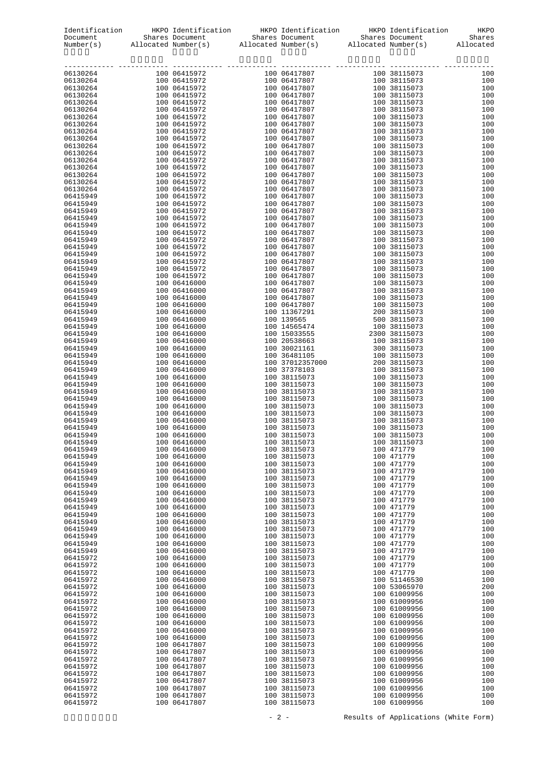| Identification Document Number(s) | HKPO Shares Allocated | Identification Document Number(s) | HKPO Shares Allocated | Identification Document Number(s) | HKPO Shares Allocated | Identification Document Number(s) | HKPO Shares Allocated |
|---|---|---|---|---|---|---|---|
| 06130264 | 100 | 06415972 | 100 | 06417807 | 100 | 38115073 | 100 |
| 06130264 | 100 | 06415972 | 100 | 06417807 | 100 | 38115073 | 100 |
| 06130264 | 100 | 06415972 | 100 | 06417807 | 100 | 38115073 | 100 |
| 06130264 | 100 | 06415972 | 100 | 06417807 | 100 | 38115073 | 100 |
| 06130264 | 100 | 06415972 | 100 | 06417807 | 100 | 38115073 | 100 |
| 06130264 | 100 | 06415972 | 100 | 06417807 | 100 | 38115073 | 100 |
| 06130264 | 100 | 06415972 | 100 | 06417807 | 100 | 38115073 | 100 |
| 06130264 | 100 | 06415972 | 100 | 06417807 | 100 | 38115073 | 100 |
| 06130264 | 100 | 06415972 | 100 | 06417807 | 100 | 38115073 | 100 |
| 06130264 | 100 | 06415972 | 100 | 06417807 | 100 | 38115073 | 100 |
| 06130264 | 100 | 06415972 | 100 | 06417807 | 100 | 38115073 | 100 |
| 06130264 | 100 | 06415972 | 100 | 06417807 | 100 | 38115073 | 100 |
| 06130264 | 100 | 06415972 | 100 | 06417807 | 100 | 38115073 | 100 |
| 06130264 | 100 | 06415972 | 100 | 06417807 | 100 | 38115073 | 100 |
| 06130264 | 100 | 06415972 | 100 | 06417807 | 100 | 38115073 | 100 |
| 06130264 | 100 | 06415972 | 100 | 06417807 | 100 | 38115073 | 100 |
| 06130264 | 100 | 06415972 | 100 | 06417807 | 100 | 38115073 | 100 |
| 06415949 | 100 | 06415972 | 100 | 06417807 | 100 | 38115073 | 100 |
| 06415949 | 100 | 06415972 | 100 | 06417807 | 100 | 38115073 | 100 |
| 06415949 | 100 | 06415972 | 100 | 06417807 | 100 | 38115073 | 100 |
| 06415949 | 100 | 06415972 | 100 | 06417807 | 100 | 38115073 | 100 |
| 06415949 | 100 | 06415972 | 100 | 06417807 | 100 | 38115073 | 100 |
| 06415949 | 100 | 06415972 | 100 | 06417807 | 100 | 38115073 | 100 |
| 06415949 | 100 | 06415972 | 100 | 06417807 | 100 | 38115073 | 100 |
| 06415949 | 100 | 06415972 | 100 | 06417807 | 100 | 38115073 | 100 |
| 06415949 | 100 | 06415972 | 100 | 06417807 | 100 | 38115073 | 100 |
| 06415949 | 100 | 06415972 | 100 | 06417807 | 100 | 38115073 | 100 |
| 06415949 | 100 | 06415972 | 100 | 06417807 | 100 | 38115073 | 100 |
| 06415949 | 100 | 06415972 | 100 | 06417807 | 100 | 38115073 | 100 |
| 06415949 | 100 | 06416000 | 100 | 06417807 | 100 | 38115073 | 100 |
| 06415949 | 100 | 06416000 | 100 | 06417807 | 100 | 38115073 | 100 |
| 06415949 | 100 | 06416000 | 100 | 06417807 | 100 | 38115073 | 100 |
| 06415949 | 100 | 06416000 | 100 | 11367291 | 200 | 38115073 | 100 |
| 06415949 | 100 | 06416000 | 100 | 139565 | 500 | 38115073 | 100 |
| 06415949 | 100 | 06416000 | 100 | 14565474 | 100 | 38115073 | 100 |
| 06415949 | 100 | 06416000 | 100 | 15033555 | 2300 | 38115073 | 100 |
| 06415949 | 100 | 06416000 | 100 | 20538663 | 100 | 38115073 | 100 |
| 06415949 | 100 | 06416000 | 100 | 30021161 | 300 | 38115073 | 100 |
| 06415949 | 100 | 06416000 | 100 | 36481105 | 100 | 38115073 | 100 |
| 06415949 | 100 | 06416000 | 100 | 37012357000 | 200 | 38115073 | 100 |
| 06415949 | 100 | 06416000 | 100 | 37378103 | 100 | 38115073 | 100 |
| 06415949 | 100 | 06416000 | 100 | 38115073 | 100 | 38115073 | 100 |
| 06415949 | 100 | 06416000 | 100 | 38115073 | 100 | 38115073 | 100 |
| 06415949 | 100 | 06416000 | 100 | 38115073 | 100 | 38115073 | 100 |
| 06415949 | 100 | 06416000 | 100 | 38115073 | 100 | 38115073 | 100 |
| 06415949 | 100 | 06416000 | 100 | 38115073 | 100 | 38115073 | 100 |
| 06415949 | 100 | 06416000 | 100 | 38115073 | 100 | 38115073 | 100 |
| 06415949 | 100 | 06416000 | 100 | 38115073 | 100 | 38115073 | 100 |
| 06415949 | 100 | 06416000 | 100 | 38115073 | 100 | 38115073 | 100 |
| 06415949 | 100 | 06416000 | 100 | 38115073 | 100 | 38115073 | 100 |
| 06415949 | 100 | 06416000 | 100 | 38115073 | 100 | 38115073 | 100 |
| 06415949 | 100 | 06416000 | 100 | 38115073 | 100 | 38115073 | 100 |
| 06415949 | 100 | 06416000 | 100 | 38115073 | 100 | 38115073 | 100 |
| 06415949 | 100 | 06416000 | 100 | 38115073 | 100 | 471779 | 100 |
| 06415949 | 100 | 06416000 | 100 | 38115073 | 100 | 471779 | 100 |
| 06415949 | 100 | 06416000 | 100 | 38115073 | 100 | 471779 | 100 |
| 06415949 | 100 | 06416000 | 100 | 38115073 | 100 | 471779 | 100 |
| 06415949 | 100 | 06416000 | 100 | 38115073 | 100 | 471779 | 100 |
| 06415949 | 100 | 06416000 | 100 | 38115073 | 100 | 471779 | 100 |
| 06415949 | 100 | 06416000 | 100 | 38115073 | 100 | 471779 | 100 |
| 06415949 | 100 | 06416000 | 100 | 38115073 | 100 | 471779 | 100 |
| 06415949 | 100 | 06416000 | 100 | 38115073 | 100 | 471779 | 100 |
| 06415949 | 100 | 06416000 | 100 | 38115073 | 100 | 471779 | 100 |
| 06415949 | 100 | 06416000 | 100 | 38115073 | 100 | 471779 | 100 |
| 06415949 | 100 | 06416000 | 100 | 38115073 | 100 | 471779 | 100 |
| 06415949 | 100 | 06416000 | 100 | 38115073 | 100 | 471779 | 100 |
| 06415949 | 100 | 06416000 | 100 | 38115073 | 100 | 471779 | 100 |
| 06415949 | 100 | 06416000 | 100 | 38115073 | 100 | 471779 | 100 |
| 06415972 | 100 | 06416000 | 100 | 38115073 | 100 | 471779 | 100 |
| 06415972 | 100 | 06416000 | 100 | 38115073 | 100 | 471779 | 100 |
| 06415972 | 100 | 06416000 | 100 | 38115073 | 100 | 471779 | 100 |
| 06415972 | 100 | 06416000 | 100 | 38115073 | 100 | 51146530 | 100 |
| 06415972 | 100 | 06416000 | 100 | 38115073 | 100 | 53065970 | 200 |
| 06415972 | 100 | 06416000 | 100 | 38115073 | 100 | 61009956 | 100 |
| 06415972 | 100 | 06416000 | 100 | 38115073 | 100 | 61009956 | 100 |
| 06415972 | 100 | 06416000 | 100 | 38115073 | 100 | 61009956 | 100 |
| 06415972 | 100 | 06416000 | 100 | 38115073 | 100 | 61009956 | 100 |
| 06415972 | 100 | 06416000 | 100 | 38115073 | 100 | 61009956 | 100 |
| 06415972 | 100 | 06416000 | 100 | 38115073 | 100 | 61009956 | 100 |
| 06415972 | 100 | 06416000 | 100 | 38115073 | 100 | 61009956 | 100 |
| 06415972 | 100 | 06417807 | 100 | 38115073 | 100 | 61009956 | 100 |
| 06415972 | 100 | 06417807 | 100 | 38115073 | 100 | 61009956 | 100 |
| 06415972 | 100 | 06417807 | 100 | 38115073 | 100 | 61009956 | 100 |
| 06415972 | 100 | 06417807 | 100 | 38115073 | 100 | 61009956 | 100 |
| 06415972 | 100 | 06417807 | 100 | 38115073 | 100 | 61009956 | 100 |
| 06415972 | 100 | 06417807 | 100 | 38115073 | 100 | 61009956 | 100 |
| 06415972 | 100 | 06417807 | 100 | 38115073 | 100 | 61009956 | 100 |
| 06415972 | 100 | 06417807 | 100 | 38115073 | 100 | 61009956 | 100 |
| 06415972 | 100 | 06417807 | 100 | 38115073 | 100 | 61009956 | 100 |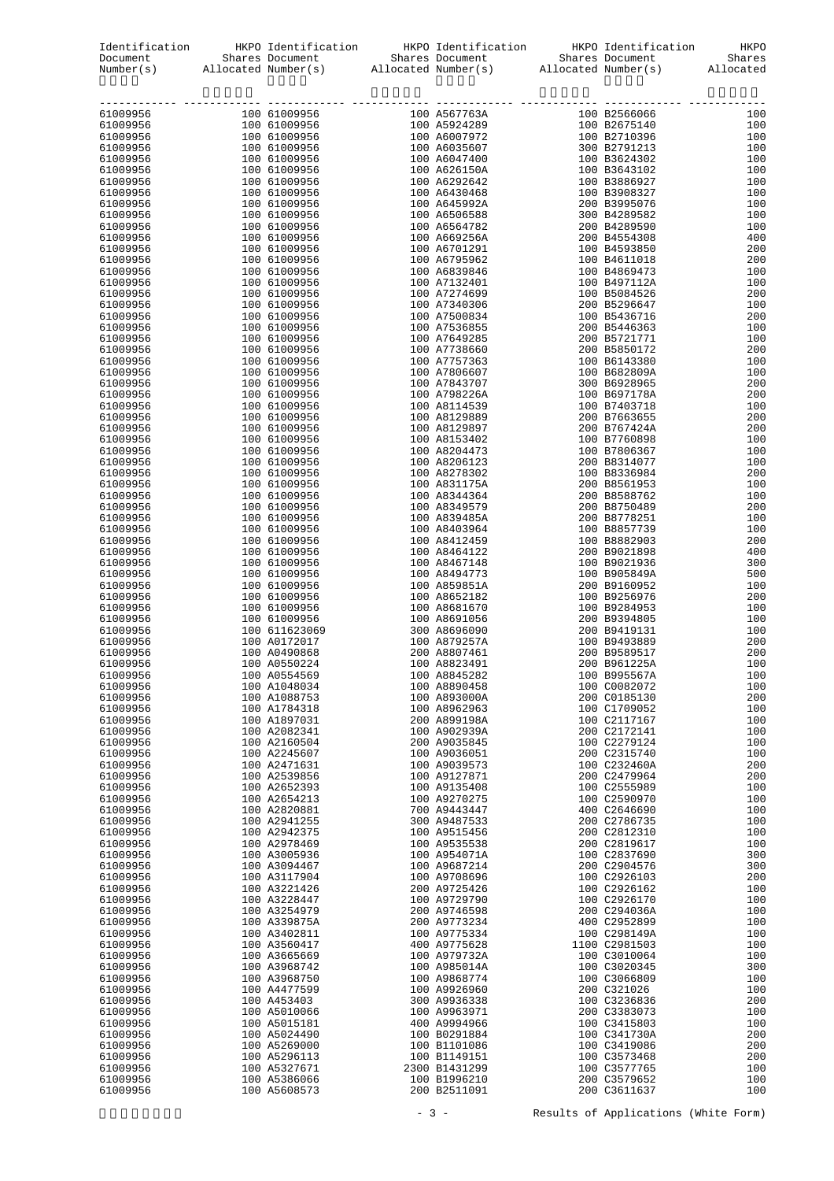| Identification Document Number(s) | HKPO Shares Allocated | Identification Document Number(s) | HKPO Shares Allocated | Identification Document Number(s) | HKPO Shares Allocated | Identification Document Number(s) | HKPO Shares Allocated |
|---|---|---|---|---|---|---|---|
| 61009956 | 100 | 61009956 | 100 | A567763A | 100 | B2566066 | 100 |
| 61009956 | 100 | 61009956 | 100 | A5924289 | 100 | B2675140 | 100 |
| 61009956 | 100 | 61009956 | 100 | A6007972 | 100 | B2710396 | 100 |
| 61009956 | 100 | 61009956 | 100 | A6035607 | 300 | B2791213 | 100 |
| 61009956 | 100 | 61009956 | 100 | A6047400 | 100 | B3624302 | 100 |
| 61009956 | 100 | 61009956 | 100 | A626150A | 100 | B3643102 | 100 |
| 61009956 | 100 | 61009956 | 100 | A6292642 | 100 | B3886927 | 100 |
| 61009956 | 100 | 61009956 | 100 | A6430468 | 100 | B3908327 | 100 |
| 61009956 | 100 | 61009956 | 100 | A645992A | 200 | B3995076 | 100 |
| 61009956 | 100 | 61009956 | 100 | A6506588 | 300 | B4289582 | 100 |
| 61009956 | 100 | 61009956 | 100 | A6564782 | 200 | B4289590 | 100 |
| 61009956 | 100 | 61009956 | 100 | A669256A | 200 | B4554308 | 400 |
| 61009956 | 100 | 61009956 | 100 | A6701291 | 100 | B4593850 | 200 |
| 61009956 | 100 | 61009956 | 100 | A6795962 | 100 | B4611018 | 200 |
| 61009956 | 100 | 61009956 | 100 | A6839846 | 100 | B4869473 | 100 |
| 61009956 | 100 | 61009956 | 100 | A7132401 | 100 | B497112A | 100 |
| 61009956 | 100 | 61009956 | 100 | A7274699 | 100 | B5084526 | 200 |
| 61009956 | 100 | 61009956 | 100 | A7340306 | 200 | B5296647 | 100 |
| 61009956 | 100 | 61009956 | 100 | A7500834 | 100 | B5436716 | 200 |
| 61009956 | 100 | 61009956 | 100 | A7536855 | 200 | B5446363 | 100 |
| 61009956 | 100 | 61009956 | 100 | A7649285 | 200 | B5721771 | 100 |
| 61009956 | 100 | 61009956 | 100 | A7738660 | 200 | B5850172 | 200 |
| 61009956 | 100 | 61009956 | 100 | A7757363 | 100 | B6143380 | 100 |
| 61009956 | 100 | 61009956 | 100 | A7806607 | 100 | B682809A | 100 |
| 61009956 | 100 | 61009956 | 100 | A7843707 | 300 | B6928965 | 200 |
| 61009956 | 100 | 61009956 | 100 | A798226A | 100 | B697178A | 200 |
| 61009956 | 100 | 61009956 | 100 | A8114539 | 100 | B7403718 | 100 |
| 61009956 | 100 | 61009956 | 100 | A8129889 | 200 | B7663655 | 200 |
| 61009956 | 100 | 61009956 | 100 | A8129897 | 200 | B767424A | 200 |
| 61009956 | 100 | 61009956 | 100 | A8153402 | 100 | B7760898 | 100 |
| 61009956 | 100 | 61009956 | 100 | A8204473 | 100 | B7806367 | 100 |
| 61009956 | 100 | 61009956 | 100 | A8206123 | 200 | B8314077 | 100 |
| 61009956 | 100 | 61009956 | 100 | A8278302 | 100 | B8336984 | 200 |
| 61009956 | 100 | 61009956 | 100 | A831175A | 200 | B8561953 | 100 |
| 61009956 | 100 | 61009956 | 100 | A8344364 | 200 | B8588762 | 100 |
| 61009956 | 100 | 61009956 | 100 | A8349579 | 200 | B8750489 | 200 |
| 61009956 | 100 | 61009956 | 100 | A839485A | 200 | B8778251 | 100 |
| 61009956 | 100 | 61009956 | 100 | A8403964 | 100 | B8857739 | 100 |
| 61009956 | 100 | 61009956 | 100 | A8412459 | 100 | B8882903 | 200 |
| 61009956 | 100 | 61009956 | 100 | A8464122 | 200 | B9021898 | 400 |
| 61009956 | 100 | 61009956 | 100 | A8467148 | 100 | B9021936 | 300 |
| 61009956 | 100 | 61009956 | 100 | A8494773 | 100 | B905849A | 500 |
| 61009956 | 100 | 61009956 | 100 | A859851A | 200 | B9160952 | 100 |
| 61009956 | 100 | 61009956 | 100 | A8652182 | 100 | B9256976 | 200 |
| 61009956 | 100 | 61009956 | 100 | A8681670 | 100 | B9284953 | 100 |
| 61009956 | 100 | 61009956 | 100 | A8691056 | 200 | B9394805 | 100 |
| 61009956 | 100 | 611623069 | 300 | A8696090 | 200 | B9419131 | 100 |
| 61009956 | 100 | A0172017 | 100 | A879257A | 100 | B9493889 | 200 |
| 61009956 | 100 | A0490868 | 200 | A8807461 | 200 | B9589517 | 200 |
| 61009956 | 100 | A0550224 | 100 | A8823491 | 200 | B961225A | 100 |
| 61009956 | 100 | A0554569 | 100 | A8845282 | 100 | B995567A | 100 |
| 61009956 | 100 | A1048034 | 100 | A8890458 | 100 | C0082072 | 100 |
| 61009956 | 100 | A1088753 | 100 | A893000A | 200 | C0185130 | 200 |
| 61009956 | 100 | A1784318 | 100 | A8962963 | 100 | C1709052 | 100 |
| 61009956 | 100 | A1897031 | 200 | A899198A | 100 | C2117167 | 100 |
| 61009956 | 100 | A2082341 | 100 | A902939A | 200 | C2172141 | 100 |
| 61009956 | 100 | A2160504 | 200 | A9035845 | 100 | C2279124 | 100 |
| 61009956 | 100 | A2245607 | 100 | A9036051 | 200 | C2315740 | 100 |
| 61009956 | 100 | A2471631 | 100 | A9039573 | 100 | C232460A | 200 |
| 61009956 | 100 | A2539856 | 100 | A9127871 | 200 | C2479964 | 200 |
| 61009956 | 100 | A2652393 | 100 | A9135408 | 100 | C2555989 | 100 |
| 61009956 | 100 | A2654213 | 100 | A9270275 | 100 | C2590970 | 100 |
| 61009956 | 100 | A2820881 | 700 | A9443447 | 400 | C2646690 | 100 |
| 61009956 | 100 | A2941255 | 300 | A9487533 | 200 | C2786735 | 100 |
| 61009956 | 100 | A2942375 | 100 | A9515456 | 200 | C2812310 | 100 |
| 61009956 | 100 | A2978469 | 100 | A9535538 | 200 | C2819617 | 100 |
| 61009956 | 100 | A3005936 | 100 | A954071A | 100 | C2837690 | 300 |
| 61009956 | 100 | A3094467 | 100 | A9687214 | 200 | C2904576 | 300 |
| 61009956 | 100 | A3117904 | 100 | A9708696 | 100 | C2926103 | 200 |
| 61009956 | 100 | A3221426 | 200 | A9725426 | 100 | C2926162 | 100 |
| 61009956 | 100 | A3228447 | 100 | A9729790 | 100 | C2926170 | 100 |
| 61009956 | 100 | A3254979 | 200 | A9746598 | 200 | C294036A | 100 |
| 61009956 | 100 | A339875A | 200 | A9773234 | 400 | C2952899 | 100 |
| 61009956 | 100 | A3402811 | 100 | A9775334 | 100 | C298149A | 100 |
| 61009956 | 100 | A3560417 | 400 | A9775628 | 1100 | C2981503 | 100 |
| 61009956 | 100 | A3665669 | 100 | A979732A | 100 | C3010064 | 100 |
| 61009956 | 100 | A3968742 | 100 | A985014A | 100 | C3020345 | 300 |
| 61009956 | 100 | A3968750 | 100 | A9868774 | 100 | C3066809 | 100 |
| 61009956 | 100 | A4477599 | 100 | A9926960 | 200 | C321026 | 100 |
| 61009956 | 100 | A453403 | 300 | A9936338 | 100 | C3236836 | 200 |
| 61009956 | 100 | A5010066 | 100 | A9963971 | 200 | C3383073 | 100 |
| 61009956 | 100 | A5015181 | 400 | A9994966 | 100 | C3415803 | 100 |
| 61009956 | 100 | A5024490 | 100 | B0291884 | 100 | C341730A | 200 |
| 61009956 | 100 | A5269000 | 100 | B1101086 | 100 | C3419086 | 200 |
| 61009956 | 100 | A5296113 | 100 | B1149151 | 100 | C3573468 | 200 |
| 61009956 | 100 | A5327671 | 2300 | B1431299 | 100 | C3577765 | 100 |
| 61009956 | 100 | A5386066 | 100 | B1996210 | 200 | C3579652 | 100 |
| 61009956 | 100 | A5608573 | 200 | B2511091 | 200 | C3611637 | 100 |

Results of Applications (White Form)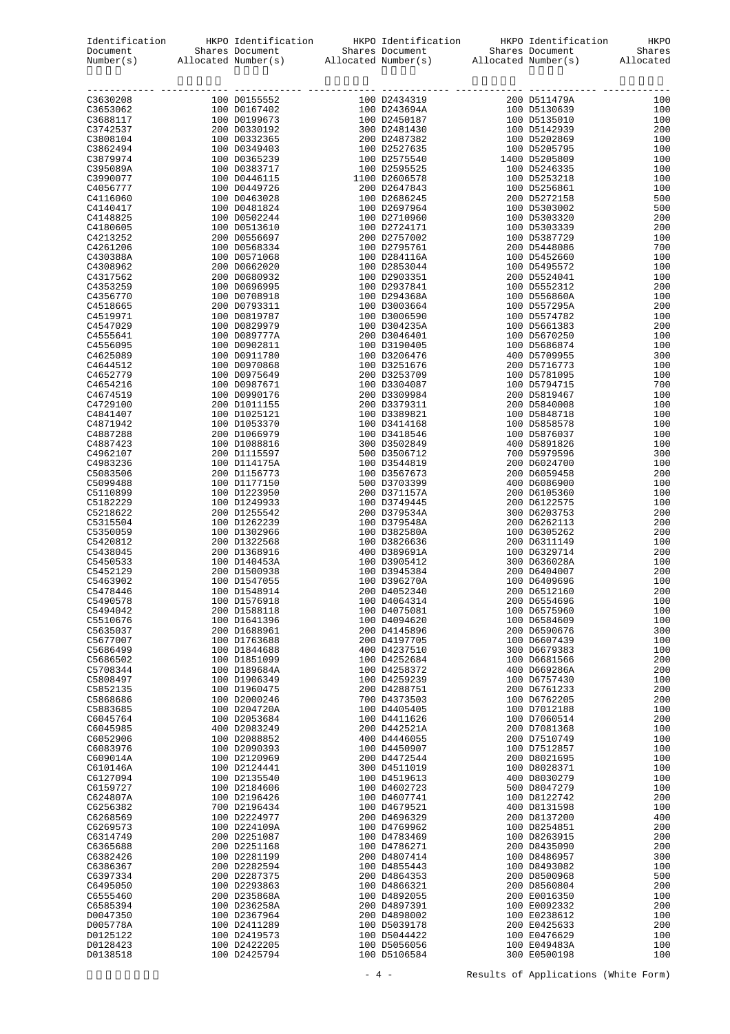| Identification Document Number(s) | HKPO Shares Allocated | Identification Document Number(s) | HKPO Shares Allocated | Identification Document Number(s) | HKPO Shares Allocated | Identification Document Number(s) | HKPO Shares Allocated |
|---|---|---|---|---|---|---|---|
| C3630208 | 100 | D0155552 | 100 | D2434319 | 200 | D511479A | 100 |
| C3653062 | 100 | D0167402 | 100 | D243694A | 100 | D5130639 | 100 |
| C3688117 | 100 | D0199673 | 100 | D2450187 | 100 | D5135010 | 100 |
| C3742537 | 200 | D0330192 | 300 | D2481430 | 100 | D5142939 | 200 |
| C3808104 | 100 | D0332365 | 200 | D2487382 | 100 | D5202869 | 100 |
| C3862494 | 100 | D0349403 | 100 | D2527635 | 100 | D5205795 | 100 |
| C3879974 | 100 | D0365239 | 100 | D2575540 | 1400 | D5205809 | 100 |
| C395089A | 100 | D0383717 | 100 | D2595525 | 100 | D5246335 | 100 |
| C3990077 | 100 | D0446115 | 1100 | D2606578 | 100 | D5253218 | 100 |
| C4056777 | 100 | D0449726 | 200 | D2647843 | 100 | D5256861 | 100 |
| C4116060 | 100 | D0463028 | 100 | D2686245 | 200 | D5272158 | 500 |
| C4140417 | 100 | D0481824 | 100 | D2697964 | 100 | D5303002 | 500 |
| C4148825 | 100 | D0502244 | 100 | D2710960 | 100 | D5303320 | 200 |
| C4180605 | 100 | D0513610 | 100 | D2724171 | 100 | D5303339 | 200 |
| C4213252 | 200 | D0556697 | 200 | D2757002 | 100 | D5387729 | 100 |
| C4261206 | 100 | D0568334 | 100 | D2795761 | 200 | D5448086 | 700 |
| C430388A | 100 | D0571068 | 100 | D284116A | 100 | D5452660 | 100 |
| C4308962 | 200 | D0662020 | 100 | D2853044 | 100 | D5495572 | 100 |
| C4317562 | 200 | D0680932 | 100 | D2903351 | 200 | D5524041 | 100 |
| C4353259 | 100 | D0696995 | 100 | D2937841 | 100 | D5552312 | 200 |
| C4356770 | 100 | D0708918 | 100 | D294368A | 100 | D556860A | 100 |
| C4518665 | 200 | D0793311 | 100 | D3003664 | 100 | D557295A | 200 |
| C4519971 | 100 | D0819787 | 100 | D3006590 | 100 | D5574782 | 100 |
| C4547029 | 100 | D0829979 | 100 | D304235A | 100 | D5661383 | 200 |
| C4555641 | 100 | D089777A | 200 | D3046401 | 100 | D5670250 | 100 |
| C4556095 | 100 | D0902811 | 100 | D3190405 | 100 | D5686874 | 100 |
| C4625089 | 100 | D0911780 | 100 | D3206476 | 400 | D5709955 | 300 |
| C4644512 | 100 | D0970868 | 100 | D3251676 | 200 | D5716773 | 100 |
| C4652779 | 100 | D0975649 | 200 | D3253709 | 100 | D5781095 | 100 |
| C4654216 | 100 | D0987671 | 100 | D3304087 | 100 | D5794715 | 700 |
| C4674519 | 100 | D0990176 | 200 | D3309984 | 200 | D5819467 | 100 |
| C4729100 | 200 | D1011155 | 200 | D3379311 | 200 | D5840008 | 100 |
| C4841407 | 100 | D1025121 | 100 | D3389821 | 100 | D5848718 | 100 |
| C4871942 | 100 | D1053370 | 100 | D3414168 | 100 | D5858578 | 100 |
| C4887288 | 200 | D1066979 | 100 | D3418546 | 100 | D5876037 | 100 |
| C4887423 | 100 | D1088816 | 300 | D3502849 | 400 | D5891826 | 100 |
| C4962107 | 200 | D1115597 | 500 | D3506712 | 700 | D5979596 | 300 |
| C4983236 | 100 | D114175A | 100 | D3544819 | 200 | D6024700 | 100 |
| C5083506 | 200 | D1156773 | 100 | D3567673 | 200 | D6059458 | 200 |
| C5099488 | 100 | D1177150 | 500 | D3703399 | 400 | D6086900 | 100 |
| C5110899 | 100 | D1223950 | 200 | D371157A | 200 | D6105360 | 100 |
| C5182229 | 100 | D1249933 | 100 | D3749445 | 200 | D6122575 | 100 |
| C5218622 | 200 | D1255542 | 200 | D379534A | 300 | D6203753 | 200 |
| C5315504 | 100 | D1262239 | 100 | D379548A | 200 | D6262113 | 200 |
| C5350059 | 100 | D1302966 | 100 | D382580A | 100 | D6305262 | 200 |
| C5420812 | 200 | D1322568 | 100 | D3826636 | 200 | D6311149 | 100 |
| C5438045 | 200 | D1368916 | 400 | D389691A | 100 | D6329714 | 200 |
| C5450533 | 100 | D140453A | 100 | D3905412 | 300 | D636028A | 100 |
| C5452129 | 200 | D1500938 | 100 | D3945384 | 200 | D6404007 | 200 |
| C5463902 | 100 | D1547055 | 100 | D396270A | 100 | D6409696 | 100 |
| C5478446 | 100 | D1548914 | 200 | D4052340 | 200 | D6512160 | 200 |
| C5490578 | 100 | D1576918 | 100 | D4064314 | 200 | D6554696 | 100 |
| C5494042 | 200 | D1588118 | 100 | D4075081 | 100 | D6575960 | 100 |
| C5510676 | 100 | D1641396 | 100 | D4094620 | 100 | D6584609 | 100 |
| C5635037 | 200 | D1688961 | 200 | D4145896 | 200 | D6590676 | 300 |
| C5677007 | 100 | D1763688 | 200 | D4197705 | 100 | D6607439 | 100 |
| C5686499 | 100 | D1844688 | 400 | D4237510 | 300 | D6679383 | 100 |
| C5686502 | 100 | D1851099 | 100 | D4252684 | 100 | D6681566 | 200 |
| C5708344 | 100 | D189684A | 100 | D4258372 | 400 | D669286A | 200 |
| C5808497 | 100 | D1906349 | 100 | D4259239 | 100 | D6757430 | 100 |
| C5852135 | 100 | D1960475 | 200 | D4288751 | 200 | D6761233 | 200 |
| C5868686 | 100 | D2000246 | 700 | D4373503 | 100 | D6762205 | 200 |
| C5883685 | 100 | D204720A | 100 | D4405405 | 100 | D7012188 | 100 |
| C6045764 | 100 | D2053684 | 100 | D4411626 | 100 | D7060514 | 200 |
| C6045985 | 400 | D2083249 | 200 | D442521A | 200 | D7081368 | 100 |
| C6052906 | 100 | D2088852 | 400 | D4446055 | 200 | D7510749 | 100 |
| C6083976 | 100 | D2090393 | 100 | D4450907 | 100 | D7512857 | 100 |
| C609014A | 100 | D2120969 | 200 | D4472544 | 200 | D8021695 | 100 |
| C610146A | 100 | D2124441 | 300 | D4511019 | 100 | D8028371 | 100 |
| C6127094 | 100 | D2135540 | 100 | D4519613 | 400 | D8030279 | 100 |
| C6159727 | 100 | D2184606 | 100 | D4602723 | 500 | D8047279 | 100 |
| C624807A | 100 | D2196426 | 100 | D4607741 | 100 | D8122742 | 200 |
| C6256382 | 700 | D2196434 | 100 | D4679521 | 400 | D8131598 | 100 |
| C6268569 | 100 | D2224977 | 200 | D4696329 | 200 | D8137200 | 400 |
| C6269573 | 100 | D224109A | 100 | D4769962 | 100 | D8254851 | 200 |
| C6314749 | 200 | D2251087 | 100 | D4783469 | 100 | D8263915 | 200 |
| C6365688 | 200 | D2251168 | 100 | D4786271 | 200 | D8435090 | 200 |
| C6382426 | 100 | D2281199 | 200 | D4807414 | 100 | D8486957 | 300 |
| C6386367 | 200 | D2282594 | 100 | D4855443 | 100 | D8493082 | 100 |
| C6397334 | 200 | D2287375 | 200 | D4864353 | 200 | D8500968 | 500 |
| C6495050 | 100 | D2293863 | 100 | D4866321 | 200 | D8560804 | 200 |
| C6555460 | 200 | D235868A | 100 | D4892055 | 200 | E0016350 | 100 |
| C6585394 | 100 | D236258A | 200 | D4897391 | 100 | E0092332 | 200 |
| D0047350 | 100 | D2367964 | 200 | D4898002 | 100 | E0238612 | 100 |
| D005778A | 100 | D2411289 | 100 | D5039178 | 200 | E0425633 | 200 |
| D0125122 | 100 | D2419573 | 100 | D5044422 | 100 | E0476629 | 100 |
| D0128423 | 100 | D2422205 | 100 | D5056056 | 100 | E049483A | 100 |
| D0138518 | 100 | D2425794 | 100 | D5106584 | 300 | E0500198 | 100 |

Results of Applications (White Form)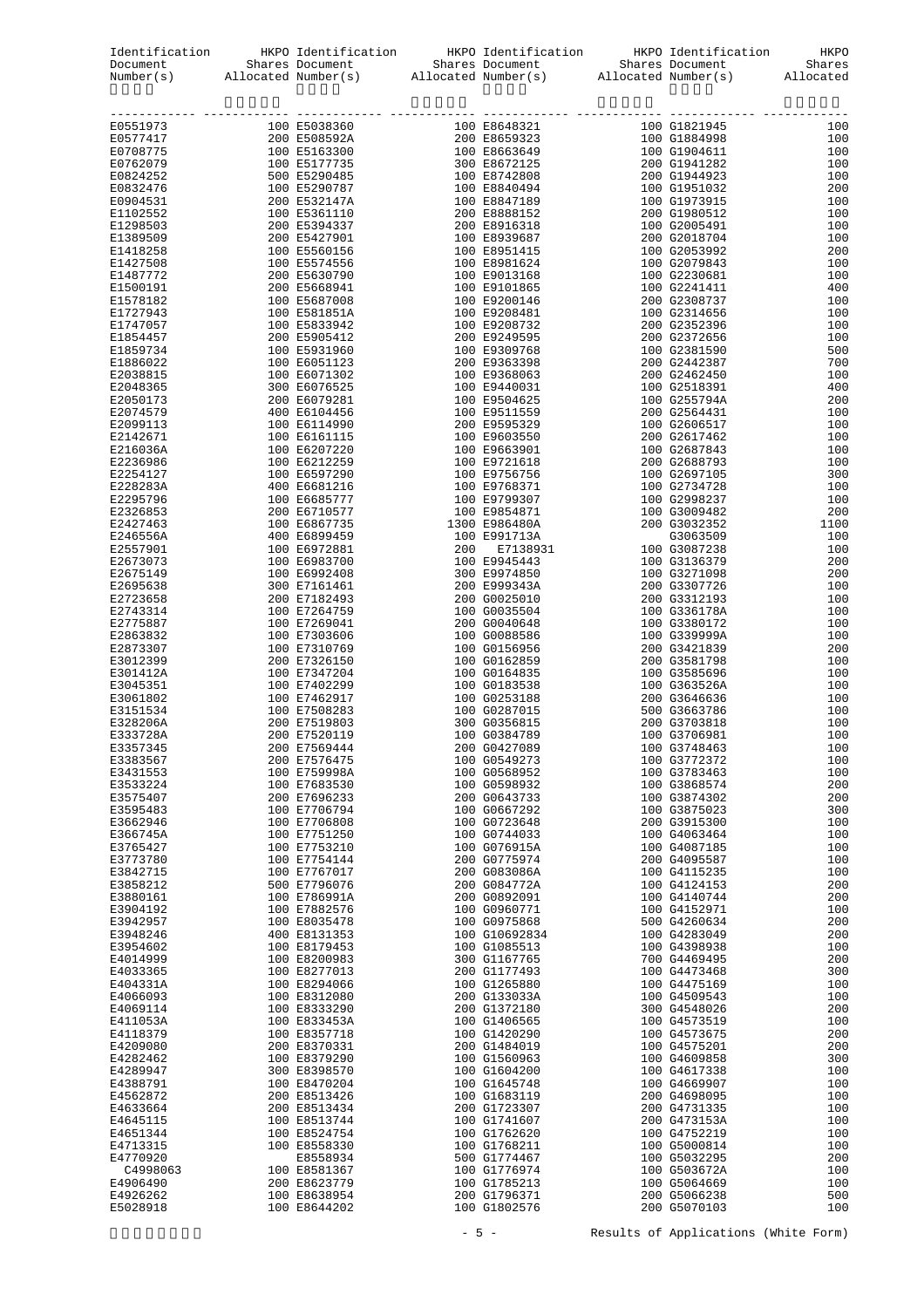| Identification Document Number(s) | HKPO Shares Allocated | Identification Document Number(s) | HKPO Shares Allocated | Identification Document Number(s) | HKPO Shares Allocated | Identification Document Number(s) | HKPO Shares Allocated |
|---|---|---|---|---|---|---|---|
| E0551973 | 100 | E5038360 | 100 | E8648321 | 100 | G1821945 | 100 |
| E0577417 | 200 | E508592A | 200 | E8659323 | 100 | G1884998 | 100 |
| E0708775 | 100 | E5163300 | 100 | E8663649 | 100 | G1904611 | 100 |
| E0762079 | 100 | E5177735 | 300 | E8672125 | 200 | G1941282 | 100 |
| E0824252 | 500 | E5290485 | 100 | E8742808 | 200 | G1944923 | 100 |
| E0832476 | 100 | E5290787 | 100 | E8840494 | 100 | G1951032 | 200 |
| E0904531 | 200 | E532147A | 100 | E8847189 | 100 | G1973915 | 100 |
| E1102552 | 100 | E5361110 | 200 | E8888152 | 200 | G1980512 | 100 |
| E1298503 | 200 | E5394337 | 200 | E8916318 | 100 | G2005491 | 100 |
| E1389509 | 200 | E5427901 | 100 | E8939687 | 200 | G2018704 | 100 |
| E1418258 | 100 | E5560156 | 100 | E8951415 | 100 | G2053992 | 200 |
| E1427508 | 100 | E5574556 | 100 | E8981624 | 100 | G2079843 | 100 |
| E1487772 | 200 | E5630790 | 100 | E9013168 | 100 | G2230681 | 100 |
| E1500191 | 200 | E5668941 | 100 | E9101865 | 100 | G2241411 | 400 |
| E1578182 | 100 | E5687008 | 100 | E9200146 | 200 | G2308737 | 100 |
| E1727943 | 100 | E581851A | 100 | E9208481 | 100 | G2314656 | 100 |
| E1747057 | 100 | E5833942 | 100 | E9208732 | 200 | G2352396 | 100 |
| E1854457 | 200 | E5905412 | 200 | E9249595 | 200 | G2372656 | 100 |
| E1859734 | 100 | E5931960 | 100 | E9309768 | 100 | G2381590 | 500 |
| E1886022 | 100 | E6051123 | 200 | E9363398 | 200 | G2442387 | 700 |
| E2038815 | 100 | E6071302 | 100 | E9368063 | 200 | G2462450 | 100 |
| E2048365 | 300 | E6076525 | 100 | E9440031 | 100 | G2518391 | 400 |
| E2050173 | 200 | E6079281 | 100 | E9504625 | 100 | G255794A | 200 |
| E2074579 | 400 | E6104456 | 100 | E9511559 | 200 | G2564431 | 100 |
| E2099113 | 100 | E6114990 | 200 | E9595329 | 100 | G2606517 | 100 |
| E2142671 | 100 | E6161115 | 100 | E9603550 | 200 | G2617462 | 100 |
| E216036A | 100 | E6207220 | 100 | E9663901 | 100 | G2687843 | 100 |
| E2236986 | 100 | E6212259 | 100 | E9721618 | 200 | G2688793 | 100 |
| E2254127 | 100 | E6597290 | 100 | E9756756 | 100 | G2697105 | 300 |
| E228283A | 400 | E6681216 | 100 | E9768371 | 100 | G2734728 | 100 |
| E2295796 | 100 | E6685777 | 100 | E9799307 | 100 | G2998237 | 100 |
| E2326853 | 200 | E6710577 | 100 | E9854871 | 100 | G3009482 | 200 |
| E2427463 | 100 | E6867735 | 1300 | E986480A | 200 | G3032352 | 1100 |
| E246556A | 400 | E6899459 | 100 | E991713A | | G3063509 | 100 |
| E2557901 | 100 | E6972881 | 200 | E7138931 | 100 | G3087238 | 100 |
| E2673073 | 100 | E6983700 | 100 | E9945443 | 100 | G3136379 | 200 |
| E2675149 | 100 | E6992408 | 300 | E9974850 | 100 | G3271098 | 200 |
| E2695638 | 300 | E7161461 | 200 | E999343A | 200 | G3307726 | 100 |
| E2723658 | 200 | E7182493 | 200 | G0025010 | 200 | G3312193 | 100 |
| E2743314 | 100 | E7264759 | 100 | G0035504 | 100 | G336178A | 100 |
| E2775887 | 100 | E7269041 | 200 | G0040648 | 100 | G3380172 | 100 |
| E2863832 | 100 | E7303606 | 100 | G0088586 | 100 | G339999A | 100 |
| E2873307 | 100 | E7310769 | 100 | G0156956 | 200 | G3421839 | 200 |
| E3012399 | 200 | E7326150 | 100 | G0162859 | 200 | G3581798 | 100 |
| E301412A | 100 | E7347204 | 100 | G0164835 | 100 | G3585696 | 100 |
| E3045351 | 100 | E7402299 | 100 | G0183538 | 100 | G363526A | 100 |
| E3061802 | 100 | E7462917 | 100 | G0253188 | 200 | G3646636 | 100 |
| E3151534 | 100 | E7508283 | 100 | G0287015 | 500 | G3663786 | 100 |
| E328206A | 200 | E7519803 | 300 | G0356815 | 200 | G3703818 | 100 |
| E333728A | 200 | E7520119 | 100 | G0384789 | 100 | G3706981 | 100 |
| E3357345 | 200 | E7569444 | 200 | G0427089 | 100 | G3748463 | 100 |
| E3383567 | 200 | E7576475 | 100 | G0549273 | 100 | G3772372 | 100 |
| E3431553 | 100 | E759998A | 100 | G0568952 | 100 | G3783463 | 100 |
| E3533224 | 100 | E7683530 | 100 | G0598932 | 100 | G3868574 | 200 |
| E3575407 | 200 | E7696233 | 200 | G0643733 | 100 | G3874302 | 200 |
| E3595483 | 100 | E7706794 | 100 | G0667292 | 100 | G3875023 | 300 |
| E3662946 | 100 | E7706808 | 100 | G0723648 | 200 | G3915300 | 100 |
| E366745A | 100 | E7751250 | 100 | G0744033 | 100 | G4063464 | 100 |
| E3765427 | 100 | E7753210 | 100 | G076915A | 100 | G4087185 | 100 |
| E3773780 | 100 | E7754144 | 200 | G0775974 | 200 | G4095587 | 100 |
| E3842715 | 100 | E7767017 | 200 | G083086A | 100 | G4115235 | 100 |
| E3858212 | 500 | E7796076 | 200 | G084772A | 100 | G4124153 | 200 |
| E3880161 | 100 | E786991A | 200 | G0892091 | 100 | G4140744 | 200 |
| E3904192 | 100 | E7882576 | 100 | G0960771 | 100 | G4152971 | 100 |
| E3942957 | 100 | E8035478 | 100 | G0975868 | 500 | G4260634 | 200 |
| E3948246 | 400 | E8131353 | 100 | G10692834 | 100 | G4283049 | 200 |
| E3954602 | 100 | E8179453 | 100 | G1085513 | 100 | G4398938 | 100 |
| E4014999 | 100 | E8200983 | 300 | G1167765 | 700 | G4469495 | 200 |
| E4033365 | 100 | E8277013 | 200 | G1177493 | 100 | G4473468 | 300 |
| E404331A | 100 | E8294066 | 100 | G1265880 | 100 | G4475169 | 100 |
| E4066093 | 100 | E8312080 | 200 | G133033A | 100 | G4509543 | 100 |
| E4069114 | 100 | E8333290 | 200 | G1372180 | 300 | G4548026 | 200 |
| E411053A | 100 | E833453A | 100 | G1406565 | 100 | G4573519 | 100 |
| E4118379 | 100 | E8357718 | 100 | G1420290 | 100 | G4573675 | 200 |
| E4209080 | 200 | E8370331 | 200 | G1484019 | 100 | G4575201 | 200 |
| E4282462 | 100 | E8379290 | 100 | G1560963 | 100 | G4609858 | 300 |
| E4289947 | 300 | E8398570 | 100 | G1604200 | 100 | G4617338 | 100 |
| E4388791 | 100 | E8470204 | 100 | G1645748 | 100 | G4669907 | 100 |
| E4562872 | 200 | E8513426 | 100 | G1683119 | 200 | G4698095 | 100 |
| E4633664 | 200 | E8513434 | 200 | G1723307 | 200 | G4731335 | 100 |
| E4645115 | 100 | E8513744 | 100 | G1741607 | 200 | G473153A | 100 |
| E4651344 | 100 | E8524754 | 100 | G1762620 | 100 | G4752219 | 100 |
| E4713315 | 100 | E8558330 | 100 | G1768211 | 100 | G5000814 | 100 |
| E4770920 | | E8558934 | 500 | G1774467 | 100 | G5032295 | 200 |
| C4998063 | 100 | E8581367 | 100 | G1776974 | 100 | G503672A | 100 |
| E4906490 | 200 | E8623779 | 100 | G1785213 | 100 | G5064669 | 100 |
| E4926262 | 100 | E8638954 | 200 | G1796371 | 200 | G5066238 | 500 |
| E5028918 | 100 | E8644202 | 100 | G1802576 | 200 | G5070103 | 100 |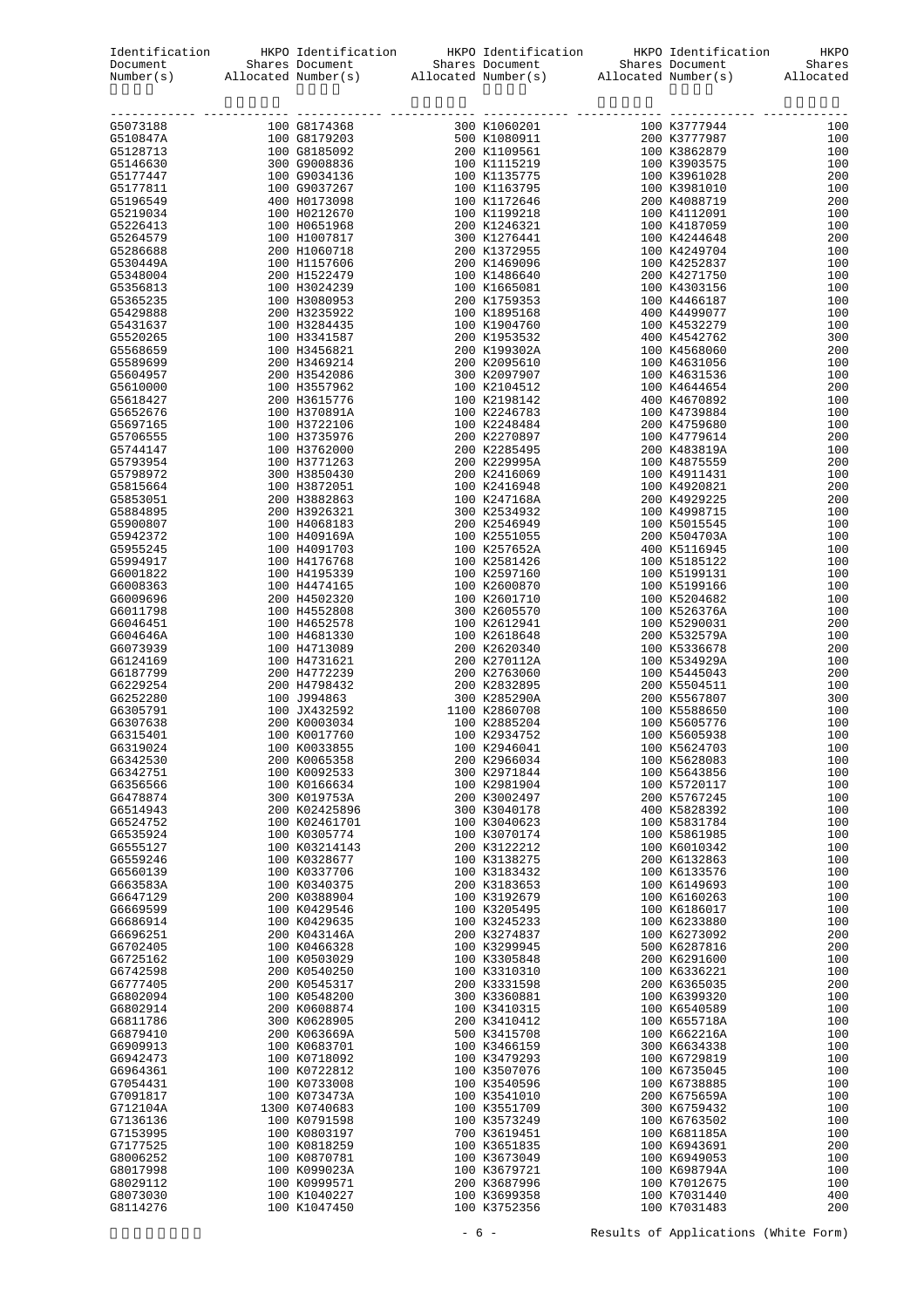| Identification Document Number(s) | HKPO Shares Allocated | Identification Document Number(s) | HKPO Shares Allocated | Identification Document Number(s) | HKPO Shares Allocated | Identification Document Number(s) | HKPO Shares Allocated |
|---|---|---|---|---|---|---|---|
| G5073188 | 100 | G8174368 | 300 | K1060201 | 100 | K3777944 | 100 |
| G510847A | 100 | G8179203 | 500 | K1080911 | 200 | K3777987 | 100 |
| G5128713 | 100 | G8185092 | 200 | K1109561 | 100 | K3862879 | 100 |
| G5146630 | 300 | G9008836 | 100 | K1115219 | 100 | K3903575 | 100 |
| G5177447 | 100 | G9034136 | 100 | K1135775 | 100 | K3961028 | 200 |
| G5177811 | 100 | G9037267 | 100 | K1163795 | 100 | K3981010 | 100 |
| G5196549 | 400 | H0173098 | 100 | K1172646 | 200 | K4088719 | 200 |
| G5219034 | 100 | H0212670 | 100 | K1199218 | 100 | K4112091 | 100 |
| G5226413 | 100 | H0651968 | 200 | K1246321 | 100 | K4187059 | 100 |
| G5264579 | 100 | H1007817 | 300 | K1276441 | 100 | K4244648 | 200 |
| G5286688 | 200 | H1060718 | 200 | K1372955 | 100 | K4249704 | 100 |
| G530449A | 100 | H1157606 | 200 | K1469096 | 100 | K4252837 | 100 |
| G5348004 | 200 | H1522479 | 100 | K1486640 | 200 | K4271750 | 100 |
| G5356813 | 100 | H3024239 | 100 | K1665081 | 100 | K4303156 | 100 |
| G5365235 | 100 | H3080953 | 200 | K1759353 | 100 | K4466187 | 100 |
| G5429888 | 200 | H3235922 | 100 | K1895168 | 400 | K4499077 | 100 |
| G5431637 | 100 | H3284435 | 100 | K1904760 | 100 | K4532279 | 100 |
| G5520265 | 100 | H3341587 | 200 | K1953532 | 400 | K4542762 | 300 |
| G5568659 | 100 | H3456821 | 200 | K199302A | 100 | K4568060 | 200 |
| G5589699 | 200 | H3469214 | 200 | K2095610 | 100 | K4631056 | 100 |
| G5604957 | 200 | H3542086 | 300 | K2097907 | 100 | K4631536 | 100 |
| G5610000 | 100 | H3557962 | 100 | K2104512 | 100 | K4644654 | 200 |
| G5618427 | 200 | H3615776 | 100 | K2198142 | 400 | K4670892 | 100 |
| G5652676 | 100 | H370891A | 100 | K2246783 | 100 | K4739884 | 100 |
| G5697165 | 100 | H3722106 | 100 | K2248484 | 200 | K4759680 | 100 |
| G5706555 | 100 | H3735976 | 200 | K2270897 | 100 | K4779614 | 200 |
| G5744147 | 100 | H3762000 | 200 | K2285495 | 200 | K483819A | 100 |
| G5793954 | 100 | H3771263 | 200 | K229995A | 100 | K4875559 | 200 |
| G5798972 | 300 | H3850430 | 200 | K2416069 | 100 | K4911431 | 100 |
| G5815664 | 100 | H3872051 | 100 | K2416948 | 100 | K4920821 | 200 |
| G5853051 | 200 | H3882863 | 100 | K247168A | 200 | K4929225 | 200 |
| G5884895 | 200 | H3926321 | 300 | K2534932 | 100 | K4998715 | 100 |
| G5900807 | 100 | H4068183 | 200 | K2546949 | 100 | K5015545 | 100 |
| G5942372 | 100 | H409169A | 100 | K2551055 | 200 | K504703A | 100 |
| G5955245 | 100 | H4091703 | 100 | K257652A | 400 | K5116945 | 100 |
| G5994917 | 100 | H4176768 | 100 | K2581426 | 100 | K5185122 | 100 |
| G6001822 | 100 | H4195339 | 100 | K2597160 | 100 | K5199131 | 100 |
| G6008363 | 100 | H4474165 | 100 | K2600870 | 100 | K5199166 | 100 |
| G6009696 | 200 | H4502320 | 100 | K2601710 | 100 | K5204682 | 100 |
| G6011798 | 100 | H4552808 | 300 | K2605570 | 100 | K526376A | 100 |
| G6046451 | 100 | H4652578 | 100 | K2612941 | 100 | K5290031 | 200 |
| G604646A | 100 | H4681330 | 100 | K2618648 | 200 | K532579A | 100 |
| G6073939 | 100 | H4713089 | 200 | K2620340 | 100 | K5336678 | 200 |
| G6124169 | 100 | H4731621 | 200 | K270112A | 100 | K534929A | 100 |
| G6187799 | 200 | H4772239 | 200 | K2763060 | 100 | K5445043 | 200 |
| G6229254 | 200 | H4798432 | 200 | K2832895 | 200 | K5504511 | 100 |
| G6252280 | 100 | J994863 | 300 | K285290A | 200 | K5567807 | 300 |
| G6305791 | 100 | JX432592 | 1100 | K2860708 | 100 | K5588650 | 100 |
| G6307638 | 200 | K0003034 | 100 | K2885204 | 100 | K5605776 | 100 |
| G6315401 | 100 | K0017760 | 100 | K2934752 | 100 | K5605938 | 100 |
| G6319024 | 100 | K0033855 | 100 | K2946041 | 100 | K5624703 | 100 |
| G6342530 | 200 | K0065358 | 200 | K2966034 | 100 | K5628083 | 100 |
| G6342751 | 100 | K0092533 | 300 | K2971844 | 100 | K5643856 | 100 |
| G6356566 | 100 | K0166634 | 100 | K2981904 | 100 | K5720117 | 100 |
| G6478874 | 300 | K019753A | 200 | K3002497 | 200 | K5767245 | 100 |
| G6514943 | 200 | K02425896 | 300 | K3040178 | 400 | K5828392 | 100 |
| G6524752 | 100 | K02461701 | 100 | K3040623 | 100 | K5831784 | 100 |
| G6535924 | 100 | K0305774 | 100 | K3070174 | 100 | K5861985 | 100 |
| G6555127 | 100 | K03214143 | 200 | K3122212 | 100 | K6010342 | 100 |
| G6559246 | 100 | K0328677 | 100 | K3138275 | 200 | K6132863 | 100 |
| G6560139 | 100 | K0337706 | 100 | K3183432 | 100 | K6133576 | 100 |
| G663583A | 100 | K0340375 | 200 | K3183653 | 100 | K6149693 | 100 |
| G6647129 | 200 | K0388904 | 100 | K3192679 | 100 | K6160263 | 100 |
| G6669599 | 100 | K0429546 | 100 | K3205495 | 100 | K6186017 | 100 |
| G6686914 | 100 | K0429635 | 100 | K3245233 | 100 | K6233880 | 100 |
| G6696251 | 200 | K043146A | 200 | K3274837 | 100 | K6273092 | 200 |
| G6702405 | 100 | K0466328 | 100 | K3299945 | 500 | K6287816 | 200 |
| G6725162 | 100 | K0503029 | 100 | K3305848 | 200 | K6291600 | 100 |
| G6742598 | 200 | K0540250 | 100 | K3310310 | 100 | K6336221 | 100 |
| G6777405 | 200 | K0545317 | 200 | K3331598 | 200 | K6365035 | 200 |
| G6802094 | 100 | K0548200 | 300 | K3360881 | 100 | K6399320 | 100 |
| G6802914 | 200 | K0608874 | 100 | K3410315 | 100 | K6540589 | 100 |
| G6811786 | 300 | K0628905 | 200 | K3410412 | 100 | K655718A | 100 |
| G6879410 | 200 | K063669A | 500 | K3415708 | 100 | K662216A | 100 |
| G6909913 | 100 | K0683701 | 100 | K3466159 | 300 | K6634338 | 100 |
| G6942473 | 100 | K0718092 | 100 | K3479293 | 100 | K6729819 | 100 |
| G6964361 | 100 | K0722812 | 100 | K3507076 | 100 | K6735045 | 100 |
| G7054431 | 100 | K0733008 | 100 | K3540596 | 100 | K6738885 | 100 |
| G7091817 | 100 | K073473A | 100 | K3541010 | 200 | K675659A | 100 |
| G712104A | 1300 | K0740683 | 100 | K3551709 | 300 | K6759432 | 100 |
| G7136136 | 100 | K0791598 | 100 | K3573249 | 100 | K6763502 | 100 |
| G7153995 | 100 | K0803197 | 700 | K3619451 | 100 | K681185A | 100 |
| G7177525 | 100 | K0818259 | 100 | K3651835 | 100 | K6943691 | 200 |
| G8006252 | 100 | K0870781 | 100 | K3673049 | 100 | K6949053 | 100 |
| G8017998 | 100 | K099023A | 100 | K3679721 | 100 | K698794A | 100 |
| G8029112 | 100 | K0999571 | 200 | K3687996 | 100 | K7012675 | 100 |
| G8073030 | 100 | K1040227 | 100 | K3699358 | 100 | K7031440 | 400 |
| G8114276 | 100 | K1047450 | 100 | K3752356 | 100 | K7031483 | 200 |

Results of Applications (White Form)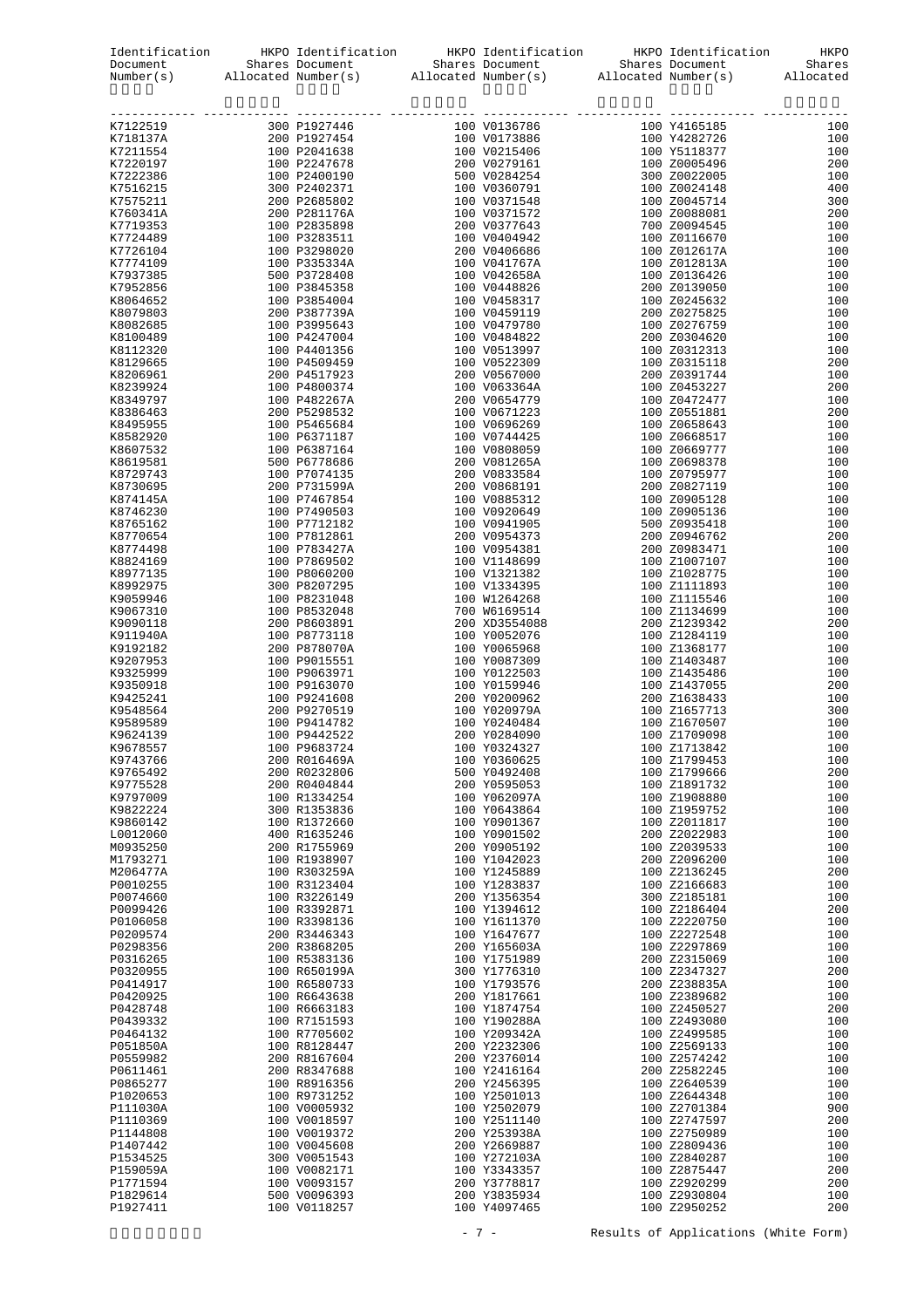| Identification Document Number(s) | HKPO Shares Allocated | Identification Document Number(s) | HKPO Shares Allocated | Identification Document Number(s) | HKPO Shares Allocated | Identification Document Number(s) | HKPO Shares Allocated |
|---|---|---|---|---|---|---|---|
| K7122519 | 300 | P1927446 | 100 | V0136786 | 100 | Y4165185 | 100 |
| K718137A | 200 | P1927454 | 100 | V0173886 | 100 | Y4282726 | 100 |
| K7211554 | 100 | P2041638 | 100 | V0215406 | 100 | Y5118377 | 100 |
| K7220197 | 100 | P2247678 | 200 | V0279161 | 100 | Z0005496 | 200 |
| K7222386 | 100 | P2400190 | 500 | V0284254 | 300 | Z0022005 | 100 |
| K7516215 | 300 | P2402371 | 100 | V0360791 | 100 | Z0024148 | 400 |
| K7575211 | 200 | P2685802 | 100 | V0371548 | 100 | Z0045714 | 300 |
| K760341A | 200 | P281176A | 100 | V0371572 | 100 | Z0088081 | 200 |
| K7719353 | 100 | P2835898 | 200 | V0377643 | 700 | Z0094545 | 100 |
| K7724489 | 100 | P3283511 | 100 | V0404942 | 100 | Z0116670 | 100 |
| K7726104 | 100 | P3298020 | 200 | V0406686 | 100 | Z012617A | 100 |
| K7774109 | 100 | P335334A | 100 | V041767A | 100 | Z012813A | 100 |
| K7937385 | 500 | P3728408 | 100 | V042658A | 100 | Z0136426 | 100 |
| K7952856 | 100 | P3845358 | 100 | V0448826 | 200 | Z0139050 | 100 |
| K8064652 | 100 | P3854004 | 100 | V0458317 | 100 | Z0245632 | 100 |
| K8079803 | 200 | P387739A | 100 | V0459119 | 200 | Z0275825 | 100 |
| K8082685 | 100 | P3995643 | 100 | V0479780 | 100 | Z0276759 | 100 |
| K8100489 | 100 | P4247004 | 100 | V0484822 | 200 | Z0304620 | 100 |
| K8112320 | 100 | P4401356 | 100 | V0513997 | 100 | Z0312313 | 100 |
| K8129665 | 100 | P4509459 | 100 | V0522309 | 100 | Z0315118 | 200 |
| K8206961 | 200 | P4517923 | 200 | V0567000 | 200 | Z0391744 | 100 |
| K8239924 | 100 | P4800374 | 100 | V063364A | 100 | Z0453227 | 200 |
| K8349797 | 100 | P482267A | 200 | V0654779 | 100 | Z0472477 | 100 |
| K8386463 | 200 | P5298532 | 100 | V0671223 | 100 | Z0551881 | 200 |
| K8495955 | 100 | P5465684 | 100 | V0696269 | 100 | Z0658643 | 100 |
| K8582920 | 100 | P6371187 | 100 | V0744425 | 100 | Z0668517 | 100 |
| K8607532 | 100 | P6387164 | 100 | V0808059 | 100 | Z0669777 | 100 |
| K8619581 | 500 | P6778686 | 200 | V081265A | 100 | Z0698378 | 100 |
| K8729743 | 100 | P7074135 | 200 | V0833584 | 100 | Z0795977 | 100 |
| K8730695 | 200 | P731599A | 200 | V0868191 | 200 | Z0827119 | 100 |
| K874145A | 100 | P7467854 | 100 | V0885312 | 100 | Z0905128 | 100 |
| K8746230 | 100 | P7490503 | 100 | V0920649 | 100 | Z0905136 | 100 |
| K8765162 | 100 | P7712182 | 100 | V0941905 | 500 | Z0935418 | 100 |
| K8770654 | 100 | P7812861 | 200 | V0954373 | 200 | Z0946762 | 200 |
| K8774498 | 100 | P783427A | 100 | V0954381 | 200 | Z0983471 | 100 |
| K8824169 | 100 | P7869502 | 100 | V1148699 | 100 | Z1007107 | 100 |
| K8977135 | 100 | P8060200 | 100 | V1321382 | 100 | Z1028775 | 100 |
| K8992975 | 300 | P8207295 | 100 | V1334395 | 100 | Z1111893 | 100 |
| K9059946 | 100 | P8231048 | 100 | W1264268 | 100 | Z1115546 | 100 |
| K9067310 | 100 | P8532048 | 700 | W6169514 | 100 | Z1134699 | 100 |
| K9090118 | 200 | P8603891 | 200 | XD3554088 | 200 | Z1239342 | 200 |
| K911940A | 100 | P8773118 | 100 | Y0052076 | 100 | Z1284119 | 100 |
| K9192182 | 200 | P878070A | 100 | Y0065968 | 100 | Z1368177 | 100 |
| K9207953 | 100 | P9015551 | 100 | Y0087309 | 100 | Z1403487 | 100 |
| K9325999 | 100 | P9063971 | 100 | Y0122503 | 100 | Z1435486 | 100 |
| K9350918 | 100 | P9163070 | 100 | Y0159946 | 100 | Z1437055 | 200 |
| K9425241 | 100 | P9241608 | 200 | Y0200962 | 200 | Z1638433 | 100 |
| K9548564 | 200 | P9270519 | 100 | Y020979A | 100 | Z1657713 | 300 |
| K9589589 | 100 | P9414782 | 100 | Y0240484 | 100 | Z1670507 | 100 |
| K9624139 | 100 | P9442522 | 200 | Y0284090 | 100 | Z1709098 | 100 |
| K9678557 | 100 | P9683724 | 100 | Y0324327 | 100 | Z1713842 | 100 |
| K9743766 | 200 | R016469A | 100 | Y0360625 | 100 | Z1799453 | 100 |
| K9765492 | 200 | R0232806 | 500 | Y0492408 | 100 | Z1799666 | 200 |
| K9775528 | 200 | R0404844 | 200 | Y0595053 | 100 | Z1891732 | 100 |
| K9797009 | 100 | R1334254 | 100 | Y062097A | 100 | Z1908880 | 100 |
| K9822224 | 300 | R1353836 | 100 | Y0643864 | 100 | Z1959752 | 100 |
| K9860142 | 100 | R1372660 | 100 | Y0901367 | 100 | Z2011817 | 100 |
| L0012060 | 400 | R1635246 | 100 | Y0901502 | 200 | Z2022983 | 100 |
| M0935250 | 200 | R1755969 | 200 | Y0905192 | 100 | Z2039533 | 100 |
| M1793271 | 100 | R1938907 | 100 | Y1042023 | 200 | Z2096200 | 100 |
| M206477A | 100 | R303259A | 100 | Y1245889 | 100 | Z2136245 | 200 |
| P0010255 | 100 | R3123404 | 100 | Y1283837 | 100 | Z2166683 | 100 |
| P0074660 | 100 | R3226149 | 200 | Y1356354 | 300 | Z2185181 | 100 |
| P0099426 | 100 | R3392871 | 100 | Y1394612 | 100 | Z2186404 | 200 |
| P0106058 | 100 | R3398136 | 100 | Y1611370 | 100 | Z2220750 | 100 |
| P0209574 | 200 | R3446343 | 100 | Y1647677 | 100 | Z2272548 | 100 |
| P0298356 | 200 | R3868205 | 200 | Y165603A | 100 | Z2297869 | 100 |
| P0316265 | 100 | R5383136 | 100 | Y1751989 | 200 | Z2315069 | 100 |
| P0320955 | 100 | R650199A | 300 | Y1776310 | 100 | Z2347327 | 200 |
| P0414917 | 100 | R6580733 | 100 | Y1793576 | 200 | Z238835A | 100 |
| P0420925 | 100 | R6643638 | 200 | Y1817661 | 100 | Z2389682 | 100 |
| P0428748 | 100 | R6663183 | 100 | Y1874754 | 100 | Z2450527 | 200 |
| P0439332 | 100 | R7151593 | 100 | Y190288A | 100 | Z2493080 | 100 |
| P0464132 | 100 | R7705602 | 100 | Y209342A | 100 | Z2499585 | 100 |
| P051850A | 100 | R8128447 | 200 | Y2232306 | 100 | Z2569133 | 100 |
| P0559982 | 200 | R8167604 | 200 | Y2376014 | 100 | Z2574242 | 100 |
| P0611461 | 200 | R8347688 | 100 | Y2416164 | 200 | Z2582245 | 100 |
| P0865277 | 100 | R8916356 | 200 | Y2456395 | 100 | Z2640539 | 100 |
| P1020653 | 100 | R9731252 | 100 | Y2501013 | 100 | Z2644348 | 100 |
| P111030A | 100 | V0005932 | 100 | Y2502079 | 100 | Z2701384 | 900 |
| P1110369 | 100 | V0018597 | 100 | Y2511140 | 100 | Z2747597 | 200 |
| P1144808 | 100 | V0019372 | 200 | Y253938A | 100 | Z2750989 | 100 |
| P1407442 | 100 | V0045608 | 200 | Y2669887 | 100 | Z2809436 | 100 |
| P1534525 | 300 | V0051543 | 100 | Y272103A | 100 | Z2840287 | 100 |
| P159059A | 100 | V0082171 | 100 | Y3343357 | 100 | Z2875447 | 200 |
| P1771594 | 100 | V0093157 | 200 | Y3778817 | 100 | Z2920299 | 200 |
| P1829614 | 500 | V0096393 | 200 | Y3835934 | 100 | Z2930804 | 100 |
| P1927411 | 100 | V0118257 | 100 | Y4097465 | 100 | Z2950252 | 200 |

Results of Applications (White Form)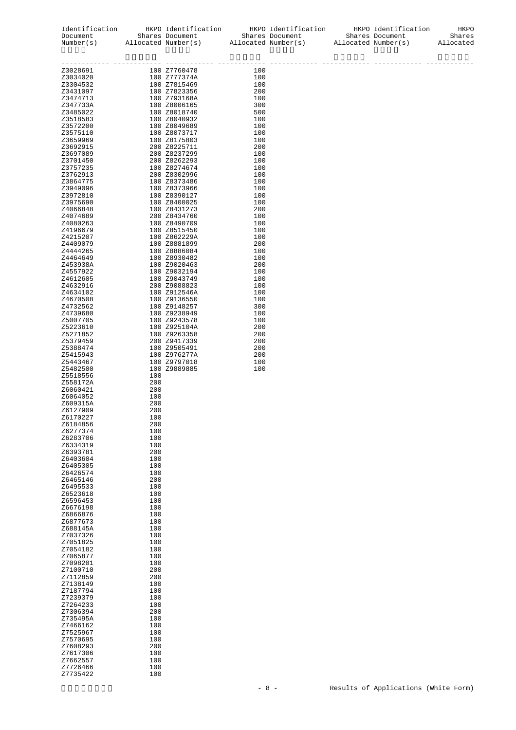| Identification Document Number(s) | HKPO Shares Allocated | Identification Document Number(s) | HKPO Shares Allocated | Identification Document Number(s) | HKPO Shares Allocated | Identification Document Number(s) | HKPO Shares Allocated |
|---|---|---|---|---|---|---|---|
| Z3028691 | 100 | Z7760478 | 100 | | | | |
| Z3034020 | 100 | Z777374A | 100 | | | | |
| Z3304532 | 100 | Z7815469 | 100 | | | | |
| Z3431097 | 100 | Z7823356 | 200 | | | | |
| Z3474713 | 100 | Z793168A | 100 | | | | |
| Z347733A | 100 | Z8006165 | 300 | | | | |
| Z3485022 | 100 | Z8018740 | 500 | | | | |
| Z3518583 | 100 | Z8040932 | 100 | | | | |
| Z3572200 | 100 | Z8049689 | 100 | | | | |
| Z3575110 | 100 | Z8073717 | 100 | | | | |
| Z3659969 | 100 | Z8175803 | 100 | | | | |
| Z3692915 | 200 | Z8225711 | 200 | | | | |
| Z3697089 | 200 | Z8237299 | 100 | | | | |
| Z3701450 | 200 | Z8262293 | 100 | | | | |
| Z3757235 | 100 | Z8274674 | 100 | | | | |
| Z3762913 | 200 | Z8302996 | 100 | | | | |
| Z3864775 | 100 | Z8373486 | 100 | | | | |
| Z3949096 | 100 | Z8373966 | 100 | | | | |
| Z3972810 | 100 | Z8390127 | 100 | | | | |
| Z3975690 | 100 | Z8400025 | 100 | | | | |
| Z4066848 | 100 | Z8431273 | 200 | | | | |
| Z4074689 | 200 | Z8434760 | 100 | | | | |
| Z4080263 | 100 | Z8490709 | 100 | | | | |
| Z4196679 | 100 | Z8515450 | 100 | | | | |
| Z4215207 | 100 | Z862229A | 100 | | | | |
| Z4409079 | 100 | Z8881899 | 200 | | | | |
| Z4444265 | 100 | Z8886084 | 100 | | | | |
| Z4464649 | 100 | Z8930482 | 100 | | | | |
| Z453938A | 100 | Z9020463 | 200 | | | | |
| Z4557922 | 100 | Z9032194 | 100 | | | | |
| Z4612605 | 100 | Z9043749 | 100 | | | | |
| Z4632916 | 200 | Z9088823 | 100 | | | | |
| Z4634102 | 100 | Z912546A | 100 | | | | |
| Z4670508 | 100 | Z9136550 | 100 | | | | |
| Z4732562 | 100 | Z9148257 | 300 | | | | |
| Z4739680 | 100 | Z9238949 | 100 | | | | |
| Z5007705 | 100 | Z9243578 | 100 | | | | |
| Z5223610 | 100 | Z925104A | 200 | | | | |
| Z5271852 | 100 | Z9263358 | 200 | | | | |
| Z5379459 | 200 | Z9417339 | 200 | | | | |
| Z5388474 | 100 | Z9505491 | 200 | | | | |
| Z5415943 | 100 | Z976277A | 200 | | | | |
| Z5443467 | 100 | Z9797018 | 100 | | | | |
| Z5482500 | 100 | Z9889885 | 100 | | | | |
| Z5518556 | 100 | | | | | | |
| Z558172A | 200 | | | | | | |
| Z6060421 | 200 | | | | | | |
| Z6064052 | 100 | | | | | | |
| Z609315A | 200 | | | | | | |
| Z6127909 | 200 | | | | | | |
| Z6170227 | 100 | | | | | | |
| Z6184856 | 200 | | | | | | |
| Z6277374 | 100 | | | | | | |
| Z6283706 | 100 | | | | | | |
| Z6334319 | 100 | | | | | | |
| Z6393781 | 200 | | | | | | |
| Z6403604 | 100 | | | | | | |
| Z6405305 | 100 | | | | | | |
| Z6426574 | 100 | | | | | | |
| Z6465146 | 200 | | | | | | |
| Z6495533 | 100 | | | | | | |
| Z6523618 | 100 | | | | | | |
| Z6596453 | 100 | | | | | | |
| Z6676198 | 100 | | | | | | |
| Z6866876 | 100 | | | | | | |
| Z6877673 | 100 | | | | | | |
| Z688145A | 100 | | | | | | |
| Z7037326 | 100 | | | | | | |
| Z7051825 | 100 | | | | | | |
| Z7054182 | 100 | | | | | | |
| Z7065877 | 100 | | | | | | |
| Z7098201 | 100 | | | | | | |
| Z7100710 | 200 | | | | | | |
| Z7112859 | 200 | | | | | | |
| Z7138149 | 100 | | | | | | |
| Z7187794 | 100 | | | | | | |
| Z7239379 | 100 | | | | | | |
| Z7264233 | 100 | | | | | | |
| Z7306394 | 200 | | | | | | |
| Z735495A | 100 | | | | | | |
| Z7466162 | 100 | | | | | | |
| Z7525967 | 100 | | | | | | |
| Z7570695 | 100 | | | | | | |
| Z7608293 | 200 | | | | | | |
| Z7617306 | 100 | | | | | | |
| Z7662557 | 100 | | | | | | |
| Z7726466 | 100 | | | | | | |
| Z7735422 | 100 | | | | | | |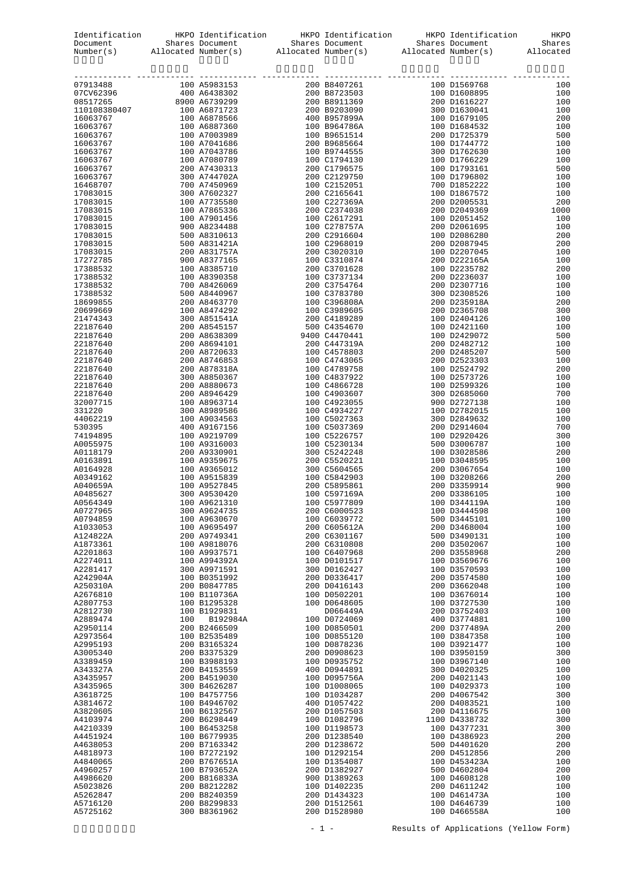| Identification Document Number(s) | HKPO Shares Allocated | Identification Document Number(s) | HKPO Shares Allocated | Identification Document Number(s) | HKPO Shares Allocated | Identification Document Number(s) | HKPO Shares Allocated |
|---|---|---|---|---|---|---|---|
| 07913488 | 100 | A5983153 | 200 | B8407261 | 100 | D1569768 | 100 |
| 07CV62396 | 400 | A6438302 | 200 | B8723503 | 100 | D1608895 | 100 |
| 08517265 | 8900 | A6739299 | 200 | B8911369 | 200 | D1616227 | 100 |
| 110108380407 | 100 | A6871723 | 200 | B9203090 | 300 | D1630041 | 100 |
| 16063767 | 100 | A6878566 | 400 | B957899A | 100 | D1679105 | 200 |
| 16063767 | 100 | A6887360 | 100 | B964786A | 100 | D1684532 | 100 |
| 16063767 | 100 | A7003989 | 100 | B9651514 | 200 | D1725379 | 500 |
| 16063767 | 100 | A7041686 | 200 | B9685664 | 100 | D1744772 | 100 |
| 16063767 | 100 | A7043786 | 100 | B9744555 | 300 | D1762630 | 100 |
| 16063767 | 100 | A7080789 | 100 | C1794130 | 100 | D1766229 | 100 |
| 16063767 | 200 | A7430313 | 200 | C1796575 | 100 | D1793161 | 500 |
| 16063767 | 300 | A744702A | 200 | C2129750 | 100 | D1796802 | 100 |
| 16468707 | 700 | A7450969 | 100 | C2152051 | 700 | D1852222 | 100 |
| 17083015 | 300 | A7602327 | 200 | C2165641 | 100 | D1867572 | 100 |
| 17083015 | 100 | A7735580 | 100 | C227369A | 200 | D2005531 | 200 |
| 17083015 | 100 | A7865336 | 200 | C2374038 | 200 | D2049369 | 1000 |
| 17083015 | 100 | A7901456 | 100 | C2617291 | 100 | D2051452 | 100 |
| 17083015 | 900 | A8234488 | 100 | C278757A | 200 | D2061695 | 100 |
| 17083015 | 500 | A8310613 | 200 | C2916604 | 100 | D2086280 | 200 |
| 17083015 | 500 | A831421A | 100 | C2968019 | 200 | D2087945 | 200 |
| 17083015 | 200 | A831757A | 200 | C3020310 | 100 | D2207045 | 100 |
| 17272785 | 900 | A8377165 | 100 | C3310874 | 200 | D222165A | 100 |
| 17388532 | 100 | A8385710 | 200 | C3701628 | 100 | D2235782 | 200 |
| 17388532 | 100 | A8390358 | 100 | C3737134 | 200 | D2236037 | 100 |
| 17388532 | 700 | A8426069 | 200 | C3754764 | 200 | D2307716 | 100 |
| 17388532 | 500 | A8440967 | 100 | C3783780 | 300 | D2308526 | 100 |
| 18699855 | 200 | A8463770 | 100 | C396808A | 200 | D235918A | 200 |
| 20699669 | 100 | A8474292 | 100 | C3989605 | 200 | D2365708 | 300 |
| 21474343 | 300 | A851541A | 200 | C4189289 | 100 | D2404126 | 100 |
| 22187640 | 200 | A8545157 | 500 | C4354670 | 100 | D2421160 | 100 |
| 22187640 | 200 | A8638309 | 9400 | C4470441 | 100 | D2429072 | 500 |
| 22187640 | 200 | A8694101 | 200 | C447319A | 200 | D2482712 | 100 |
| 22187640 | 200 | A8720633 | 100 | C4578803 | 200 | D2485207 | 500 |
| 22187640 | 200 | A8746853 | 100 | C4743065 | 200 | D2523303 | 100 |
| 22187640 | 200 | A878318A | 100 | C4789758 | 100 | D2524792 | 200 |
| 22187640 | 300 | A8850367 | 100 | C4837922 | 100 | D2573726 | 100 |
| 22187640 | 200 | A8880673 | 100 | C4866728 | 100 | D2599326 | 100 |
| 22187640 | 200 | A8946429 | 100 | C4903607 | 300 | D2685060 | 700 |
| 32007715 | 100 | A8963714 | 100 | C4923055 | 900 | D2727138 | 100 |
| 331220 | 300 | A8989586 | 100 | C4934227 | 100 | D2782015 | 100 |
| 44062219 | 100 | A9034563 | 100 | C5027363 | 300 | D2849632 | 100 |
| 530395 | 400 | A9167156 | 100 | C5037369 | 200 | D2914604 | 700 |
| 74194895 | 100 | A9219709 | 100 | C5226757 | 100 | D2920426 | 300 |
| A0055975 | 100 | A9316003 | 100 | C5230134 | 500 | D3006787 | 100 |
| A0118179 | 200 | A9330901 | 300 | C5242248 | 100 | D3028586 | 200 |
| A0163891 | 100 | A9359675 | 200 | C5520221 | 100 | D3048595 | 100 |
| A0164928 | 100 | A9365012 | 300 | C5604565 | 200 | D3067654 | 100 |
| A0349162 | 100 | A9515839 | 100 | C5842903 | 100 | D3208266 | 200 |
| A040659A | 100 | A9527845 | 200 | C5895861 | 200 | D3359914 | 900 |
| A0485627 | 300 | A9530420 | 100 | C597169A | 200 | D3386105 | 100 |
| A0564349 | 100 | A9621310 | 100 | C5977809 | 100 | D344119A | 100 |
| A0727965 | 300 | A9624735 | 200 | C6000523 | 100 | D3444598 | 100 |
| A0794859 | 100 | A9630670 | 100 | C6039772 | 500 | D3445101 | 100 |
| A1033053 | 100 | A9695497 | 200 | C605612A | 200 | D3468004 | 100 |
| A124822A | 200 | A9749341 | 200 | C6301167 | 500 | D3490131 | 100 |
| A1873361 | 100 | A9818076 | 200 | C6310808 | 200 | D3502067 | 100 |
| A2201863 | 100 | A9937571 | 100 | C6407968 | 200 | D3558968 | 200 |
| A2274011 | 100 | A994392A | 100 | D0101517 | 100 | D3569676 | 100 |
| A2281417 | 300 | A9971591 | 300 | D0162427 | 100 | D3570593 | 100 |
| A242904A | 100 | B0351992 | 200 | D0336417 | 200 | D3574580 | 100 |
| A250310A | 200 | B0847785 | 200 | D0416143 | 200 | D3662048 | 100 |
| A2676810 | 100 | B110736A | 100 | D0502201 | 100 | D3676014 | 100 |
| A2807753 | 100 | B1295328 | 100 | D0648605 | 100 | D3727530 | 100 |
| A2812730 | 100 | B1929831 | | D066449A | 200 | D3752403 | 100 |
| A2889474 | 100 | B192984A | 100 | D0724069 | 400 | D3774881 | 100 |
| A2950114 | 200 | B2466509 | 100 | D0850501 | 200 | D377489A | 200 |
| A2973564 | 100 | B2535489 | 100 | D0855120 | 100 | D3847358 | 100 |
| A2995193 | 200 | B3165324 | 100 | D0878236 | 100 | D3921477 | 100 |
| A3005340 | 200 | B3375329 | 200 | D0908623 | 100 | D3950159 | 300 |
| A3389459 | 100 | B3988193 | 100 | D0935752 | 100 | D3967140 | 100 |
| A343327A | 200 | B4153559 | 400 | D0944891 | 300 | D4020325 | 100 |
| A3435957 | 200 | B4519030 | 100 | D095756A | 200 | D4021143 | 100 |
| A3435965 | 300 | B4626287 | 100 | D1008065 | 100 | D4029373 | 100 |
| A3618725 | 100 | B4757756 | 100 | D1034287 | 200 | D4067542 | 300 |
| A3814672 | 100 | B4946702 | 400 | D1057422 | 200 | D4083521 | 100 |
| A3820605 | 100 | B6132567 | 200 | D1057503 | 200 | D4116675 | 100 |
| A4103974 | 200 | B6298449 | 100 | D1082796 | 1100 | D4338732 | 300 |
| A4210339 | 100 | B6453258 | 100 | D1198573 | 100 | D4377231 | 300 |
| A4451924 | 100 | B6779935 | 200 | D1238540 | 100 | D4386923 | 200 |
| A4638053 | 200 | B7163342 | 200 | D1238672 | 500 | D4401620 | 200 |
| A4818973 | 100 | B7272192 | 100 | D1292154 | 200 | D4512856 | 200 |
| A4840065 | 200 | B767651A | 100 | D1354087 | 100 | D453423A | 100 |
| A4960257 | 100 | B793652A | 200 | D1382927 | 500 | D4602804 | 200 |
| A4986620 | 200 | B816833A | 900 | D1389263 | 100 | D4608128 | 100 |
| A5023826 | 200 | B8212282 | 100 | D1402235 | 200 | D4611242 | 100 |
| A5262847 | 200 | B8240359 | 200 | D1434323 | 100 | D461473A | 100 |
| A5716120 | 200 | B8299833 | 200 | D1512561 | 100 | D4646739 | 100 |
| A5725162 | 300 | B8361962 | 200 | D1528980 | 100 | D466558A | 100 |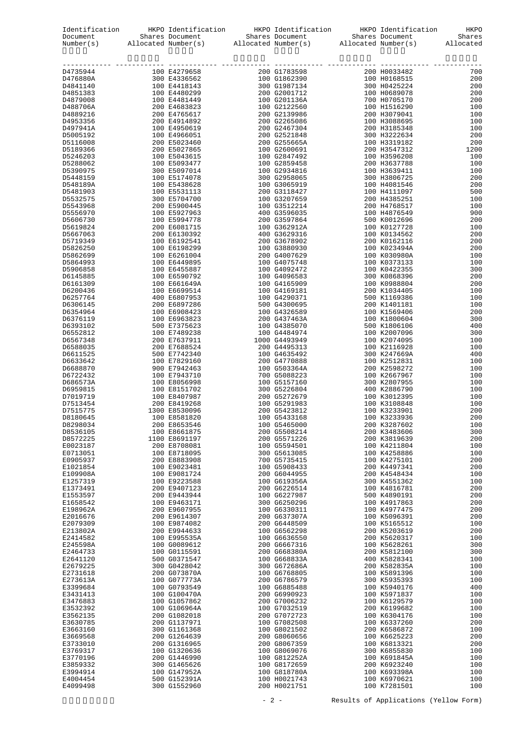| Identification Document Number(s) | HKPO Shares Allocated | Identification Document Number(s) | HKPO Shares Allocated | Identification Document Number(s) | HKPO Shares Allocated | Identification Document Number(s) | HKPO Shares Allocated |
|---|---|---|---|---|---|---|---|
| D4735944 | 100 | E4279658 | 200 | G1783598 | 200 | H0033482 | 700 |
| D476880A | 300 | E4336562 | 100 | G1862390 | 100 | H0168515 | 200 |
| D4841140 | 100 | E4418143 | 300 | G1987134 | 300 | H0425224 | 200 |
| D4851383 | 100 | E4480299 | 200 | G2001712 | 100 | H0689078 | 200 |
| D4879008 | 100 | E4481449 | 100 | G201136A | 700 | H0705170 | 200 |
| D488706A | 200 | E4683823 | 100 | G2122560 | 100 | H1516290 | 100 |
| D4889216 | 200 | E4765617 | 200 | G2139986 | 200 | H3079041 | 100 |
| D4953356 | 200 | E4914892 | 200 | G2265086 | 100 | H3088695 | 100 |
| D497941A | 100 | E4950619 | 200 | G2467304 | 200 | H3185348 | 100 |
| D5005192 | 100 | E4966051 | 200 | G2521848 | 300 | H3222634 | 200 |
| D5116008 | 200 | E5023460 | 200 | G255665A | 100 | H3319182 | 200 |
| D5189366 | 200 | E5027865 | 100 | G2600691 | 200 | H3547312 | 1200 |
| D5246203 | 100 | E5043615 | 100 | G2847492 | 100 | H3596208 | 100 |
| D5288062 | 100 | E5093477 | 100 | G2859458 | 200 | H3637788 | 100 |
| D5390975 | 300 | E5097014 | 100 | G2934816 | 100 | H3639411 | 100 |
| D5448159 | 100 | E5174078 | 300 | G2958065 | 300 | H3806725 | 200 |
| D548189A | 100 | E5438628 | 100 | G3065919 | 100 | H4081546 | 200 |
| D5481903 | 100 | E5531113 | 200 | G3118427 | 100 | H4111097 | 500 |
| D5532575 | 300 | E5704700 | 100 | G3207659 | 200 | H4385251 | 100 |
| D5543968 | 200 | E5900445 | 100 | G3512214 | 200 | H4768517 | 100 |
| D5556970 | 100 | E5927963 | 400 | G3596035 | 100 | H4876549 | 900 |
| D5606730 | 100 | E5994778 | 200 | G3597864 | 500 | K0012696 | 200 |
| D5619824 | 200 | E6081715 | 100 | G362912A | 100 | K0127728 | 100 |
| D5667063 | 200 | E6130392 | 400 | G3629316 | 100 | K0134562 | 200 |
| D5719349 | 100 | E6192541 | 200 | G3678902 | 200 | K0162116 | 200 |
| D5826250 | 100 | E6198299 | 100 | G3880930 | 100 | K023494A | 200 |
| D5862699 | 100 | E6261004 | 200 | G4007629 | 100 | K030980A | 100 |
| D5864993 | 100 | E6449895 | 100 | G4075748 | 100 | K0373133 | 100 |
| D5906858 | 100 | E6455887 | 100 | G4092472 | 100 | K0422355 | 300 |
| D6145885 | 100 | E6590792 | 100 | G4096583 | 300 | K0868396 | 200 |
| D6161309 | 100 | E661649A | 100 | G4165909 | 100 | K0988804 | 200 |
| D6200436 | 100 | E6699514 | 100 | G4169181 | 200 | K1034405 | 100 |
| D6257764 | 400 | E6807953 | 100 | G4290371 | 500 | K1169386 | 100 |
| D6306145 | 200 | E6897286 | 500 | G4300695 | 200 | K1401181 | 100 |
| D6354964 | 100 | E6908423 | 100 | G4326589 | 100 | K1569406 | 200 |
| D6376119 | 100 | E6963823 | 200 | G437463A | 100 | K1800604 | 300 |
| D6393102 | 500 | E7375623 | 100 | G4385070 | 500 | K1806106 | 400 |
| D6552812 | 100 | E7489238 | 100 | G4484974 | 100 | K2007096 | 300 |
| D6567348 | 200 | E7637911 | 1000 | G4493949 | 100 | K2074095 | 100 |
| D6588035 | 200 | E7688524 | 200 | G4495313 | 100 | K2116928 | 100 |
| D6611525 | 500 | E7742340 | 100 | G4635492 | 300 | K247669A | 400 |
| D6633642 | 100 | E7829160 | 200 | G4770888 | 100 | K2512831 | 100 |
| D6688870 | 900 | E7942463 | 100 | G503364A | 200 | K2598272 | 100 |
| D6722432 | 100 | E7943710 | 700 | G5088223 | 100 | K2667967 | 100 |
| D686573A | 100 | E8056998 | 100 | G5157160 | 300 | K2807955 | 100 |
| D6959815 | 100 | E8151702 | 300 | G5226804 | 400 | K2886790 | 100 |
| D7019719 | 100 | E8407987 | 200 | G5272679 | 100 | K3012395 | 100 |
| D7513454 | 200 | E8419268 | 100 | G5291983 | 100 | K3108848 | 100 |
| D7515775 | 1300 | E8530096 | 200 | G5423812 | 100 | K3233901 | 200 |
| D8180645 | 100 | E8581820 | 100 | G5433168 | 100 | K3233936 | 200 |
| D8298034 | 200 | E8653546 | 100 | G5465000 | 200 | K3287602 | 100 |
| D8536105 | 100 | E8661875 | 200 | G5508214 | 200 | K3483606 | 300 |
| D8572225 | 1100 | E8691197 | 200 | G5571226 | 200 | K3819639 | 200 |
| E0023187 | 200 | E8708081 | 100 | G5594501 | 100 | K4211804 | 100 |
| E0713051 | 100 | E8718095 | 300 | G5613085 | 100 | K4258886 | 100 |
| E0905937 | 200 | E8883908 | 700 | G5735415 | 100 | K4275101 | 200 |
| E1021854 | 100 | E9023481 | 100 | G5908433 | 200 | K4497341 | 200 |
| E109908A | 100 | E9081724 | 200 | G6044955 | 200 | K4548434 | 100 |
| E1257319 | 100 | E9223588 | 100 | G619356A | 300 | K4551362 | 100 |
| E1373491 | 200 | E9407123 | 200 | G6226514 | 100 | K4816781 | 200 |
| E1553597 | 200 | E9443944 | 100 | G6227987 | 500 | K4890191 | 200 |
| E1658542 | 100 | E9463171 | 300 | G6250296 | 100 | K4917863 | 200 |
| E198962A | 200 | E9607955 | 100 | G6330311 | 100 | K4977475 | 200 |
| E2016676 | 200 | E9614307 | 200 | G637307A | 100 | K5096391 | 200 |
| E2079309 | 100 | E9874082 | 200 | G6448509 | 100 | K5165512 | 100 |
| E213802A | 200 | E9944633 | 200 | G6562298 | 200 | K5203619 | 200 |
| E2414582 | 100 | E995535A | 100 | G6636550 | 200 | K5620317 | 100 |
| E245598A | 100 | G0089612 | 200 | G6667316 | 100 | K5628261 | 300 |
| E2464733 | 100 | G0115591 | 200 | G668380A | 200 | K5812100 | 300 |
| E2641120 | 500 | G0371547 | 100 | G668833A | 400 | K5828341 | 100 |
| E2679225 | 300 | G0428042 | 300 | G672686A | 200 | K582835A | 100 |
| E2731618 | 200 | G073870A | 100 | G6768805 | 100 | K5891396 | 100 |
| E273613A | 100 | G077773A | 200 | G6786579 | 300 | K5935393 | 100 |
| E3399684 | 100 | G0793549 | 100 | G6885488 | 100 | K5940176 | 400 |
| E3431413 | 100 | G100470A | 200 | G6990923 | 100 | K5971837 | 100 |
| E3476883 | 100 | G1057862 | 200 | G7006232 | 100 | K6129579 | 100 |
| E3532392 | 100 | G106964A | 100 | G7032519 | 200 | K6199682 | 100 |
| E3562135 | 200 | G1082018 | 200 | G7072723 | 100 | K6304176 | 100 |
| E3630785 | 200 | G1137971 | 100 | G7082508 | 100 | K6337260 | 200 |
| E3663160 | 300 | G1161368 | 300 | G8021502 | 200 | K6586872 | 100 |
| E3669568 | 200 | G1264639 | 200 | G8060656 | 100 | K6625223 | 200 |
| E3733010 | 200 | G1316965 | 200 | G8067359 | 100 | K6813321 | 200 |
| E3769317 | 100 | G1320636 | 100 | G8069076 | 300 | K6855830 | 100 |
| E3770196 | 200 | G1446990 | 100 | G812252A | 100 | K691845A | 100 |
| E3859332 | 300 | G1465626 | 100 | G8172659 | 200 | K6923240 | 100 |
| E3994914 | 100 | G147952A | 100 | G818780A | 100 | K693398A | 100 |
| E4004454 | 500 | G152391A | 100 | H0021743 | 100 | K6970621 | 100 |
| E4099498 | 300 | G1552960 | 200 | H0021751 | 100 | K7281501 | 100 |

Results of Applications (Yellow Form)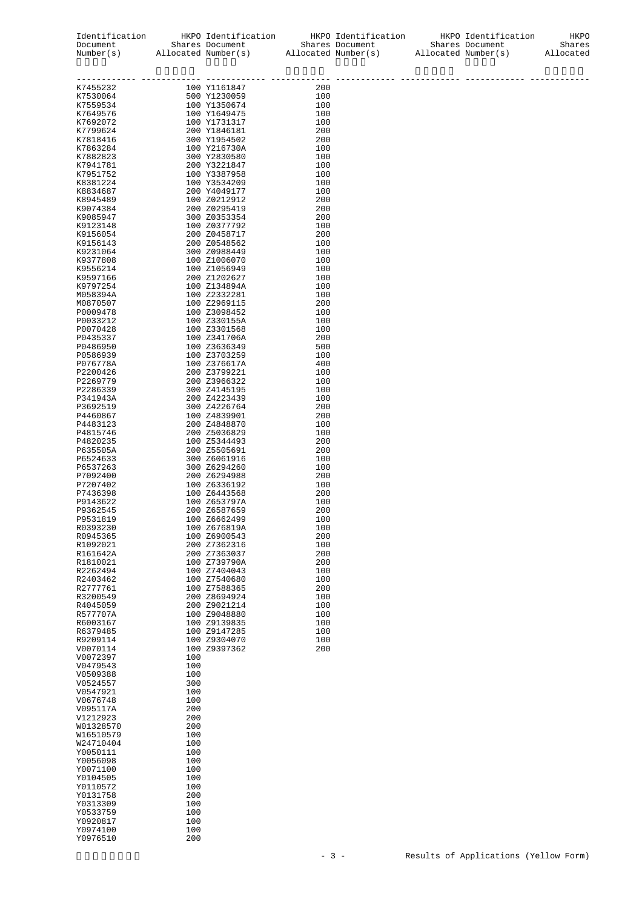| Identification Document Number(s) | HKPO Shares Allocated | Identification Document Number(s) | HKPO Shares Allocated | Identification Document Number(s) | HKPO Shares Allocated | Identification Document Number(s) | HKPO Shares Allocated |
|---|---|---|---|---|---|---|---|
| K7455232 | 100 | Y1161847 | 200 | | | | |
| K7530064 | 500 | Y1230059 | 100 | | | | |
| K7559534 | 100 | Y1350674 | 100 | | | | |
| K7649576 | 100 | Y1649475 | 100 | | | | |
| K7692072 | 100 | Y1731317 | 100 | | | | |
| K7799624 | 200 | Y1846181 | 200 | | | | |
| K7818416 | 300 | Y1954502 | 200 | | | | |
| K7863284 | 100 | Y216730A | 100 | | | | |
| K7882823 | 300 | Y2830580 | 100 | | | | |
| K7941781 | 200 | Y3221847 | 100 | | | | |
| K7951752 | 100 | Y3387958 | 100 | | | | |
| K8381224 | 100 | Y3534209 | 100 | | | | |
| K8834687 | 200 | Y4049177 | 100 | | | | |
| K8945489 | 100 | Z0212912 | 200 | | | | |
| K9074384 | 200 | Z0295419 | 200 | | | | |
| K9085947 | 300 | Z0353354 | 200 | | | | |
| K9123148 | 100 | Z0377792 | 100 | | | | |
| K9156054 | 200 | Z0458717 | 200 | | | | |
| K9156143 | 200 | Z0548562 | 100 | | | | |
| K9231064 | 300 | Z0988449 | 100 | | | | |
| K9377808 | 100 | Z1006070 | 100 | | | | |
| K9556214 | 100 | Z1056949 | 100 | | | | |
| K9597166 | 200 | Z1202627 | 100 | | | | |
| K9797254 | 100 | Z134894A | 100 | | | | |
| M058394A | 100 | Z2332281 | 100 | | | | |
| M0870507 | 100 | Z2969115 | 200 | | | | |
| P0009478 | 100 | Z3098452 | 100 | | | | |
| P0033212 | 100 | Z330155A | 100 | | | | |
| P0070428 | 100 | Z3301568 | 100 | | | | |
| P0435337 | 100 | Z341706A | 200 | | | | |
| P0486950 | 100 | Z3636349 | 500 | | | | |
| P0586939 | 100 | Z3703259 | 100 | | | | |
| P076778A | 100 | Z376617A | 400 | | | | |
| P2200426 | 200 | Z3799221 | 100 | | | | |
| P2269779 | 200 | Z3966322 | 100 | | | | |
| P2286339 | 300 | Z4145195 | 100 | | | | |
| P341943A | 200 | Z4223439 | 100 | | | | |
| P3692519 | 300 | Z4226764 | 200 | | | | |
| P4460867 | 100 | Z4839901 | 200 | | | | |
| P4483123 | 200 | Z4848870 | 100 | | | | |
| P4815746 | 200 | Z5036829 | 100 | | | | |
| P4820235 | 100 | Z5344493 | 200 | | | | |
| P635505A | 200 | Z5505691 | 200 | | | | |
| P6524633 | 300 | Z6061916 | 100 | | | | |
| P6537263 | 300 | Z6294260 | 100 | | | | |
| P7092400 | 200 | Z6294988 | 200 | | | | |
| P7207402 | 100 | Z6336192 | 100 | | | | |
| P7436398 | 100 | Z6443568 | 200 | | | | |
| P9143622 | 100 | Z653797A | 100 | | | | |
| P9362545 | 200 | Z6587659 | 200 | | | | |
| P9531819 | 100 | Z6662499 | 100 | | | | |
| R0393230 | 100 | Z676819A | 100 | | | | |
| R0945365 | 100 | Z6900543 | 200 | | | | |
| R1092021 | 200 | Z7362316 | 100 | | | | |
| R161642A | 200 | Z7363037 | 200 | | | | |
| R1810021 | 100 | Z739790A | 200 | | | | |
| R2262494 | 100 | Z7404043 | 100 | | | | |
| R2403462 | 100 | Z7540680 | 100 | | | | |
| R2777761 | 100 | Z7588365 | 200 | | | | |
| R3200549 | 200 | Z8694924 | 100 | | | | |
| R4045059 | 200 | Z9021214 | 100 | | | | |
| R577707A | 100 | Z9048880 | 100 | | | | |
| R6003167 | 100 | Z9139835 | 100 | | | | |
| R6379485 | 100 | Z9147285 | 100 | | | | |
| R9209114 | 100 | Z9304070 | 100 | | | | |
| V0070114 | 100 | Z9397362 | 200 | | | | |
| V0072397 | 100 | | | | | | |
| V0479543 | 100 | | | | | | |
| V0509388 | 100 | | | | | | |
| V0524557 | 300 | | | | | | |
| V0547921 | 100 | | | | | | |
| V0676748 | 100 | | | | | | |
| V095117A | 200 | | | | | | |
| V1212923 | 200 | | | | | | |
| W01328570 | 200 | | | | | | |
| W16510579 | 100 | | | | | | |
| W24710404 | 100 | | | | | | |
| Y0050111 | 100 | | | | | | |
| Y0056098 | 100 | | | | | | |
| Y0071100 | 100 | | | | | | |
| Y0104505 | 100 | | | | | | |
| Y0110572 | 100 | | | | | | |
| Y0131758 | 200 | | | | | | |
| Y0313309 | 100 | | | | | | |
| Y0533759 | 100 | | | | | | |
| Y0920817 | 100 | | | | | | |
| Y0974100 | 100 | | | | | | |
| Y0976510 | 200 | | | | | | |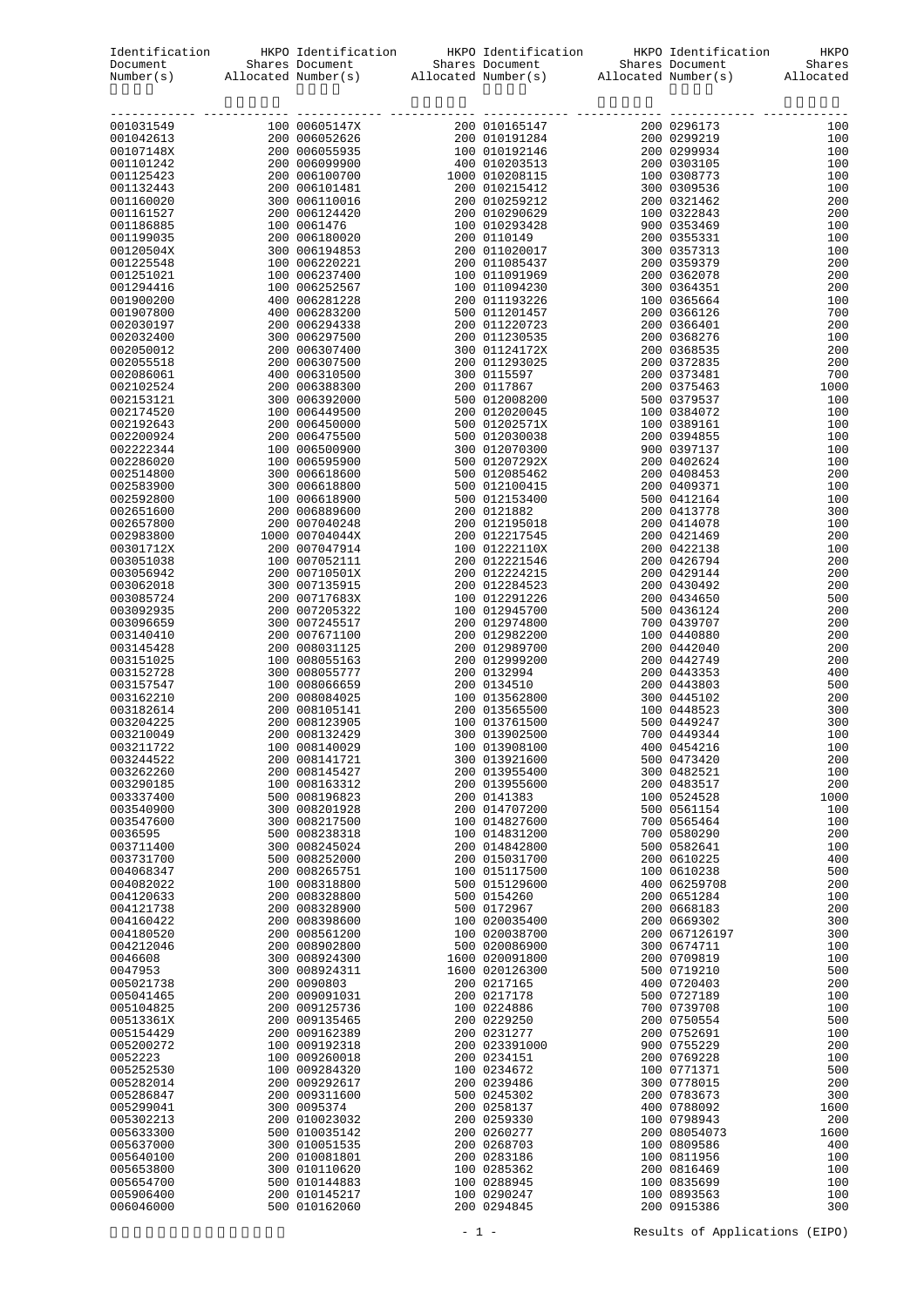| Identification Document Number(s) | HKPO Shares Allocated | Identification Document Number(s) | HKPO Shares Allocated | Identification Document Number(s) | HKPO Shares Allocated | Identification Document Number(s) | HKPO Shares Allocated |
|---|---|---|---|---|---|---|---|
| 001031549 | 100 | 00605147X | 200 | 010165147 | 200 | 0296173 | 100 |
| 001042613 | 200 | 006052626 | 200 | 010191284 | 200 | 0299219 | 100 |
| 00107148X | 200 | 006055935 | 100 | 010192146 | 200 | 0299934 | 100 |
| 001101242 | 200 | 006099900 | 400 | 010203513 | 200 | 0303105 | 100 |
| 001125423 | 200 | 006100700 | 1000 | 010208115 | 100 | 0308773 | 100 |
| 001132443 | 200 | 006101481 | 200 | 010215412 | 300 | 0309536 | 100 |
| 001160020 | 300 | 006110016 | 200 | 010259212 | 200 | 0321462 | 200 |
| 001161527 | 200 | 006124420 | 200 | 010290629 | 100 | 0322843 | 200 |
| 001186885 | 100 | 0061476 | 100 | 010293428 | 900 | 0353469 | 100 |
| 001199035 | 200 | 006180020 | 200 | 0110149 | 200 | 0355331 | 100 |
| 00120504X | 300 | 006194853 | 200 | 011020017 | 300 | 0357313 | 100 |
| 001225548 | 100 | 006220221 | 200 | 011085437 | 200 | 0359379 | 200 |
| 001251021 | 100 | 006237400 | 100 | 011091969 | 200 | 0362078 | 200 |
| 001294416 | 100 | 006252567 | 100 | 011094230 | 300 | 0364351 | 200 |
| 001900200 | 400 | 006281228 | 200 | 011193226 | 100 | 0365664 | 100 |
| 001907800 | 400 | 006283200 | 500 | 011201457 | 200 | 0366126 | 700 |
| 002030197 | 200 | 006294338 | 200 | 011220723 | 200 | 0366401 | 200 |
| 002032400 | 300 | 006297500 | 200 | 011230535 | 200 | 0368276 | 100 |
| 002050012 | 200 | 006307400 | 300 | 01124172X | 200 | 0368535 | 200 |
| 002055518 | 200 | 006307500 | 200 | 011293025 | 200 | 0372835 | 200 |
| 002086061 | 400 | 006310500 | 300 | 0115597 | 200 | 0373481 | 700 |
| 002102524 | 200 | 006388300 | 200 | 0117867 | 200 | 0375463 | 1000 |
| 002153121 | 300 | 006392000 | 500 | 012008200 | 500 | 0379537 | 100 |
| 002174520 | 100 | 006449500 | 200 | 012020045 | 100 | 0384072 | 100 |
| 002192643 | 200 | 006450000 | 500 | 01202571X | 100 | 0389161 | 100 |
| 002200924 | 200 | 006475500 | 500 | 012030038 | 200 | 0394855 | 100 |
| 002222344 | 100 | 006500900 | 300 | 012070300 | 900 | 0397137 | 100 |
| 002286020 | 100 | 006595900 | 500 | 01207292X | 200 | 0402624 | 100 |
| 002514800 | 300 | 006618600 | 500 | 012085462 | 200 | 0408453 | 200 |
| 002583900 | 300 | 006618800 | 500 | 012100415 | 200 | 0409371 | 100 |
| 002592800 | 100 | 006618900 | 500 | 012153400 | 500 | 0412164 | 100 |
| 002651600 | 200 | 006889600 | 200 | 0121882 | 200 | 0413778 | 300 |
| 002657800 | 200 | 007040248 | 200 | 012195018 | 200 | 0414078 | 100 |
| 002983800 | 1000 | 00704044X | 200 | 012217545 | 200 | 0421469 | 200 |
| 00301712X | 200 | 007047914 | 100 | 01222110X | 200 | 0422138 | 100 |
| 003051038 | 100 | 007052111 | 200 | 012221546 | 200 | 0426794 | 200 |
| 003056942 | 200 | 00710501X | 200 | 012224215 | 200 | 0429144 | 200 |
| 003062018 | 300 | 007135915 | 200 | 012284523 | 200 | 0430492 | 200 |
| 003085724 | 200 | 00717683X | 100 | 012291226 | 200 | 0434650 | 500 |
| 003092935 | 200 | 007205322 | 100 | 012945700 | 500 | 0436124 | 200 |
| 003096659 | 300 | 007245517 | 200 | 012974800 | 700 | 0439707 | 200 |
| 003140410 | 200 | 007671100 | 200 | 012982200 | 100 | 0440880 | 200 |
| 003145428 | 200 | 008031125 | 200 | 012989700 | 200 | 0442040 | 200 |
| 003151025 | 100 | 008055163 | 200 | 012999200 | 200 | 0442749 | 200 |
| 003152728 | 300 | 008055777 | 200 | 0132994 | 200 | 0443353 | 400 |
| 003157547 | 100 | 008066659 | 200 | 0134510 | 200 | 0443803 | 500 |
| 003162210 | 200 | 008084025 | 100 | 013562800 | 300 | 0445102 | 200 |
| 003182614 | 200 | 008105141 | 200 | 013565500 | 100 | 0448523 | 300 |
| 003204225 | 200 | 008123905 | 100 | 013761500 | 500 | 0449247 | 300 |
| 003210049 | 200 | 008132429 | 300 | 013902500 | 700 | 0449344 | 100 |
| 003211722 | 100 | 008140029 | 100 | 013908100 | 400 | 0454216 | 100 |
| 003244522 | 200 | 008141721 | 300 | 013921600 | 500 | 0473420 | 200 |
| 003262260 | 200 | 008145427 | 200 | 013955400 | 300 | 0482521 | 100 |
| 003290185 | 100 | 008163312 | 200 | 013955600 | 200 | 0483517 | 200 |
| 003337400 | 500 | 008196823 | 200 | 0141383 | 100 | 0524528 | 1000 |
| 003540900 | 300 | 008201928 | 200 | 014707200 | 500 | 0561154 | 100 |
| 003547600 | 300 | 008217500 | 100 | 014827600 | 700 | 0565464 | 100 |
| 0036595 | 500 | 008238318 | 100 | 014831200 | 700 | 0580290 | 200 |
| 003711400 | 300 | 008245024 | 200 | 014842800 | 500 | 0582641 | 100 |
| 003731700 | 500 | 008252000 | 200 | 015031700 | 200 | 0610225 | 400 |
| 004068347 | 200 | 008265751 | 100 | 015117500 | 100 | 0610238 | 500 |
| 004082022 | 100 | 008318800 | 500 | 015129600 | 400 | 06259708 | 200 |
| 004120633 | 200 | 008328800 | 500 | 0154260 | 200 | 0651284 | 100 |
| 004121738 | 200 | 008328900 | 500 | 0172967 | 200 | 0668183 | 200 |
| 004160422 | 200 | 008398600 | 100 | 020035400 | 200 | 0669302 | 300 |
| 004180520 | 200 | 008561200 | 100 | 020038700 | 200 | 067126197 | 300 |
| 004212046 | 200 | 008902800 | 500 | 020086900 | 300 | 0674711 | 100 |
| 0046608 | 300 | 008924300 | 1600 | 020091800 | 200 | 0709819 | 100 |
| 0047953 | 300 | 008924311 | 1600 | 020126300 | 500 | 0719210 | 500 |
| 005021738 | 200 | 0090803 | 200 | 0217165 | 400 | 0720403 | 200 |
| 005041465 | 200 | 009091031 | 200 | 0217178 | 500 | 0727189 | 100 |
| 005104825 | 200 | 009125736 | 100 | 0224886 | 700 | 0739708 | 100 |
| 00513361X | 200 | 009135465 | 200 | 0229250 | 200 | 0750554 | 500 |
| 005154429 | 200 | 009162389 | 200 | 0231277 | 200 | 0752691 | 100 |
| 005200272 | 100 | 009192318 | 200 | 023391000 | 900 | 0755229 | 200 |
| 0052223 | 100 | 009260018 | 200 | 0234151 | 200 | 0769228 | 100 |
| 005252530 | 100 | 009284320 | 100 | 0234672 | 100 | 0771371 | 500 |
| 005282014 | 200 | 009292617 | 200 | 0239486 | 300 | 0778015 | 200 |
| 005286847 | 200 | 009311600 | 500 | 0245302 | 200 | 0783673 | 300 |
| 005299041 | 300 | 0095374 | 200 | 0258137 | 400 | 0788092 | 1600 |
| 005302213 | 200 | 010023032 | 200 | 0259330 | 100 | 0798943 | 200 |
| 005633300 | 500 | 010035142 | 200 | 0260277 | 200 | 08054073 | 1600 |
| 005637000 | 300 | 010051535 | 200 | 0268703 | 100 | 0809586 | 400 |
| 005640100 | 200 | 010081801 | 200 | 0283186 | 100 | 0811956 | 100 |
| 005653800 | 300 | 010110620 | 100 | 0285362 | 200 | 0816469 | 100 |
| 005654700 | 500 | 010144883 | 100 | 0288945 | 100 | 0835699 | 100 |
| 005906400 | 200 | 010145217 | 100 | 0290247 | 100 | 0893563 | 100 |
| 006046000 | 500 | 010162060 | 200 | 0294845 | 200 | 0915386 | 300 |

Results of Applications (EIPO)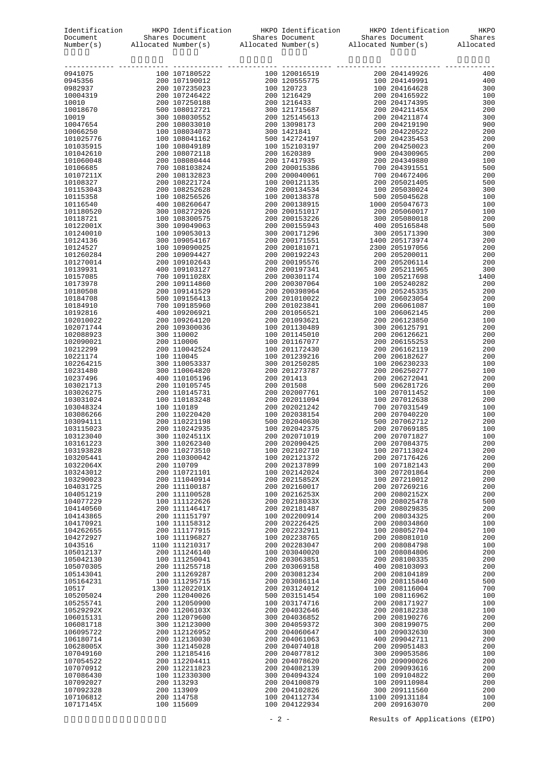| Identification Document Number(s) | HKPO Shares Allocated | Identification Document Number(s) | HKPO Shares Allocated | Identification Document Number(s) | HKPO Shares Allocated | Identification Document Number(s) | HKPO Shares Allocated |
|---|---|---|---|---|---|---|---|
| 0941075 | 100 | 107180522 | 100 | 120016519 | 200 | 204149926 | 400 |
| 0945356 | 200 | 107190012 | 200 | 120555775 | 100 | 204149991 | 400 |
| 0982937 | 200 | 107235023 | 100 | 120723 | 100 | 204164628 | 300 |
| 10004319 | 200 | 107246422 | 200 | 1216429 | 200 | 204165922 | 100 |
| 10010 | 200 | 107250188 | 200 | 1216433 | 200 | 204174395 | 300 |
| 10018670 | 500 | 108012721 | 300 | 121715687 | 200 | 20421145X | 200 |
| 10019 | 300 | 108030552 | 200 | 125145613 | 200 | 204211874 | 300 |
| 10047654 | 200 | 108033010 | 200 | 13098173 | 200 | 204219190 | 900 |
| 10066250 | 100 | 108034073 | 300 | 1421841 | 500 | 204220522 | 200 |
| 101025776 | 100 | 108041162 | 500 | 142724197 | 200 | 204235453 | 200 |
| 101035915 | 100 | 108049189 | 100 | 152103197 | 200 | 204250023 | 200 |
| 101042610 | 200 | 108072118 | 200 | 1620389 | 900 | 204300965 | 200 |
| 101060048 | 200 | 108080444 | 200 | 17417935 | 200 | 204349880 | 100 |
| 10106685 | 700 | 108103824 | 200 | 200015386 | 700 | 204391551 | 500 |
| 10107211X | 200 | 108132823 | 200 | 200040061 | 700 | 204672406 | 200 |
| 10108327 | 200 | 108221724 | 100 | 200121135 | 200 | 205021405 | 500 |
| 101153043 | 200 | 108252628 | 200 | 200134534 | 100 | 205030024 | 300 |
| 10115358 | 100 | 108256526 | 100 | 200138378 | 500 | 205045628 | 100 |
| 10116540 | 400 | 108260647 | 200 | 200138915 | 1000 | 205047673 | 100 |
| 101180520 | 300 | 108272926 | 200 | 200151017 | 200 | 205060017 | 100 |
| 10118721 | 100 | 108300575 | 200 | 200153226 | 300 | 205080018 | 200 |
| 10122001X | 300 | 109049063 | 200 | 200155943 | 400 | 205165848 | 500 |
| 101240010 | 100 | 109053013 | 300 | 200171296 | 300 | 205171390 | 300 |
| 10124136 | 300 | 109054167 | 200 | 200171551 | 1400 | 205173974 | 200 |
| 10124527 | 100 | 109090025 | 200 | 200181071 | 2300 | 205197056 | 200 |
| 101260284 | 200 | 109094427 | 200 | 200192243 | 200 | 205200011 | 200 |
| 101270014 | 200 | 109102643 | 200 | 200195576 | 200 | 205206114 | 200 |
| 10139931 | 400 | 109103127 | 200 | 200197341 | 300 | 205211965 | 300 |
| 10157085 | 700 | 10911028X | 200 | 200301174 | 100 | 205217698 | 1400 |
| 10173978 | 200 | 109114860 | 200 | 200307064 | 100 | 205240282 | 200 |
| 10180508 | 200 | 109141529 | 200 | 200398964 | 200 | 205245335 | 200 |
| 10184708 | 500 | 109156413 | 200 | 201010022 | 100 | 206023054 | 200 |
| 10184910 | 700 | 109185960 | 200 | 201023841 | 200 | 206061087 | 100 |
| 10192816 | 400 | 109206921 | 200 | 201056521 | 100 | 206062145 | 200 |
| 102010022 | 200 | 109264120 | 200 | 201093621 | 200 | 206123850 | 100 |
| 102071744 | 200 | 109300036 | 100 | 201130489 | 300 | 206125791 | 200 |
| 102088923 | 300 | 110002 | 100 | 201145010 | 200 | 206126621 | 200 |
| 102090021 | 200 | 110006 | 100 | 201167077 | 200 | 206155253 | 200 |
| 10212299 | 200 | 110042524 | 100 | 201172430 | 200 | 206162119 | 200 |
| 10221174 | 100 | 110045 | 100 | 201239216 | 200 | 206182627 | 200 |
| 102264215 | 300 | 110053337 | 300 | 201250285 | 100 | 206230233 | 100 |
| 10231480 | 300 | 110064820 | 200 | 201273787 | 200 | 206250277 | 100 |
| 10237496 | 400 | 110105196 | 200 | 201413 | 200 | 206272041 | 200 |
| 103021713 | 200 | 110105745 | 200 | 201508 | 500 | 206281726 | 200 |
| 103026275 | 200 | 110145731 | 200 | 202007761 | 100 | 207011452 | 100 |
| 103031024 | 100 | 110183248 | 200 | 202011094 | 100 | 207012638 | 200 |
| 103048324 | 100 | 110189 | 200 | 202021242 | 700 | 207031549 | 100 |
| 103086266 | 200 | 110220420 | 100 | 202038154 | 200 | 207040220 | 100 |
| 103094111 | 200 | 110221198 | 500 | 202040630 | 500 | 207062712 | 200 |
| 103115023 | 200 | 110242935 | 100 | 202042375 | 200 | 207069185 | 100 |
| 103123040 | 300 | 11024511X | 200 | 202071019 | 200 | 207071827 | 100 |
| 103161223 | 300 | 110262340 | 200 | 202090425 | 200 | 207084375 | 200 |
| 103193828 | 200 | 110273510 | 100 | 202102710 | 100 | 207113024 | 200 |
| 103205441 | 200 | 110300042 | 100 | 202121372 | 200 | 207176426 | 200 |
| 10322064X | 200 | 110709 | 200 | 202137899 | 100 | 207182143 | 200 |
| 103243012 | 200 | 110721101 | 100 | 202142024 | 300 | 207201864 | 200 |
| 103290023 | 200 | 111040914 | 200 | 20215852X | 100 | 207210012 | 200 |
| 104031725 | 200 | 111100187 | 200 | 202160017 | 200 | 207269216 | 200 |
| 104051219 | 200 | 111100528 | 100 | 20216253X | 200 | 20802152X | 200 |
| 104077229 | 100 | 111122626 | 200 | 20218033X | 200 | 208025478 | 500 |
| 104140560 | 200 | 111146417 | 200 | 202181487 | 200 | 208029835 | 200 |
| 104143865 | 200 | 111151797 | 100 | 202200914 | 200 | 208034325 | 200 |
| 104170921 | 100 | 111158312 | 200 | 202226425 | 200 | 208034860 | 100 |
| 104262655 | 200 | 111177915 | 200 | 202232911 | 100 | 208052704 | 100 |
| 104272927 | 100 | 111196827 | 100 | 202238765 | 200 | 208081010 | 200 |
| 1043516 | 1100 | 111210317 | 200 | 202283047 | 200 | 208084798 | 100 |
| 105012137 | 200 | 111246140 | 100 | 203040020 | 100 | 208084806 | 200 |
| 105042130 | 100 | 111250041 | 200 | 203063851 | 200 | 208100335 | 200 |
| 105070305 | 200 | 111255718 | 200 | 203069158 | 400 | 208103093 | 200 |
| 105143041 | 200 | 111269287 | 200 | 203081234 | 200 | 208104189 | 200 |
| 105164231 | 100 | 111295715 | 200 | 203086114 | 200 | 208115840 | 500 |
| 10517 | 1300 | 11202201X | 200 | 203124012 | 100 | 208116004 | 700 |
| 105205024 | 200 | 112040026 | 500 | 203151454 | 100 | 208116962 | 100 |
| 105255741 | 200 | 112050900 | 100 | 203174716 | 200 | 208171927 | 100 |
| 10529292X | 200 | 11206103X | 200 | 204032646 | 200 | 208182238 | 100 |
| 106015131 | 200 | 112079600 | 300 | 204036852 | 200 | 208190276 | 200 |
| 106081718 | 300 | 112123000 | 300 | 204059372 | 300 | 208199075 | 200 |
| 106095722 | 200 | 112126952 | 200 | 204060647 | 100 | 209032630 | 300 |
| 106180714 | 200 | 112130030 | 200 | 204061063 | 400 | 209042711 | 200 |
| 10628005X | 300 | 112145028 | 200 | 204074018 | 200 | 209051483 | 200 |
| 107049160 | 200 | 112185416 | 200 | 204077812 | 300 | 209053586 | 100 |
| 107054522 | 200 | 112204411 | 200 | 204078620 | 200 | 209090026 | 200 |
| 107070912 | 200 | 112211823 | 200 | 204082139 | 200 | 209093616 | 200 |
| 107086430 | 100 | 112330300 | 300 | 204094324 | 100 | 209104822 | 200 |
| 107092027 | 200 | 113293 | 200 | 204100879 | 100 | 209110984 | 200 |
| 107092328 | 200 | 113909 | 200 | 204102826 | 300 | 209111560 | 200 |
| 107106812 | 200 | 114758 | 100 | 204112734 | 1100 | 209131184 | 100 |
| 10717145X | 100 | 115609 | 100 | 204122934 | 200 | 209163070 | 200 |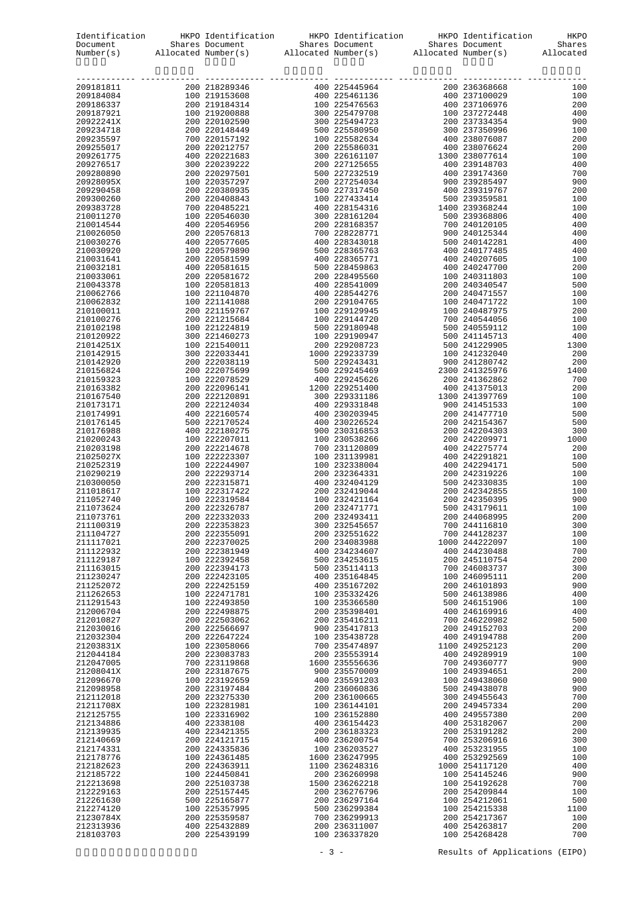| Identification Document Number(s) | HKPO Shares Allocated | Identification Document Number(s) | HKPO Shares Allocated | Identification Document Number(s) | HKPO Shares Allocated | Identification Document Number(s) | HKPO Shares Allocated |
|---|---|---|---|---|---|---|---|
| 209181811 | 200 | 218289346 | 400 | 225445964 | 200 | 236368668 | 100 |
| 209184084 | 100 | 219153608 | 400 | 225461136 | 400 | 237100029 | 100 |
| 209186337 | 200 | 219184314 | 100 | 225476563 | 400 | 237106976 | 200 |
| 209187921 | 100 | 219200888 | 300 | 225479708 | 100 | 237272448 | 400 |
| 20922241X | 200 | 220102590 | 300 | 225494723 | 200 | 237334354 | 900 |
| 209234718 | 200 | 220148449 | 500 | 225580950 | 300 | 237350996 | 100 |
| 209235597 | 700 | 220157192 | 100 | 225582634 | 400 | 238076087 | 200 |
| 209255017 | 200 | 220212757 | 200 | 225586031 | 400 | 238076624 | 200 |
| 209261775 | 400 | 220221683 | 300 | 226161107 | 1300 | 238077614 | 100 |
| 209276517 | 300 | 220239222 | 200 | 227125655 | 400 | 239148703 | 400 |
| 209280890 | 200 | 220297501 | 500 | 227232519 | 400 | 239174360 | 700 |
| 20928095X | 100 | 220357297 | 200 | 227254034 | 900 | 239285497 | 900 |
| 209290458 | 200 | 220380935 | 500 | 227317450 | 400 | 239319767 | 200 |
| 209300260 | 200 | 220408843 | 100 | 227433414 | 500 | 239359581 | 100 |
| 209383728 | 700 | 220485221 | 400 | 228154316 | 1400 | 239368244 | 100 |
| 210011270 | 100 | 220546030 | 300 | 228161204 | 500 | 239368806 | 400 |
| 210014544 | 400 | 220546956 | 200 | 228168357 | 700 | 240120105 | 400 |
| 210026050 | 200 | 220576813 | 700 | 228228771 | 900 | 240125344 | 400 |
| 210030276 | 400 | 220577605 | 400 | 228343018 | 500 | 240142281 | 400 |
| 210030920 | 100 | 220579890 | 500 | 228365763 | 400 | 240177485 | 400 |
| 210031641 | 200 | 220581599 | 400 | 228365771 | 400 | 240207605 | 100 |
| 210032181 | 400 | 220581615 | 500 | 228459863 | 400 | 240247700 | 200 |
| 210033061 | 200 | 220581672 | 200 | 228495560 | 100 | 240311803 | 100 |
| 210043378 | 100 | 220581813 | 400 | 228541009 | 200 | 240340547 | 500 |
| 210062766 | 100 | 221104870 | 400 | 228544276 | 200 | 240471557 | 100 |
| 210062832 | 100 | 221141088 | 200 | 229104765 | 100 | 240471722 | 100 |
| 210100011 | 200 | 221159767 | 100 | 229129945 | 100 | 240487975 | 200 |
| 210100276 | 200 | 221215684 | 100 | 229144720 | 700 | 240544056 | 100 |
| 210102198 | 100 | 221224819 | 500 | 229180948 | 500 | 240559112 | 100 |
| 210120922 | 300 | 221460273 | 100 | 229190947 | 500 | 241145713 | 400 |
| 21014251X | 100 | 221540011 | 200 | 229208723 | 500 | 241229905 | 1300 |
| 210142915 | 300 | 222033441 | 1000 | 229233739 | 100 | 241232040 | 200 |
| 210142920 | 200 | 222038119 | 500 | 229243431 | 900 | 241280742 | 200 |
| 210156824 | 200 | 222075699 | 500 | 229245469 | 2300 | 241325976 | 1400 |
| 210159323 | 100 | 222078529 | 400 | 229245626 | 200 | 241362862 | 700 |
| 210163382 | 200 | 222096141 | 1200 | 229251400 | 400 | 241375013 | 200 |
| 210167540 | 200 | 222120891 | 300 | 229331186 | 1300 | 241397769 | 100 |
| 210173171 | 200 | 222124034 | 400 | 229331848 | 900 | 241451533 | 100 |
| 210174991 | 400 | 222160574 | 400 | 230203945 | 200 | 241477710 | 500 |
| 210176145 | 500 | 222170524 | 400 | 230226524 | 200 | 242154367 | 500 |
| 210176988 | 400 | 222180275 | 900 | 230316853 | 200 | 242204303 | 300 |
| 210200243 | 100 | 222207011 | 100 | 230538266 | 200 | 242209971 | 1000 |
| 210203198 | 200 | 222214678 | 700 | 231120809 | 400 | 242275774 | 200 |
| 21025027X | 100 | 222223307 | 100 | 231139981 | 400 | 242291821 | 100 |
| 210252319 | 100 | 222244907 | 100 | 232338004 | 400 | 242294171 | 500 |
| 210290219 | 200 | 222293714 | 200 | 232364331 | 200 | 242319226 | 100 |
| 210300050 | 200 | 222315871 | 400 | 232404129 | 500 | 242330835 | 100 |
| 211018617 | 100 | 222317422 | 200 | 232419044 | 200 | 242342855 | 100 |
| 211052740 | 100 | 222319584 | 100 | 232421164 | 200 | 242350395 | 900 |
| 211073624 | 200 | 222326787 | 200 | 232471771 | 500 | 243179611 | 100 |
| 211073761 | 200 | 222332033 | 200 | 232493411 | 200 | 244068995 | 200 |
| 211100319 | 200 | 222353823 | 300 | 232545657 | 700 | 244116810 | 300 |
| 211104727 | 200 | 222355091 | 200 | 232551622 | 700 | 244128237 | 100 |
| 211117021 | 200 | 222370025 | 200 | 234083988 | 1000 | 244222097 | 100 |
| 211122932 | 200 | 222381949 | 400 | 234234607 | 400 | 244230488 | 700 |
| 211129187 | 100 | 222392458 | 500 | 234253615 | 200 | 245110754 | 200 |
| 211163015 | 200 | 222394173 | 500 | 235114113 | 700 | 246083737 | 300 |
| 211230247 | 200 | 222423105 | 400 | 235164845 | 100 | 246095111 | 200 |
| 211252072 | 200 | 222425159 | 400 | 235167202 | 200 | 246101893 | 900 |
| 211262653 | 100 | 222471781 | 100 | 235332426 | 500 | 246138986 | 400 |
| 211291543 | 100 | 222493850 | 100 | 235366580 | 500 | 246151906 | 100 |
| 212006704 | 200 | 222498875 | 200 | 235398401 | 400 | 246169916 | 400 |
| 212010827 | 200 | 222503062 | 200 | 235416211 | 700 | 246220982 | 500 |
| 212030016 | 200 | 222566697 | 900 | 235417813 | 200 | 249152703 | 200 |
| 212032304 | 200 | 222647224 | 100 | 235438728 | 400 | 249194788 | 200 |
| 21203831X | 100 | 223058066 | 700 | 235474897 | 1100 | 249252123 | 200 |
| 212044184 | 200 | 223083783 | 200 | 235553914 | 400 | 249289919 | 100 |
| 212047005 | 700 | 223119868 | 1600 | 235556636 | 700 | 249360777 | 900 |
| 21208041X | 200 | 223187675 | 900 | 235570009 | 100 | 249394651 | 200 |
| 212096670 | 100 | 223192659 | 400 | 235591203 | 100 | 249438060 | 900 |
| 212098958 | 200 | 223197484 | 200 | 236060836 | 500 | 249438078 | 900 |
| 212112018 | 200 | 223275330 | 200 | 236100665 | 300 | 249455643 | 700 |
| 21211708X | 100 | 223281981 | 100 | 236144101 | 200 | 249457334 | 200 |
| 212125755 | 100 | 223316902 | 100 | 236152880 | 400 | 249557380 | 200 |
| 212134886 | 400 | 223338108 | 400 | 236154423 | 400 | 253182067 | 200 |
| 212139935 | 400 | 223421355 | 200 | 236183323 | 200 | 253191282 | 200 |
| 212140669 | 200 | 224121715 | 400 | 236200754 | 700 | 253206916 | 300 |
| 212174331 | 200 | 224335836 | 100 | 236203527 | 400 | 253231955 | 100 |
| 212178776 | 100 | 224361485 | 1600 | 236247995 | 400 | 253292569 | 100 |
| 212182623 | 200 | 224363911 | 1100 | 236248316 | 1000 | 254117120 | 400 |
| 212185722 | 100 | 224450841 | 200 | 236260998 | 100 | 254145246 | 900 |
| 212213698 | 200 | 225103738 | 1500 | 236262218 | 100 | 254192628 | 700 |
| 212229163 | 200 | 225157445 | 200 | 236276796 | 200 | 254209844 | 100 |
| 212261630 | 500 | 225165877 | 200 | 236297164 | 100 | 254212061 | 500 |
| 212274120 | 100 | 225357995 | 500 | 236299384 | 100 | 254215338 | 1100 |
| 21230784X | 200 | 225359587 | 700 | 236299913 | 200 | 254217367 | 100 |
| 212313936 | 400 | 225432889 | 200 | 236311007 | 400 | 254263817 | 200 |
| 218103703 | 200 | 225439199 | 100 | 236337820 | 100 | 254268428 | 700 |

Results of Applications (EIPO)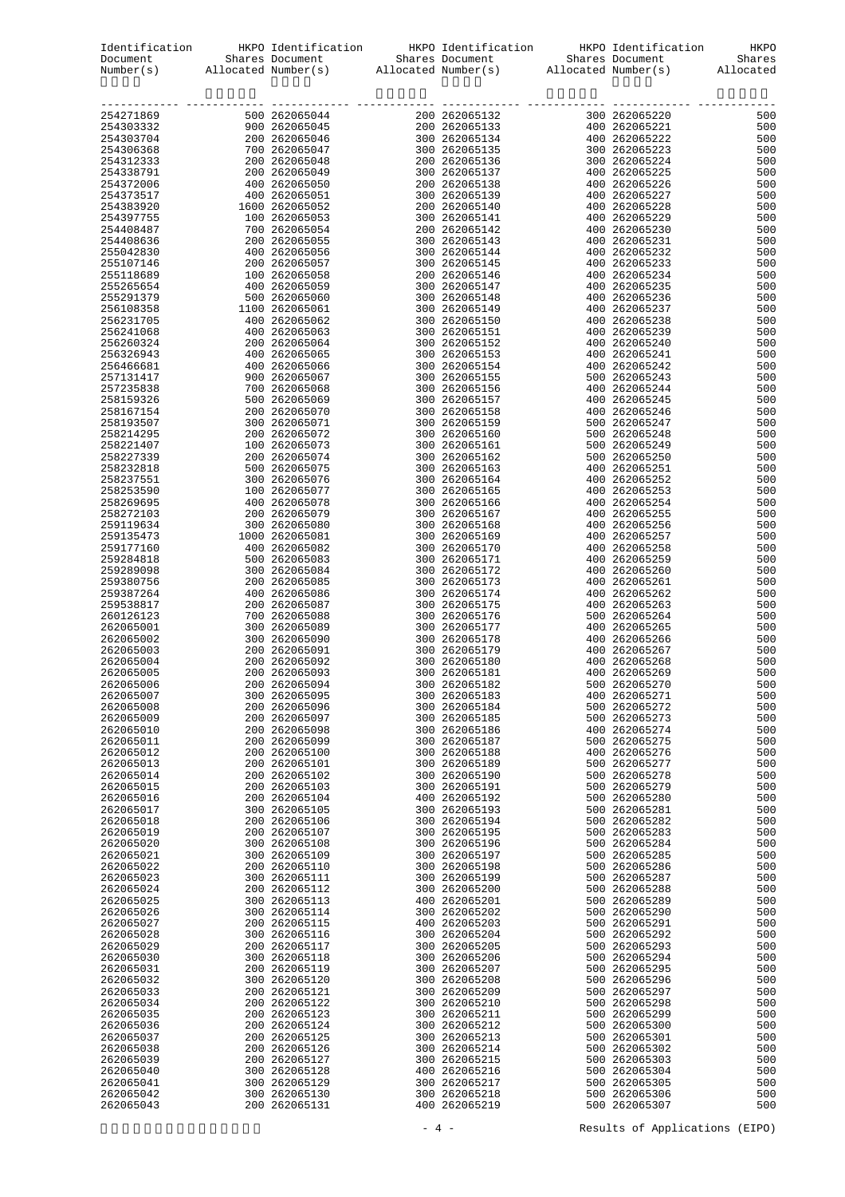| Identification Document Number(s) | HKPO Shares Allocated | Identification Document Number(s) | HKPO Shares Allocated | Identification Document Number(s) | HKPO Shares Allocated | Identification Document Number(s) | HKPO Shares Allocated |
|---|---|---|---|---|---|---|---|
| 254271869 | 500 | 262065044 | 200 | 262065132 | 300 | 262065220 | 500 |
| 254303332 | 900 | 262065045 | 200 | 262065133 | 400 | 262065221 | 500 |
| 254303704 | 200 | 262065046 | 300 | 262065134 | 400 | 262065222 | 500 |
| 254306368 | 700 | 262065047 | 300 | 262065135 | 300 | 262065223 | 500 |
| 254312333 | 200 | 262065048 | 200 | 262065136 | 300 | 262065224 | 500 |
| 254338791 | 200 | 262065049 | 300 | 262065137 | 400 | 262065225 | 500 |
| 254372006 | 400 | 262065050 | 200 | 262065138 | 400 | 262065226 | 500 |
| 254373517 | 400 | 262065051 | 300 | 262065139 | 400 | 262065227 | 500 |
| 254383920 | 1600 | 262065052 | 200 | 262065140 | 400 | 262065228 | 500 |
| 254397755 | 100 | 262065053 | 300 | 262065141 | 400 | 262065229 | 500 |
| 254408487 | 700 | 262065054 | 200 | 262065142 | 400 | 262065230 | 500 |
| 254408636 | 200 | 262065055 | 300 | 262065143 | 400 | 262065231 | 500 |
| 255042830 | 400 | 262065056 | 300 | 262065144 | 400 | 262065232 | 500 |
| 255107146 | 200 | 262065057 | 300 | 262065145 | 400 | 262065233 | 500 |
| 255118689 | 100 | 262065058 | 200 | 262065146 | 400 | 262065234 | 500 |
| 255265654 | 400 | 262065059 | 300 | 262065147 | 400 | 262065235 | 500 |
| 255291379 | 500 | 262065060 | 300 | 262065148 | 400 | 262065236 | 500 |
| 256108358 | 1100 | 262065061 | 300 | 262065149 | 400 | 262065237 | 500 |
| 256231705 | 400 | 262065062 | 300 | 262065150 | 400 | 262065238 | 500 |
| 256241068 | 400 | 262065063 | 300 | 262065151 | 400 | 262065239 | 500 |
| 256260324 | 200 | 262065064 | 300 | 262065152 | 400 | 262065240 | 500 |
| 256326943 | 400 | 262065065 | 300 | 262065153 | 400 | 262065241 | 500 |
| 256466681 | 400 | 262065066 | 300 | 262065154 | 400 | 262065242 | 500 |
| 257131417 | 900 | 262065067 | 300 | 262065155 | 500 | 262065243 | 500 |
| 257235838 | 700 | 262065068 | 300 | 262065156 | 400 | 262065244 | 500 |
| 258159326 | 500 | 262065069 | 300 | 262065157 | 400 | 262065245 | 500 |
| 258167154 | 200 | 262065070 | 300 | 262065158 | 400 | 262065246 | 500 |
| 258193507 | 300 | 262065071 | 300 | 262065159 | 500 | 262065247 | 500 |
| 258214295 | 200 | 262065072 | 300 | 262065160 | 500 | 262065248 | 500 |
| 258221407 | 100 | 262065073 | 300 | 262065161 | 500 | 262065249 | 500 |
| 258227339 | 200 | 262065074 | 300 | 262065162 | 500 | 262065250 | 500 |
| 258232818 | 500 | 262065075 | 300 | 262065163 | 400 | 262065251 | 500 |
| 258237551 | 300 | 262065076 | 300 | 262065164 | 400 | 262065252 | 500 |
| 258253590 | 100 | 262065077 | 300 | 262065165 | 400 | 262065253 | 500 |
| 258269695 | 400 | 262065078 | 300 | 262065166 | 400 | 262065254 | 500 |
| 258272103 | 200 | 262065079 | 300 | 262065167 | 400 | 262065255 | 500 |
| 259119634 | 300 | 262065080 | 300 | 262065168 | 400 | 262065256 | 500 |
| 259135473 | 1000 | 262065081 | 300 | 262065169 | 400 | 262065257 | 500 |
| 259177160 | 400 | 262065082 | 300 | 262065170 | 400 | 262065258 | 500 |
| 259284818 | 500 | 262065083 | 300 | 262065171 | 400 | 262065259 | 500 |
| 259289098 | 300 | 262065084 | 300 | 262065172 | 400 | 262065260 | 500 |
| 259380756 | 200 | 262065085 | 300 | 262065173 | 400 | 262065261 | 500 |
| 259387264 | 400 | 262065086 | 300 | 262065174 | 400 | 262065262 | 500 |
| 259538817 | 200 | 262065087 | 300 | 262065175 | 400 | 262065263 | 500 |
| 260126123 | 700 | 262065088 | 300 | 262065176 | 500 | 262065264 | 500 |
| 262065001 | 300 | 262065089 | 300 | 262065177 | 400 | 262065265 | 500 |
| 262065002 | 300 | 262065090 | 300 | 262065178 | 400 | 262065266 | 500 |
| 262065003 | 200 | 262065091 | 300 | 262065179 | 400 | 262065267 | 500 |
| 262065004 | 200 | 262065092 | 300 | 262065180 | 400 | 262065268 | 500 |
| 262065005 | 200 | 262065093 | 300 | 262065181 | 400 | 262065269 | 500 |
| 262065006 | 200 | 262065094 | 300 | 262065182 | 500 | 262065270 | 500 |
| 262065007 | 300 | 262065095 | 300 | 262065183 | 400 | 262065271 | 500 |
| 262065008 | 200 | 262065096 | 300 | 262065184 | 500 | 262065272 | 500 |
| 262065009 | 200 | 262065097 | 300 | 262065185 | 500 | 262065273 | 500 |
| 262065010 | 200 | 262065098 | 300 | 262065186 | 400 | 262065274 | 500 |
| 262065011 | 200 | 262065099 | 300 | 262065187 | 500 | 262065275 | 500 |
| 262065012 | 200 | 262065100 | 300 | 262065188 | 400 | 262065276 | 500 |
| 262065013 | 200 | 262065101 | 300 | 262065189 | 500 | 262065277 | 500 |
| 262065014 | 200 | 262065102 | 300 | 262065190 | 500 | 262065278 | 500 |
| 262065015 | 200 | 262065103 | 300 | 262065191 | 500 | 262065279 | 500 |
| 262065016 | 200 | 262065104 | 400 | 262065192 | 500 | 262065280 | 500 |
| 262065017 | 300 | 262065105 | 300 | 262065193 | 500 | 262065281 | 500 |
| 262065018 | 200 | 262065106 | 300 | 262065194 | 500 | 262065282 | 500 |
| 262065019 | 200 | 262065107 | 300 | 262065195 | 500 | 262065283 | 500 |
| 262065020 | 300 | 262065108 | 300 | 262065196 | 500 | 262065284 | 500 |
| 262065021 | 300 | 262065109 | 300 | 262065197 | 500 | 262065285 | 500 |
| 262065022 | 200 | 262065110 | 300 | 262065198 | 500 | 262065286 | 500 |
| 262065023 | 300 | 262065111 | 300 | 262065199 | 500 | 262065287 | 500 |
| 262065024 | 200 | 262065112 | 300 | 262065200 | 500 | 262065288 | 500 |
| 262065025 | 300 | 262065113 | 400 | 262065201 | 500 | 262065289 | 500 |
| 262065026 | 300 | 262065114 | 300 | 262065202 | 500 | 262065290 | 500 |
| 262065027 | 200 | 262065115 | 400 | 262065203 | 500 | 262065291 | 500 |
| 262065028 | 300 | 262065116 | 300 | 262065204 | 500 | 262065292 | 500 |
| 262065029 | 200 | 262065117 | 300 | 262065205 | 500 | 262065293 | 500 |
| 262065030 | 300 | 262065118 | 300 | 262065206 | 500 | 262065294 | 500 |
| 262065031 | 200 | 262065119 | 300 | 262065207 | 500 | 262065295 | 500 |
| 262065032 | 300 | 262065120 | 300 | 262065208 | 500 | 262065296 | 500 |
| 262065033 | 200 | 262065121 | 300 | 262065209 | 500 | 262065297 | 500 |
| 262065034 | 200 | 262065122 | 300 | 262065210 | 500 | 262065298 | 500 |
| 262065035 | 200 | 262065123 | 300 | 262065211 | 500 | 262065299 | 500 |
| 262065036 | 200 | 262065124 | 300 | 262065212 | 500 | 262065300 | 500 |
| 262065037 | 200 | 262065125 | 300 | 262065213 | 500 | 262065301 | 500 |
| 262065038 | 200 | 262065126 | 300 | 262065214 | 500 | 262065302 | 500 |
| 262065039 | 200 | 262065127 | 300 | 262065215 | 500 | 262065303 | 500 |
| 262065040 | 300 | 262065128 | 400 | 262065216 | 500 | 262065304 | 500 |
| 262065041 | 300 | 262065129 | 300 | 262065217 | 500 | 262065305 | 500 |
| 262065042 | 300 | 262065130 | 300 | 262065218 | 500 | 262065306 | 500 |
| 262065043 | 200 | 262065131 | 400 | 262065219 | 500 | 262065307 | 500 |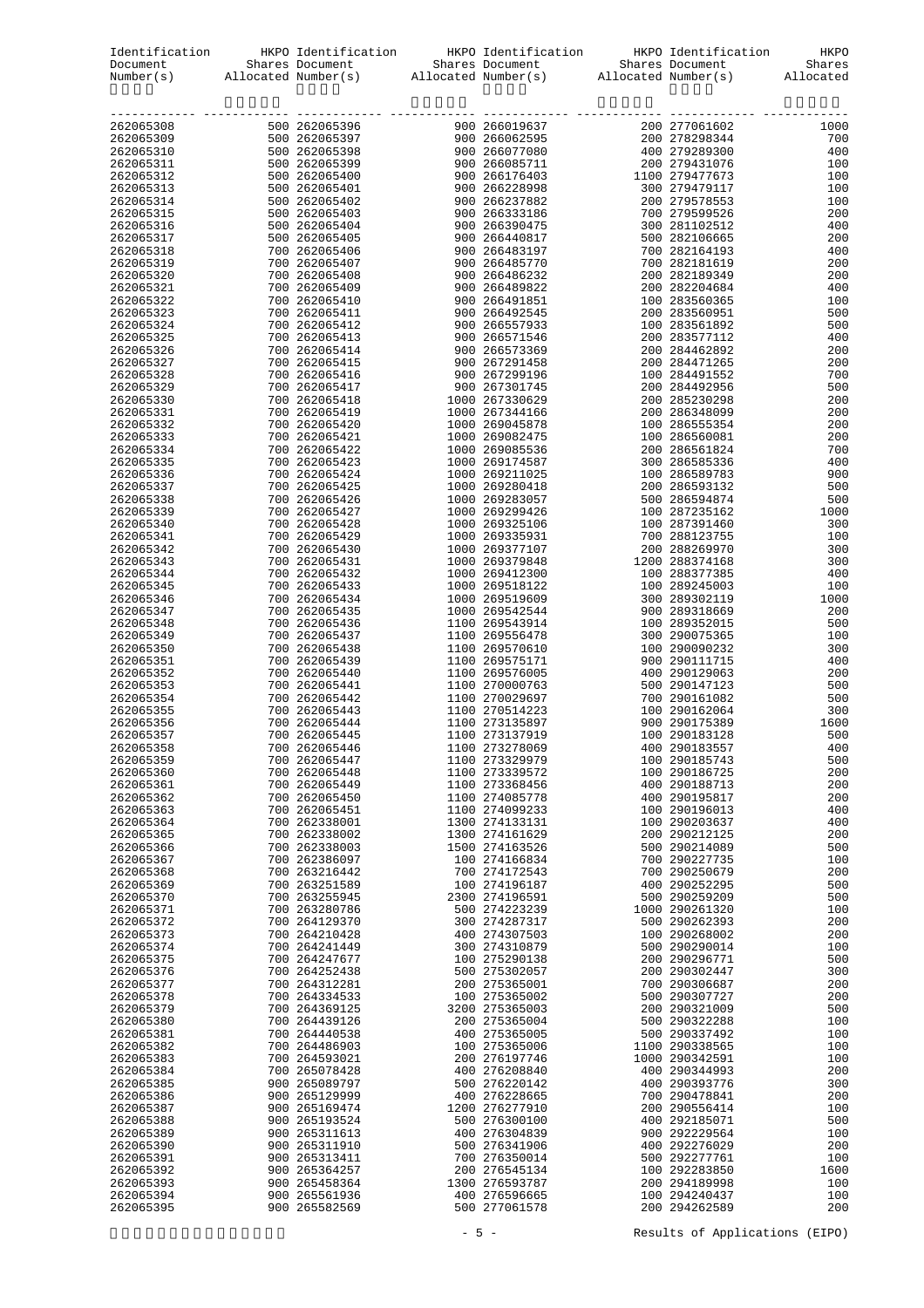| Identification Document Number(s) | HKPO Shares Allocated | Identification Document Number(s) | HKPO Shares Allocated | Identification Document Number(s) | HKPO Shares Allocated | Identification Document Number(s) | HKPO Shares Allocated |
|---|---|---|---|---|---|---|---|
| 262065308 | 500 | 262065396 | 900 | 266019637 | 200 | 277061602 | 1000 |
| 262065309 | 500 | 262065397 | 900 | 266062595 | 200 | 278298344 | 700 |
| 262065310 | 500 | 262065398 | 900 | 266077080 | 400 | 279289300 | 400 |
| 262065311 | 500 | 262065399 | 900 | 266085711 | 200 | 279431076 | 100 |
| 262065312 | 500 | 262065400 | 900 | 266176403 | 1100 | 279477673 | 100 |
| 262065313 | 500 | 262065401 | 900 | 266228998 | 300 | 279479117 | 100 |
| 262065314 | 500 | 262065402 | 900 | 266237882 | 200 | 279578553 | 100 |
| 262065315 | 500 | 262065403 | 900 | 266333186 | 700 | 279599526 | 200 |
| 262065316 | 500 | 262065404 | 900 | 266390475 | 300 | 281102512 | 400 |
| 262065317 | 500 | 262065405 | 900 | 266440817 | 500 | 282106665 | 200 |
| 262065318 | 700 | 262065406 | 900 | 266483197 | 700 | 282164193 | 400 |
| 262065319 | 700 | 262065407 | 900 | 266485770 | 700 | 282181619 | 200 |
| 262065320 | 700 | 262065408 | 900 | 266486232 | 200 | 282189349 | 200 |
| 262065321 | 700 | 262065409 | 900 | 266489822 | 200 | 282204684 | 400 |
| 262065322 | 700 | 262065410 | 900 | 266491851 | 100 | 283560365 | 100 |
| 262065323 | 700 | 262065411 | 900 | 266492545 | 200 | 283560951 | 500 |
| 262065324 | 700 | 262065412 | 900 | 266557933 | 100 | 283561892 | 500 |
| 262065325 | 700 | 262065413 | 900 | 266571546 | 200 | 283577112 | 400 |
| 262065326 | 700 | 262065414 | 900 | 266573369 | 200 | 284462892 | 200 |
| 262065327 | 700 | 262065415 | 900 | 267291458 | 200 | 284471265 | 200 |
| 262065328 | 700 | 262065416 | 900 | 267299196 | 100 | 284491552 | 700 |
| 262065329 | 700 | 262065417 | 900 | 267301745 | 200 | 284492956 | 500 |
| 262065330 | 700 | 262065418 | 1000 | 267330629 | 200 | 285230298 | 200 |
| 262065331 | 700 | 262065419 | 1000 | 267344166 | 200 | 286348099 | 200 |
| 262065332 | 700 | 262065420 | 1000 | 269045878 | 100 | 286555354 | 200 |
| 262065333 | 700 | 262065421 | 1000 | 269082475 | 100 | 286560081 | 200 |
| 262065334 | 700 | 262065422 | 1000 | 269085536 | 200 | 286561824 | 700 |
| 262065335 | 700 | 262065423 | 1000 | 269174587 | 300 | 286585336 | 400 |
| 262065336 | 700 | 262065424 | 1000 | 269211025 | 100 | 286589783 | 900 |
| 262065337 | 700 | 262065425 | 1000 | 269280418 | 200 | 286593132 | 500 |
| 262065338 | 700 | 262065426 | 1000 | 269283057 | 500 | 286594874 | 500 |
| 262065339 | 700 | 262065427 | 1000 | 269299426 | 100 | 287235162 | 1000 |
| 262065340 | 700 | 262065428 | 1000 | 269325106 | 100 | 287391460 | 300 |
| 262065341 | 700 | 262065429 | 1000 | 269335931 | 700 | 288123755 | 100 |
| 262065342 | 700 | 262065430 | 1000 | 269377107 | 200 | 288269970 | 300 |
| 262065343 | 700 | 262065431 | 1000 | 269379848 | 1200 | 288374168 | 300 |
| 262065344 | 700 | 262065432 | 1000 | 269412300 | 100 | 288377385 | 400 |
| 262065345 | 700 | 262065433 | 1000 | 269518122 | 100 | 289245003 | 100 |
| 262065346 | 700 | 262065434 | 1000 | 269519609 | 300 | 289302119 | 1000 |
| 262065347 | 700 | 262065435 | 1000 | 269542544 | 900 | 289318669 | 200 |
| 262065348 | 700 | 262065436 | 1100 | 269543914 | 100 | 289352015 | 500 |
| 262065349 | 700 | 262065437 | 1100 | 269556478 | 300 | 290075365 | 100 |
| 262065350 | 700 | 262065438 | 1100 | 269570610 | 100 | 290090232 | 300 |
| 262065351 | 700 | 262065439 | 1100 | 269575171 | 900 | 290111715 | 400 |
| 262065352 | 700 | 262065440 | 1100 | 269576005 | 400 | 290129063 | 200 |
| 262065353 | 700 | 262065441 | 1100 | 270000763 | 500 | 290147123 | 500 |
| 262065354 | 700 | 262065442 | 1100 | 270029697 | 700 | 290161082 | 500 |
| 262065355 | 700 | 262065443 | 1100 | 270514223 | 100 | 290162064 | 300 |
| 262065356 | 700 | 262065444 | 1100 | 273135897 | 900 | 290175389 | 1600 |
| 262065357 | 700 | 262065445 | 1100 | 273137919 | 100 | 290183128 | 500 |
| 262065358 | 700 | 262065446 | 1100 | 273278069 | 400 | 290183557 | 400 |
| 262065359 | 700 | 262065447 | 1100 | 273329979 | 100 | 290185743 | 500 |
| 262065360 | 700 | 262065448 | 1100 | 273339572 | 100 | 290186725 | 200 |
| 262065361 | 700 | 262065449 | 1100 | 273368456 | 400 | 290188713 | 200 |
| 262065362 | 700 | 262065450 | 1100 | 274085778 | 400 | 290195817 | 200 |
| 262065363 | 700 | 262065451 | 1100 | 274099233 | 100 | 290196013 | 400 |
| 262065364 | 700 | 262338001 | 1300 | 274133131 | 100 | 290203637 | 400 |
| 262065365 | 700 | 262338002 | 1300 | 274161629 | 200 | 290212125 | 200 |
| 262065366 | 700 | 262338003 | 1500 | 274163526 | 500 | 290214089 | 500 |
| 262065367 | 700 | 262386097 | 100 | 274166834 | 700 | 290227735 | 100 |
| 262065368 | 700 | 263216442 | 700 | 274172543 | 700 | 290250679 | 200 |
| 262065369 | 700 | 263251589 | 100 | 274196187 | 400 | 290252295 | 500 |
| 262065370 | 700 | 263255945 | 2300 | 274196591 | 500 | 290259209 | 500 |
| 262065371 | 700 | 263280786 | 500 | 274223239 | 1000 | 290261320 | 100 |
| 262065372 | 700 | 264129370 | 300 | 274287317 | 500 | 290262393 | 200 |
| 262065373 | 700 | 264210428 | 400 | 274307503 | 100 | 290268002 | 200 |
| 262065374 | 700 | 264241449 | 300 | 274310879 | 500 | 290290014 | 100 |
| 262065375 | 700 | 264247677 | 100 | 275290138 | 200 | 290296771 | 500 |
| 262065376 | 700 | 264252438 | 500 | 275302057 | 200 | 290302447 | 300 |
| 262065377 | 700 | 264312281 | 200 | 275365001 | 700 | 290306687 | 200 |
| 262065378 | 700 | 264334533 | 100 | 275365002 | 500 | 290307727 | 200 |
| 262065379 | 700 | 264369125 | 3200 | 275365003 | 200 | 290321009 | 500 |
| 262065380 | 700 | 264439126 | 200 | 275365004 | 500 | 290322288 | 100 |
| 262065381 | 700 | 264440538 | 400 | 275365005 | 500 | 290337492 | 100 |
| 262065382 | 700 | 264486903 | 100 | 275365006 | 1100 | 290338565 | 100 |
| 262065383 | 700 | 264593021 | 200 | 276197746 | 1000 | 290342591 | 100 |
| 262065384 | 700 | 265078428 | 400 | 276208840 | 400 | 290344993 | 200 |
| 262065385 | 900 | 265089797 | 500 | 276220142 | 400 | 290393776 | 300 |
| 262065386 | 900 | 265129999 | 400 | 276228665 | 700 | 290478841 | 200 |
| 262065387 | 900 | 265169474 | 1200 | 276277910 | 200 | 290556414 | 100 |
| 262065388 | 900 | 265193524 | 500 | 276300100 | 400 | 292185071 | 500 |
| 262065389 | 900 | 265311613 | 400 | 276304839 | 900 | 292229564 | 100 |
| 262065390 | 900 | 265311910 | 500 | 276341906 | 400 | 292276029 | 200 |
| 262065391 | 900 | 265313411 | 700 | 276350014 | 500 | 292277761 | 100 |
| 262065392 | 900 | 265364257 | 200 | 276545134 | 100 | 292283850 | 1600 |
| 262065393 | 900 | 265458364 | 1300 | 276593787 | 200 | 294189998 | 100 |
| 262065394 | 900 | 265561936 | 400 | 276596665 | 100 | 294240437 | 100 |
| 262065395 | 900 | 265582569 | 500 | 277061578 | 200 | 294262589 | 200 |

Results of Applications (EIPO)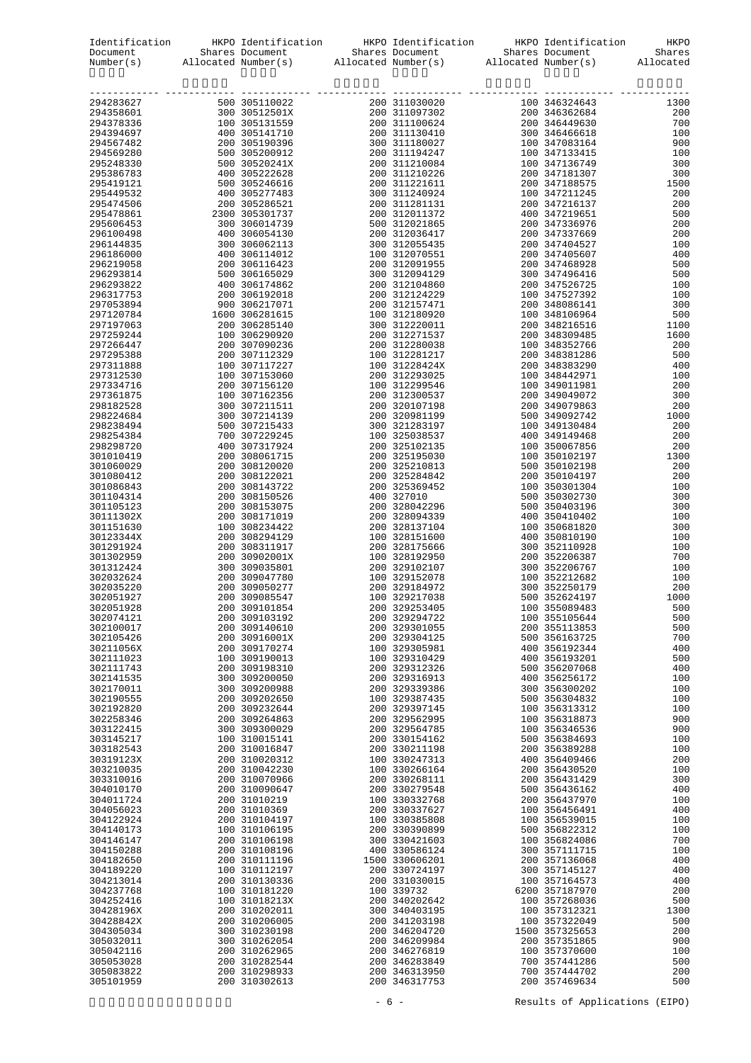| Identification Document Number(s) | HKPO Shares Allocated | Identification Document Number(s) | HKPO Shares Allocated | Identification Document Number(s) | HKPO Shares Allocated | Identification Document Number(s) | HKPO Shares Allocated |
|---|---|---|---|---|---|---|---|
| 294283627 | 500 | 305110022 | 200 | 311030020 | 100 | 346324643 | 1300 |
| 294358601 | 300 | 30512501X | 200 | 311097302 | 200 | 346362684 | 200 |
| 294378336 | 100 | 305131559 | 200 | 311100624 | 200 | 346449630 | 700 |
| 294394697 | 400 | 305141710 | 200 | 311130410 | 300 | 346466618 | 100 |
| 294567482 | 200 | 305190396 | 300 | 311180027 | 100 | 347083164 | 900 |
| 294569280 | 500 | 305200912 | 200 | 311194247 | 100 | 347133415 | 100 |
| 295248330 | 500 | 30520241X | 200 | 311210084 | 100 | 347136749 | 300 |
| 295386783 | 400 | 305222628 | 200 | 311210226 | 200 | 347181307 | 300 |
| 295419121 | 500 | 305246616 | 200 | 311221611 | 200 | 347188575 | 1500 |
| 295449532 | 400 | 305277483 | 300 | 311240924 | 100 | 347211245 | 200 |
| 295474506 | 200 | 305286521 | 200 | 311281131 | 200 | 347216137 | 200 |
| 295478861 | 2300 | 305301737 | 200 | 312011372 | 400 | 347219651 | 500 |
| 295606453 | 300 | 306014739 | 500 | 312021865 | 200 | 347336976 | 200 |
| 296100498 | 400 | 306054130 | 200 | 312036417 | 200 | 347337669 | 200 |
| 296144835 | 300 | 306062113 | 300 | 312055435 | 200 | 347404527 | 100 |
| 296186000 | 400 | 306114012 | 100 | 312070551 | 200 | 347405607 | 400 |
| 296219058 | 200 | 306116423 | 200 | 312091955 | 200 | 347468928 | 500 |
| 296293814 | 500 | 306165029 | 300 | 312094129 | 300 | 347496416 | 500 |
| 296293822 | 400 | 306174862 | 200 | 312104860 | 200 | 347526725 | 100 |
| 296317753 | 200 | 306192018 | 200 | 312124229 | 100 | 347527392 | 100 |
| 297053894 | 900 | 306217071 | 200 | 312157471 | 200 | 348086141 | 300 |
| 297120784 | 1600 | 306281615 | 100 | 312180920 | 100 | 348106964 | 500 |
| 297197063 | 200 | 306285140 | 300 | 312220011 | 200 | 348216516 | 1100 |
| 297259244 | 100 | 306290920 | 200 | 312271537 | 200 | 348309485 | 1600 |
| 297266447 | 200 | 307090236 | 200 | 312280038 | 100 | 348352766 | 200 |
| 297295388 | 200 | 307112329 | 100 | 312281217 | 200 | 348381286 | 500 |
| 297311888 | 100 | 307117227 | 100 | 31228424X | 200 | 348383290 | 400 |
| 297312530 | 100 | 307153060 | 200 | 312293025 | 100 | 348442971 | 100 |
| 297334716 | 200 | 307156120 | 100 | 312299546 | 100 | 349011981 | 200 |
| 297361875 | 100 | 307162356 | 200 | 312300537 | 200 | 349049072 | 300 |
| 298182528 | 300 | 307211511 | 200 | 320107198 | 200 | 349079863 | 200 |
| 298224684 | 300 | 307214139 | 200 | 320981199 | 500 | 349092742 | 1000 |
| 298238494 | 500 | 307215433 | 300 | 321283197 | 100 | 349130484 | 200 |
| 298254384 | 700 | 307229245 | 100 | 325038537 | 400 | 349149468 | 200 |
| 298298720 | 400 | 307317924 | 200 | 325102135 | 100 | 350067856 | 200 |
| 301010419 | 200 | 308061715 | 200 | 325195030 | 100 | 350102197 | 1300 |
| 301060029 | 200 | 308120020 | 200 | 325210813 | 500 | 350102198 | 200 |
| 301080412 | 200 | 308122021 | 200 | 325284842 | 200 | 350104197 | 200 |
| 301086843 | 200 | 308143722 | 200 | 325369452 | 100 | 350301304 | 100 |
| 301104314 | 200 | 308150526 | 400 | 327010 | 500 | 350302730 | 300 |
| 301105123 | 200 | 308153075 | 200 | 328042296 | 500 | 350403196 | 300 |
| 30111302X | 200 | 308171019 | 200 | 328094339 | 400 | 350410402 | 100 |
| 301151630 | 100 | 308234422 | 200 | 328137104 | 100 | 350681820 | 300 |
| 30123344X | 200 | 308294129 | 100 | 328151600 | 400 | 350810190 | 100 |
| 301291924 | 200 | 308311917 | 200 | 328175666 | 300 | 352110928 | 100 |
| 301302959 | 200 | 30902001X | 100 | 328192950 | 200 | 352206387 | 700 |
| 301312424 | 300 | 309035801 | 200 | 329102107 | 300 | 352206767 | 100 |
| 302032624 | 200 | 309047780 | 100 | 329152078 | 100 | 352212682 | 100 |
| 302035220 | 200 | 309050277 | 200 | 329184972 | 300 | 352250179 | 200 |
| 302051927 | 200 | 309085547 | 100 | 329217038 | 500 | 352624197 | 1000 |
| 302051928 | 200 | 309101854 | 200 | 329253405 | 100 | 355089483 | 500 |
| 302074121 | 200 | 309103192 | 200 | 329294722 | 100 | 355105644 | 500 |
| 302100017 | 200 | 309140610 | 200 | 329301055 | 200 | 355113853 | 500 |
| 302105426 | 200 | 30916001X | 200 | 329304125 | 500 | 356163725 | 700 |
| 30211056X | 200 | 309170274 | 100 | 329305981 | 400 | 356192344 | 400 |
| 302111023 | 100 | 309190013 | 100 | 329310429 | 400 | 356193201 | 500 |
| 302111743 | 200 | 309198310 | 200 | 329312326 | 500 | 356207068 | 400 |
| 302141535 | 300 | 309200050 | 200 | 329316913 | 400 | 356256172 | 100 |
| 302170011 | 300 | 309200988 | 200 | 329339386 | 300 | 356300202 | 100 |
| 302190555 | 200 | 309202650 | 100 | 329387435 | 500 | 356304832 | 100 |
| 302192820 | 200 | 309232644 | 200 | 329397145 | 100 | 356313312 | 100 |
| 302258346 | 200 | 309264863 | 200 | 329562995 | 100 | 356318873 | 900 |
| 303122415 | 300 | 309300029 | 200 | 329564785 | 100 | 356346536 | 900 |
| 303145217 | 100 | 310015141 | 200 | 330154162 | 500 | 356384693 | 100 |
| 303182543 | 200 | 310016847 | 200 | 330211198 | 200 | 356389288 | 100 |
| 30319123X | 200 | 310020312 | 100 | 330247313 | 400 | 356409466 | 200 |
| 303210035 | 200 | 310042230 | 100 | 330266164 | 200 | 356430520 | 100 |
| 303310016 | 200 | 310070966 | 200 | 330268111 | 200 | 356431429 | 300 |
| 304010170 | 200 | 310090647 | 200 | 330279548 | 500 | 356436162 | 400 |
| 304011724 | 200 | 31010219 | 100 | 330332768 | 200 | 356437970 | 100 |
| 304056023 | 200 | 31010369 | 200 | 330337627 | 100 | 356456491 | 400 |
| 304122924 | 200 | 310104197 | 100 | 330385808 | 100 | 356539015 | 100 |
| 304140173 | 100 | 310106195 | 200 | 330390899 | 500 | 356822312 | 100 |
| 304146147 | 200 | 310106198 | 300 | 330421603 | 100 | 356824086 | 700 |
| 304150288 | 200 | 310108196 | 400 | 330586124 | 300 | 357111715 | 100 |
| 304182650 | 200 | 310111196 | 1500 | 330606201 | 200 | 357136068 | 400 |
| 304189220 | 100 | 310112197 | 200 | 330724197 | 300 | 357145127 | 400 |
| 304213014 | 200 | 310130336 | 200 | 331030015 | 100 | 357164573 | 400 |
| 304237768 | 100 | 310181220 | 100 | 339732 | 6200 | 357187970 | 200 |
| 304252416 | 100 | 31018213X | 200 | 340202642 | 100 | 357268036 | 500 |
| 30428196X | 200 | 310202011 | 300 | 340403195 | 100 | 357312321 | 1300 |
| 30428842X | 200 | 310206005 | 200 | 341203198 | 100 | 357322049 | 500 |
| 304305034 | 300 | 310230198 | 200 | 346204720 | 1500 | 357325653 | 200 |
| 305032011 | 300 | 310262054 | 200 | 346209984 | 200 | 357351865 | 900 |
| 305042116 | 200 | 310262965 | 200 | 346276819 | 100 | 357370600 | 100 |
| 305053028 | 200 | 310282544 | 200 | 346283849 | 700 | 357441286 | 500 |
| 305083822 | 200 | 310298933 | 200 | 346313950 | 700 | 357444702 | 200 |
| 305101959 | 200 | 310302613 | 200 | 346317753 | 200 | 357469634 | 500 |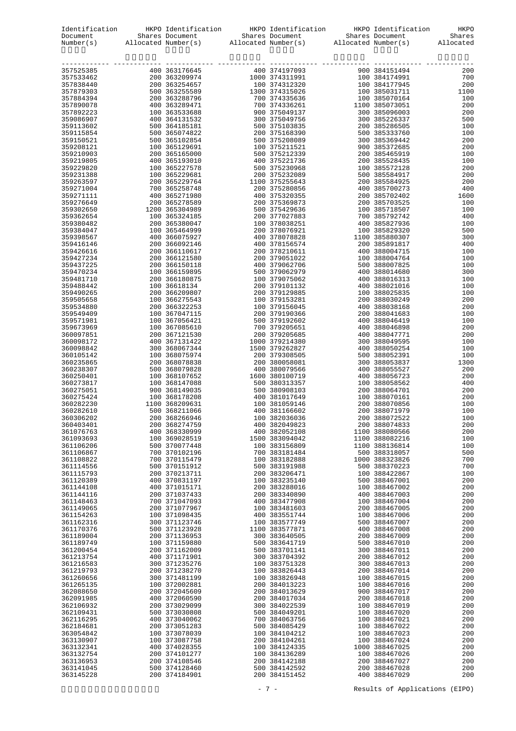| Identification Document Number(s) | HKPO Shares Allocated | Identification Document Number(s) | HKPO Shares Allocated | Identification Document Number(s) | HKPO Shares Allocated | Identification Document Number(s) | HKPO Shares Allocated |
|---|---|---|---|---|---|---|---|
| 357525385 | 400 | 363176645 | 400 | 374197093 | 900 | 384151494 | 200 |
| 357533462 | 200 | 363209974 | 1000 | 374311991 | 100 | 384174991 | 700 |
| 357838440 | 200 | 363254657 | 100 | 374312320 | 100 | 384177945 | 200 |
| 357879303 | 500 | 363255589 | 1300 | 374315026 | 100 | 385031711 | 1100 |
| 357884394 | 200 | 363288796 | 700 | 374335636 | 100 | 385070164 | 100 |
| 357890078 | 400 | 363289471 | 700 | 374336261 | 1100 | 385073051 | 200 |
| 357892223 | 100 | 363533688 | 900 | 375049137 | 300 | 385096003 | 200 |
| 359086907 | 400 | 364131532 | 300 | 375049756 | 300 | 385226337 | 500 |
| 359113602 | 500 | 364185181 | 500 | 375103835 | 200 | 385286505 | 100 |
| 359115854 | 500 | 365074822 | 200 | 375168390 | 500 | 385333760 | 100 |
| 359150521 | 500 | 365102854 | 500 | 375208089 | 300 | 385369442 | 200 |
| 359208121 | 100 | 365129691 | 100 | 375211521 | 900 | 385372685 | 200 |
| 359210903 | 200 | 365165000 | 500 | 375212339 | 200 | 385465919 | 100 |
| 359219805 | 400 | 365193010 | 400 | 375221736 | 200 | 385528435 | 100 |
| 359229820 | 100 | 365227578 | 500 | 375230968 | 100 | 385572128 | 200 |
| 359231388 | 100 | 365229681 | 200 | 375232089 | 500 | 385584917 | 200 |
| 359263597 | 200 | 365229764 | 1100 | 375255643 | 200 | 385584925 | 200 |
| 359271004 | 700 | 365258748 | 200 | 375280856 | 400 | 385700273 | 400 |
| 359271111 | 400 | 365271980 | 400 | 375320355 | 200 | 385702402 | 1600 |
| 359276649 | 200 | 365278589 | 200 | 375369873 | 200 | 385703525 | 100 |
| 359302650 | 1200 | 365304989 | 500 | 375429636 | 100 | 385718507 | 100 |
| 359362654 | 100 | 365324185 | 200 | 377027883 | 700 | 385792742 | 400 |
| 359380482 | 200 | 365380047 | 100 | 378038251 | 400 | 385827936 | 100 |
| 359384047 | 100 | 365464999 | 200 | 378076921 | 100 | 385829320 | 500 |
| 359398567 | 400 | 366075927 | 400 | 378078828 | 1100 | 385880307 | 300 |
| 359416146 | 200 | 366092146 | 400 | 378156574 | 200 | 385891817 | 400 |
| 359426616 | 200 | 366110617 | 200 | 378210611 | 400 | 388004715 | 100 |
| 359427234 | 200 | 366121580 | 200 | 379051022 | 100 | 388004764 | 100 |
| 359437225 | 200 | 366150118 | 400 | 379062706 | 500 | 388007825 | 100 |
| 359470234 | 100 | 366159895 | 500 | 379062979 | 400 | 388014680 | 300 |
| 359481710 | 200 | 366180875 | 100 | 379075062 | 400 | 388016313 | 100 |
| 359488442 | 100 | 36618134 | 200 | 379101132 | 400 | 388021016 | 100 |
| 359490265 | 200 | 366209807 | 200 | 379129885 | 100 | 388025835 | 100 |
| 359505658 | 100 | 366275543 | 100 | 379153281 | 200 | 388030249 | 200 |
| 359534880 | 200 | 366322253 | 100 | 379156045 | 400 | 388038168 | 200 |
| 359549409 | 100 | 367047115 | 200 | 379190366 | 200 | 388041683 | 100 |
| 359571981 | 100 | 367056421 | 500 | 379192602 | 400 | 388046419 | 100 |
| 359673969 | 100 | 367085610 | 700 | 379205651 | 400 | 388046898 | 200 |
| 360097851 | 200 | 367121530 | 200 | 379205685 | 400 | 388047771 | 200 |
| 360098172 | 400 | 367131422 | 1000 | 379214380 | 300 | 388049595 | 100 |
| 360098842 | 300 | 368067344 | 1500 | 379262827 | 400 | 388050254 | 100 |
| 360105142 | 100 | 368075974 | 200 | 379308505 | 500 | 388052391 | 100 |
| 360235865 | 200 | 368078838 | 200 | 380058081 | 300 | 388053837 | 1300 |
| 360238307 | 500 | 368079828 | 400 | 380079566 | 400 | 388055527 | 200 |
| 360250401 | 100 | 368107652 | 1600 | 380100719 | 400 | 388056723 | 200 |
| 360273817 | 100 | 368147088 | 500 | 380313357 | 100 | 388058562 | 400 |
| 360275051 | 900 | 368149035 | 500 | 380908103 | 200 | 388064701 | 200 |
| 360275424 | 100 | 368178208 | 400 | 381017649 | 100 | 388070161 | 200 |
| 360282230 | 1100 | 368209631 | 100 | 381059146 | 200 | 388070856 | 100 |
| 360282610 | 500 | 368211066 | 400 | 381166602 | 200 | 388071979 | 100 |
| 360306202 | 200 | 368266946 | 100 | 382036036 | 200 | 388072522 | 100 |
| 360403401 | 200 | 368274759 | 400 | 382049823 | 200 | 388074833 | 200 |
| 361076763 | 400 | 368330999 | 400 | 382052108 | 1100 | 388080566 | 200 |
| 361093693 | 100 | 369028519 | 1500 | 383094042 | 1100 | 388082216 | 100 |
| 361106206 | 500 | 370077448 | 100 | 383156809 | 1100 | 388136814 | 100 |
| 361106867 | 700 | 370102196 | 700 | 383181484 | 500 | 388318057 | 500 |
| 361108822 | 700 | 370115479 | 100 | 383182888 | 1000 | 388323826 | 700 |
| 361114556 | 500 | 370151912 | 500 | 383191988 | 500 | 388370223 | 700 |
| 361115793 | 200 | 370213711 | 200 | 383206471 | 100 | 388422867 | 100 |
| 361120389 | 400 | 370831197 | 100 | 383235140 | 500 | 388467001 | 200 |
| 361144108 | 400 | 371015171 | 200 | 383288016 | 100 | 388467002 | 200 |
| 361144116 | 200 | 371037433 | 200 | 383340890 | 400 | 388467003 | 200 |
| 361148463 | 700 | 371047093 | 400 | 383477908 | 100 | 388467004 | 200 |
| 361149065 | 200 | 371077967 | 100 | 383481603 | 200 | 388467005 | 200 |
| 361154263 | 100 | 371098435 | 400 | 383551744 | 100 | 388467006 | 200 |
| 361162316 | 300 | 371123746 | 100 | 383577749 | 500 | 388467007 | 200 |
| 361170376 | 500 | 371123928 | 1100 | 383577871 | 400 | 388467008 | 200 |
| 361189004 | 200 | 371136953 | 300 | 383640505 | 200 | 388467009 | 200 |
| 361189749 | 100 | 371159880 | 500 | 383641719 | 500 | 388467010 | 200 |
| 361200454 | 200 | 371162009 | 500 | 383701141 | 300 | 388467011 | 200 |
| 361213754 | 400 | 371171901 | 300 | 383704392 | 200 | 388467012 | 200 |
| 361216583 | 300 | 371235276 | 100 | 383751328 | 300 | 388467013 | 200 |
| 361219793 | 200 | 371238270 | 100 | 383826443 | 200 | 388467014 | 200 |
| 361260656 | 300 | 371481199 | 100 | 383826948 | 100 | 388467015 | 200 |
| 361265135 | 100 | 372002881 | 200 | 384013223 | 100 | 388467016 | 200 |
| 362088650 | 200 | 372045609 | 200 | 384013629 | 900 | 388467017 | 200 |
| 362091985 | 400 | 372060590 | 200 | 384017034 | 200 | 388467018 | 200 |
| 362106932 | 200 | 373029099 | 300 | 384022539 | 100 | 388467019 | 200 |
| 362109431 | 500 | 373030808 | 500 | 384049201 | 100 | 388467020 | 200 |
| 362116295 | 400 | 373040062 | 700 | 384063756 | 100 | 388467021 | 200 |
| 362184681 | 200 | 373051283 | 500 | 384085429 | 100 | 388467022 | 200 |
| 363054842 | 100 | 373078039 | 100 | 384104212 | 100 | 388467023 | 200 |
| 363130907 | 100 | 373087758 | 200 | 384104261 | 100 | 388467024 | 200 |
| 363132341 | 400 | 374028355 | 100 | 384124335 | 1000 | 388467025 | 200 |
| 363132754 | 200 | 374101277 | 100 | 384136289 | 100 | 388467026 | 200 |
| 363136953 | 200 | 374108546 | 200 | 384142188 | 200 | 388467027 | 200 |
| 363141045 | 500 | 374128460 | 500 | 384142592 | 200 | 388467028 | 200 |
| 363145228 | 200 | 374184901 | 200 | 384151452 | 400 | 388467029 | 200 |

Results of Applications (EIPO)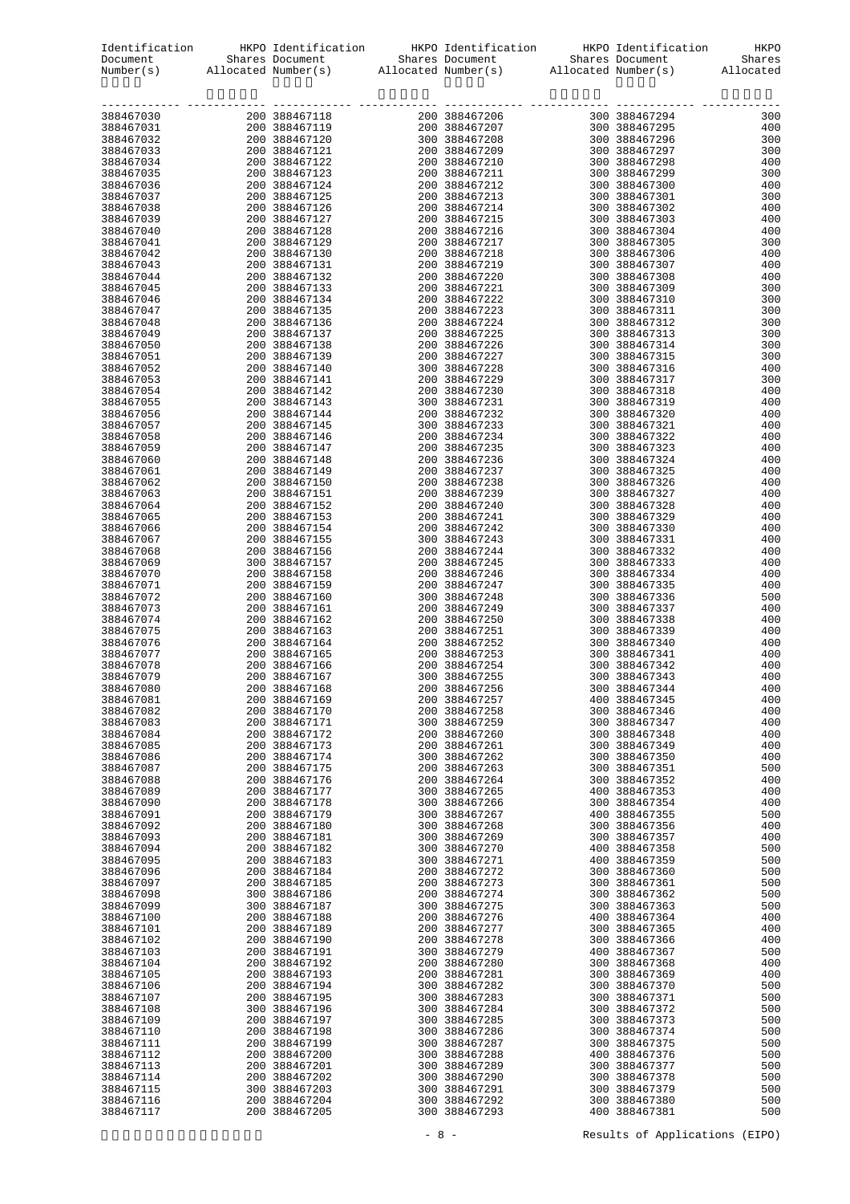| Identification Document Number(s) | HKPO Shares Allocated | Identification Document Number(s) | HKPO Shares Allocated | Identification Document Number(s) | HKPO Shares Allocated | Identification Document Number(s) | HKPO Shares Allocated |
|---|---|---|---|---|---|---|---|
| 388467030 | 200 | 388467118 | 200 | 388467206 | 300 | 388467294 | 300 |
| 388467031 | 200 | 388467119 | 200 | 388467207 | 300 | 388467295 | 400 |
| 388467032 | 200 | 388467120 | 300 | 388467208 | 300 | 388467296 | 300 |
| 388467033 | 200 | 388467121 | 200 | 388467209 | 300 | 388467297 | 300 |
| 388467034 | 200 | 388467122 | 200 | 388467210 | 300 | 388467298 | 400 |
| 388467035 | 200 | 388467123 | 200 | 388467211 | 300 | 388467299 | 300 |
| 388467036 | 200 | 388467124 | 200 | 388467212 | 300 | 388467300 | 400 |
| 388467037 | 200 | 388467125 | 200 | 388467213 | 300 | 388467301 | 300 |
| 388467038 | 200 | 388467126 | 200 | 388467214 | 300 | 388467302 | 400 |
| 388467039 | 200 | 388467127 | 200 | 388467215 | 300 | 388467303 | 400 |
| 388467040 | 200 | 388467128 | 200 | 388467216 | 300 | 388467304 | 400 |
| 388467041 | 200 | 388467129 | 200 | 388467217 | 300 | 388467305 | 300 |
| 388467042 | 200 | 388467130 | 200 | 388467218 | 300 | 388467306 | 400 |
| 388467043 | 200 | 388467131 | 200 | 388467219 | 300 | 388467307 | 400 |
| 388467044 | 200 | 388467132 | 200 | 388467220 | 300 | 388467308 | 400 |
| 388467045 | 200 | 388467133 | 200 | 388467221 | 300 | 388467309 | 300 |
| 388467046 | 200 | 388467134 | 200 | 388467222 | 300 | 388467310 | 300 |
| 388467047 | 200 | 388467135 | 200 | 388467223 | 300 | 388467311 | 300 |
| 388467048 | 200 | 388467136 | 200 | 388467224 | 300 | 388467312 | 300 |
| 388467049 | 200 | 388467137 | 200 | 388467225 | 300 | 388467313 | 300 |
| 388467050 | 200 | 388467138 | 200 | 388467226 | 300 | 388467314 | 300 |
| 388467051 | 200 | 388467139 | 200 | 388467227 | 300 | 388467315 | 300 |
| 388467052 | 200 | 388467140 | 300 | 388467228 | 300 | 388467316 | 400 |
| 388467053 | 200 | 388467141 | 200 | 388467229 | 300 | 388467317 | 300 |
| 388467054 | 200 | 388467142 | 200 | 388467230 | 300 | 388467318 | 400 |
| 388467055 | 200 | 388467143 | 300 | 388467231 | 300 | 388467319 | 400 |
| 388467056 | 200 | 388467144 | 200 | 388467232 | 300 | 388467320 | 400 |
| 388467057 | 200 | 388467145 | 300 | 388467233 | 300 | 388467321 | 400 |
| 388467058 | 200 | 388467146 | 200 | 388467234 | 300 | 388467322 | 400 |
| 388467059 | 200 | 388467147 | 200 | 388467235 | 300 | 388467323 | 400 |
| 388467060 | 200 | 388467148 | 200 | 388467236 | 300 | 388467324 | 400 |
| 388467061 | 200 | 388467149 | 200 | 388467237 | 300 | 388467325 | 400 |
| 388467062 | 200 | 388467150 | 200 | 388467238 | 300 | 388467326 | 400 |
| 388467063 | 200 | 388467151 | 200 | 388467239 | 300 | 388467327 | 400 |
| 388467064 | 200 | 388467152 | 200 | 388467240 | 300 | 388467328 | 400 |
| 388467065 | 200 | 388467153 | 200 | 388467241 | 300 | 388467329 | 400 |
| 388467066 | 200 | 388467154 | 200 | 388467242 | 300 | 388467330 | 400 |
| 388467067 | 200 | 388467155 | 300 | 388467243 | 300 | 388467331 | 400 |
| 388467068 | 200 | 388467156 | 200 | 388467244 | 300 | 388467332 | 400 |
| 388467069 | 300 | 388467157 | 200 | 388467245 | 300 | 388467333 | 400 |
| 388467070 | 200 | 388467158 | 200 | 388467246 | 300 | 388467334 | 400 |
| 388467071 | 200 | 388467159 | 200 | 388467247 | 300 | 388467335 | 400 |
| 388467072 | 200 | 388467160 | 300 | 388467248 | 300 | 388467336 | 500 |
| 388467073 | 200 | 388467161 | 200 | 388467249 | 300 | 388467337 | 400 |
| 388467074 | 200 | 388467162 | 200 | 388467250 | 300 | 388467338 | 400 |
| 388467075 | 200 | 388467163 | 200 | 388467251 | 300 | 388467339 | 400 |
| 388467076 | 200 | 388467164 | 200 | 388467252 | 300 | 388467340 | 400 |
| 388467077 | 200 | 388467165 | 200 | 388467253 | 300 | 388467341 | 400 |
| 388467078 | 200 | 388467166 | 200 | 388467254 | 300 | 388467342 | 400 |
| 388467079 | 200 | 388467167 | 300 | 388467255 | 300 | 388467343 | 400 |
| 388467080 | 200 | 388467168 | 200 | 388467256 | 300 | 388467344 | 400 |
| 388467081 | 200 | 388467169 | 200 | 388467257 | 400 | 388467345 | 400 |
| 388467082 | 200 | 388467170 | 200 | 388467258 | 300 | 388467346 | 400 |
| 388467083 | 200 | 388467171 | 300 | 388467259 | 300 | 388467347 | 400 |
| 388467084 | 200 | 388467172 | 200 | 388467260 | 300 | 388467348 | 400 |
| 388467085 | 200 | 388467173 | 200 | 388467261 | 300 | 388467349 | 400 |
| 388467086 | 200 | 388467174 | 300 | 388467262 | 300 | 388467350 | 400 |
| 388467087 | 200 | 388467175 | 200 | 388467263 | 300 | 388467351 | 500 |
| 388467088 | 200 | 388467176 | 200 | 388467264 | 300 | 388467352 | 400 |
| 388467089 | 200 | 388467177 | 300 | 388467265 | 400 | 388467353 | 400 |
| 388467090 | 200 | 388467178 | 300 | 388467266 | 300 | 388467354 | 400 |
| 388467091 | 200 | 388467179 | 300 | 388467267 | 400 | 388467355 | 500 |
| 388467092 | 200 | 388467180 | 300 | 388467268 | 300 | 388467356 | 400 |
| 388467093 | 200 | 388467181 | 300 | 388467269 | 300 | 388467357 | 400 |
| 388467094 | 200 | 388467182 | 300 | 388467270 | 400 | 388467358 | 500 |
| 388467095 | 200 | 388467183 | 300 | 388467271 | 400 | 388467359 | 500 |
| 388467096 | 200 | 388467184 | 200 | 388467272 | 300 | 388467360 | 500 |
| 388467097 | 200 | 388467185 | 200 | 388467273 | 300 | 388467361 | 500 |
| 388467098 | 300 | 388467186 | 200 | 388467274 | 300 | 388467362 | 500 |
| 388467099 | 300 | 388467187 | 300 | 388467275 | 300 | 388467363 | 500 |
| 388467100 | 200 | 388467188 | 200 | 388467276 | 400 | 388467364 | 400 |
| 388467101 | 200 | 388467189 | 200 | 388467277 | 300 | 388467365 | 400 |
| 388467102 | 200 | 388467190 | 200 | 388467278 | 300 | 388467366 | 400 |
| 388467103 | 200 | 388467191 | 300 | 388467279 | 400 | 388467367 | 500 |
| 388467104 | 200 | 388467192 | 200 | 388467280 | 300 | 388467368 | 400 |
| 388467105 | 200 | 388467193 | 200 | 388467281 | 300 | 388467369 | 400 |
| 388467106 | 200 | 388467194 | 300 | 388467282 | 300 | 388467370 | 500 |
| 388467107 | 200 | 388467195 | 300 | 388467283 | 300 | 388467371 | 500 |
| 388467108 | 300 | 388467196 | 300 | 388467284 | 300 | 388467372 | 500 |
| 388467109 | 200 | 388467197 | 300 | 388467285 | 300 | 388467373 | 500 |
| 388467110 | 200 | 388467198 | 300 | 388467286 | 300 | 388467374 | 500 |
| 388467111 | 200 | 388467199 | 300 | 388467287 | 300 | 388467375 | 500 |
| 388467112 | 200 | 388467200 | 300 | 388467288 | 400 | 388467376 | 500 |
| 388467113 | 200 | 388467201 | 300 | 388467289 | 300 | 388467377 | 500 |
| 388467114 | 200 | 388467202 | 300 | 388467290 | 300 | 388467378 | 500 |
| 388467115 | 300 | 388467203 | 300 | 388467291 | 300 | 388467379 | 500 |
| 388467116 | 200 | 388467204 | 300 | 388467292 | 300 | 388467380 | 500 |
| 388467117 | 200 | 388467205 | 300 | 388467293 | 400 | 388467381 | 500 |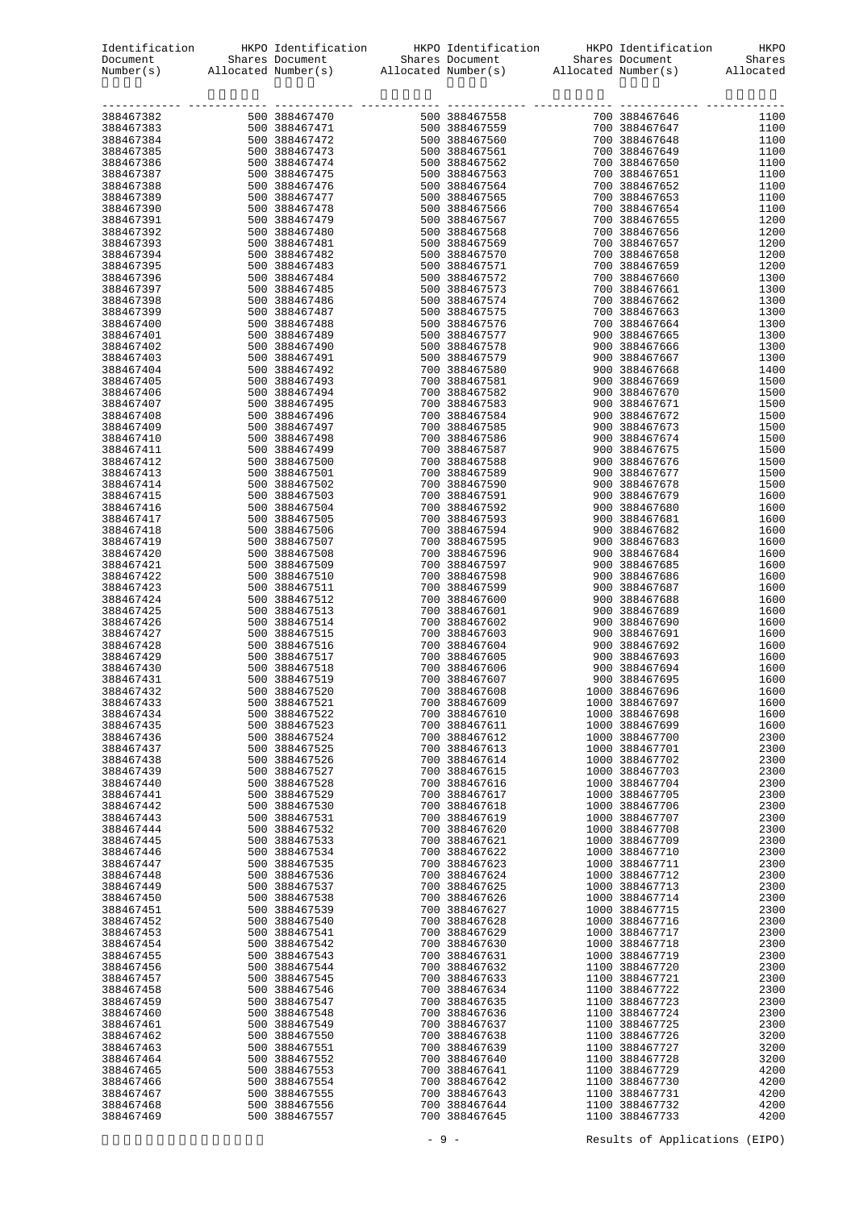| Identification Document Number(s) | HKPO Shares Allocated | Identification Document Number(s) | HKPO Shares Allocated | Identification Document Number(s) | HKPO Shares Allocated | Identification Document Number(s) | HKPO Shares Allocated |
|---|---|---|---|---|---|---|---|
| 388467382 | 500 | 388467470 | 500 | 388467558 | 700 | 388467646 | 1100 |
| 388467383 | 500 | 388467471 | 500 | 388467559 | 700 | 388467647 | 1100 |
| 388467384 | 500 | 388467472 | 500 | 388467560 | 700 | 388467648 | 1100 |
| 388467385 | 500 | 388467473 | 500 | 388467561 | 700 | 388467649 | 1100 |
| 388467386 | 500 | 388467474 | 500 | 388467562 | 700 | 388467650 | 1100 |
| 388467387 | 500 | 388467475 | 500 | 388467563 | 700 | 388467651 | 1100 |
| 388467388 | 500 | 388467476 | 500 | 388467564 | 700 | 388467652 | 1100 |
| 388467389 | 500 | 388467477 | 500 | 388467565 | 700 | 388467653 | 1100 |
| 388467390 | 500 | 388467478 | 500 | 388467566 | 700 | 388467654 | 1100 |
| 388467391 | 500 | 388467479 | 500 | 388467567 | 700 | 388467655 | 1200 |
| 388467392 | 500 | 388467480 | 500 | 388467568 | 700 | 388467656 | 1200 |
| 388467393 | 500 | 388467481 | 500 | 388467569 | 700 | 388467657 | 1200 |
| 388467394 | 500 | 388467482 | 500 | 388467570 | 700 | 388467658 | 1200 |
| 388467395 | 500 | 388467483 | 500 | 388467571 | 700 | 388467659 | 1200 |
| 388467396 | 500 | 388467484 | 500 | 388467572 | 700 | 388467660 | 1300 |
| 388467397 | 500 | 388467485 | 500 | 388467573 | 700 | 388467661 | 1300 |
| 388467398 | 500 | 388467486 | 500 | 388467574 | 700 | 388467662 | 1300 |
| 388467399 | 500 | 388467487 | 500 | 388467575 | 700 | 388467663 | 1300 |
| 388467400 | 500 | 388467488 | 500 | 388467576 | 700 | 388467664 | 1300 |
| 388467401 | 500 | 388467489 | 500 | 388467577 | 900 | 388467665 | 1300 |
| 388467402 | 500 | 388467490 | 500 | 388467578 | 900 | 388467666 | 1300 |
| 388467403 | 500 | 388467491 | 500 | 388467579 | 900 | 388467667 | 1300 |
| 388467404 | 500 | 388467492 | 700 | 388467580 | 900 | 388467668 | 1400 |
| 388467405 | 500 | 388467493 | 700 | 388467581 | 900 | 388467669 | 1500 |
| 388467406 | 500 | 388467494 | 700 | 388467582 | 900 | 388467670 | 1500 |
| 388467407 | 500 | 388467495 | 700 | 388467583 | 900 | 388467671 | 1500 |
| 388467408 | 500 | 388467496 | 700 | 388467584 | 900 | 388467672 | 1500 |
| 388467409 | 500 | 388467497 | 700 | 388467585 | 900 | 388467673 | 1500 |
| 388467410 | 500 | 388467498 | 700 | 388467586 | 900 | 388467674 | 1500 |
| 388467411 | 500 | 388467499 | 700 | 388467587 | 900 | 388467675 | 1500 |
| 388467412 | 500 | 388467500 | 700 | 388467588 | 900 | 388467676 | 1500 |
| 388467413 | 500 | 388467501 | 700 | 388467589 | 900 | 388467677 | 1500 |
| 388467414 | 500 | 388467502 | 700 | 388467590 | 900 | 388467678 | 1500 |
| 388467415 | 500 | 388467503 | 700 | 388467591 | 900 | 388467679 | 1600 |
| 388467416 | 500 | 388467504 | 700 | 388467592 | 900 | 388467680 | 1600 |
| 388467417 | 500 | 388467505 | 700 | 388467593 | 900 | 388467681 | 1600 |
| 388467418 | 500 | 388467506 | 700 | 388467594 | 900 | 388467682 | 1600 |
| 388467419 | 500 | 388467507 | 700 | 388467595 | 900 | 388467683 | 1600 |
| 388467420 | 500 | 388467508 | 700 | 388467596 | 900 | 388467684 | 1600 |
| 388467421 | 500 | 388467509 | 700 | 388467597 | 900 | 388467685 | 1600 |
| 388467422 | 500 | 388467510 | 700 | 388467598 | 900 | 388467686 | 1600 |
| 388467423 | 500 | 388467511 | 700 | 388467599 | 900 | 388467687 | 1600 |
| 388467424 | 500 | 388467512 | 700 | 388467600 | 900 | 388467688 | 1600 |
| 388467425 | 500 | 388467513 | 700 | 388467601 | 900 | 388467689 | 1600 |
| 388467426 | 500 | 388467514 | 700 | 388467602 | 900 | 388467690 | 1600 |
| 388467427 | 500 | 388467515 | 700 | 388467603 | 900 | 388467691 | 1600 |
| 388467428 | 500 | 388467516 | 700 | 388467604 | 900 | 388467692 | 1600 |
| 388467429 | 500 | 388467517 | 700 | 388467605 | 900 | 388467693 | 1600 |
| 388467430 | 500 | 388467518 | 700 | 388467606 | 900 | 388467694 | 1600 |
| 388467431 | 500 | 388467519 | 700 | 388467607 | 900 | 388467695 | 1600 |
| 388467432 | 500 | 388467520 | 700 | 388467608 | 1000 | 388467696 | 1600 |
| 388467433 | 500 | 388467521 | 700 | 388467609 | 1000 | 388467697 | 1600 |
| 388467434 | 500 | 388467522 | 700 | 388467610 | 1000 | 388467698 | 1600 |
| 388467435 | 500 | 388467523 | 700 | 388467611 | 1000 | 388467699 | 1600 |
| 388467436 | 500 | 388467524 | 700 | 388467612 | 1000 | 388467700 | 2300 |
| 388467437 | 500 | 388467525 | 700 | 388467613 | 1000 | 388467701 | 2300 |
| 388467438 | 500 | 388467526 | 700 | 388467614 | 1000 | 388467702 | 2300 |
| 388467439 | 500 | 388467527 | 700 | 388467615 | 1000 | 388467703 | 2300 |
| 388467440 | 500 | 388467528 | 700 | 388467616 | 1000 | 388467704 | 2300 |
| 388467441 | 500 | 388467529 | 700 | 388467617 | 1000 | 388467705 | 2300 |
| 388467442 | 500 | 388467530 | 700 | 388467618 | 1000 | 388467706 | 2300 |
| 388467443 | 500 | 388467531 | 700 | 388467619 | 1000 | 388467707 | 2300 |
| 388467444 | 500 | 388467532 | 700 | 388467620 | 1000 | 388467708 | 2300 |
| 388467445 | 500 | 388467533 | 700 | 388467621 | 1000 | 388467709 | 2300 |
| 388467446 | 500 | 388467534 | 700 | 388467622 | 1000 | 388467710 | 2300 |
| 388467447 | 500 | 388467535 | 700 | 388467623 | 1000 | 388467711 | 2300 |
| 388467448 | 500 | 388467536 | 700 | 388467624 | 1000 | 388467712 | 2300 |
| 388467449 | 500 | 388467537 | 700 | 388467625 | 1000 | 388467713 | 2300 |
| 388467450 | 500 | 388467538 | 700 | 388467626 | 1000 | 388467714 | 2300 |
| 388467451 | 500 | 388467539 | 700 | 388467627 | 1000 | 388467715 | 2300 |
| 388467452 | 500 | 388467540 | 700 | 388467628 | 1000 | 388467716 | 2300 |
| 388467453 | 500 | 388467541 | 700 | 388467629 | 1000 | 388467717 | 2300 |
| 388467454 | 500 | 388467542 | 700 | 388467630 | 1000 | 388467718 | 2300 |
| 388467455 | 500 | 388467543 | 700 | 388467631 | 1000 | 388467719 | 2300 |
| 388467456 | 500 | 388467544 | 700 | 388467632 | 1100 | 388467720 | 2300 |
| 388467457 | 500 | 388467545 | 700 | 388467633 | 1100 | 388467721 | 2300 |
| 388467458 | 500 | 388467546 | 700 | 388467634 | 1100 | 388467722 | 2300 |
| 388467459 | 500 | 388467547 | 700 | 388467635 | 1100 | 388467723 | 2300 |
| 388467460 | 500 | 388467548 | 700 | 388467636 | 1100 | 388467724 | 2300 |
| 388467461 | 500 | 388467549 | 700 | 388467637 | 1100 | 388467725 | 2300 |
| 388467462 | 500 | 388467550 | 700 | 388467638 | 1100 | 388467726 | 3200 |
| 388467463 | 500 | 388467551 | 700 | 388467639 | 1100 | 388467727 | 3200 |
| 388467464 | 500 | 388467552 | 700 | 388467640 | 1100 | 388467728 | 3200 |
| 388467465 | 500 | 388467553 | 700 | 388467641 | 1100 | 388467729 | 4200 |
| 388467466 | 500 | 388467554 | 700 | 388467642 | 1100 | 388467730 | 4200 |
| 388467467 | 500 | 388467555 | 700 | 388467643 | 1100 | 388467731 | 4200 |
| 388467468 | 500 | 388467556 | 700 | 388467644 | 1100 | 388467732 | 4200 |
| 388467469 | 500 | 388467557 | 700 | 388467645 | 1100 | 388467733 | 4200 |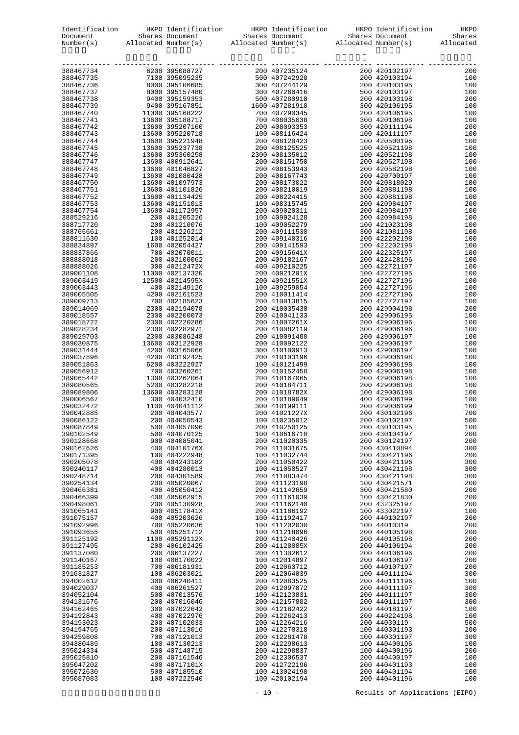| Identification Document Number(s) | HKPO Shares Allocated | Identification Document Number(s) | HKPO Shares Allocated | Identification Document Number(s) | HKPO Shares Allocated | Identification Document Number(s) | HKPO Shares Allocated |
|---|---|---|---|---|---|---|---|
| 388467734 | 6200 | 395088727 | 200 | 407235124 | 200 | 420102197 | 200 |
| 388467735 | 7100 | 395095235 | 500 | 407242928 | 200 | 420103194 | 100 |
| 388467736 | 8000 | 395106685 | 300 | 407244129 | 200 | 420103195 | 100 |
| 388467737 | 8000 | 395157480 | 300 | 407260416 | 500 | 420103197 | 100 |
| 388467738 | 9400 | 395159353 | 500 | 407280910 | 200 | 420103198 | 200 |
| 388467739 | 9400 | 395167851 | 1600 | 407281918 | 300 | 420106195 | 100 |
| 388467740 | 11000 | 395168222 | 700 | 407290345 | 200 | 420106195 | 100 |
| 388467741 | 13600 | 395188717 | 700 | 408035038 | 300 | 420106198 | 100 |
| 388467742 | 13600 | 395207160 | 200 | 408093353 | 300 | 420111194 | 200 |
| 388467743 | 13600 | 395220718 | 100 | 408116424 | 100 | 420111197 | 100 |
| 388467744 | 13600 | 395221948 | 200 | 408120423 | 100 | 420500195 | 100 |
| 388467745 | 13600 | 395237738 | 200 | 408125525 | 100 | 420521198 | 100 |
| 388467746 | 13600 | 395360258 | 2300 | 408135012 | 100 | 420521198 | 100 |
| 388467747 | 13600 | 400912641 | 200 | 408151750 | 200 | 420527198 | 100 |
| 388467748 | 13600 | 401046827 | 200 | 408153943 | 200 | 420582198 | 100 |
| 388467749 | 13600 | 401080428 | 200 | 408167743 | 200 | 420700197 | 100 |
| 388467750 | 13600 | 401097973 | 200 | 408173022 | 300 | 420818029 | 100 |
| 388467751 | 13600 | 401101826 | 200 | 408210019 | 200 | 420881198 | 100 |
| 388467752 | 13600 | 401134425 | 200 | 408224415 | 300 | 420881198 | 100 |
| 388467753 | 13600 | 401151013 | 100 | 408315745 | 200 | 420984197 | 200 |
| 388467754 | 13600 | 401172957 | 200 | 409020311 | 200 | 420984197 | 100 |
| 388529216 | 200 | 401205226 | 100 | 409024128 | 200 | 420984198 | 100 |
| 388717720 | 200 | 401210076 | 100 | 409052279 | 100 | 421023198 | 100 |
| 388765661 | 200 | 401226212 | 200 | 409111530 | 300 | 421081198 | 100 |
| 388811630 | 100 | 401252014 | 200 | 409140316 | 200 | 422202198 | 100 |
| 388834897 | 1600 | 402054427 | 200 | 409141593 | 100 | 422202198 | 100 |
| 388837866 | 700 | 402070011 | 200 | 40915641X | 200 | 422325197 | 100 |
| 388888018 | 200 | 402100062 | 200 | 409182167 | 200 | 422428196 | 100 |
| 388888026 | 300 | 40212472X | 400 | 409210225 | 100 | 422721197 | 100 |
| 389001108 | 11000 | 402137320 | 200 | 40921291X | 100 | 422727195 | 100 |
| 389003419 | 12500 | 40214595X | 200 | 40921551X | 200 | 422727196 | 100 |
| 389003443 | 400 | 402149126 | 100 | 409259054 | 200 | 422727196 | 100 |
| 389005505 | 4200 | 402161523 | 200 | 410011414 | 200 | 422727196 | 100 |
| 389009713 | 700 | 402185623 | 200 | 410013815 | 200 | 422727197 | 100 |
| 389014069 | 2300 | 402194078 | 200 | 410035430 | 200 | 429004198 | 200 |
| 389018557 | 2300 | 402200073 | 200 | 410041133 | 200 | 429006195 | 100 |
| 389018722 | 2300 | 402220286 | 200 | 41007261X | 200 | 429006196 | 100 |
| 389028234 | 2300 | 402282971 | 200 | 410082119 | 300 | 429006196 | 100 |
| 389029703 | 2300 | 403086248 | 200 | 410091488 | 200 | 429006197 | 100 |
| 389030875 | 13600 | 403122928 | 200 | 410092122 | 100 | 429006197 | 100 |
| 389031444 | 4200 | 403165066 | 300 | 410100913 | 200 | 429006197 | 100 |
| 389037896 | 4200 | 403192425 | 200 | 410103196 | 100 | 429006198 | 100 |
| 389051863 | 6200 | 403222927 | 100 | 410121499 | 200 | 429006198 | 100 |
| 389056912 | 700 | 403260261 | 200 | 410152458 | 200 | 429006198 | 100 |
| 389065442 | 1300 | 403262064 | 200 | 410167065 | 200 | 429006198 | 100 |
| 389080565 | 5200 | 403282218 | 200 | 410184711 | 200 | 429006198 | 100 |
| 389089806 | 13600 | 403283128 | 200 | 41018782X | 100 | 429006198 | 100 |
| 390006567 | 300 | 404032410 | 200 | 410189049 | 400 | 429006199 | 100 |
| 390032472 | 1100 | 404041112 | 300 | 410199111 | 200 | 429006199 | 100 |
| 390042885 | 200 | 404043577 | 200 | 41021227X | 200 | 430102196 | 700 |
| 390086122 | 200 | 404050543 | 100 | 410235012 | 200 | 430102197 | 500 |
| 390087849 | 500 | 404057096 | 200 | 410250125 | 200 | 430103195 | 100 |
| 390102549 | 500 | 404070125 | 100 | 410616710 | 200 | 430104197 | 200 |
| 390128668 | 900 | 404085041 | 200 | 411020335 | 200 | 430124197 | 200 |
| 390162626 | 400 | 40410176X | 200 | 411031675 | 200 | 430410894 | 300 |
| 390171395 | 100 | 404222948 | 100 | 411032744 | 200 | 430421196 | 200 |
| 390205078 | 400 | 404243182 | 200 | 411050422 | 200 | 430421196 | 300 |
| 390240117 | 400 | 404280013 | 100 | 411050527 | 100 | 430421198 | 300 |
| 390248714 | 200 | 404301589 | 200 | 411083474 | 200 | 430421198 | 300 |
| 390254134 | 200 | 405020067 | 200 | 411123198 | 100 | 430421571 | 200 |
| 390466381 | 400 | 405050412 | 200 | 411142659 | 300 | 430421580 | 200 |
| 390466399 | 400 | 405062915 | 200 | 411161039 | 100 | 430421830 | 200 |
| 390498061 | 200 | 405130928 | 200 | 411162140 | 200 | 432325197 | 200 |
| 391065141 | 900 | 40517841X | 200 | 411186192 | 100 | 433022197 | 100 |
| 391075157 | 400 | 405203626 | 100 | 411192417 | 200 | 440102197 | 200 |
| 391092996 | 700 | 405220636 | 100 | 411202030 | 100 | 44010319 | 200 |
| 391093655 | 500 | 405251712 | 100 | 411218096 | 200 | 440105198 | 200 |
| 391125192 | 1100 | 40529112X | 200 | 411240426 | 200 | 440105198 | 200 |
| 391127495 | 200 | 406102425 | 200 | 41128005X | 200 | 440106194 | 200 |
| 391137080 | 200 | 406137227 | 200 | 411302612 | 200 | 440106196 | 200 |
| 391140167 | 100 | 406170022 | 100 | 412014897 | 200 | 440106197 | 200 |
| 391185253 | 700 | 406181931 | 200 | 412063712 | 100 | 440107197 | 200 |
| 391631827 | 100 | 406203021 | 200 | 412064039 | 100 | 440111194 | 300 |
| 394002612 | 300 | 406240411 | 200 | 412083525 | 200 | 440111196 | 100 |
| 394029037 | 400 | 406261527 | 200 | 412097072 | 200 | 440111197 | 300 |
| 394052104 | 500 | 407013576 | 100 | 412123831 | 200 | 440111197 | 300 |
| 394131676 | 200 | 407016046 | 200 | 412157882 | 200 | 440111197 | 300 |
| 394162465 | 300 | 407022642 | 300 | 412182422 | 200 | 440181197 | 100 |
| 394192843 | 400 | 407022976 | 200 | 412262413 | 200 | 440224198 | 100 |
| 394193023 | 200 | 407102033 | 200 | 412264216 | 200 | 44030119 | 500 |
| 394194765 | 200 | 407113016 | 100 | 412278318 | 100 | 440301193 | 200 |
| 394259808 | 700 | 407121013 | 200 | 412281478 | 100 | 440301197 | 300 |
| 394380489 | 100 | 407130213 | 200 | 412298613 | 100 | 440400196 | 100 |
| 395024334 | 500 | 407148715 | 200 | 412298837 | 100 | 440400196 | 200 |
| 395025810 | 200 | 407161546 | 200 | 412306537 | 200 | 440400197 | 100 |
| 395047202 | 400 | 40717101X | 200 | 412722196 | 200 | 440401193 | 100 |
| 395072630 | 500 | 407185510 | 100 | 413024198 | 200 | 440401194 | 100 |
| 395087083 | 100 | 407222540 | 100 | 420102194 | 200 | 440401196 | 100 |

Results of Applications (EIPO)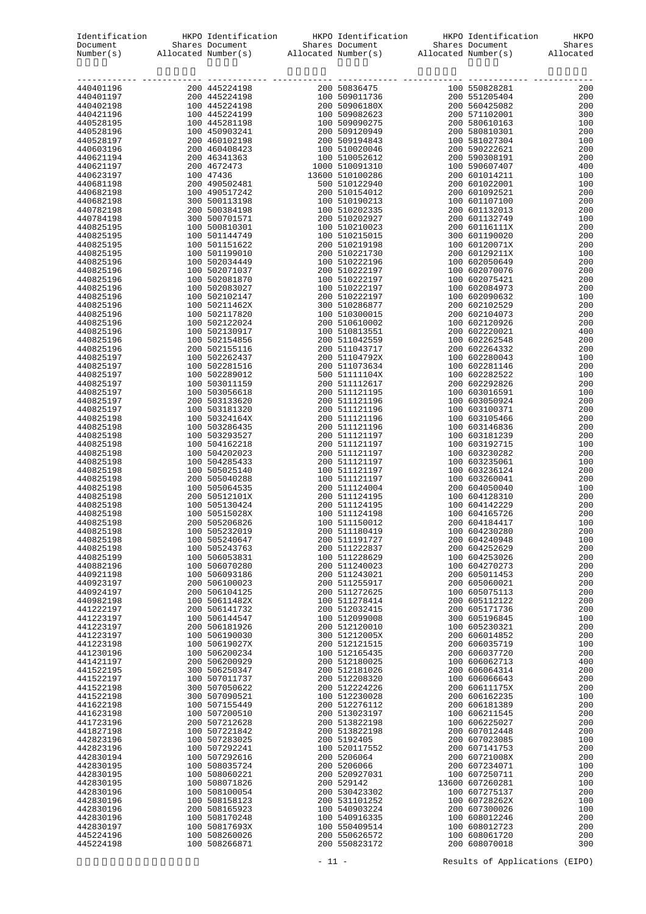| Identification Document Number(s) | HKPO Shares Allocated | Identification Document Number(s) | HKPO Shares Allocated | Identification Document Number(s) | HKPO Shares Allocated | Identification Document Number(s) | HKPO Shares Allocated |
|---|---|---|---|---|---|---|---|
| 440401196 | 200 | 445224198 | 200 | 50836475 | 100 | 550828281 | 200 |
| 440401197 | 200 | 445224198 | 100 | 509011736 | 200 | 551205404 | 200 |
| 440402198 | 100 | 445224198 | 200 | 50906180X | 200 | 560425082 | 200 |
| 440421196 | 100 | 445224199 | 100 | 509082623 | 200 | 571102001 | 300 |
| 440528195 | 100 | 445281198 | 100 | 509090275 | 200 | 580610163 | 100 |
| 440528196 | 100 | 450903241 | 200 | 509120949 | 200 | 580810301 | 200 |
| 440528197 | 200 | 460102198 | 200 | 509194843 | 100 | 581027304 | 100 |
| 440603196 | 200 | 460408423 | 100 | 510020046 | 200 | 590222621 | 200 |
| 440621194 | 200 | 46341363 | 100 | 510052612 | 200 | 590308191 | 200 |
| 440621197 | 200 | 4672473 | 1000 | 510091310 | 100 | 590607407 | 400 |
| 440623197 | 100 | 47436 | 13600 | 510100286 | 200 | 601014211 | 100 |
| 440681198 | 200 | 490502481 | 500 | 510122940 | 200 | 601022001 | 100 |
| 440682198 | 100 | 490517242 | 200 | 510154012 | 200 | 601092521 | 200 |
| 440682198 | 300 | 500113198 | 100 | 510190213 | 100 | 601107100 | 200 |
| 440782198 | 200 | 500384198 | 100 | 510202335 | 200 | 601132013 | 200 |
| 440784198 | 300 | 500701571 | 200 | 510202927 | 200 | 601132749 | 100 |
| 440825195 | 100 | 500810301 | 100 | 510210023 | 200 | 60116111X | 200 |
| 440825195 | 100 | 501144749 | 100 | 510215015 | 300 | 601190020 | 200 |
| 440825195 | 100 | 501151622 | 200 | 510219198 | 100 | 60120071X | 200 |
| 440825195 | 100 | 501199010 | 200 | 510221730 | 200 | 60129211X | 100 |
| 440825196 | 100 | 502034449 | 100 | 510222196 | 100 | 602050649 | 200 |
| 440825196 | 100 | 502071037 | 200 | 510222197 | 100 | 602070076 | 200 |
| 440825196 | 100 | 502081870 | 100 | 510222197 | 100 | 602075421 | 200 |
| 440825196 | 100 | 502083027 | 100 | 510222197 | 100 | 602084973 | 200 |
| 440825196 | 100 | 502102147 | 200 | 510222197 | 100 | 602090632 | 100 |
| 440825196 | 100 | 50211462X | 300 | 510286877 | 200 | 602102529 | 200 |
| 440825196 | 100 | 502117820 | 100 | 510300015 | 200 | 602104073 | 200 |
| 440825196 | 100 | 502122024 | 200 | 510610002 | 100 | 602120926 | 200 |
| 440825196 | 100 | 502130917 | 100 | 510813551 | 200 | 602220021 | 400 |
| 440825196 | 100 | 502154856 | 200 | 511042559 | 100 | 602262548 | 200 |
| 440825196 | 200 | 502155116 | 200 | 511043717 | 200 | 602264332 | 200 |
| 440825197 | 100 | 502262437 | 200 | 51104792X | 100 | 602280043 | 100 |
| 440825197 | 100 | 502281516 | 200 | 511073634 | 200 | 602281146 | 200 |
| 440825197 | 100 | 502289012 | 500 | 51111104X | 100 | 602282522 | 100 |
| 440825197 | 100 | 503011159 | 200 | 511112617 | 200 | 602292826 | 200 |
| 440825197 | 100 | 503056618 | 200 | 511121195 | 100 | 603016591 | 100 |
| 440825197 | 200 | 503133620 | 200 | 511121196 | 100 | 603050924 | 200 |
| 440825197 | 100 | 503181320 | 200 | 511121196 | 100 | 603100371 | 200 |
| 440825198 | 100 | 50324164X | 200 | 511121196 | 100 | 603105466 | 200 |
| 440825198 | 100 | 503286435 | 200 | 511121196 | 100 | 603146836 | 200 |
| 440825198 | 100 | 503293527 | 200 | 511121197 | 100 | 603181239 | 200 |
| 440825198 | 100 | 504162218 | 200 | 511121197 | 100 | 603192715 | 100 |
| 440825198 | 100 | 504202023 | 200 | 511121197 | 100 | 603230282 | 200 |
| 440825198 | 100 | 504285433 | 200 | 511121197 | 100 | 603235061 | 100 |
| 440825198 | 100 | 505025140 | 100 | 511121197 | 100 | 603236124 | 200 |
| 440825198 | 200 | 505040288 | 100 | 511121197 | 100 | 603260041 | 200 |
| 440825198 | 100 | 505064535 | 200 | 511124004 | 200 | 604050040 | 100 |
| 440825198 | 200 | 50512101X | 200 | 511124195 | 100 | 604128310 | 200 |
| 440825198 | 100 | 505130424 | 200 | 511124195 | 100 | 604142229 | 200 |
| 440825198 | 100 | 50515028X | 100 | 511124198 | 100 | 604165726 | 200 |
| 440825198 | 200 | 505206826 | 100 | 511150012 | 200 | 604184417 | 100 |
| 440825198 | 100 | 505232019 | 200 | 511180419 | 100 | 604230280 | 200 |
| 440825198 | 100 | 505240647 | 200 | 511191727 | 200 | 604240948 | 100 |
| 440825198 | 100 | 505243763 | 200 | 511222837 | 200 | 604252629 | 200 |
| 440825199 | 100 | 506053831 | 100 | 511228629 | 100 | 604253026 | 200 |
| 440882196 | 100 | 506070280 | 200 | 511240023 | 100 | 604270273 | 200 |
| 440921198 | 100 | 506093186 | 200 | 511243021 | 200 | 605011453 | 200 |
| 440923197 | 200 | 506100023 | 200 | 511255917 | 200 | 605060021 | 200 |
| 440924197 | 200 | 506104125 | 200 | 511272625 | 100 | 605075113 | 200 |
| 440982198 | 100 | 50611482X | 100 | 511278414 | 200 | 605112122 | 200 |
| 441222197 | 200 | 506141732 | 200 | 512032415 | 200 | 605171736 | 200 |
| 441223197 | 100 | 506144547 | 100 | 512099008 | 300 | 605196845 | 100 |
| 441223197 | 200 | 506181926 | 200 | 512120010 | 100 | 605230321 | 200 |
| 441223197 | 100 | 506190030 | 300 | 51212005X | 200 | 606014852 | 200 |
| 441223198 | 100 | 50619027X | 200 | 512121515 | 200 | 606035719 | 100 |
| 441230196 | 100 | 506200234 | 100 | 512165435 | 200 | 606037720 | 200 |
| 441421197 | 200 | 506200929 | 200 | 512180025 | 100 | 606062713 | 400 |
| 441522195 | 300 | 506250347 | 200 | 512181026 | 200 | 606064314 | 200 |
| 441522197 | 100 | 507011737 | 200 | 512208320 | 100 | 606066643 | 200 |
| 441522198 | 300 | 507050622 | 200 | 512224226 | 200 | 60611175X | 200 |
| 441522198 | 300 | 507090521 | 100 | 512230028 | 200 | 606162235 | 100 |
| 441622198 | 100 | 507155449 | 200 | 512276112 | 200 | 606181389 | 200 |
| 441623198 | 100 | 507200510 | 200 | 513023197 | 100 | 606211545 | 200 |
| 441723196 | 200 | 507212628 | 200 | 513822198 | 100 | 606225027 | 200 |
| 441827198 | 100 | 507221842 | 200 | 513822198 | 200 | 607012448 | 200 |
| 442823196 | 100 | 507283025 | 200 | 5192405 | 200 | 607023085 | 100 |
| 442823196 | 100 | 507292241 | 100 | 520117552 | 200 | 607141753 | 200 |
| 442830194 | 100 | 507292616 | 200 | 5206064 | 200 | 60721008X | 200 |
| 442830195 | 100 | 508035724 | 200 | 5206066 | 200 | 607234071 | 100 |
| 442830195 | 100 | 508060221 | 200 | 520927031 | 100 | 607250711 | 200 |
| 442830195 | 100 | 508071826 | 200 | 529142 | 13600 | 607260281 | 100 |
| 442830196 | 100 | 508100054 | 200 | 530423302 | 100 | 607275137 | 200 |
| 442830196 | 100 | 508158123 | 200 | 531101252 | 100 | 60728262X | 100 |
| 442830196 | 200 | 508165923 | 100 | 540903224 | 200 | 607300026 | 100 |
| 442830196 | 100 | 508170248 | 100 | 540916335 | 100 | 608012246 | 200 |
| 442830197 | 100 | 50817693X | 100 | 550409514 | 100 | 608012723 | 200 |
| 445224196 | 100 | 508260026 | 200 | 550626572 | 100 | 608061720 | 200 |
| 445224198 | 100 | 508266871 | 200 | 550823172 | 200 | 608070018 | 300 |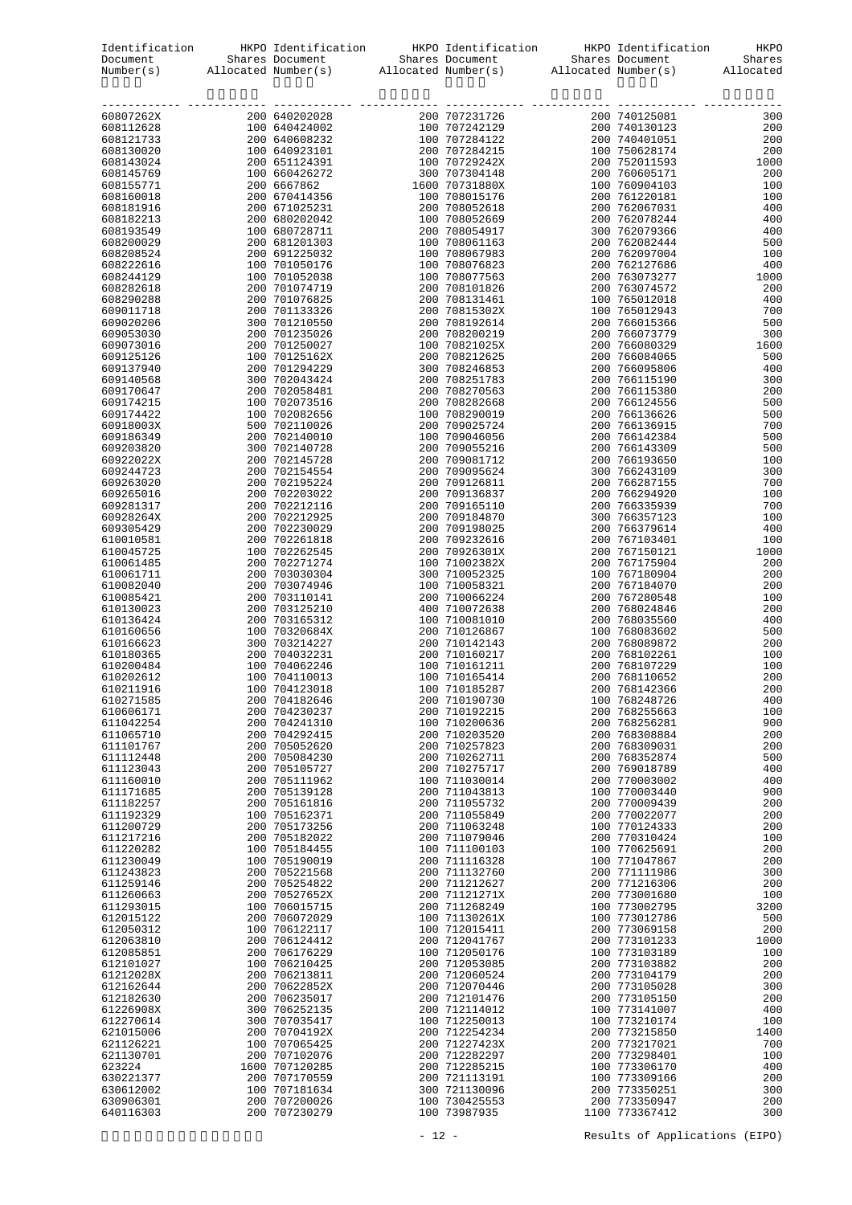| Identification Document Number(s) | HKPO Shares Allocated | Identification Document Number(s) | HKPO Shares Allocated | Identification Document Number(s) | HKPO Shares Allocated | Identification Document Number(s) | HKPO Shares Allocated |
|---|---|---|---|---|---|---|---|
| 60807262X | 200 | 640202028 | 200 | 707231726 | 200 | 740125081 | 300 |
| 608112628 | 100 | 640424002 | 100 | 707242129 | 200 | 740130123 | 200 |
| 608121733 | 200 | 640608232 | 100 | 707284122 | 200 | 740401051 | 200 |
| 608130020 | 100 | 640923101 | 200 | 707284215 | 100 | 750628174 | 200 |
| 608143024 | 200 | 651124391 | 100 | 70729242X | 200 | 752011593 | 1000 |
| 608145769 | 100 | 660426272 | 300 | 707304148 | 200 | 760605171 | 200 |
| 608155771 | 200 | 6667862 | 1600 | 70731880X | 100 | 760904103 | 100 |
| 608160018 | 200 | 670414356 | 100 | 708015176 | 200 | 761220181 | 100 |
| 608181916 | 200 | 671025231 | 200 | 708052618 | 200 | 762067031 | 400 |
| 608182213 | 200 | 680202042 | 100 | 708052669 | 200 | 762078244 | 400 |
| 608193549 | 100 | 680728711 | 200 | 708054917 | 300 | 762079366 | 400 |
| 608200029 | 200 | 681201303 | 100 | 708061163 | 200 | 762082444 | 500 |
| 608208524 | 200 | 691225032 | 100 | 708067983 | 200 | 762097004 | 100 |
| 608222616 | 100 | 701050176 | 100 | 708076823 | 200 | 762127686 | 400 |
| 608244129 | 100 | 701052038 | 100 | 708077563 | 200 | 763073277 | 1000 |
| 608282618 | 200 | 701074719 | 200 | 708101826 | 200 | 763074572 | 200 |
| 608290288 | 200 | 701076825 | 200 | 708131461 | 100 | 765012018 | 400 |
| 609011718 | 200 | 701133326 | 200 | 70815302X | 100 | 765012943 | 700 |
| 609020206 | 300 | 701210550 | 200 | 708192614 | 200 | 766015366 | 500 |
| 609053030 | 200 | 701235026 | 200 | 708200219 | 200 | 766073779 | 300 |
| 609073016 | 200 | 701250027 | 100 | 70821025X | 200 | 766080329 | 1600 |
| 609125126 | 100 | 70125162X | 200 | 708212625 | 200 | 766084065 | 500 |
| 609137940 | 200 | 701294229 | 300 | 708246853 | 200 | 766095806 | 400 |
| 609140568 | 300 | 702043424 | 200 | 708251783 | 200 | 766115190 | 300 |
| 609170647 | 200 | 702058481 | 200 | 708270563 | 200 | 766115380 | 200 |
| 609174215 | 100 | 702073516 | 200 | 708282668 | 200 | 766124556 | 500 |
| 609174422 | 100 | 702082656 | 100 | 708290019 | 200 | 766136626 | 500 |
| 60918003X | 500 | 702110026 | 200 | 709025724 | 200 | 766136915 | 700 |
| 609186349 | 200 | 702140010 | 100 | 709046056 | 200 | 766142384 | 500 |
| 609203820 | 300 | 702140728 | 200 | 709055216 | 200 | 766143309 | 500 |
| 60922022X | 200 | 702145728 | 200 | 709081712 | 200 | 766193650 | 100 |
| 609244723 | 200 | 702154554 | 200 | 709095624 | 300 | 766243109 | 300 |
| 609263020 | 200 | 702195224 | 200 | 709126811 | 200 | 766287155 | 700 |
| 609265016 | 200 | 702203022 | 200 | 709136837 | 200 | 766294920 | 100 |
| 609281317 | 200 | 702212116 | 200 | 709165110 | 200 | 766335939 | 700 |
| 60928264X | 200 | 702212925 | 200 | 709184870 | 300 | 766357123 | 100 |
| 609305429 | 200 | 702230029 | 200 | 709198025 | 200 | 766379614 | 400 |
| 610010581 | 200 | 702261818 | 200 | 709232616 | 200 | 767103401 | 100 |
| 610045725 | 100 | 702262545 | 200 | 70926301X | 200 | 767150121 | 1000 |
| 610061485 | 200 | 702271274 | 100 | 71002382X | 200 | 767175904 | 200 |
| 610061711 | 200 | 703030304 | 300 | 710052325 | 100 | 767180904 | 200 |
| 610082040 | 200 | 703074946 | 100 | 710058321 | 200 | 767184070 | 200 |
| 610085421 | 200 | 703110141 | 200 | 710066224 | 200 | 767280548 | 100 |
| 610130023 | 200 | 703125210 | 400 | 710072638 | 200 | 768024846 | 200 |
| 610136424 | 200 | 703165312 | 100 | 710081010 | 200 | 768035560 | 400 |
| 610160656 | 100 | 70320684X | 200 | 710126867 | 100 | 768083602 | 500 |
| 610166623 | 300 | 703214227 | 200 | 710142143 | 200 | 768089872 | 200 |
| 610180365 | 200 | 704032231 | 200 | 710160217 | 200 | 768102261 | 100 |
| 610200484 | 100 | 704062246 | 100 | 710161211 | 200 | 768107229 | 100 |
| 610202612 | 100 | 704110013 | 100 | 710165414 | 200 | 768110652 | 200 |
| 610211916 | 100 | 704123018 | 100 | 710185287 | 200 | 768142366 | 200 |
| 610271585 | 200 | 704182646 | 200 | 710190730 | 100 | 768248726 | 400 |
| 610606171 | 200 | 704230237 | 200 | 710192215 | 200 | 768255663 | 100 |
| 611042254 | 200 | 704241310 | 100 | 710200636 | 200 | 768256281 | 900 |
| 611065710 | 200 | 704292415 | 200 | 710203520 | 200 | 768308884 | 200 |
| 611101767 | 200 | 705052620 | 200 | 710257823 | 200 | 768309031 | 200 |
| 611112448 | 200 | 705084230 | 200 | 710262711 | 200 | 768352874 | 500 |
| 611123043 | 200 | 705105727 | 200 | 710275717 | 200 | 769018789 | 400 |
| 611160010 | 200 | 705111962 | 100 | 711030014 | 200 | 770003002 | 400 |
| 611171685 | 200 | 705139128 | 200 | 711043813 | 100 | 770003440 | 900 |
| 611182257 | 200 | 705161816 | 200 | 711055732 | 200 | 770009439 | 200 |
| 611192329 | 100 | 705162371 | 200 | 711055849 | 200 | 770022077 | 200 |
| 611200729 | 200 | 705173256 | 200 | 711063248 | 100 | 770124333 | 200 |
| 611217216 | 200 | 705182022 | 200 | 711079046 | 200 | 770310424 | 100 |
| 611220282 | 100 | 705184455 | 100 | 711100103 | 100 | 770625691 | 200 |
| 611230049 | 100 | 705190019 | 200 | 711116328 | 100 | 771047867 | 200 |
| 611243823 | 200 | 705221568 | 200 | 711132760 | 200 | 771111986 | 300 |
| 611259146 | 200 | 705254822 | 200 | 711212627 | 200 | 771216306 | 200 |
| 611260663 | 200 | 70527652X | 200 | 71121271X | 200 | 773001680 | 100 |
| 611293015 | 100 | 706015715 | 200 | 711268249 | 100 | 773002795 | 3200 |
| 612015122 | 200 | 706072029 | 100 | 71130261X | 100 | 773012786 | 500 |
| 612050312 | 100 | 706122117 | 100 | 712015411 | 200 | 773069158 | 200 |
| 612063810 | 200 | 706124412 | 200 | 712041767 | 200 | 773101233 | 1000 |
| 612085851 | 200 | 706176229 | 100 | 712050176 | 100 | 773103189 | 100 |
| 612101027 | 100 | 706210425 | 200 | 712053085 | 200 | 773103882 | 200 |
| 61212028X | 200 | 706213811 | 200 | 712060524 | 200 | 773104179 | 200 |
| 612162644 | 200 | 70622852X | 200 | 712070446 | 200 | 773105028 | 300 |
| 612182630 | 200 | 706235017 | 200 | 712101476 | 200 | 773105150 | 200 |
| 61226908X | 300 | 706252135 | 200 | 712114012 | 100 | 773141007 | 400 |
| 612270614 | 300 | 707035417 | 100 | 712250013 | 100 | 773210174 | 100 |
| 621015006 | 200 | 70704192X | 200 | 712254234 | 200 | 773215850 | 1400 |
| 621126221 | 100 | 707065425 | 200 | 71227423X | 200 | 773217021 | 700 |
| 621130701 | 200 | 707102076 | 200 | 712282297 | 200 | 773298401 | 100 |
| 623224 | 1600 | 707120285 | 200 | 712285215 | 100 | 773306170 | 400 |
| 630221377 | 200 | 707170559 | 200 | 721113191 | 100 | 773309166 | 200 |
| 630612002 | 100 | 707181634 | 300 | 721130096 | 200 | 773350251 | 300 |
| 630906301 | 200 | 707200026 | 100 | 730425553 | 200 | 773350947 | 200 |
| 640116303 | 200 | 707230279 | 100 | 73987935 | 1100 | 773367412 | 300 |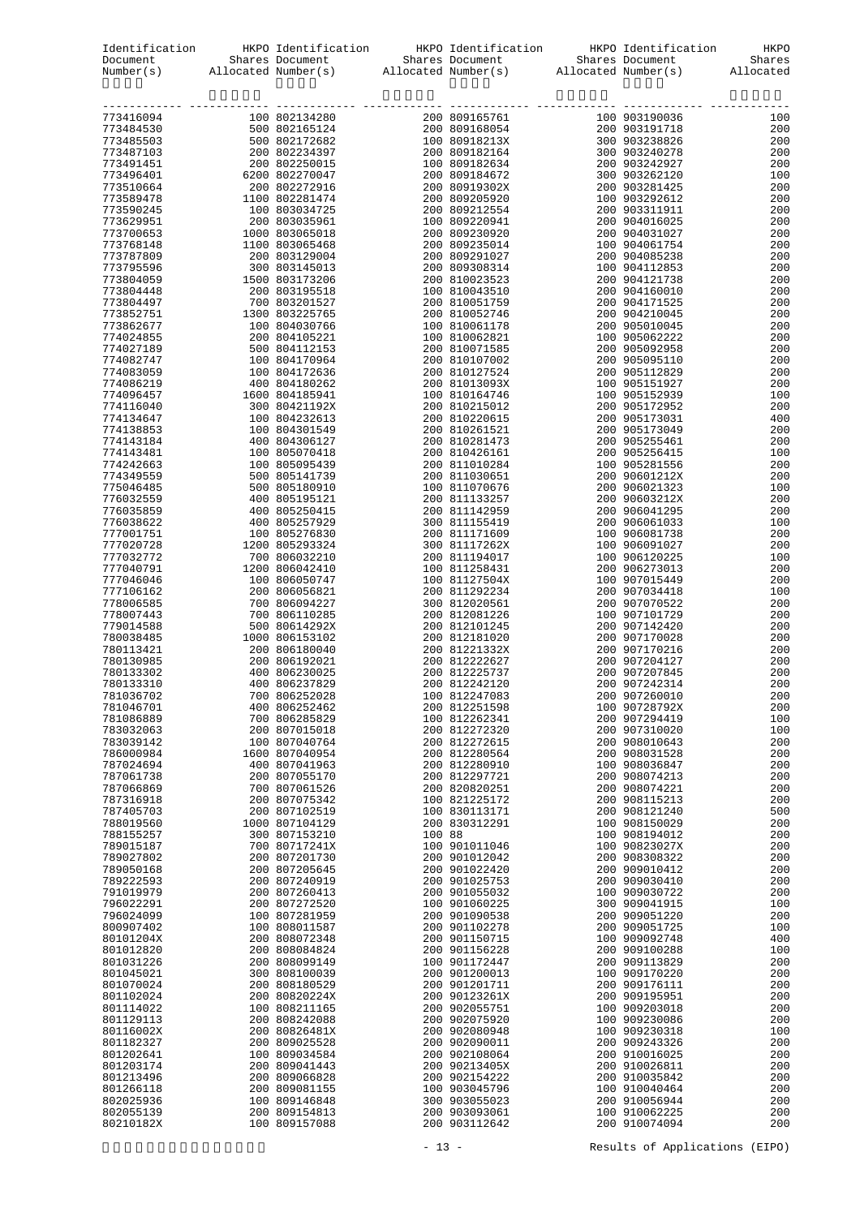| Identification Document Number(s) | HKPO Shares Allocated | Identification Document Number(s) | HKPO Shares Allocated | Identification Document Number(s) | HKPO Shares Allocated | Identification Document Number(s) | HKPO Shares Allocated |
|---|---|---|---|---|---|---|---|
| 773416094 | 100 | 802134280 | 200 | 809165761 | 100 | 903190036 | 100 |
| 773484530 | 500 | 802165124 | 200 | 809168054 | 200 | 903191718 | 200 |
| 773485503 | 500 | 802172682 | 100 | 80918213X | 300 | 903238826 | 200 |
| 773487103 | 200 | 802234397 | 200 | 809182164 | 300 | 903240278 | 200 |
| 773491451 | 200 | 802250015 | 100 | 809182634 | 200 | 903242927 | 200 |
| 773496401 | 6200 | 802270047 | 200 | 809184672 | 300 | 903262120 | 100 |
| 773510664 | 200 | 802272916 | 200 | 80919302X | 200 | 903281425 | 200 |
| 773589478 | 1100 | 802281474 | 200 | 809205920 | 100 | 903292612 | 200 |
| 773590245 | 100 | 803034725 | 200 | 809212554 | 200 | 903311911 | 200 |
| 773629951 | 200 | 803035961 | 100 | 809220941 | 200 | 904016025 | 200 |
| 773700653 | 1000 | 803065018 | 200 | 809230920 | 200 | 904031027 | 200 |
| 773768148 | 1100 | 803065468 | 200 | 809235014 | 100 | 904061754 | 200 |
| 773787809 | 200 | 803129004 | 200 | 809291027 | 200 | 904085238 | 200 |
| 773795596 | 300 | 803145013 | 200 | 809308314 | 100 | 904112853 | 200 |
| 773804059 | 1500 | 803173206 | 200 | 810023523 | 200 | 904121738 | 200 |
| 773804448 | 200 | 803195518 | 100 | 810043510 | 200 | 904160010 | 200 |
| 773804497 | 700 | 803201527 | 200 | 810051759 | 200 | 904171525 | 200 |
| 773852751 | 1300 | 803225765 | 200 | 810052746 | 200 | 904210045 | 200 |
| 773862677 | 100 | 804030766 | 100 | 810061178 | 200 | 905010045 | 200 |
| 774024855 | 200 | 804105221 | 100 | 810062821 | 100 | 905062222 | 200 |
| 774027189 | 500 | 804112153 | 200 | 810071585 | 200 | 905092958 | 200 |
| 774082747 | 100 | 804170964 | 200 | 810107002 | 200 | 905095110 | 200 |
| 774083059 | 100 | 804172636 | 200 | 810127524 | 200 | 905112829 | 200 |
| 774086219 | 400 | 804180262 | 200 | 81013093X | 100 | 905151927 | 200 |
| 774096457 | 1600 | 804185941 | 100 | 810164746 | 100 | 905152939 | 100 |
| 774116040 | 300 | 80421192X | 200 | 810215012 | 200 | 905172952 | 200 |
| 774134647 | 100 | 804232613 | 200 | 810220615 | 200 | 905173031 | 400 |
| 774138853 | 100 | 804301549 | 200 | 810261521 | 200 | 905173049 | 200 |
| 774143184 | 400 | 804306127 | 200 | 810281473 | 200 | 905255461 | 200 |
| 774143481 | 100 | 805070418 | 200 | 810426161 | 200 | 905256415 | 100 |
| 774242663 | 100 | 805095439 | 200 | 811010284 | 100 | 905281556 | 200 |
| 774349559 | 500 | 805141739 | 200 | 811030651 | 200 | 90601212X | 200 |
| 775046485 | 500 | 805180910 | 100 | 811070676 | 200 | 906021323 | 100 |
| 776032559 | 400 | 805195121 | 200 | 811133257 | 200 | 90603212X | 200 |
| 776035859 | 400 | 805250415 | 200 | 811142959 | 200 | 906041295 | 200 |
| 776038622 | 400 | 805257929 | 300 | 811156419 | 200 | 906061033 | 100 |
| 777001751 | 100 | 805276830 | 200 | 811171609 | 100 | 906081738 | 200 |
| 777020728 | 1200 | 805293324 | 300 | 81117262X | 100 | 906091027 | 200 |
| 777032772 | 700 | 806032210 | 200 | 811194017 | 100 | 906120225 | 100 |
| 777040791 | 1200 | 806042410 | 100 | 811258431 | 200 | 906273013 | 200 |
| 777046046 | 100 | 806050747 | 100 | 81127504X | 100 | 907015449 | 200 |
| 777106162 | 200 | 806056821 | 200 | 811292234 | 200 | 907034418 | 100 |
| 778006585 | 700 | 806094227 | 300 | 812020561 | 200 | 907070522 | 200 |
| 778007443 | 700 | 806110285 | 200 | 812081226 | 100 | 907101729 | 200 |
| 779014588 | 500 | 80614292X | 200 | 812101245 | 200 | 907142420 | 200 |
| 780038485 | 1000 | 806153102 | 200 | 812181020 | 200 | 907170028 | 200 |
| 780113421 | 200 | 806180040 | 200 | 81221332X | 200 | 907170216 | 200 |
| 780130985 | 200 | 806192021 | 200 | 812222627 | 200 | 907204127 | 200 |
| 780133302 | 400 | 806230025 | 200 | 812225737 | 200 | 907207845 | 200 |
| 780133310 | 400 | 806237829 | 200 | 812242120 | 200 | 907242314 | 200 |
| 781036702 | 700 | 806252028 | 100 | 812247083 | 200 | 907260010 | 200 |
| 781046701 | 400 | 806252462 | 200 | 812251598 | 100 | 90728792X | 200 |
| 781086889 | 700 | 806285829 | 100 | 812262341 | 200 | 907294419 | 100 |
| 783032063 | 200 | 807015018 | 200 | 812272320 | 200 | 907310020 | 100 |
| 783039142 | 100 | 807040764 | 200 | 812272615 | 200 | 908010643 | 200 |
| 786000984 | 1600 | 807040954 | 200 | 812280564 | 200 | 908031528 | 200 |
| 787024694 | 400 | 807041963 | 200 | 812280910 | 100 | 908036847 | 200 |
| 787061738 | 200 | 807055170 | 200 | 812297721 | 200 | 908074213 | 200 |
| 787066869 | 700 | 807061526 | 200 | 820820251 | 200 | 908074221 | 200 |
| 787316918 | 200 | 807075342 | 100 | 821225172 | 200 | 908115213 | 200 |
| 787405703 | 200 | 807102519 | 100 | 830113171 | 200 | 908121240 | 500 |
| 788019560 | 1000 | 807104129 | 200 | 830312291 | 100 | 908150029 | 200 |
| 788155257 | 300 | 807153210 | 100 | 88 | 100 | 908194012 | 200 |
| 789015187 | 700 | 80717241X | 100 | 901011046 | 100 | 90823027X | 200 |
| 789027802 | 200 | 807201730 | 200 | 901012042 | 200 | 908308322 | 200 |
| 789050168 | 200 | 807205645 | 200 | 901022420 | 200 | 909010412 | 200 |
| 789222593 | 200 | 807240919 | 200 | 901025753 | 200 | 909030410 | 200 |
| 791019979 | 200 | 807260413 | 200 | 901055032 | 100 | 909030722 | 200 |
| 796022291 | 200 | 807272520 | 100 | 901060225 | 300 | 909041915 | 100 |
| 796024099 | 100 | 807281959 | 200 | 901090538 | 200 | 909051220 | 200 |
| 800907402 | 100 | 808011587 | 200 | 901102278 | 200 | 909051725 | 100 |
| 80101204X | 200 | 808072348 | 200 | 901150715 | 100 | 909092748 | 400 |
| 801012820 | 200 | 808084824 | 200 | 901156228 | 200 | 909100288 | 100 |
| 801031226 | 200 | 808099149 | 100 | 901172447 | 200 | 909113829 | 200 |
| 801045021 | 300 | 808100039 | 200 | 901200013 | 100 | 909170220 | 200 |
| 801070024 | 200 | 808180529 | 200 | 901201711 | 200 | 909176111 | 200 |
| 801102024 | 200 | 80820224X | 200 | 90123261X | 200 | 909195951 | 200 |
| 801114022 | 100 | 808211165 | 200 | 902055751 | 100 | 909203018 | 200 |
| 801129113 | 200 | 808242088 | 200 | 902075920 | 100 | 909230086 | 200 |
| 80116002X | 200 | 80826481X | 200 | 902080948 | 100 | 909230318 | 100 |
| 801182327 | 200 | 809025528 | 200 | 902090011 | 200 | 909243326 | 200 |
| 801202641 | 100 | 809034584 | 200 | 902108064 | 200 | 910016025 | 200 |
| 801203174 | 200 | 809041443 | 200 | 90213405X | 200 | 910026811 | 200 |
| 801213496 | 200 | 809066828 | 200 | 902154222 | 200 | 910035842 | 200 |
| 801266118 | 200 | 809081155 | 100 | 903045796 | 100 | 910040464 | 200 |
| 802025936 | 100 | 809146848 | 300 | 903055023 | 200 | 910056944 | 200 |
| 802055139 | 200 | 809154813 | 200 | 903093061 | 100 | 910062225 | 200 |
| 80210182X | 100 | 809157088 | 200 | 903112642 | 200 | 910074094 | 200 |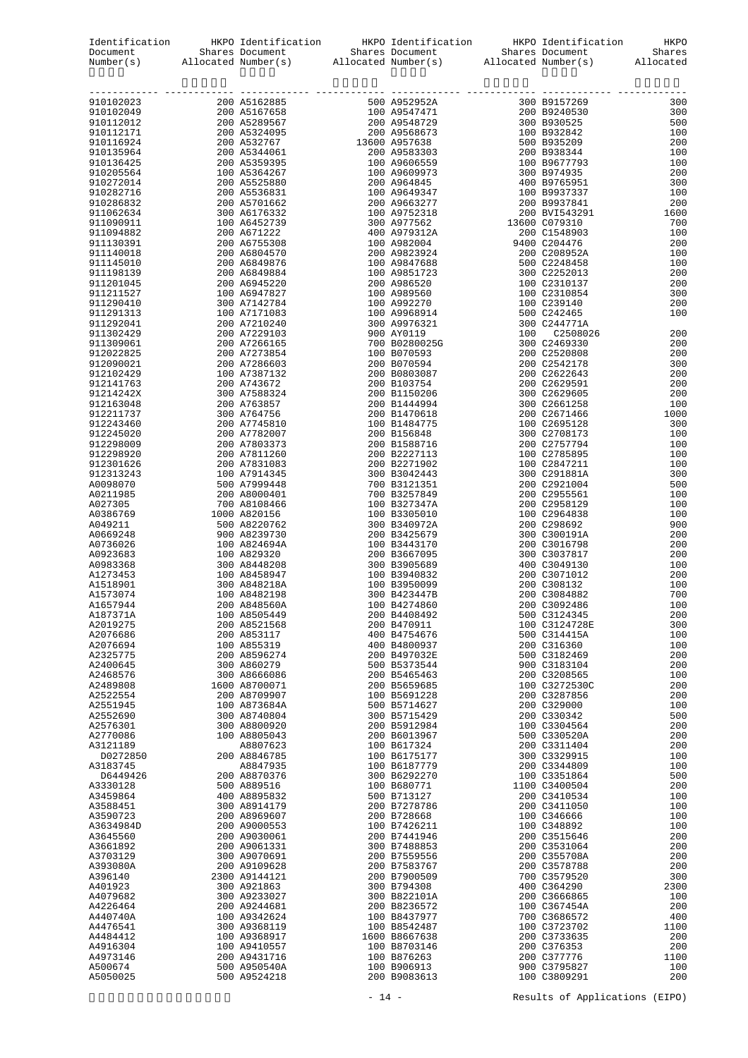| Identification Document Number(s) | HKPO Shares Allocated | Identification Document Number(s) | HKPO Shares Allocated | Identification Document Number(s) | HKPO Shares Allocated | Identification Document Number(s) | HKPO Shares Allocated |
|---|---|---|---|---|---|---|---|
| 910102023 | 200 | A5162885 | 500 | A952952A | 300 | B9157269 | 300 |
| 910102049 | 200 | A5167658 | 100 | A9547471 | 200 | B9240530 | 300 |
| 910112012 | 200 | A5289567 | 200 | A9548729 | 300 | B930525 | 500 |
| 910112171 | 200 | A5324095 | 200 | A9568673 | 100 | B932842 | 100 |
| 910116924 | 200 | A532767 | 13600 | A957638 | 500 | B935209 | 200 |
| 910135964 | 200 | A5344061 | 200 | A9583303 | 200 | B938344 | 100 |
| 910136425 | 200 | A5359395 | 100 | A9606559 | 100 | B9677793 | 100 |
| 910205564 | 100 | A5364267 | 100 | A9609973 | 300 | B974935 | 200 |
| 910272014 | 200 | A5525880 | 200 | A964845 | 400 | B9765951 | 300 |
| 910282716 | 200 | A5536831 | 100 | A9649347 | 100 | B9937337 | 100 |
| 910286832 | 200 | A5701662 | 200 | A9663277 | 200 | B9937841 | 200 |
| 911062634 | 300 | A6176332 | 100 | A9752318 | 200 | BVI543291 | 1600 |
| 911090911 | 100 | A6452739 | 300 | A977562 | 13600 | C079310 | 700 |
| 911094882 | 200 | A671222 | 400 | A979312A | 200 | C1548903 | 100 |
| 911130391 | 200 | A6755308 | 100 | A982004 | 9400 | C204476 | 200 |
| 911140018 | 200 | A6804570 | 200 | A9823924 | 200 | C208952A | 100 |
| 911145010 | 200 | A6849876 | 100 | A9847688 | 500 | C2248458 | 100 |
| 911198139 | 200 | A6849884 | 100 | A9851723 | 300 | C2252013 | 200 |
| 911201045 | 200 | A6945220 | 200 | A986520 | 100 | C2310137 | 200 |
| 911211527 | 100 | A6947827 | 100 | A989560 | 100 | C2310854 | 300 |
| 911290410 | 300 | A7142784 | 100 | A992270 | 100 | C239140 | 200 |
| 911291313 | 100 | A7171083 | 100 | A9968914 | 500 | C242465 | 100 |
| 911292041 | 200 | A7210240 | 300 | A9976321 | 300 | C244771A | |
| 911302429 | 200 | A7229103 | 900 | AY0119 | 100 | C2508026 | 200 |
| 911309061 | 200 | A7266165 | 700 | B0280025G | 300 | C2469330 | 200 |
| 912022825 | 200 | A7273854 | 100 | B070593 | 200 | C2520808 | 200 |
| 912090021 | 200 | A7286603 | 200 | B070594 | 200 | C2542178 | 300 |
| 912102429 | 100 | A7387132 | 200 | B0803087 | 200 | C2622643 | 200 |
| 912141763 | 200 | A743672 | 200 | B103754 | 200 | C2629591 | 200 |
| 91214242X | 300 | A7588324 | 200 | B1150206 | 300 | C2629605 | 200 |
| 912163048 | 200 | A763857 | 200 | B1444994 | 300 | C2661258 | 100 |
| 912211737 | 300 | A764756 | 200 | B1470618 | 200 | C2671466 | 1000 |
| 912243460 | 200 | A7745810 | 100 | B1484775 | 100 | C2695128 | 300 |
| 912245020 | 200 | A7782007 | 200 | B156848 | 300 | C2708173 | 100 |
| 912298009 | 200 | A7803373 | 200 | B1588716 | 200 | C2757794 | 100 |
| 912298920 | 200 | A7811260 | 200 | B2227113 | 100 | C2785895 | 100 |
| 912301626 | 200 | A7831083 | 200 | B2271902 | 100 | C2847211 | 100 |
| 912313243 | 100 | A7914345 | 300 | B3042443 | 300 | C291881A | 300 |
| A0098070 | 500 | A7999448 | 700 | B3121351 | 200 | C2921004 | 500 |
| A0211985 | 200 | A8000401 | 700 | B3257849 | 200 | C2955561 | 100 |
| A027305 | 700 | A8108466 | 100 | B327347A | 200 | C2958129 | 100 |
| A0386769 | 1000 | A820156 | 100 | B3305010 | 100 | C2964838 | 100 |
| A049211 | 500 | A8220762 | 300 | B340972A | 200 | C298692 | 900 |
| A0669248 | 900 | A8239730 | 200 | B3425679 | 300 | C300191A | 200 |
| A0736026 | 100 | A824694A | 100 | B3443170 | 200 | C3016798 | 200 |
| A0923683 | 100 | A829320 | 200 | B3667095 | 300 | C3037817 | 200 |
| A0983368 | 300 | A8448208 | 300 | B3905689 | 400 | C3049130 | 100 |
| A1273453 | 100 | A8458947 | 100 | B3940832 | 200 | C3071012 | 200 |
| A1518901 | 300 | A848218A | 100 | B3950099 | 200 | C308132 | 100 |
| A1573074 | 100 | A8482198 | 300 | B423447B | 200 | C3084882 | 700 |
| A1657944 | 200 | A848560A | 100 | B4274860 | 200 | C3092486 | 100 |
| A187371A | 100 | A8505449 | 200 | B4408492 | 500 | C3124345 | 200 |
| A2019275 | 200 | A8521568 | 200 | B470911 | 100 | C3124728E | 300 |
| A2076686 | 200 | A853117 | 400 | B4754676 | 500 | C314415A | 100 |
| A2076694 | 100 | A855319 | 400 | B4800937 | 200 | C316360 | 100 |
| A2325775 | 200 | A8596274 | 200 | B497032E | 500 | C3182469 | 200 |
| A2400645 | 300 | A860279 | 500 | B5373544 | 900 | C3183104 | 200 |
| A2468576 | 300 | A8666086 | 200 | B5465463 | 200 | C3208565 | 100 |
| A2489808 | 1600 | A8700071 | 200 | B5659685 | 100 | C3272530C | 200 |
| A2522554 | 200 | A8709907 | 100 | B5691228 | 200 | C3287856 | 200 |
| A2551945 | 100 | A873684A | 500 | B5714627 | 200 | C329000 | 100 |
| A2552690 | 300 | A8740804 | 300 | B5715429 | 200 | C330342 | 500 |
| A2576301 | 300 | A8800920 | 200 | B5912984 | 100 | C3304564 | 200 |
| A2770086 | 100 | A8805043 | 200 | B6013967 | 500 | C330520A | 200 |
| A3121189 | | A8807623 | 100 | B617324 | 200 | C3311404 | 200 |
| D0272850 | 200 | A8846785 | 100 | B6175177 | 300 | C3329915 | 100 |
| A3183745 | | A8847935 | 100 | B6187779 | 200 | C3344809 | 100 |
| D6449426 | 200 | A8870376 | 300 | B6292270 | 100 | C3351864 | 500 |
| A3330128 | 500 | A889516 | 100 | B680771 | 1100 | C3400504 | 200 |
| A3459864 | 400 | A8895832 | 500 | B713127 | 200 | C3410534 | 100 |
| A3588451 | 300 | A8914179 | 200 | B7278786 | 200 | C3411050 | 100 |
| A3590723 | 200 | A8969607 | 200 | B728668 | 100 | C346666 | 100 |
| A3634984D | 200 | A9000553 | 100 | B7426211 | 100 | C348892 | 100 |
| A3645560 | 200 | A9030061 | 200 | B7441946 | 200 | C3515646 | 200 |
| A3661892 | 200 | A9061331 | 300 | B7488853 | 200 | C3531064 | 200 |
| A3703129 | 300 | A9070691 | 200 | B7559556 | 200 | C355708A | 200 |
| A393080A | 200 | A9109628 | 200 | B7583767 | 200 | C3578788 | 200 |
| A396140 | 2300 | A9144121 | 200 | B7900509 | 700 | C3579520 | 300 |
| A401923 | 300 | A921863 | 300 | B794308 | 400 | C364290 | 2300 |
| A4079682 | 300 | A9233027 | 300 | B822101A | 200 | C3666865 | 100 |
| A4226464 | 200 | A9244681 | 200 | B8236572 | 100 | C367454A | 200 |
| A440740A | 100 | A9342624 | 100 | B8437977 | 700 | C3686572 | 400 |
| A4476541 | 300 | A9368119 | 100 | B8542487 | 100 | C3723702 | 1100 |
| A4484412 | 100 | A9368917 | 1600 | B8667638 | 200 | C3733635 | 200 |
| A4916304 | 100 | A9410557 | 100 | B8703146 | 200 | C376353 | 200 |
| A4973146 | 200 | A9431716 | 100 | B876263 | 200 | C377776 | 1100 |
| A500674 | 500 | A950540A | 100 | B906913 | 900 | C3795827 | 100 |
| A5050025 | 500 | A9524218 | 200 | B9083613 | 100 | C3809291 | 200 |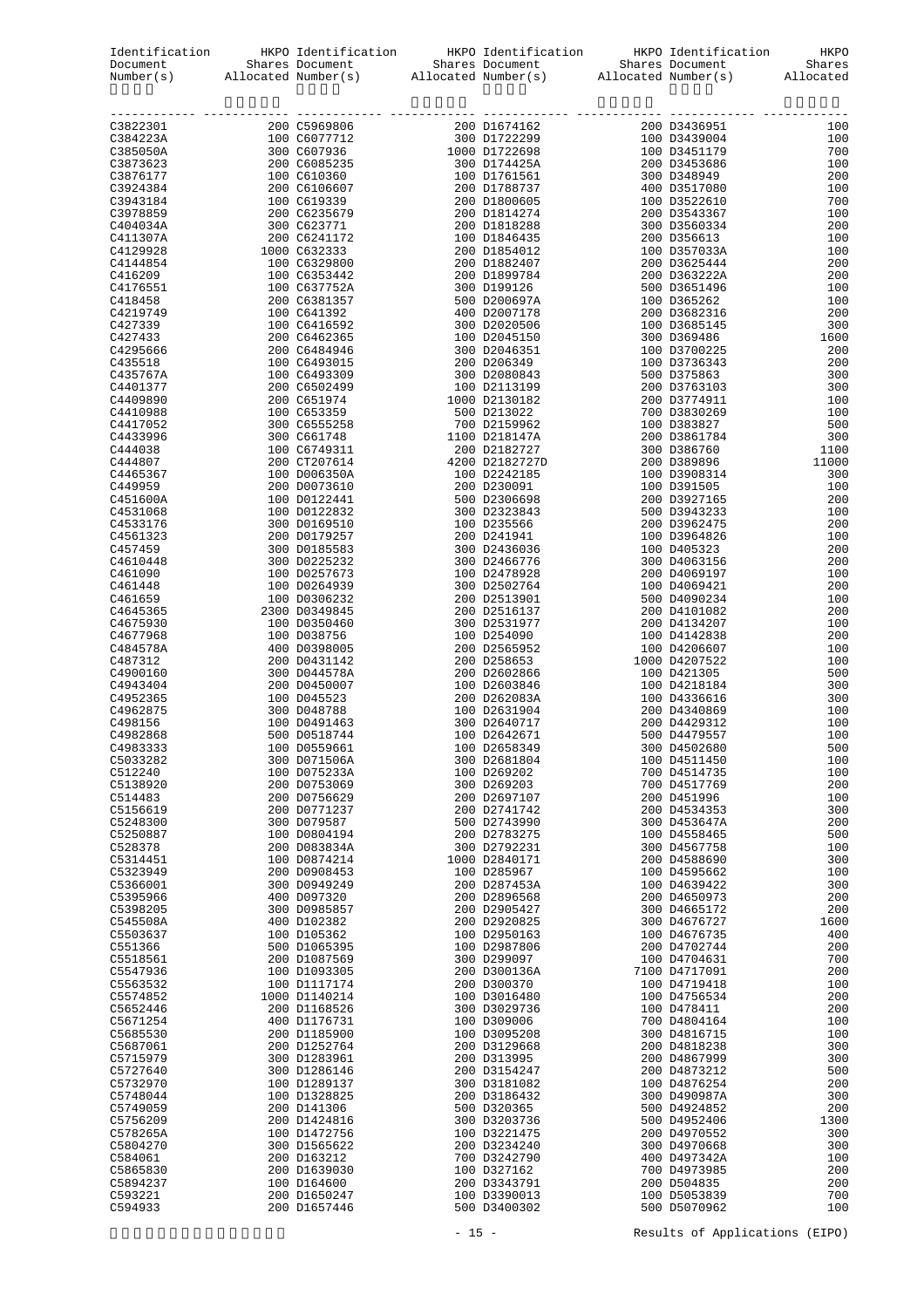| Identification Document Number(s) | HKPO Shares Allocated | Identification Document Number(s) | HKPO Shares Allocated | Identification Document Number(s) | HKPO Shares Allocated | Identification Document Number(s) | HKPO Shares Allocated |
|---|---|---|---|---|---|---|---|
| C3822301 | 200 | C5969806 | 200 | D1674162 | 200 | D3436951 | 100 |
| C384223A | 100 | C6077712 | 300 | D1722299 | 100 | D3439004 | 100 |
| C385050A | 300 | C607936 | 1000 | D1722698 | 100 | D3451179 | 700 |
| C3873623 | 200 | C6085235 | 300 | D174425A | 200 | D3453686 | 100 |
| C3876177 | 100 | C610360 | 100 | D1761561 | 300 | D348949 | 200 |
| C3924384 | 200 | C6106607 | 200 | D1788737 | 400 | D3517080 | 100 |
| C3943184 | 100 | C619339 | 200 | D1800605 | 100 | D3522610 | 700 |
| C3978859 | 200 | C6235679 | 200 | D1814274 | 200 | D3543367 | 100 |
| C404034A | 300 | C623771 | 200 | D1818288 | 300 | D3560334 | 200 |
| C411307A | 200 | C6241172 | 100 | D1846435 | 200 | D356613 | 100 |
| C4129928 | 1000 | C632333 | 200 | D1854012 | 100 | D357033A | 100 |
| C4144854 | 100 | C6329800 | 200 | D1882407 | 200 | D3625444 | 200 |
| C416209 | 100 | C6353442 | 200 | D1899784 | 200 | D363222A | 200 |
| C4176551 | 100 | C637752A | 300 | D199126 | 500 | D3651496 | 100 |
| C418458 | 200 | C6381357 | 500 | D200697A | 100 | D365262 | 100 |
| C4219749 | 100 | C641392 | 400 | D2007178 | 200 | D3682316 | 200 |
| C427339 | 100 | C6416592 | 300 | D2020506 | 100 | D3685145 | 300 |
| C427433 | 200 | C6462365 | 100 | D2045150 | 300 | D369486 | 1600 |
| C4295666 | 200 | C6484946 | 300 | D2046351 | 100 | D3700225 | 200 |
| C435518 | 100 | C6493015 | 200 | D206349 | 100 | D3736343 | 200 |
| C435767A | 100 | C6493309 | 300 | D2080843 | 500 | D375863 | 300 |
| C4401377 | 200 | C6502499 | 100 | D2113199 | 200 | D3763103 | 300 |
| C4409890 | 200 | C651974 | 1000 | D2130182 | 200 | D3774911 | 100 |
| C4410988 | 100 | C653359 | 500 | D213022 | 700 | D3830269 | 100 |
| C4417052 | 300 | C6555258 | 700 | D2159962 | 100 | D383827 | 500 |
| C4433996 | 300 | C661748 | 1100 | D218147A | 200 | D3861784 | 300 |
| C444038 | 100 | C6749311 | 200 | D2182727 | 300 | D386760 | 1100 |
| C444807 | 200 | CT207614 | 4200 | D2182727D | 200 | D389896 | 11000 |
| C4465367 | 100 | D006350A | 100 | D2242185 | 100 | D3908314 | 300 |
| C449959 | 200 | D0073610 | 200 | D230091 | 100 | D391505 | 100 |
| C451600A | 100 | D0122441 | 500 | D2306698 | 200 | D3927165 | 200 |
| C4531068 | 100 | D0122832 | 300 | D2323843 | 500 | D3943233 | 100 |
| C4533176 | 300 | D0169510 | 100 | D235566 | 200 | D3962475 | 200 |
| C4561323 | 200 | D0179257 | 200 | D241941 | 100 | D3964826 | 100 |
| C457459 | 300 | D0185583 | 300 | D2436036 | 100 | D405323 | 200 |
| C4610448 | 300 | D0225232 | 300 | D2466776 | 300 | D4063156 | 200 |
| C461090 | 100 | D0257673 | 100 | D2478928 | 200 | D4069197 | 100 |
| C461448 | 100 | D0264939 | 300 | D2502764 | 100 | D4069421 | 200 |
| C461659 | 100 | D0306232 | 200 | D2513901 | 500 | D4090234 | 100 |
| C4645365 | 2300 | D0349845 | 200 | D2516137 | 200 | D4101082 | 200 |
| C4675930 | 100 | D0350460 | 300 | D2531977 | 200 | D4134207 | 100 |
| C4677968 | 100 | D038756 | 100 | D254090 | 100 | D4142838 | 200 |
| C484578A | 400 | D0398005 | 200 | D2565952 | 100 | D4206607 | 100 |
| C487312 | 200 | D0431142 | 200 | D258653 | 1000 | D4207522 | 100 |
| C4900160 | 300 | D044578A | 200 | D2602866 | 100 | D421305 | 500 |
| C4943404 | 200 | D0450007 | 100 | D2603846 | 100 | D4218184 | 300 |
| C4952365 | 100 | D045523 | 200 | D262083A | 100 | D4336616 | 300 |
| C4962875 | 300 | D048788 | 100 | D2631904 | 200 | D4340869 | 100 |
| C498156 | 100 | D0491463 | 300 | D2640717 | 200 | D4429312 | 100 |
| C4982868 | 500 | D0518744 | 100 | D2642671 | 500 | D4479557 | 100 |
| C4983333 | 100 | D0559661 | 100 | D2658349 | 300 | D4502680 | 500 |
| C5033282 | 300 | D071506A | 300 | D2681804 | 100 | D4511450 | 100 |
| C512240 | 100 | D075233A | 100 | D269202 | 700 | D4514735 | 100 |
| C5138920 | 200 | D0753069 | 300 | D269203 | 700 | D4517769 | 200 |
| C514483 | 200 | D0756629 | 200 | D2697107 | 200 | D451996 | 100 |
| C5156619 | 200 | D0771237 | 200 | D2741742 | 200 | D4534353 | 300 |
| C5248300 | 300 | D079587 | 500 | D2743990 | 300 | D453647A | 200 |
| C5250887 | 100 | D0804194 | 200 | D2783275 | 100 | D4558465 | 500 |
| C528378 | 200 | D083834A | 300 | D2792231 | 300 | D4567758 | 100 |
| C5314451 | 100 | D0874214 | 1000 | D2840171 | 200 | D4588690 | 300 |
| C5323949 | 200 | D0908453 | 100 | D285967 | 100 | D4595662 | 100 |
| C5366001 | 300 | D0949249 | 200 | D287453A | 100 | D4639422 | 300 |
| C5395966 | 400 | D097320 | 200 | D2896568 | 200 | D4650973 | 200 |
| C5398205 | 300 | D0985857 | 200 | D2905427 | 300 | D4665172 | 200 |
| C545508A | 400 | D102382 | 200 | D2920825 | 300 | D4676727 | 1600 |
| C5503637 | 100 | D105362 | 100 | D2950163 | 100 | D4676735 | 400 |
| C551366 | 500 | D1065395 | 100 | D2987806 | 200 | D4702744 | 200 |
| C5518561 | 200 | D1087569 | 300 | D299097 | 100 | D4704631 | 700 |
| C5547936 | 100 | D1093305 | 200 | D300136A | 7100 | D4717091 | 200 |
| C5563532 | 100 | D1117174 | 200 | D300370 | 100 | D4719418 | 100 |
| C5574852 | 1000 | D1140214 | 100 | D3016480 | 100 | D4756534 | 200 |
| C5652446 | 200 | D1168526 | 300 | D3029736 | 100 | D478411 | 200 |
| C5671254 | 400 | D1176731 | 100 | D309006 | 700 | D4804164 | 100 |
| C5685530 | 200 | D1185900 | 100 | D3095208 | 300 | D4816715 | 100 |
| C5687061 | 200 | D1252764 | 200 | D3129668 | 200 | D4818238 | 300 |
| C5715979 | 300 | D1283961 | 200 | D313995 | 200 | D4867999 | 300 |
| C5727640 | 300 | D1286146 | 200 | D3154247 | 200 | D4873212 | 500 |
| C5732970 | 100 | D1289137 | 300 | D3181082 | 100 | D4876254 | 200 |
| C5748044 | 100 | D1328825 | 200 | D3186432 | 300 | D490987A | 300 |
| C5749059 | 200 | D141306 | 500 | D320365 | 500 | D4924852 | 200 |
| C5756209 | 200 | D1424816 | 300 | D3203736 | 500 | D4952406 | 1300 |
| C578265A | 100 | D1472756 | 100 | D3221475 | 200 | D4970552 | 300 |
| C5804270 | 300 | D1565622 | 200 | D3234240 | 300 | D4970668 | 300 |
| C584061 | 200 | D163212 | 700 | D3242790 | 400 | D497342A | 100 |
| C5865830 | 200 | D1639030 | 100 | D327162 | 700 | D4973985 | 200 |
| C5894237 | 100 | D164600 | 200 | D3343791 | 200 | D504835 | 200 |
| C593221 | 200 | D1650247 | 100 | D3390013 | 100 | D5053839 | 700 |
| C594933 | 200 | D1657446 | 500 | D3400302 | 500 | D5070962 | 100 |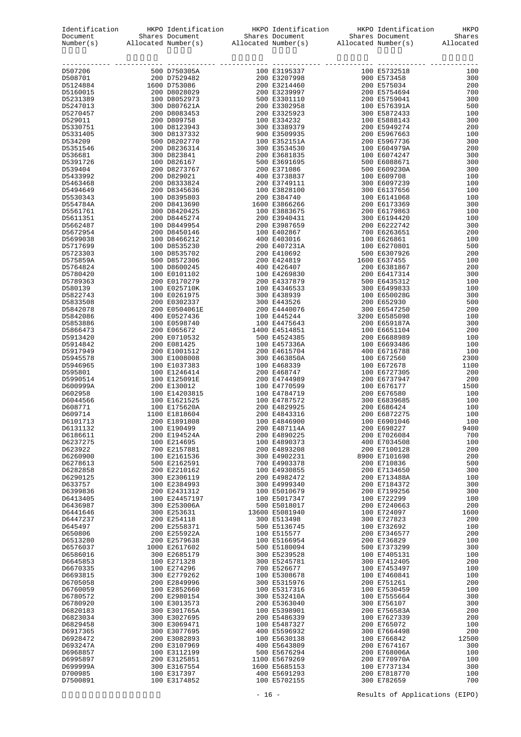| Identification Document Number(s) | HKPO Shares Allocated | Identification Document Number(s) | HKPO Shares Allocated | Identification Document Number(s) | HKPO Shares Allocated | Identification Document Number(s) | HKPO Shares Allocated |
|---|---|---|---|---|---|---|---|
| D507206 | 500 | D750305A | 100 | E3195337 | 100 | E5732518 | 100 |
| D508701 | 200 | D7529482 | 200 | E3207998 | 900 | E573458 | 300 |
| D5124884 | 1600 | D753086 | 200 | E3214460 | 200 | E575034 | 200 |
| D5160015 | 200 | D8028029 | 200 | E3239997 | 200 | E5754694 | 700 |
| D5231389 | 100 | D8052973 | 500 | E3301110 | 200 | E5759041 | 300 |
| D5247013 | 300 | D807621A | 200 | E3302958 | 100 | E576391A | 500 |
| D5270457 | 200 | D8083453 | 200 | E3325923 | 300 | E5872433 | 100 |
| D529011 | 200 | D809758 | 100 | E334232 | 100 | E5888143 | 300 |
| D5330751 | 100 | D8123943 | 300 | E3389379 | 200 | E5949274 | 200 |
| D5331405 | 300 | D8137332 | 900 | E3509935 | 200 | E5967663 | 100 |
| D534209 | 500 | D8202770 | 100 | E352151A | 200 | E5967736 | 300 |
| D5351546 | 200 | D8236314 | 300 | E3534530 | 100 | E604979A | 200 |
| D536681 | 300 | D823841 | 200 | E3681835 | 100 | E6074247 | 300 |
| D5391726 | 100 | D826167 | 500 | E3691695 | 500 | E6088671 | 300 |
| D539404 | 200 | D8273767 | 200 | E371086 | 500 | E609230A | 300 |
| D5433992 | 200 | D829021 | 400 | E3738837 | 100 | E609708 | 100 |
| D5463468 | 200 | D8333824 | 200 | E3749111 | 300 | E6097239 | 100 |
| D5494649 | 200 | D8345636 | 100 | E3828100 | 300 | E6137656 | 100 |
| D5530343 | 100 | D8395803 | 200 | E384740 | 100 | E6141068 | 100 |
| D554784A | 200 | D8413690 | 1600 | E3866266 | 200 | E6173369 | 300 |
| D5561761 | 300 | D8420425 | 100 | E3883675 | 200 | E6179863 | 100 |
| D5611351 | 200 | D8445274 | 200 | E3940431 | 300 | E6194420 | 100 |
| D5662487 | 100 | D8449954 | 200 | E3987659 | 200 | E6222742 | 300 |
| D5672954 | 200 | D8450146 | 100 | E402867 | 700 | E6263651 | 200 |
| D5699038 | 100 | D8466212 | 400 | E403016 | 100 | E626861 | 100 |
| D5717699 | 100 | D8535230 | 200 | E407231A | 100 | E6270801 | 500 |
| D5723303 | 100 | D8535702 | 200 | E410692 | 500 | E6307926 | 200 |
| D575859A | 500 | D8572306 | 200 | E424819 | 1600 | E637455 | 100 |
| D5764824 | 100 | D8600245 | 400 | E426407 | 200 | E6381867 | 200 |
| D5780420 | 100 | E0101102 | 100 | E4269830 | 200 | E6417314 | 300 |
| D5789363 | 200 | E0170279 | 200 | E4337879 | 500 | E6435312 | 100 |
| D580139 | 100 | E025710K | 100 | E4346533 | 300 | E6499833 | 100 |
| D5822743 | 100 | E0261975 | 300 | E438939 | 100 | E650028G | 300 |
| D5833508 | 200 | E0302337 | 300 | E443526 | 200 | E652930 | 500 |
| D5842078 | 200 | E0504061E | 200 | E4440076 | 300 | E6547250 | 200 |
| D5842086 | 400 | E0527436 | 100 | E445244 | 3200 | E6585098 | 100 |
| D5853886 | 100 | E0598740 | 100 | E4475643 | 200 | E659187A | 300 |
| D5866473 | 200 | E065672 | 1400 | E4514851 | 100 | E6651104 | 200 |
| D5913420 | 200 | E0710532 | 500 | E4524385 | 200 | E6688989 | 100 |
| D5914842 | 200 | E081425 | 100 | E457336A | 100 | E6693486 | 100 |
| D5917949 | 200 | E1001512 | 200 | E4615704 | 400 | E6716788 | 100 |
| D5945578 | 300 | E1008008 | 300 | E463850A | 100 | E672560 | 2300 |
| D5946965 | 100 | E1037383 | 100 | E468339 | 100 | E672678 | 1100 |
| D595801 | 100 | E1246414 | 200 | E468747 | 100 | E6727305 | 200 |
| D5990514 | 100 | E125091E | 200 | E4744989 | 200 | E6737947 | 200 |
| D600999A | 200 | E130012 | 100 | E4770599 | 100 | E676177 | 1500 |
| D602958 | 100 | E14203815 | 100 | E4784719 | 200 | E676580 | 100 |
| D6044566 | 100 | E1621525 | 100 | E4787572 | 300 | E6839685 | 100 |
| D608771 | 100 | E175620A | 200 | E4829925 | 200 | E686424 | 100 |
| D609714 | 1100 | E1818604 | 200 | E4843316 | 200 | E6872275 | 100 |
| D6101713 | 200 | E1891808 | 100 | E4846900 | 100 | E6901046 | 100 |
| D6131132 | 100 | E190499 | 200 | E487114A | 200 | E698227 | 9400 |
| D6186611 | 200 | E194524A | 200 | E4890225 | 200 | E7026084 | 700 |
| D6237275 | 100 | E214695 | 100 | E4890373 | 400 | E7034508 | 100 |
| D623922 | 700 | E2157881 | 200 | E4893208 | 200 | E7100128 | 200 |
| D6260900 | 100 | E2161536 | 300 | E4902231 | 8900 | E7101698 | 200 |
| D6278613 | 500 | E2162591 | 700 | E4903378 | 200 | E710836 | 500 |
| D6282858 | 200 | E2210162 | 100 | E4930855 | 200 | E7134650 | 300 |
| D6290125 | 300 | E2306119 | 200 | E4982472 | 200 | E713488A | 100 |
| D633757 | 100 | E2384993 | 300 | E4999340 | 200 | E7184372 | 300 |
| D6399836 | 200 | E2431312 | 100 | E5010679 | 200 | E7199256 | 300 |
| D6413405 | 100 | E24457197 | 100 | E5017347 | 100 | E722299 | 100 |
| D6436987 | 300 | E253006A | 500 | E5018017 | 200 | E7240663 | 200 |
| D6441646 | 300 | E253631 | 13600 | E5081940 | 100 | E724097 | 1600 |
| D6447237 | 200 | E254118 | 300 | E513498 | 300 | E727823 | 200 |
| D645497 | 200 | E2558371 | 500 | E5136745 | 100 | E732692 | 100 |
| D650806 | 200 | E255922A | 100 | E515577 | 200 | E7346577 | 200 |
| D6513280 | 200 | E2579638 | 100 | E5166954 | 200 | E736829 | 100 |
| D6576037 | 1000 | E2617602 | 500 | E5180094 | 500 | E7373299 | 300 |
| D6586016 | 300 | E2685179 | 300 | E5239528 | 100 | E7405131 | 100 |
| D6645853 | 100 | E271328 | 300 | E5245781 | 300 | E7412405 | 200 |
| D6670335 | 100 | E274296 | 700 | E526677 | 100 | E7453497 | 100 |
| D6693815 | 300 | E2779262 | 100 | E5308678 | 100 | E7460841 | 100 |
| D6705058 | 200 | E2849996 | 300 | E5315976 | 200 | E751261 | 200 |
| D6760059 | 100 | E2852660 | 100 | E5317316 | 100 | E7530459 | 100 |
| D6780572 | 200 | E2980154 | 300 | E532410A | 100 | E7555664 | 300 |
| D6780920 | 100 | E3013573 | 200 | E5363040 | 300 | E756107 | 300 |
| D6820183 | 300 | E301765A | 100 | E5398901 | 200 | E756583A | 200 |
| D6823034 | 300 | E3027695 | 200 | E5486339 | 100 | E7627339 | 200 |
| D6829458 | 300 | E3069471 | 100 | E5487327 | 200 | E765072 | 100 |
| D6917365 | 300 | E3077695 | 400 | E5596932 | 300 | E7664498 | 200 |
| D6928472 | 200 | E3082893 | 100 | E5630138 | 100 | E766842 | 12500 |
| D693247A | 200 | E3107969 | 400 | E5643809 | 200 | E7674167 | 300 |
| D6968857 | 100 | E3112199 | 500 | E5676294 | 200 | E768006A | 100 |
| D6995897 | 200 | E3125851 | 1100 | E5679269 | 200 | E770970A | 100 |
| D699999A | 300 | E3167554 | 1600 | E5685153 | 100 | E7737134 | 300 |
| D700985 | 100 | E317397 | 400 | E5691293 | 200 | E7818770 | 100 |
| D7500891 | 100 | E3174852 | 100 | E5702155 | 300 | E782659 | 700 |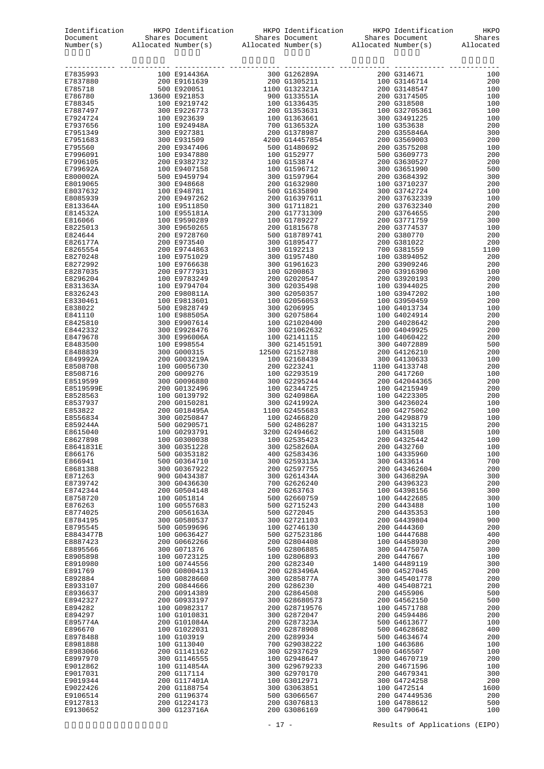| Identification Document Number(s) | HKPO Shares Allocated | Identification Document Number(s) | HKPO Shares Allocated | Identification Document Number(s) | HKPO Shares Allocated | Identification Document Number(s) | HKPO Shares Allocated |
|---|---|---|---|---|---|---|---|
| E7835993 | 100 | E914436A | 300 | G126289A | 200 | G314671 | 100 |
| E7837880 | 200 | E9161639 | 200 | G1305211 | 100 | G3146714 | 200 |
| E785718 | 500 | E920051 | 1100 | G132321A | 200 | G3148547 | 100 |
| E786780 | 13600 | E921853 | 900 | G133551A | 200 | G3174505 | 100 |
| E788345 | 100 | E9219742 | 100 | G1336435 | 200 | G318508 | 100 |
| E7887497 | 300 | E9226773 | 200 | G1353631 | 100 | G32705361 | 100 |
| E7924724 | 100 | E923639 | 100 | G1363661 | 300 | G3491225 | 100 |
| E7937656 | 100 | E924948A | 700 | G136532A | 100 | G353638 | 200 |
| E7951349 | 300 | E927381 | 200 | G1378987 | 200 | G355846A | 300 |
| E7951683 | 300 | E931509 | 4200 | G14457854 | 200 | G3569003 | 200 |
| E795560 | 200 | E9347406 | 500 | G1480692 | 200 | G3575208 | 100 |
| E7996091 | 100 | E9347880 | 100 | G152977 | 500 | G3609773 | 200 |
| E7996105 | 200 | E9382732 | 100 | G153874 | 200 | G3630527 | 200 |
| E799692A | 100 | E9407158 | 100 | G1596712 | 300 | G3651990 | 500 |
| E800002A | 500 | E9459794 | 300 | G1597964 | 200 | G3684392 | 300 |
| E8019065 | 300 | E948668 | 200 | G1632980 | 100 | G3710237 | 200 |
| E8037632 | 100 | E948781 | 500 | G1635890 | 300 | G3742724 | 100 |
| E8085939 | 200 | E9497262 | 200 | G16397611 | 200 | G37632339 | 100 |
| E813364A | 100 | E9511850 | 300 | G1711821 | 200 | G37632340 | 200 |
| E814532A | 100 | E955181A | 200 | G17731309 | 200 | G3764655 | 200 |
| E816066 | 100 | E9590289 | 100 | G1789227 | 200 | G3771759 | 300 |
| E8225013 | 300 | E9650265 | 200 | G1815678 | 200 | G3774537 | 100 |
| E824644 | 200 | E9728760 | 500 | G18789741 | 200 | G380770 | 200 |
| E826177A | 200 | E973540 | 300 | G1895477 | 200 | G381022 | 200 |
| E8265554 | 200 | E9744863 | 100 | G192213 | 700 | G381559 | 1100 |
| E8270248 | 100 | E9751029 | 300 | G1957480 | 100 | G3894052 | 200 |
| E8272992 | 100 | E9766638 | 300 | G1961623 | 200 | G3909246 | 200 |
| E8287035 | 200 | E9777931 | 100 | G200863 | 200 | G3916390 | 100 |
| E8296204 | 100 | E9783249 | 200 | G2020547 | 200 | G3920193 | 200 |
| E831363A | 100 | E9794704 | 300 | G2035498 | 100 | G3944025 | 200 |
| E8326243 | 200 | E980811A | 300 | G2050357 | 100 | G3947202 | 100 |
| E8330461 | 100 | E9813601 | 100 | G2056053 | 100 | G3950459 | 200 |
| E838022 | 500 | E9828749 | 300 | G206995 | 100 | G4013734 | 100 |
| E841110 | 100 | E988505A | 300 | G2075864 | 100 | G4024914 | 200 |
| E8425810 | 300 | E9907614 | 100 | G21020400 | 200 | G4028642 | 200 |
| E8442332 | 300 | E9928476 | 300 | G21062632 | 100 | G4049925 | 200 |
| E8479678 | 300 | E996006A | 100 | G2141115 | 100 | G4060422 | 200 |
| E8483500 | 100 | E998554 | 300 | G21451591 | 300 | G4072889 | 500 |
| E8488839 | 300 | G000315 | 12500 | G2152788 | 200 | G4126210 | 200 |
| E849992A | 200 | G003219A | 100 | G2168439 | 300 | G4130633 | 100 |
| E8508708 | 100 | G0056730 | 200 | G223241 | 1100 | G4133748 | 200 |
| E8508716 | 200 | G009276 | 100 | G2293519 | 200 | G417260 | 100 |
| E8519599 | 300 | G0096880 | 300 | G2295244 | 200 | G42044365 | 200 |
| E8519599E | 200 | G0132496 | 100 | G2344725 | 100 | G4215949 | 200 |
| E8528563 | 100 | G0139792 | 300 | G240986A | 100 | G4223305 | 200 |
| E8537937 | 200 | G0150281 | 300 | G241992A | 300 | G4236024 | 100 |
| E853822 | 200 | G018495A | 1100 | G2455683 | 100 | G4275062 | 100 |
| E8556834 | 300 | G0250847 | 100 | G2466820 | 200 | G4298879 | 100 |
| E859244A | 500 | G0290571 | 500 | G2486287 | 100 | G4313215 | 200 |
| E8615040 | 100 | G0293791 | 3200 | G2494662 | 100 | G431508 | 100 |
| E8627898 | 100 | G0300038 | 100 | G2535423 | 200 | G4325442 | 100 |
| E8641831E | 300 | G0351228 | 300 | G258260A | 200 | G432760 | 100 |
| E866176 | 500 | G0353182 | 400 | G2583436 | 100 | G4335960 | 100 |
| E866941 | 500 | G0364710 | 300 | G259313A | 300 | G433614 | 700 |
| E8681388 | 300 | G0367922 | 200 | G2597755 | 200 | G43462604 | 200 |
| E871263 | 900 | G0434387 | 300 | G261434A | 300 | G436829A | 300 |
| E8739742 | 300 | G0436630 | 700 | G2626240 | 200 | G4396323 | 200 |
| E8742344 | 200 | G0504148 | 200 | G263763 | 100 | G4398156 | 300 |
| E8758720 | 100 | G051814 | 500 | G2660759 | 100 | G4422685 | 300 |
| E876263 | 100 | G0557683 | 500 | G2715243 | 200 | G443488 | 100 |
| E8774025 | 200 | G056163A | 500 | G272045 | 200 | G4435353 | 100 |
| E8784195 | 300 | G0580537 | 300 | G2721103 | 200 | G4439804 | 900 |
| E8795545 | 500 | G0599696 | 100 | G2746130 | 200 | G444360 | 200 |
| E8843477B | 100 | G0636427 | 500 | G27523186 | 100 | G4447688 | 400 |
| E8887423 | 200 | G0662266 | 200 | G2804408 | 100 | G4458930 | 200 |
| E8895566 | 300 | G071376 | 500 | G2806885 | 300 | G447507A | 300 |
| E8905898 | 100 | G0723125 | 100 | G2806893 | 200 | G447667 | 100 |
| E8910980 | 100 | G0744556 | 200 | G282340 | 1400 | G4489119 | 300 |
| E891769 | 500 | G0800413 | 200 | G283496A | 300 | G4527045 | 200 |
| E892884 | 100 | G0828660 | 300 | G285877A | 300 | G45401778 | 200 |
| E8933107 | 200 | G0844666 | 200 | G286230 | 400 | G45408721 | 200 |
| E8936637 | 200 | G0914389 | 200 | G2864508 | 200 | G455906 | 500 |
| E8942327 | 200 | G0933197 | 300 | G28680573 | 200 | G4562150 | 500 |
| E894282 | 100 | G0982317 | 200 | G28719576 | 100 | G4571788 | 200 |
| E894297 | 100 | G1010831 | 300 | G2872047 | 200 | G4594486 | 200 |
| E895774A | 200 | G101084A | 200 | G287323A | 500 | G4613677 | 100 |
| E896670 | 100 | G1022031 | 200 | G2878908 | 500 | G4628682 | 400 |
| E8978488 | 100 | G103919 | 200 | G289934 | 500 | G4634674 | 200 |
| E8981888 | 100 | G113040 | 700 | G29038222 | 100 | G463686 | 100 |
| E8983066 | 200 | G1141162 | 300 | G2937629 | 1000 | G465507 | 100 |
| E8997970 | 300 | G1146555 | 100 | G2948647 | 300 | G4670719 | 200 |
| E9012862 | 100 | G114854A | 300 | G29679233 | 200 | G4671596 | 100 |
| E9017031 | 200 | G117114 | 300 | G2970170 | 200 | G4679341 | 300 |
| E9019344 | 200 | G117401A | 100 | G3012971 | 300 | G4724258 | 200 |
| E9022426 | 200 | G1188754 | 300 | G3063851 | 100 | G472514 | 1600 |
| E9106514 | 200 | G1196374 | 500 | G3066567 | 200 | G47449536 | 200 |
| E9127813 | 200 | G1224173 | 200 | G3076813 | 100 | G4788612 | 500 |
| E9130652 | 300 | G123716A | 200 | G3086169 | 300 | G4790641 | 100 |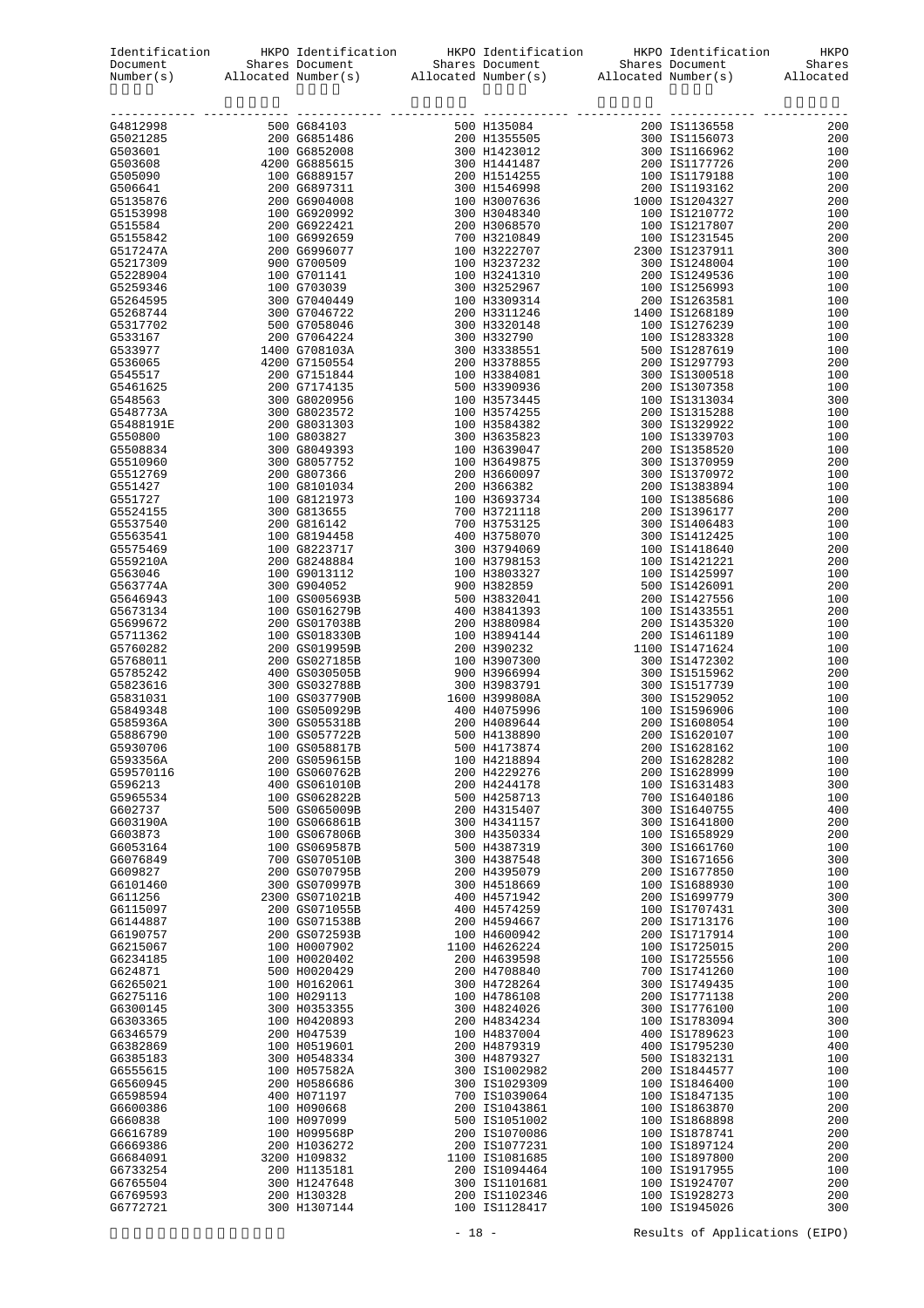| Identification Document Number(s) | HKPO Shares Allocated | Identification Document Number(s) | HKPO Shares Allocated | Identification Document Number(s) | HKPO Shares Allocated | Identification Document Number(s) | HKPO Shares Allocated |
|---|---|---|---|---|---|---|---|
| G4812998 | 500 | G684103 | 500 | H135084 | 200 | IS1136558 | 200 |
| G5021285 | 200 | G6851486 | 200 | H1355505 | 300 | IS1156073 | 200 |
| G503601 | 100 | G6852008 | 300 | H1423012 | 300 | IS1166962 | 100 |
| G503608 | 4200 | G6885615 | 300 | H1441487 | 200 | IS1177726 | 200 |
| G505090 | 100 | G6889157 | 200 | H1514255 | 100 | IS1179188 | 100 |
| G506641 | 200 | G6897311 | 300 | H1546998 | 200 | IS1193162 | 200 |
| G5135876 | 200 | G6904008 | 100 | H3007636 | 1000 | IS1204327 | 200 |
| G5153998 | 100 | G6920992 | 300 | H3048340 | 100 | IS1210772 | 100 |
| G515584 | 200 | G6922421 | 200 | H3068570 | 100 | IS1217807 | 200 |
| G5155842 | 100 | G6992659 | 700 | H3210849 | 100 | IS1231545 | 200 |
| G517247A | 200 | G6996077 | 100 | H3222707 | 2300 | IS1237911 | 300 |
| G5217309 | 900 | G700509 | 100 | H3237232 | 300 | IS1248004 | 100 |
| G5228904 | 100 | G701141 | 100 | H3241310 | 200 | IS1249536 | 100 |
| G5259346 | 100 | G703039 | 300 | H3252967 | 100 | IS1256993 | 100 |
| G5264595 | 300 | G7040449 | 100 | H3309314 | 200 | IS1263581 | 100 |
| G5268744 | 300 | G7046722 | 200 | H3311246 | 1400 | IS1268189 | 100 |
| G5317702 | 500 | G7058046 | 300 | H3320148 | 100 | IS1276239 | 100 |
| G533167 | 200 | G7064224 | 300 | H332790 | 100 | IS1283328 | 100 |
| G533977 | 1400 | G708103A | 300 | H3338551 | 500 | IS1287619 | 100 |
| G536065 | 4200 | G7150554 | 200 | H3378855 | 200 | IS1297793 | 200 |
| G545517 | 200 | G7151844 | 100 | H3384081 | 300 | IS1300518 | 100 |
| G5461625 | 200 | G7174135 | 500 | H3390936 | 200 | IS1307358 | 100 |
| G548563 | 300 | G8020956 | 100 | H3573445 | 100 | IS1313034 | 300 |
| G548773A | 300 | G8023572 | 100 | H3574255 | 200 | IS1315288 | 100 |
| G5488191E | 200 | G8031303 | 100 | H3584382 | 300 | IS1329922 | 100 |
| G550800 | 100 | G803827 | 300 | H3635823 | 100 | IS1339703 | 100 |
| G5508834 | 300 | G8049393 | 100 | H3639047 | 200 | IS1358520 | 100 |
| G5510960 | 300 | G8057752 | 100 | H3649875 | 300 | IS1370959 | 200 |
| G5512769 | 200 | G807366 | 200 | H3660097 | 300 | IS1370972 | 100 |
| G551427 | 100 | G8101034 | 200 | H366382 | 200 | IS1383894 | 100 |
| G551727 | 100 | G8121973 | 100 | H3693734 | 100 | IS1385686 | 100 |
| G5524155 | 300 | G813655 | 700 | H3721118 | 200 | IS1396177 | 200 |
| G5537540 | 200 | G816142 | 700 | H3753125 | 300 | IS1406483 | 100 |
| G5563541 | 100 | G8194458 | 400 | H3758070 | 300 | IS1412425 | 100 |
| G5575469 | 100 | G8223717 | 300 | H3794069 | 100 | IS1418640 | 200 |
| G559210A | 200 | G8248884 | 100 | H3798153 | 100 | IS1421221 | 200 |
| G563046 | 100 | G9013112 | 100 | H3803327 | 100 | IS1425997 | 100 |
| G563774A | 300 | G904052 | 900 | H382859 | 500 | IS1426091 | 200 |
| G5646943 | 100 | GS005693B | 500 | H3832041 | 200 | IS1427556 | 100 |
| G5673134 | 100 | GS016279B | 400 | H3841393 | 100 | IS1433551 | 200 |
| G5699672 | 200 | GS017038B | 200 | H3880984 | 200 | IS1435320 | 100 |
| G5711362 | 100 | GS018330B | 100 | H3894144 | 200 | IS1461189 | 100 |
| G5760282 | 200 | GS019959B | 200 | H390232 | 1100 | IS1471624 | 100 |
| G5768011 | 200 | GS027185B | 100 | H3907300 | 300 | IS1472302 | 100 |
| G5785242 | 400 | GS030505B | 900 | H3966994 | 300 | IS1515962 | 200 |
| G5823616 | 300 | GS032788B | 300 | H3983791 | 300 | IS1517739 | 100 |
| G5831031 | 100 | GS037790B | 1600 | H399808A | 300 | IS1529052 | 100 |
| G5849348 | 100 | GS050929B | 400 | H4075996 | 100 | IS1596906 | 100 |
| G585936A | 300 | GS055318B | 200 | H4089644 | 200 | IS1608054 | 100 |
| G5886790 | 100 | GS057722B | 500 | H4138890 | 200 | IS1620107 | 100 |
| G5930706 | 100 | GS058817B | 500 | H4173874 | 200 | IS1628162 | 100 |
| G593356A | 200 | GS059615B | 100 | H4218894 | 200 | IS1628282 | 100 |
| G59570116 | 100 | GS060762B | 200 | H4229276 | 200 | IS1628999 | 100 |
| G596213 | 400 | GS061010B | 200 | H4244178 | 100 | IS1631483 | 300 |
| G5965534 | 100 | GS062822B | 500 | H4258713 | 700 | IS1640186 | 100 |
| G602737 | 500 | GS065009B | 200 | H4315407 | 300 | IS1640755 | 400 |
| G603190A | 100 | GS066861B | 300 | H4341157 | 300 | IS1641800 | 200 |
| G603873 | 100 | GS067806B | 300 | H4350334 | 100 | IS1658929 | 200 |
| G6053164 | 100 | GS069587B | 500 | H4387319 | 300 | IS1661760 | 100 |
| G6076849 | 700 | GS070510B | 300 | H4387548 | 300 | IS1671656 | 300 |
| G609827 | 200 | GS070795B | 200 | H4395079 | 200 | IS1677850 | 100 |
| G6101460 | 300 | GS070997B | 300 | H4518669 | 100 | IS1688930 | 100 |
| G611256 | 2300 | GS071021B | 400 | H4571942 | 200 | IS1699779 | 300 |
| G6115097 | 200 | GS071055B | 400 | H4574259 | 100 | IS1707431 | 300 |
| G6144887 | 100 | GS071538B | 200 | H4594667 | 200 | IS1713176 | 100 |
| G6190757 | 200 | GS072593B | 100 | H4600942 | 200 | IS1717914 | 100 |
| G6215067 | 100 | H0007902 | 1100 | H4626224 | 100 | IS1725015 | 200 |
| G6234185 | 100 | H0020402 | 200 | H4639598 | 100 | IS1725556 | 100 |
| G624871 | 500 | H0020429 | 200 | H4708840 | 700 | IS1741260 | 100 |
| G6265021 | 100 | H0162061 | 300 | H4728264 | 300 | IS1749435 | 100 |
| G6275116 | 100 | H029113 | 100 | H4786108 | 200 | IS1771138 | 200 |
| G6300145 | 300 | H0353355 | 300 | H4824026 | 300 | IS1776100 | 100 |
| G6303365 | 100 | H0420893 | 200 | H4834234 | 100 | IS1783094 | 300 |
| G6346579 | 200 | H047539 | 100 | H4837004 | 400 | IS1789623 | 100 |
| G6382869 | 100 | H0519601 | 200 | H4879319 | 400 | IS1795230 | 400 |
| G6385183 | 300 | H0548334 | 300 | H4879327 | 500 | IS1832131 | 100 |
| G6555615 | 100 | H057582A | 300 | IS1002982 | 200 | IS1844577 | 100 |
| G6560945 | 200 | H0586686 | 300 | IS1029309 | 100 | IS1846400 | 100 |
| G6598594 | 400 | H071197 | 700 | IS1039064 | 100 | IS1847135 | 100 |
| G6600386 | 100 | H090668 | 200 | IS1043861 | 100 | IS1863870 | 200 |
| G660838 | 100 | H097099 | 500 | IS1051002 | 100 | IS1868898 | 200 |
| G6616789 | 100 | H099568P | 200 | IS1070086 | 100 | IS1878741 | 200 |
| G6669386 | 200 | H1036272 | 200 | IS1077231 | 100 | IS1897124 | 200 |
| G6684091 | 3200 | H109832 | 1100 | IS1081685 | 100 | IS1897800 | 200 |
| G6733254 | 200 | H1135181 | 200 | IS1094464 | 100 | IS1917955 | 100 |
| G6765504 | 300 | H1247648 | 300 | IS1101681 | 100 | IS1924707 | 200 |
| G6769593 | 200 | H130328 | 200 | IS1102346 | 100 | IS1928273 | 200 |
| G6772721 | 300 | H1307144 | 100 | IS1128417 | 100 | IS1945026 | 300 |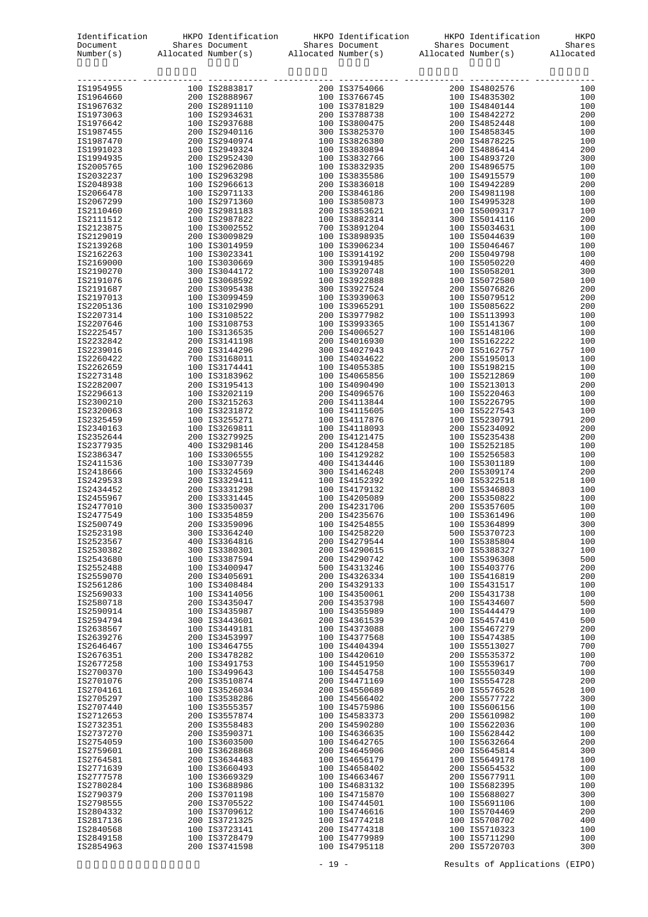| Identification Document Number(s) | HKPO Shares Allocated | Identification Document Number(s) | HKPO Shares Allocated | Identification Document Number(s) | HKPO Shares Allocated | Identification Document Number(s) | HKPO Shares Allocated |
|---|---|---|---|---|---|---|---|
| IS1954955 | 100 | IS2883817 | 200 | IS3754066 | 200 | IS4802576 | 100 |
| IS1964660 | 200 | IS2888967 | 100 | IS3766745 | 100 | IS4835302 | 100 |
| IS1967632 | 200 | IS2891110 | 100 | IS3781829 | 100 | IS4840144 | 100 |
| IS1973063 | 100 | IS2934631 | 200 | IS3788738 | 100 | IS4842272 | 200 |
| IS1976642 | 100 | IS2937688 | 100 | IS3800475 | 200 | IS4852448 | 100 |
| IS1987455 | 200 | IS2940116 | 300 | IS3825370 | 100 | IS4858345 | 100 |
| IS1987470 | 200 | IS2940974 | 100 | IS3826380 | 200 | IS4878225 | 100 |
| IS1991023 | 100 | IS2949324 | 100 | IS3830894 | 200 | IS4886414 | 200 |
| IS1994935 | 200 | IS2952430 | 100 | IS3832766 | 100 | IS4893720 | 300 |
| IS2005765 | 100 | IS2962086 | 100 | IS3832935 | 200 | IS4896575 | 100 |
| IS2032237 | 100 | IS2963298 | 100 | IS3835586 | 100 | IS4915579 | 100 |
| IS2048938 | 100 | IS2966613 | 200 | IS3836018 | 100 | IS4942289 | 200 |
| IS2066478 | 100 | IS2971133 | 200 | IS3846186 | 200 | IS4981198 | 100 |
| IS2067299 | 100 | IS2971360 | 100 | IS3850873 | 100 | IS4995328 | 100 |
| IS2110460 | 200 | IS2981183 | 200 | IS3853621 | 100 | IS5009317 | 100 |
| IS2111512 | 100 | IS2987822 | 100 | IS3882314 | 300 | IS5014116 | 200 |
| IS2123875 | 100 | IS3002552 | 700 | IS3891204 | 100 | IS5034631 | 100 |
| IS2129019 | 200 | IS3009829 | 100 | IS3898935 | 100 | IS5044639 | 100 |
| IS2139268 | 100 | IS3014959 | 100 | IS3906234 | 100 | IS5046467 | 100 |
| IS2162263 | 100 | IS3023341 | 100 | IS3914192 | 200 | IS5049798 | 100 |
| IS2169000 | 100 | IS3030669 | 300 | IS3919485 | 100 | IS5050220 | 400 |
| IS2190270 | 300 | IS3044172 | 100 | IS3920748 | 100 | IS5058201 | 300 |
| IS2191076 | 100 | IS3068592 | 100 | IS3922888 | 100 | IS5072580 | 100 |
| IS2191687 | 200 | IS3095438 | 300 | IS3927524 | 200 | IS5076826 | 200 |
| IS2197013 | 100 | IS3099459 | 100 | IS3939063 | 100 | IS5079512 | 200 |
| IS2205136 | 100 | IS3102990 | 100 | IS3965291 | 100 | IS5085622 | 200 |
| IS2207314 | 100 | IS3108522 | 200 | IS3977982 | 100 | IS5113993 | 100 |
| IS2207646 | 100 | IS3108753 | 100 | IS3993365 | 100 | IS5141367 | 100 |
| IS2225457 | 100 | IS3136535 | 200 | IS4006527 | 100 | IS5148106 | 100 |
| IS2232842 | 200 | IS3141198 | 200 | IS4016930 | 100 | IS5162222 | 100 |
| IS2239016 | 200 | IS3144296 | 300 | IS4027943 | 200 | IS5162757 | 100 |
| IS2260422 | 700 | IS3168011 | 100 | IS4034622 | 200 | IS5195013 | 100 |
| IS2262659 | 100 | IS3174441 | 100 | IS4055385 | 100 | IS5198215 | 100 |
| IS2273148 | 100 | IS3183962 | 100 | IS4065856 | 100 | IS5212869 | 100 |
| IS2282007 | 200 | IS3195413 | 100 | IS4090490 | 100 | IS5213013 | 200 |
| IS2296613 | 100 | IS3202119 | 200 | IS4096576 | 100 | IS5220463 | 100 |
| IS2300210 | 200 | IS3215263 | 200 | IS4113844 | 100 | IS5226795 | 100 |
| IS2320063 | 100 | IS3231872 | 100 | IS4115605 | 100 | IS5227543 | 100 |
| IS2325459 | 100 | IS3255271 | 100 | IS4117876 | 100 | IS5230791 | 200 |
| IS2340163 | 100 | IS3269811 | 100 | IS4118093 | 200 | IS5234092 | 200 |
| IS2352644 | 200 | IS3279925 | 200 | IS4121475 | 100 | IS5235438 | 200 |
| IS2377935 | 400 | IS3298146 | 200 | IS4128458 | 100 | IS5252185 | 100 |
| IS2386347 | 100 | IS3306555 | 100 | IS4129282 | 100 | IS5256583 | 100 |
| IS2411536 | 100 | IS3307739 | 400 | IS4134446 | 100 | IS5301189 | 100 |
| IS2418666 | 100 | IS3324569 | 300 | IS4146248 | 200 | IS5309174 | 200 |
| IS2429533 | 200 | IS3329411 | 100 | IS4152392 | 100 | IS5322518 | 100 |
| IS2434452 | 200 | IS3331298 | 100 | IS4179132 | 100 | IS5346803 | 100 |
| IS2455967 | 200 | IS3331445 | 100 | IS4205089 | 200 | IS5350822 | 100 |
| IS2477010 | 300 | IS3350037 | 200 | IS4231706 | 200 | IS5357605 | 100 |
| IS2477549 | 100 | IS3354859 | 200 | IS4235676 | 100 | IS5361496 | 100 |
| IS2500749 | 200 | IS3359096 | 100 | IS4254855 | 100 | IS5364899 | 300 |
| IS2523198 | 300 | IS3364240 | 100 | IS4258220 | 500 | IS5370723 | 100 |
| IS2523567 | 400 | IS3364816 | 200 | IS4279544 | 100 | IS5385804 | 100 |
| IS2530382 | 300 | IS3380301 | 200 | IS4290615 | 100 | IS5388327 | 100 |
| IS2543680 | 100 | IS3387594 | 200 | IS4290742 | 100 | IS5396308 | 500 |
| IS2552488 | 100 | IS3400947 | 500 | IS4313246 | 100 | IS5403776 | 200 |
| IS2559070 | 200 | IS3405691 | 200 | IS4326334 | 100 | IS5416819 | 200 |
| IS2561286 | 100 | IS3408484 | 200 | IS4329133 | 100 | IS5431517 | 100 |
| IS2569033 | 100 | IS3414056 | 100 | IS4350061 | 200 | IS5431738 | 100 |
| IS2580718 | 200 | IS3435047 | 200 | IS4353798 | 100 | IS5434607 | 500 |
| IS2590914 | 100 | IS3435987 | 100 | IS4355989 | 100 | IS5444479 | 100 |
| IS2594794 | 300 | IS3443601 | 200 | IS4361539 | 200 | IS5457410 | 500 |
| IS2638567 | 100 | IS3449181 | 100 | IS4373088 | 100 | IS5467279 | 200 |
| IS2639276 | 200 | IS3453997 | 100 | IS4377568 | 100 | IS5474385 | 100 |
| IS2646467 | 100 | IS3464755 | 100 | IS4404394 | 100 | IS5513027 | 700 |
| IS2676351 | 200 | IS3478282 | 100 | IS4420610 | 200 | IS5535372 | 100 |
| IS2677258 | 100 | IS3491753 | 100 | IS4451950 | 100 | IS5539617 | 700 |
| IS2700370 | 100 | IS3499643 | 100 | IS4454758 | 100 | IS5550349 | 100 |
| IS2701076 | 200 | IS3510874 | 200 | IS4471169 | 100 | IS5554728 | 200 |
| IS2704161 | 100 | IS3526034 | 200 | IS4550689 | 100 | IS5576528 | 100 |
| IS2705297 | 100 | IS3538286 | 100 | IS4566402 | 200 | IS5577722 | 300 |
| IS2707440 | 100 | IS3555357 | 100 | IS4575986 | 100 | IS5606156 | 100 |
| IS2712653 | 200 | IS3557874 | 100 | IS4583373 | 200 | IS5610982 | 100 |
| IS2732351 | 200 | IS3558483 | 200 | IS4590280 | 100 | IS5622036 | 100 |
| IS2737270 | 200 | IS3590371 | 100 | IS4636635 | 100 | IS5628442 | 100 |
| IS2754059 | 100 | IS3603500 | 100 | IS4642765 | 100 | IS5632664 | 200 |
| IS2759601 | 100 | IS3628868 | 200 | IS4645906 | 200 | IS5645814 | 300 |
| IS2764581 | 200 | IS3634483 | 100 | IS4656179 | 100 | IS5649178 | 100 |
| IS2771639 | 100 | IS3660493 | 100 | IS4658402 | 200 | IS5654532 | 100 |
| IS2777578 | 100 | IS3669329 | 100 | IS4663467 | 200 | IS5677911 | 100 |
| IS2780284 | 100 | IS3688986 | 100 | IS4683132 | 100 | IS5682395 | 100 |
| IS2790379 | 200 | IS3701198 | 100 | IS4715870 | 100 | IS5688027 | 300 |
| IS2798555 | 200 | IS3705522 | 100 | IS4744501 | 100 | IS5691106 | 100 |
| IS2804332 | 100 | IS3709612 | 100 | IS4746616 | 100 | IS5704469 | 200 |
| IS2817136 | 200 | IS3721325 | 100 | IS4774218 | 100 | IS5708702 | 400 |
| IS2840568 | 100 | IS3723141 | 200 | IS4774318 | 100 | IS5710323 | 100 |
| IS2849158 | 100 | IS3728479 | 100 | IS4779989 | 100 | IS5711290 | 100 |
| IS2854963 | 200 | IS3741598 | 100 | IS4795118 | 200 | IS5720703 | 300 |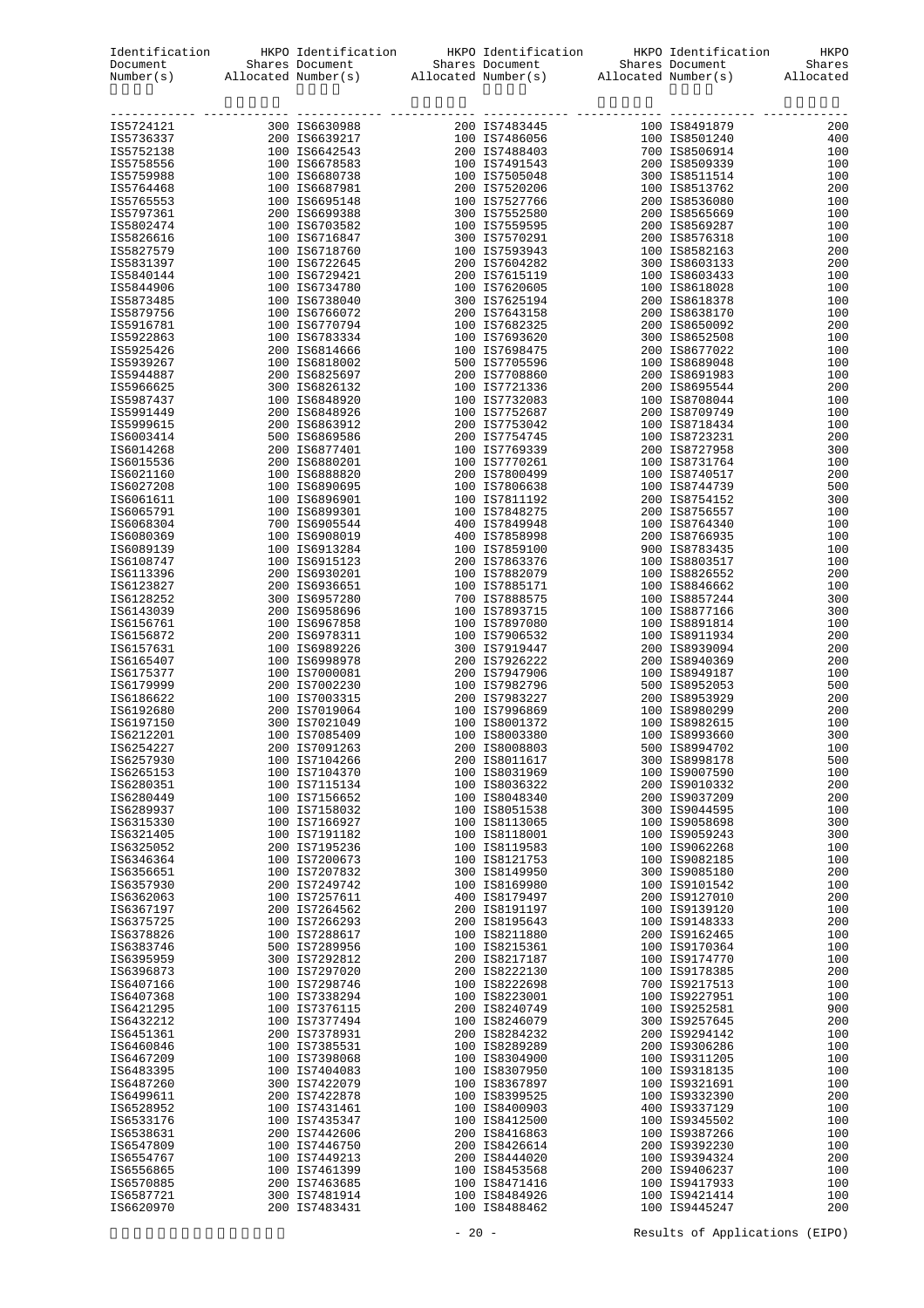| Identification Document Number(s) | HKPO Shares Allocated | Identification Document Number(s) | HKPO Shares Allocated | Identification Document Number(s) | HKPO Shares Allocated | Identification Document Number(s) | HKPO Shares Allocated |
|---|---|---|---|---|---|---|---|
| IS5724121 | 300 | IS6630988 | 200 | IS7483445 | 100 | IS8491879 | 200 |
| IS5736337 | 200 | IS6639217 | 100 | IS7486056 | 100 | IS8501240 | 400 |
| IS5752138 | 100 | IS6642543 | 200 | IS7488403 | 700 | IS8506914 | 100 |
| IS5758556 | 100 | IS6678583 | 100 | IS7491543 | 200 | IS8509339 | 100 |
| IS5759988 | 100 | IS6680738 | 100 | IS7505048 | 300 | IS8511514 | 100 |
| IS5764468 | 100 | IS6687981 | 200 | IS7520206 | 100 | IS8513762 | 200 |
| IS5765553 | 100 | IS6695148 | 100 | IS7527766 | 200 | IS8536080 | 100 |
| IS5797361 | 200 | IS6699388 | 300 | IS7552580 | 200 | IS8565669 | 100 |
| IS5802474 | 100 | IS6703582 | 100 | IS7559595 | 200 | IS8569287 | 100 |
| IS5826616 | 100 | IS6716847 | 300 | IS7570291 | 200 | IS8576318 | 100 |
| IS5827579 | 100 | IS6718760 | 100 | IS7593943 | 100 | IS8582163 | 200 |
| IS5831397 | 100 | IS6722645 | 200 | IS7604282 | 300 | IS8603133 | 200 |
| IS5840144 | 100 | IS6729421 | 200 | IS7615119 | 100 | IS8603433 | 100 |
| IS5844906 | 100 | IS6734780 | 100 | IS7620605 | 100 | IS8618028 | 100 |
| IS5873485 | 100 | IS6738040 | 300 | IS7625194 | 200 | IS8618378 | 100 |
| IS5879756 | 100 | IS6766072 | 200 | IS7643158 | 200 | IS8638170 | 100 |
| IS5916781 | 100 | IS6770794 | 100 | IS7682325 | 200 | IS8650092 | 200 |
| IS5922863 | 100 | IS6783334 | 100 | IS7693620 | 300 | IS8652508 | 100 |
| IS5925426 | 200 | IS6814666 | 100 | IS7698475 | 200 | IS8677022 | 100 |
| IS5939267 | 100 | IS6818002 | 500 | IS7705596 | 100 | IS8689048 | 100 |
| IS5944887 | 200 | IS6825697 | 200 | IS7708860 | 200 | IS8691983 | 100 |
| IS5966625 | 300 | IS6826132 | 100 | IS7721336 | 200 | IS8695544 | 200 |
| IS5987437 | 100 | IS6848920 | 100 | IS7732083 | 100 | IS8708044 | 100 |
| IS5991449 | 200 | IS6848926 | 100 | IS7752687 | 200 | IS8709749 | 100 |
| IS5999615 | 200 | IS6863912 | 200 | IS7753042 | 100 | IS8718434 | 100 |
| IS6003414 | 500 | IS6869586 | 200 | IS7754745 | 100 | IS8723231 | 200 |
| IS6014268 | 200 | IS6877401 | 100 | IS7769339 | 200 | IS8727958 | 300 |
| IS6015536 | 200 | IS6880201 | 100 | IS7770261 | 100 | IS8731764 | 100 |
| IS6021160 | 100 | IS6888820 | 200 | IS7800499 | 100 | IS8740517 | 200 |
| IS6027208 | 100 | IS6890695 | 100 | IS7806638 | 100 | IS8744739 | 500 |
| IS6061611 | 100 | IS6896901 | 100 | IS7811192 | 200 | IS8754152 | 300 |
| IS6065791 | 100 | IS6899301 | 100 | IS7848275 | 200 | IS8756557 | 100 |
| IS6068304 | 700 | IS6905544 | 400 | IS7849948 | 100 | IS8764340 | 100 |
| IS6080369 | 100 | IS6908019 | 400 | IS7858998 | 200 | IS8766935 | 100 |
| IS6089139 | 100 | IS6913284 | 100 | IS7859100 | 900 | IS8783435 | 100 |
| IS6108747 | 100 | IS6915123 | 200 | IS7863376 | 100 | IS8803517 | 100 |
| IS6113396 | 200 | IS6930201 | 100 | IS7882079 | 100 | IS8826552 | 200 |
| IS6123827 | 200 | IS6936651 | 100 | IS7885171 | 100 | IS8846662 | 100 |
| IS6128252 | 300 | IS6957280 | 700 | IS7888575 | 100 | IS8857244 | 300 |
| IS6143039 | 200 | IS6958696 | 100 | IS7893715 | 100 | IS8877166 | 300 |
| IS6156761 | 100 | IS6967858 | 100 | IS7897080 | 100 | IS8891814 | 100 |
| IS6156872 | 200 | IS6978311 | 100 | IS7906532 | 100 | IS8911934 | 200 |
| IS6157631 | 100 | IS6989226 | 300 | IS7919447 | 200 | IS8939094 | 200 |
| IS6165407 | 100 | IS6998978 | 200 | IS7926222 | 200 | IS8940369 | 200 |
| IS6175377 | 100 | IS7000081 | 200 | IS7947906 | 100 | IS8949187 | 100 |
| IS6179999 | 200 | IS7002230 | 100 | IS7982796 | 500 | IS8952053 | 500 |
| IS6186622 | 100 | IS7003315 | 200 | IS7983227 | 200 | IS8953929 | 200 |
| IS6192680 | 200 | IS7019064 | 100 | IS7996869 | 100 | IS8980299 | 200 |
| IS6197150 | 300 | IS7021049 | 100 | IS8001372 | 100 | IS8982615 | 100 |
| IS6212201 | 100 | IS7085409 | 100 | IS8003380 | 100 | IS8993660 | 300 |
| IS6254227 | 200 | IS7091263 | 200 | IS8008803 | 500 | IS8994702 | 100 |
| IS6257930 | 100 | IS7104266 | 200 | IS8011617 | 300 | IS8998178 | 500 |
| IS6265153 | 100 | IS7104370 | 100 | IS8031969 | 100 | IS9007590 | 100 |
| IS6280351 | 100 | IS7115134 | 100 | IS8036322 | 200 | IS9010332 | 200 |
| IS6280449 | 100 | IS7156652 | 100 | IS8048340 | 200 | IS9037209 | 200 |
| IS6289937 | 100 | IS7158032 | 100 | IS8051538 | 300 | IS9044595 | 100 |
| IS6315330 | 100 | IS7166927 | 100 | IS8113065 | 100 | IS9058698 | 300 |
| IS6321405 | 100 | IS7191182 | 100 | IS8118001 | 100 | IS9059243 | 300 |
| IS6325052 | 200 | IS7195236 | 100 | IS8119583 | 100 | IS9062268 | 100 |
| IS6346364 | 100 | IS7200673 | 100 | IS8121753 | 100 | IS9082185 | 100 |
| IS6356651 | 100 | IS7207832 | 300 | IS8149950 | 300 | IS9085180 | 200 |
| IS6357930 | 200 | IS7249742 | 100 | IS8169980 | 100 | IS9101542 | 100 |
| IS6362063 | 100 | IS7257611 | 400 | IS8179497 | 200 | IS9127010 | 200 |
| IS6367197 | 200 | IS7264562 | 200 | IS8191197 | 100 | IS9139120 | 100 |
| IS6375725 | 100 | IS7266293 | 200 | IS8195643 | 100 | IS9148333 | 200 |
| IS6378826 | 100 | IS7288617 | 100 | IS8211880 | 200 | IS9162465 | 100 |
| IS6383746 | 500 | IS7289956 | 100 | IS8215361 | 100 | IS9170364 | 100 |
| IS6395959 | 300 | IS7292812 | 200 | IS8217187 | 100 | IS9174770 | 100 |
| IS6396873 | 100 | IS7297020 | 200 | IS8222130 | 100 | IS9178385 | 200 |
| IS6407166 | 100 | IS7298746 | 100 | IS8222698 | 700 | IS9217513 | 100 |
| IS6407368 | 100 | IS7338294 | 100 | IS8223001 | 100 | IS9227951 | 100 |
| IS6421295 | 100 | IS7376115 | 200 | IS8240749 | 100 | IS9252581 | 900 |
| IS6432212 | 100 | IS7377494 | 100 | IS8246079 | 300 | IS9257645 | 200 |
| IS6451361 | 200 | IS7378931 | 200 | IS8284232 | 200 | IS9294142 | 100 |
| IS6460846 | 100 | IS7385531 | 100 | IS8289289 | 200 | IS9306286 | 100 |
| IS6467209 | 100 | IS7398068 | 100 | IS8304900 | 100 | IS9311205 | 100 |
| IS6483395 | 100 | IS7404083 | 100 | IS8307950 | 100 | IS9318135 | 100 |
| IS6487260 | 300 | IS7422079 | 100 | IS8367897 | 100 | IS9321691 | 100 |
| IS6499611 | 200 | IS7422878 | 100 | IS8399525 | 100 | IS9332390 | 200 |
| IS6528952 | 100 | IS7431461 | 100 | IS8400903 | 400 | IS9337129 | 100 |
| IS6533176 | 100 | IS7435347 | 100 | IS8412500 | 100 | IS9345502 | 100 |
| IS6538631 | 200 | IS7442606 | 200 | IS8416863 | 100 | IS9387266 | 100 |
| IS6547809 | 100 | IS7446750 | 200 | IS8426614 | 200 | IS9392230 | 100 |
| IS6554767 | 100 | IS7449213 | 200 | IS8444020 | 100 | IS9394324 | 200 |
| IS6556865 | 100 | IS7461399 | 100 | IS8453568 | 200 | IS9406237 | 100 |
| IS6570885 | 200 | IS7463685 | 100 | IS8471416 | 100 | IS9417933 | 100 |
| IS6587721 | 300 | IS7481914 | 100 | IS8484926 | 100 | IS9421414 | 100 |
| IS6620970 | 200 | IS7483431 | 100 | IS8488462 | 100 | IS9445247 | 200 |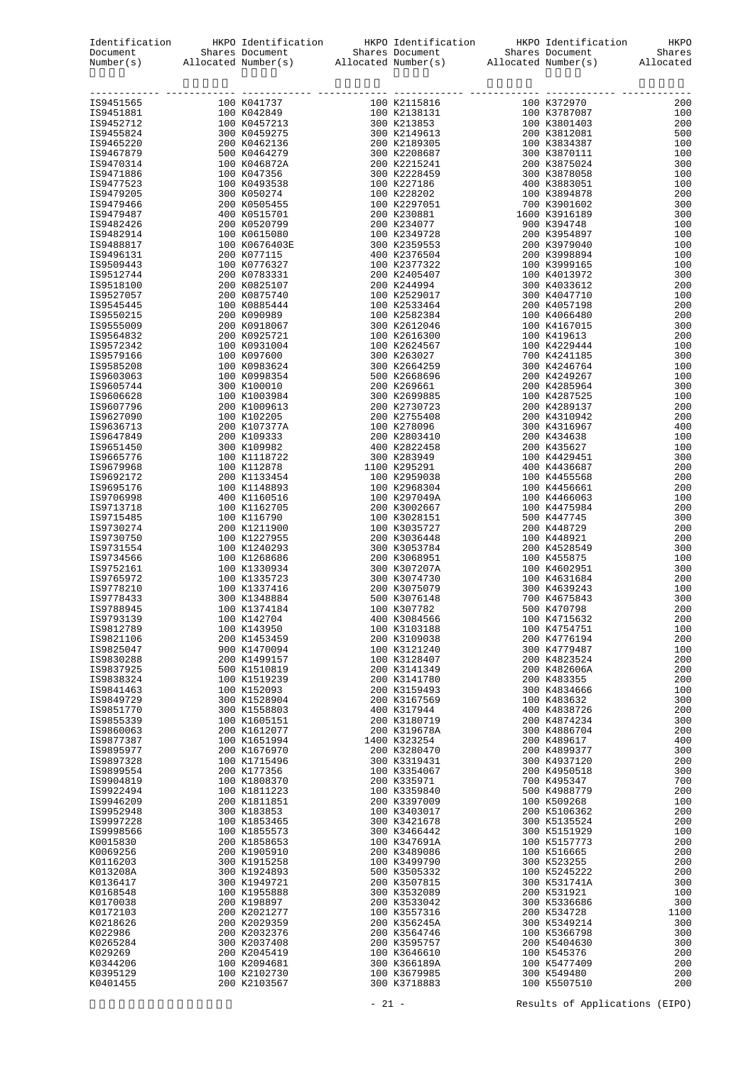| Identification Document Number(s) | HKPO Shares Allocated | Identification Document Number(s) | HKPO Shares Allocated | Identification Document Number(s) | HKPO Shares Allocated | Identification Document Number(s) | HKPO Shares Allocated |
|---|---|---|---|---|---|---|---|
| IS9451565 | 100 | K041737 | 100 | K2115816 | 100 | K372970 | 200 |
| IS9451881 | 100 | K042849 | 100 | K2138131 | 100 | K3787087 | 100 |
| IS9452712 | 100 | K0457213 | 300 | K213853 | 100 | K3801403 | 200 |
| IS9455824 | 300 | K0459275 | 300 | K2149613 | 200 | K3812081 | 500 |
| IS9465220 | 200 | K0462136 | 200 | K2189305 | 100 | K3834387 | 100 |
| IS9467879 | 500 | K0464279 | 300 | K2208687 | 300 | K3870111 | 100 |
| IS9470314 | 100 | K046872A | 200 | K2215241 | 200 | K3875024 | 300 |
| IS9471886 | 100 | K047356 | 300 | K2228459 | 300 | K3878058 | 100 |
| IS9477523 | 100 | K0493538 | 100 | K227186 | 400 | K3883051 | 100 |
| IS9479205 | 300 | K050274 | 100 | K228202 | 100 | K3894878 | 200 |
| IS9479466 | 200 | K0505455 | 100 | K2297051 | 700 | K3901602 | 300 |
| IS9479487 | 400 | K0515701 | 200 | K230881 | 1600 | K3916189 | 300 |
| IS9482426 | 200 | K0520799 | 200 | K234077 | 900 | K394748 | 100 |
| IS9482914 | 100 | K0615080 | 100 | K2349728 | 200 | K3954897 | 100 |
| IS9488817 | 100 | K0676403E | 300 | K2359553 | 200 | K3979040 | 100 |
| IS9496131 | 200 | K077115 | 400 | K2376504 | 200 | K3998894 | 100 |
| IS9509443 | 100 | K0776327 | 100 | K2377322 | 100 | K3999165 | 100 |
| IS9512744 | 200 | K0783331 | 200 | K2405407 | 100 | K4013972 | 300 |
| IS9518100 | 200 | K0825107 | 200 | K244994 | 300 | K4033612 | 200 |
| IS9527057 | 200 | K0875740 | 100 | K2529017 | 300 | K4047710 | 100 |
| IS9545445 | 100 | K0885444 | 100 | K2533464 | 200 | K4057198 | 200 |
| IS9550215 | 200 | K090989 | 100 | K2582384 | 100 | K4066480 | 200 |
| IS9555009 | 200 | K0918067 | 300 | K2612046 | 100 | K4167015 | 300 |
| IS9564832 | 200 | K0925721 | 100 | K2616300 | 100 | K419613 | 200 |
| IS9572342 | 100 | K0931004 | 100 | K2624567 | 100 | K4229444 | 100 |
| IS9579166 | 100 | K097600 | 300 | K263027 | 700 | K4241185 | 300 |
| IS9585208 | 100 | K0983624 | 300 | K2664259 | 300 | K4246764 | 100 |
| IS9603063 | 100 | K0998354 | 500 | K2668696 | 200 | K4249267 | 100 |
| IS9605744 | 300 | K100010 | 200 | K269661 | 200 | K4285964 | 300 |
| IS9606628 | 100 | K1003984 | 300 | K2699885 | 100 | K4287525 | 100 |
| IS9607796 | 200 | K1009613 | 200 | K2730723 | 200 | K4289137 | 200 |
| IS9627090 | 100 | K102205 | 200 | K2755408 | 200 | K4310942 | 200 |
| IS9636713 | 200 | K107377A | 100 | K278096 | 300 | K4316967 | 400 |
| IS9647849 | 200 | K109333 | 200 | K2803410 | 200 | K434638 | 100 |
| IS9651450 | 300 | K109982 | 400 | K2822458 | 200 | K435627 | 100 |
| IS9665776 | 100 | K1118722 | 300 | K283949 | 100 | K4429451 | 300 |
| IS9679968 | 100 | K112878 | 1100 | K295291 | 400 | K4436687 | 200 |
| IS9692172 | 200 | K1133454 | 100 | K2959038 | 100 | K4455568 | 200 |
| IS9695176 | 100 | K1148893 | 100 | K2968304 | 100 | K4456661 | 200 |
| IS9706998 | 400 | K1160516 | 100 | K297049A | 100 | K4466063 | 100 |
| IS9713718 | 100 | K1162705 | 200 | K3002667 | 100 | K4475984 | 200 |
| IS9715485 | 100 | K116790 | 100 | K3028151 | 500 | K447745 | 300 |
| IS9730274 | 200 | K1211900 | 100 | K3035727 | 200 | K448729 | 200 |
| IS9730750 | 100 | K1227955 | 200 | K3036448 | 100 | K448921 | 200 |
| IS9731554 | 100 | K1240293 | 300 | K3053784 | 200 | K4528549 | 300 |
| IS9734566 | 100 | K1268686 | 200 | K3068951 | 100 | K455875 | 100 |
| IS9752161 | 100 | K1330934 | 300 | K307207A | 100 | K4602951 | 300 |
| IS9765972 | 100 | K1335723 | 300 | K3074730 | 100 | K4631684 | 200 |
| IS9778210 | 100 | K1337416 | 200 | K3075079 | 300 | K4639243 | 100 |
| IS9778433 | 300 | K1348884 | 500 | K3076148 | 700 | K4675843 | 300 |
| IS9788945 | 100 | K1374184 | 100 | K307782 | 500 | K470798 | 200 |
| IS9793139 | 100 | K142704 | 400 | K3084566 | 100 | K4715632 | 200 |
| IS9812789 | 100 | K143950 | 100 | K3103188 | 100 | K4754751 | 100 |
| IS9821106 | 200 | K1453459 | 200 | K3109038 | 200 | K4776194 | 200 |
| IS9825047 | 900 | K1470094 | 100 | K3121240 | 300 | K4779487 | 100 |
| IS9830288 | 200 | K1499157 | 100 | K3128407 | 200 | K4823524 | 200 |
| IS9837925 | 500 | K1510819 | 200 | K3141349 | 200 | K482606A | 200 |
| IS9838324 | 100 | K1519239 | 200 | K3141780 | 200 | K483355 | 200 |
| IS9841463 | 100 | K152093 | 200 | K3159493 | 300 | K4834666 | 100 |
| IS9849729 | 300 | K1528904 | 200 | K3167569 | 100 | K483632 | 300 |
| IS9851770 | 300 | K1558803 | 400 | K317944 | 400 | K4838726 | 200 |
| IS9855339 | 100 | K1605151 | 200 | K3180719 | 200 | K4874234 | 300 |
| IS9860063 | 200 | K1612077 | 200 | K319678A | 300 | K4886704 | 200 |
| IS9877387 | 100 | K1651994 | 1400 | K323254 | 200 | K489617 | 400 |
| IS9895977 | 200 | K1676970 | 200 | K3280470 | 200 | K4899377 | 300 |
| IS9897328 | 100 | K1715496 | 300 | K3319431 | 300 | K4937120 | 200 |
| IS9899554 | 200 | K177356 | 100 | K3354067 | 200 | K4950518 | 300 |
| IS9904819 | 100 | K1808370 | 200 | K335971 | 700 | K495347 | 700 |
| IS9922494 | 100 | K1811223 | 100 | K3359840 | 500 | K4988779 | 200 |
| IS9946209 | 200 | K1811851 | 200 | K3397009 | 100 | K509268 | 100 |
| IS9952948 | 300 | K183853 | 100 | K3403017 | 200 | K5106362 | 200 |
| IS9997228 | 100 | K1853465 | 300 | K3421678 | 300 | K5135524 | 200 |
| IS9998566 | 100 | K1855573 | 300 | K3466442 | 300 | K5151929 | 100 |
| K0015830 | 200 | K1858653 | 100 | K347691A | 100 | K5157773 | 200 |
| K0069256 | 200 | K1905910 | 200 | K3489086 | 100 | K516665 | 200 |
| K0116203 | 300 | K1915258 | 100 | K3499790 | 300 | K523255 | 200 |
| K013208A | 300 | K1924893 | 500 | K3505332 | 100 | K5245222 | 200 |
| K0136417 | 300 | K1949721 | 200 | K3507815 | 300 | K531741A | 300 |
| K0168548 | 100 | K1955888 | 300 | K3532089 | 200 | K531921 | 100 |
| K0170038 | 200 | K198897 | 200 | K3533042 | 300 | K5336686 | 300 |
| K0172103 | 200 | K2021277 | 100 | K3557316 | 200 | K534728 | 1100 |
| K0218626 | 200 | K2029359 | 200 | K356245A | 300 | K5349214 | 300 |
| K022986 | 200 | K2032376 | 200 | K3564746 | 100 | K5366798 | 300 |
| K0265284 | 300 | K2037408 | 200 | K3595757 | 200 | K5404630 | 300 |
| K029269 | 200 | K2045419 | 100 | K3646610 | 100 | K545376 | 200 |
| K0344206 | 100 | K2094681 | 300 | K366189A | 100 | K5477409 | 200 |
| K0395129 | 100 | K2102730 | 100 | K3679985 | 300 | K549480 | 200 |
| K0401455 | 200 | K2103567 | 300 | K3718883 | 100 | K5507510 | 200 |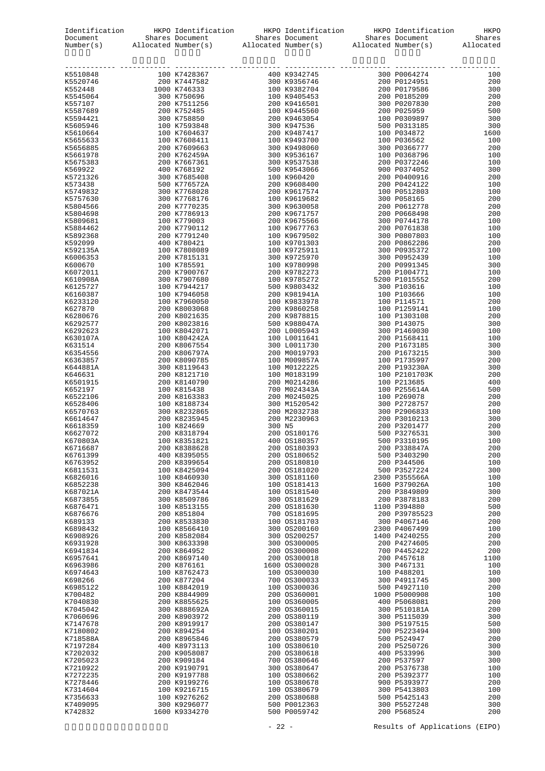| Identification Document Number(s) | HKPO Shares Allocated | Identification Document Number(s) | HKPO Shares Allocated | Identification Document Number(s) | HKPO Shares Allocated | Identification Document Number(s) | HKPO Shares Allocated |
|---|---|---|---|---|---|---|---|
| K5510848 | 100 | K7428367 | 400 | K9342745 | 300 | P0064274 | 100 |
| K5520746 | 200 | K7447582 | 300 | K9356746 | 200 | P0124951 | 200 |
| K552448 | 1000 | K746333 | 100 | K9382704 | 200 | P0179586 | 300 |
| K5545064 | 300 | K750696 | 100 | K9405453 | 200 | P0185209 | 200 |
| K557107 | 200 | K7511256 | 200 | K9416501 | 300 | P0207830 | 200 |
| K5587689 | 200 | K752485 | 100 | K9445560 | 200 | P025959 | 500 |
| K5594421 | 300 | K758850 | 200 | K9463054 | 100 | P0309897 | 300 |
| K5605946 | 100 | K7593848 | 300 | K947536 | 500 | P0313185 | 300 |
| K5610664 | 100 | K7604637 | 200 | K9487417 | 100 | P034872 | 1600 |
| K5655633 | 100 | K7608411 | 100 | K9493700 | 100 | P036562 | 100 |
| K5656885 | 200 | K7609663 | 300 | K9498060 | 300 | P0366777 | 200 |
| K5661978 | 200 | K762459A | 300 | K9536167 | 100 | P0368796 | 100 |
| K5675383 | 200 | K7667361 | 300 | K9537538 | 200 | P0372246 | 100 |
| K569922 | 400 | K768192 | 500 | K9543066 | 900 | P0374052 | 300 |
| K5721326 | 300 | K7685408 | 100 | K960420 | 200 | P0400916 | 200 |
| K573438 | 500 | K776572A | 200 | K9608400 | 200 | P0424122 | 100 |
| K5749832 | 300 | K7768028 | 200 | K9617574 | 100 | P0512803 | 100 |
| K5757630 | 300 | K7768176 | 100 | K9619682 | 300 | P058165 | 200 |
| K5804566 | 200 | K7770235 | 300 | K9630058 | 200 | P0612778 | 200 |
| K5804698 | 200 | K7786913 | 200 | K9671757 | 200 | P0668498 | 200 |
| K5809681 | 100 | K779003 | 200 | K9675566 | 300 | P0744178 | 100 |
| K5884462 | 200 | K7790112 | 100 | K9677763 | 200 | P0761838 | 100 |
| K5892368 | 200 | K7791240 | 100 | K9679502 | 300 | P0807803 | 100 |
| K592099 | 400 | K780421 | 100 | K9701303 | 200 | P0862286 | 200 |
| K592135A | 100 | K7808089 | 100 | K9725911 | 300 | P0935372 | 100 |
| K6006353 | 200 | K7815131 | 300 | K9725970 | 300 | P0952439 | 100 |
| K600670 | 100 | K785591 | 100 | K9780998 | 200 | P0991345 | 300 |
| K6072011 | 200 | K7900767 | 200 | K9782273 | 200 | P1004771 | 100 |
| K610908A | 300 | K7907680 | 100 | K9785272 | 5200 | P1015552 | 200 |
| K6125727 | 100 | K7944217 | 500 | K9803432 | 300 | P103616 | 100 |
| K6160387 | 100 | K7946058 | 200 | K981941A | 100 | P103666 | 100 |
| K6233120 | 100 | K7960050 | 100 | K9833978 | 100 | P114571 | 200 |
| K627870 | 200 | K8003068 | 200 | K9860258 | 100 | P1259141 | 100 |
| K6280676 | 200 | K8021635 | 200 | K9878815 | 100 | P1303108 | 200 |
| K6292577 | 200 | K8023816 | 500 | K988047A | 300 | P143075 | 300 |
| K6292623 | 100 | K8042071 | 200 | L0005943 | 300 | P1469030 | 100 |
| K630107A | 100 | K804242A | 100 | L0011641 | 200 | P1568411 | 100 |
| K631514 | 200 | K8067554 | 300 | L0011730 | 200 | P1673185 | 300 |
| K6354556 | 200 | K806797A | 200 | M0019793 | 200 | P1673215 | 300 |
| K6363857 | 200 | K8090785 | 100 | M009857A | 100 | P1735997 | 200 |
| K644881A | 300 | K8119643 | 100 | M0122225 | 200 | P193230A | 300 |
| K646631 | 200 | K8121710 | 100 | M0183199 | 100 | P2101703K | 200 |
| K6501915 | 200 | K8140790 | 200 | M0214286 | 100 | P213685 | 400 |
| K652197 | 100 | K815438 | 700 | M024343A | 100 | P255614A | 500 |
| K6522106 | 200 | K8163383 | 200 | M0245025 | 100 | P269078 | 200 |
| K6528406 | 100 | K8188734 | 300 | M1520542 | 300 | P2728757 | 200 |
| K6570763 | 300 | K8232865 | 200 | M2032738 | 300 | P2906833 | 100 |
| K6614647 | 200 | K8235945 | 200 | M2230963 | 200 | P3010213 | 300 |
| K6618359 | 100 | K824669 | 300 | N5 | 200 | P3201477 | 200 |
| K6627072 | 200 | K8318794 | 200 | OS180176 | 500 | P3276531 | 300 |
| K670803A | 100 | K8351821 | 400 | OS180357 | 500 | P3310195 | 100 |
| K6716687 | 200 | K8388628 | 200 | OS180393 | 200 | P338847A | 200 |
| K6761399 | 400 | K8395055 | 200 | OS180652 | 500 | P3403290 | 200 |
| K6763952 | 200 | K8399654 | 200 | OS180810 | 200 | P344506 | 100 |
| K6811531 | 100 | K8425094 | 200 | OS181020 | 500 | P3527224 | 300 |
| K6826016 | 100 | K8460930 | 300 | OS181160 | 2300 | P355566A | 100 |
| K6852238 | 300 | K8462046 | 100 | OS181413 | 1600 | P379026A | 100 |
| K687021A | 200 | K8473544 | 100 | OS181540 | 200 | P3849809 | 300 |
| K6873855 | 300 | K8509786 | 300 | OS181629 | 200 | P3878183 | 200 |
| K6876471 | 100 | K8513155 | 200 | OS181630 | 1100 | P394880 | 500 |
| K6876676 | 200 | K851804 | 700 | OS181695 | 200 | P39785523 | 200 |
| K689133 | 200 | K8533830 | 100 | OS181703 | 300 | P4067146 | 200 |
| K6898432 | 100 | K8566410 | 300 | OS200160 | 2300 | P4067499 | 100 |
| K6908926 | 200 | K8582084 | 300 | OS200257 | 1400 | P4240255 | 200 |
| K6931928 | 300 | K8633398 | 300 | OS300005 | 200 | P4274605 | 200 |
| K6941834 | 200 | K864952 | 200 | OS300008 | 700 | P4452422 | 200 |
| K6957641 | 200 | K8697140 | 200 | OS300018 | 200 | P457618 | 1100 |
| K6963986 | 200 | K876161 | 1600 | OS300028 | 300 | P467131 | 100 |
| K6974643 | 100 | K8762473 | 100 | OS300030 | 100 | P488201 | 100 |
| K698266 | 200 | K877204 | 700 | OS300033 | 300 | P4911745 | 300 |
| K6985122 | 100 | K8842019 | 100 | OS300036 | 500 | P4927110 | 200 |
| K700482 | 200 | K8844909 | 200 | OS360001 | 1000 | P5000908 | 100 |
| K7040830 | 200 | K8855625 | 100 | OS360005 | 400 | P5068081 | 200 |
| K7045042 | 300 | K888692A | 200 | OS360015 | 300 | P510181A | 200 |
| K7060696 | 200 | K8903972 | 200 | OS380119 | 300 | P5115039 | 300 |
| K7147678 | 200 | K8919917 | 300 | OS380147 | 300 | P5197515 | 500 |
| K7180802 | 200 | K894254 | 100 | OS380201 | 200 | P5223494 | 300 |
| K718588A | 200 | K8965846 | 200 | OS380579 | 500 | P524947 | 200 |
| K7197284 | 400 | K8973113 | 100 | OS380610 | 200 | P5250726 | 300 |
| K7202032 | 200 | K9058087 | 200 | OS380618 | 400 | P533996 | 300 |
| K7205023 | 200 | K909184 | 700 | OS380646 | 200 | P537597 | 300 |
| K7210922 | 200 | K9190791 | 300 | OS380647 | 200 | P5376738 | 100 |
| K7272235 | 200 | K9197788 | 100 | OS380662 | 200 | P5392377 | 100 |
| K7278446 | 200 | K9199276 | 100 | OS380678 | 900 | P5393977 | 200 |
| K7314604 | 100 | K9216715 | 100 | OS380679 | 300 | P5413803 | 100 |
| K7356633 | 100 | K9276262 | 200 | OS380688 | 500 | P5425143 | 200 |
| K7409095 | 300 | K9296077 | 500 | P0012363 | 300 | P5527248 | 300 |
| K742832 | 1600 | K9334270 | 500 | P0059742 | 200 | P568524 | 200 |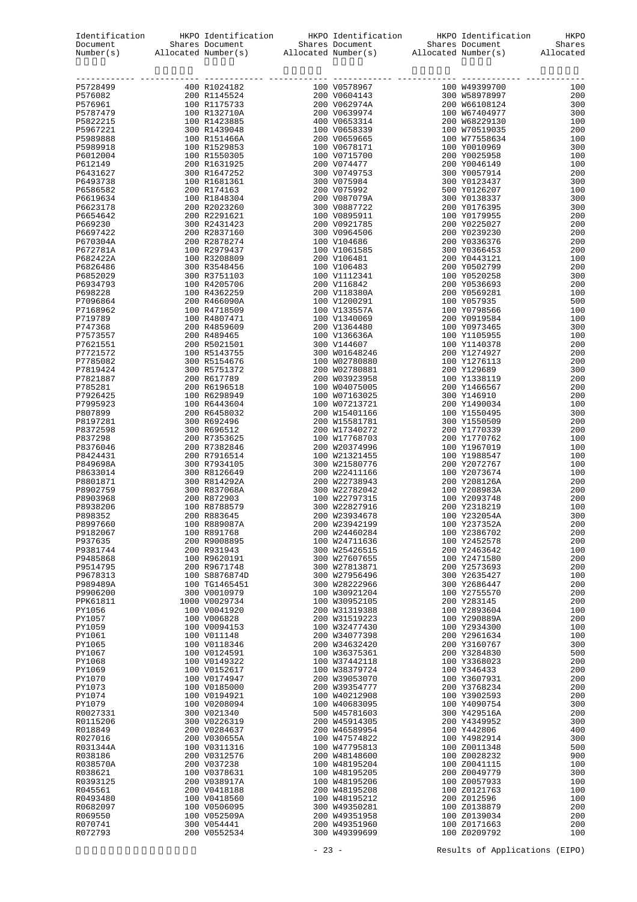| Identification Document Number(s) | HKPO Shares Allocated | Identification Document Number(s) | HKPO Shares Allocated | Identification Document Number(s) | HKPO Shares Allocated | Identification Document Number(s) | HKPO Shares Allocated |
|---|---|---|---|---|---|---|---|
| P5728499 | 400 | R1024182 | 100 | V0578967 | 100 | W49399700 | 100 |
| P576082 | 200 | R1145524 | 200 | V0604143 | 300 | W58978997 | 200 |
| P576961 | 100 | R1175733 | 200 | V062974A | 200 | W66108124 | 300 |
| P5787479 | 100 | R132710A | 200 | V0639974 | 100 | W67404977 | 300 |
| P5822215 | 100 | R1423885 | 400 | V0653314 | 200 | W68229130 | 100 |
| P5967221 | 300 | R1439048 | 100 | V0658339 | 100 | W70519035 | 200 |
| P5989888 | 100 | R151466A | 200 | V0659665 | 100 | W77558634 | 100 |
| P5989918 | 100 | R1529853 | 100 | V0678171 | 100 | Y0010969 | 300 |
| P6012004 | 100 | R1550305 | 100 | V0715700 | 200 | Y0025958 | 100 |
| P612149 | 200 | R1631925 | 200 | V074477 | 200 | Y0046149 | 100 |
| P6431627 | 300 | R1647252 | 300 | V0749753 | 300 | Y0057914 | 200 |
| P6493738 | 100 | R1681361 | 300 | V075984 | 300 | Y0123437 | 300 |
| P6586582 | 200 | R174163 | 200 | V075992 | 500 | Y0126207 | 100 |
| P6619634 | 100 | R1848304 | 200 | V087079A | 300 | Y0138337 | 300 |
| P6623178 | 200 | R2023260 | 300 | V0887722 | 200 | Y0176395 | 300 |
| P6654642 | 200 | R2291621 | 100 | V0895911 | 100 | Y0179955 | 200 |
| P669230 | 300 | R2431423 | 200 | V0921785 | 200 | Y0225027 | 200 |
| P6697422 | 200 | R2837160 | 300 | V0964506 | 200 | Y0239230 | 200 |
| P670304A | 200 | R2878274 | 100 | V104686 | 200 | Y0336376 | 200 |
| P672781A | 100 | R2979437 | 100 | V1061585 | 300 | Y0366453 | 200 |
| P682422A | 100 | R3208809 | 200 | V106481 | 200 | Y0443121 | 100 |
| P6826486 | 300 | R3548456 | 100 | V106483 | 200 | Y0502799 | 200 |
| P6852029 | 300 | R3751103 | 100 | V1112341 | 100 | Y0520258 | 300 |
| P6934793 | 100 | R4205706 | 200 | V116842 | 200 | Y0536693 | 200 |
| P698228 | 100 | R4362259 | 200 | V118380A | 200 | Y0569281 | 100 |
| P7096864 | 200 | R466090A | 100 | V1200291 | 100 | Y057935 | 500 |
| P7168962 | 100 | R4718509 | 100 | V133557A | 100 | Y0798566 | 100 |
| P719789 | 100 | R4807471 | 100 | V1340069 | 200 | Y0919584 | 100 |
| P747368 | 200 | R4859609 | 200 | V1364480 | 100 | Y0973465 | 300 |
| P7573557 | 200 | R489465 | 100 | V136636A | 100 | Y1105955 | 100 |
| P7621551 | 200 | R5021501 | 300 | V144607 | 100 | Y1140378 | 200 |
| P7721572 | 100 | R5143755 | 300 | W01648246 | 200 | Y1274927 | 200 |
| P7785082 | 300 | R5154676 | 100 | W02780880 | 100 | Y1276113 | 200 |
| P7819424 | 300 | R5751372 | 200 | W02780881 | 200 | Y129689 | 300 |
| P7821867 | 200 | R617789 | 200 | W03923958 | 100 | Y1338119 | 200 |
| P785281 | 200 | R6196518 | 100 | W04075005 | 200 | Y1466567 | 200 |
| P7926425 | 100 | R6298949 | 100 | W07163025 | 300 | Y146910 | 200 |
| P7995923 | 100 | R6443604 | 100 | W07213721 | 200 | Y1490034 | 100 |
| P807899 | 200 | R6458032 | 200 | W15401166 | 100 | Y1550495 | 300 |
| P8197281 | 300 | R692496 | 200 | W15581781 | 300 | Y1550509 | 200 |
| P8372598 | 300 | R696512 | 200 | W17340272 | 200 | Y1770339 | 200 |
| P837298 | 200 | R7353625 | 100 | W17768703 | 200 | Y1770762 | 100 |
| P8376046 | 200 | R7382846 | 200 | W20374996 | 100 | Y1967019 | 100 |
| P8424431 | 200 | R7916514 | 100 | W21321455 | 100 | Y1988547 | 100 |
| P849698A | 300 | R7934105 | 300 | W21580776 | 200 | Y2072767 | 100 |
| P8633014 | 300 | R8126649 | 200 | W22411166 | 100 | Y2073674 | 100 |
| P8801871 | 300 | R814292A | 200 | W22738943 | 200 | Y208126A | 200 |
| P8902759 | 300 | R837068A | 300 | W22782042 | 100 | Y208983A | 200 |
| P8903968 | 200 | R872903 | 100 | W22797315 | 100 | Y2093748 | 200 |
| P8938206 | 100 | R8788579 | 300 | W22827916 | 200 | Y2318219 | 100 |
| P898352 | 200 | R883645 | 200 | W23934678 | 100 | Y232054A | 300 |
| P8997660 | 100 | R889087A | 200 | W23942199 | 100 | Y237352A | 200 |
| P9182067 | 100 | R891768 | 200 | W24460284 | 100 | Y2386702 | 200 |
| P937635 | 200 | R9008895 | 100 | W24711636 | 100 | Y2452578 | 200 |
| P9381744 | 200 | R931943 | 300 | W25426515 | 200 | Y2463642 | 100 |
| P9485868 | 100 | R9620191 | 300 | W27607655 | 100 | Y2471580 | 200 |
| P9514795 | 200 | R9671748 | 300 | W27813871 | 200 | Y2573693 | 200 |
| P9678313 | 100 | S8876874D | 300 | W27956496 | 300 | Y2635427 | 100 |
| P989489A | 100 | TG1465451 | 300 | W28222966 | 300 | Y2686447 | 200 |
| P9906200 | 300 | V0010979 | 100 | W30921204 | 100 | Y2755570 | 200 |
| PPK61811 | 1000 | V0029734 | 100 | W30952105 | 200 | Y283145 | 200 |
| PY1056 | 100 | V0041920 | 200 | W31319388 | 100 | Y2893604 | 100 |
| PY1057 | 100 | V006828 | 200 | W31519223 | 100 | Y290889A | 200 |
| PY1059 | 100 | V0094153 | 100 | W32477430 | 100 | Y2934300 | 100 |
| PY1061 | 100 | V011148 | 200 | W34077398 | 200 | Y2961634 | 100 |
| PY1065 | 100 | V0118346 | 200 | W34632420 | 200 | Y3160767 | 300 |
| PY1067 | 100 | V0124591 | 100 | W36375361 | 200 | Y3284830 | 500 |
| PY1068 | 100 | V0149322 | 100 | W37442118 | 100 | Y3368023 | 200 |
| PY1069 | 100 | V0152617 | 100 | W38379724 | 100 | Y346433 | 200 |
| PY1070 | 100 | V0174947 | 200 | W39053070 | 100 | Y3607931 | 200 |
| PY1073 | 100 | V0185000 | 200 | W39354777 | 200 | Y3768234 | 200 |
| PY1074 | 100 | V0194921 | 100 | W40212908 | 100 | Y3902593 | 200 |
| PY1079 | 100 | V0208094 | 100 | W40683095 | 100 | Y4090754 | 300 |
| R0027331 | 300 | V021340 | 500 | W45781603 | 300 | Y429516A | 200 |
| R0115206 | 300 | V0226319 | 200 | W45914305 | 200 | Y4349952 | 300 |
| R018849 | 200 | V0284637 | 200 | W46589954 | 100 | Y442806 | 400 |
| R027016 | 200 | V030655A | 100 | W47574822 | 100 | Y4982914 | 300 |
| R031344A | 100 | V0311316 | 100 | W47795813 | 100 | Z0011348 | 500 |
| R038186 | 200 | V0312576 | 200 | W48148600 | 100 | Z0028232 | 900 |
| R038570A | 200 | V037238 | 100 | W48195204 | 100 | Z0041115 | 100 |
| R038621 | 100 | V0378631 | 100 | W48195205 | 200 | Z0049779 | 300 |
| R0393125 | 200 | V038917A | 100 | W48195206 | 100 | Z0057933 | 100 |
| R045561 | 200 | V0418188 | 200 | W48195208 | 100 | Z0121763 | 100 |
| R0493480 | 200 | V0418560 | 100 | W48195212 | 200 | Z012596 | 100 |
| R0682097 | 100 | V0506095 | 300 | W49350281 | 100 | Z0138879 | 200 |
| R069550 | 100 | V052509A | 200 | W49351958 | 100 | Z0139034 | 200 |
| R070741 | 300 | V054441 | 200 | W49351960 | 100 | Z0171663 | 200 |
| R072793 | 200 | V0552534 | 300 | W49399699 | 100 | Z0209792 | 100 |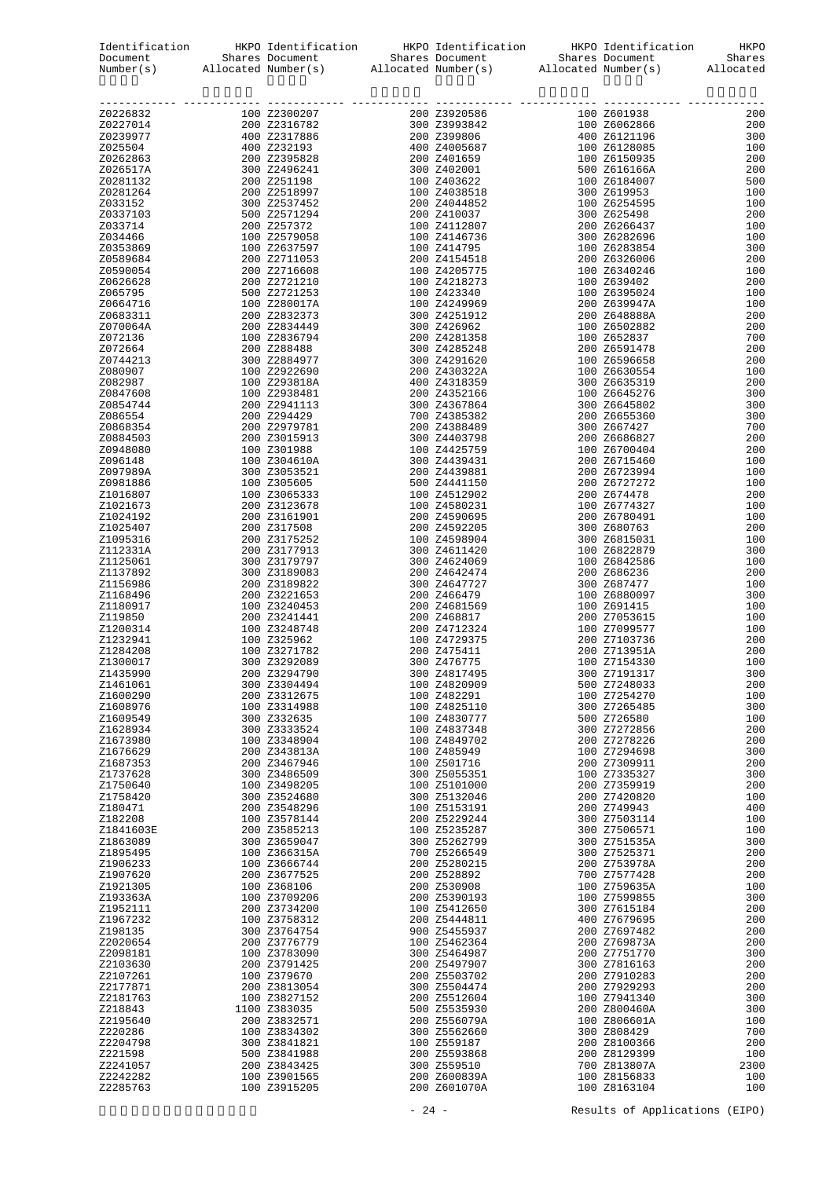| Identification Document Number(s) | HKPO Shares Allocated | Identification Document Number(s) | HKPO Shares Allocated | Identification Document Number(s) | HKPO Shares Allocated | Identification Document Number(s) | HKPO Shares Allocated |
|---|---|---|---|---|---|---|---|
| Z0226832 | 100 | Z2300207 | 200 | Z3920586 | 100 | Z601938 | 200 |
| Z0227014 | 200 | Z2316782 | 300 | Z3993842 | 100 | Z6062866 | 200 |
| Z0239977 | 400 | Z2317886 | 200 | Z399806 | 400 | Z6121196 | 300 |
| Z025504 | 400 | Z232193 | 400 | Z4005687 | 100 | Z6128085 | 100 |
| Z0262863 | 200 | Z2395828 | 200 | Z401659 | 100 | Z6150935 | 200 |
| Z026517A | 300 | Z2496241 | 300 | Z402001 | 500 | Z616166A | 200 |
| Z0281132 | 200 | Z251198 | 100 | Z403622 | 100 | Z6184007 | 500 |
| Z0281264 | 200 | Z2518997 | 100 | Z4038518 | 300 | Z619953 | 100 |
| Z033152 | 300 | Z2537452 | 200 | Z4044852 | 100 | Z6254595 | 100 |
| Z0337103 | 500 | Z2571294 | 200 | Z410037 | 300 | Z625498 | 200 |
| Z033714 | 200 | Z257372 | 100 | Z4112807 | 200 | Z6266437 | 100 |
| Z034466 | 100 | Z2579058 | 100 | Z4146736 | 300 | Z6282696 | 100 |
| Z0353869 | 100 | Z2637597 | 100 | Z414795 | 100 | Z6283854 | 300 |
| Z0589684 | 200 | Z2711053 | 200 | Z4154518 | 200 | Z6326006 | 200 |
| Z0590054 | 200 | Z2716608 | 100 | Z4205775 | 100 | Z6340246 | 100 |
| Z0626628 | 200 | Z2721210 | 100 | Z4218273 | 100 | Z639402 | 200 |
| Z065795 | 500 | Z2721253 | 100 | Z423340 | 100 | Z6395024 | 100 |
| Z0664716 | 100 | Z280017A | 100 | Z4249969 | 200 | Z639947A | 100 |
| Z0683311 | 200 | Z2832373 | 300 | Z4251912 | 200 | Z648888A | 200 |
| Z070064A | 200 | Z2834449 | 300 | Z426962 | 100 | Z6502882 | 200 |
| Z072136 | 100 | Z2836794 | 200 | Z4281358 | 100 | Z652837 | 700 |
| Z072664 | 200 | Z288488 | 300 | Z4285248 | 200 | Z6591478 | 200 |
| Z0744213 | 300 | Z2884977 | 300 | Z4291620 | 100 | Z6596658 | 200 |
| Z080907 | 100 | Z2922690 | 200 | Z430322A | 100 | Z6630554 | 100 |
| Z082987 | 100 | Z293818A | 400 | Z4318359 | 300 | Z6635319 | 200 |
| Z0847608 | 100 | Z2938481 | 200 | Z4352166 | 100 | Z6645276 | 300 |
| Z0854744 | 200 | Z2941113 | 300 | Z4367864 | 300 | Z6645802 | 300 |
| Z086554 | 200 | Z294429 | 700 | Z4385382 | 200 | Z6655360 | 300 |
| Z0868354 | 200 | Z2979781 | 200 | Z4388489 | 300 | Z667427 | 700 |
| Z0884503 | 200 | Z3015913 | 300 | Z4403798 | 200 | Z6686827 | 200 |
| Z0948080 | 100 | Z301988 | 100 | Z4425759 | 100 | Z6700404 | 200 |
| Z096148 | 100 | Z304610A | 300 | Z4439431 | 200 | Z6715460 | 100 |
| Z097989A | 300 | Z3053521 | 200 | Z4439881 | 200 | Z6723994 | 100 |
| Z0981886 | 100 | Z305605 | 500 | Z4441150 | 200 | Z6727272 | 100 |
| Z1016807 | 100 | Z3065333 | 100 | Z4512902 | 200 | Z674478 | 200 |
| Z1021673 | 200 | Z3123678 | 100 | Z4580231 | 100 | Z6774327 | 100 |
| Z1024192 | 200 | Z3161901 | 200 | Z4590695 | 200 | Z6780491 | 100 |
| Z1025407 | 200 | Z317508 | 200 | Z4592205 | 300 | Z680763 | 200 |
| Z1095316 | 200 | Z3175252 | 100 | Z4598904 | 300 | Z6815031 | 100 |
| Z112331A | 200 | Z3177913 | 300 | Z4611420 | 100 | Z6822879 | 300 |
| Z1125061 | 300 | Z3179797 | 300 | Z4624069 | 100 | Z6842586 | 100 |
| Z1137892 | 300 | Z3189083 | 200 | Z4642474 | 200 | Z686236 | 200 |
| Z1156986 | 200 | Z3189822 | 300 | Z4647727 | 300 | Z687477 | 100 |
| Z1168496 | 200 | Z3221653 | 200 | Z466479 | 100 | Z6880097 | 300 |
| Z1180917 | 100 | Z3240453 | 200 | Z4681569 | 100 | Z691415 | 100 |
| Z119850 | 200 | Z3241441 | 200 | Z468817 | 200 | Z7053615 | 100 |
| Z1200314 | 100 | Z3248748 | 200 | Z4712324 | 100 | Z7099577 | 100 |
| Z1232941 | 100 | Z325962 | 100 | Z4729375 | 200 | Z7103736 | 200 |
| Z1284208 | 100 | Z3271782 | 200 | Z475411 | 200 | Z713951A | 200 |
| Z1300017 | 300 | Z3292089 | 300 | Z476775 | 100 | Z7154330 | 100 |
| Z1435990 | 200 | Z3294790 | 300 | Z4817495 | 300 | Z7191317 | 300 |
| Z1461061 | 300 | Z3304494 | 100 | Z4820909 | 500 | Z7248033 | 200 |
| Z1600290 | 200 | Z3312675 | 100 | Z482291 | 100 | Z7254270 | 100 |
| Z1608976 | 100 | Z3314988 | 100 | Z4825110 | 300 | Z7265485 | 300 |
| Z1609549 | 300 | Z332635 | 100 | Z4830777 | 500 | Z726580 | 100 |
| Z1628934 | 300 | Z3333524 | 100 | Z4837348 | 300 | Z7272856 | 200 |
| Z1673980 | 100 | Z3348904 | 100 | Z4849702 | 200 | Z7278226 | 200 |
| Z1676629 | 200 | Z343813A | 100 | Z485949 | 100 | Z7294698 | 300 |
| Z1687353 | 200 | Z3467946 | 100 | Z501716 | 200 | Z7309911 | 200 |
| Z1737628 | 300 | Z3486509 | 300 | Z5055351 | 100 | Z7335327 | 300 |
| Z1750640 | 100 | Z3498205 | 100 | Z5101000 | 200 | Z7359919 | 200 |
| Z1758420 | 300 | Z3524680 | 300 | Z5132046 | 200 | Z7420820 | 100 |
| Z180471 | 200 | Z3548296 | 100 | Z5153191 | 200 | Z749943 | 400 |
| Z182208 | 100 | Z3578144 | 200 | Z5229244 | 300 | Z7503114 | 100 |
| Z1841603E | 200 | Z3585213 | 100 | Z5235287 | 300 | Z7506571 | 100 |
| Z1863089 | 300 | Z3659047 | 300 | Z5262799 | 300 | Z751535A | 300 |
| Z1895495 | 100 | Z366315A | 700 | Z5266549 | 300 | Z7525371 | 200 |
| Z1906233 | 100 | Z3666744 | 200 | Z5280215 | 200 | Z753978A | 200 |
| Z1907620 | 200 | Z3677525 | 200 | Z528892 | 700 | Z7577428 | 200 |
| Z1921305 | 100 | Z368106 | 200 | Z530908 | 100 | Z759635A | 100 |
| Z193363A | 100 | Z3709206 | 200 | Z5390193 | 100 | Z7599855 | 300 |
| Z1952111 | 200 | Z3734200 | 100 | Z5412650 | 300 | Z7615184 | 200 |
| Z1967232 | 100 | Z3758312 | 200 | Z5444811 | 400 | Z7679695 | 200 |
| Z198135 | 300 | Z3764754 | 900 | Z5455937 | 200 | Z7697482 | 200 |
| Z2020654 | 200 | Z3776779 | 100 | Z5462364 | 200 | Z769873A | 200 |
| Z2098181 | 100 | Z3783090 | 300 | Z5464987 | 200 | Z7751770 | 300 |
| Z2103630 | 200 | Z3791425 | 200 | Z5497907 | 300 | Z7816163 | 200 |
| Z2107261 | 100 | Z379670 | 200 | Z5503702 | 200 | Z7910283 | 200 |
| Z2177871 | 200 | Z3813054 | 300 | Z5504474 | 200 | Z7929293 | 200 |
| Z2181763 | 100 | Z3827152 | 200 | Z5512604 | 100 | Z7941340 | 300 |
| Z218843 | 1100 | Z383035 | 500 | Z5535930 | 200 | Z800460A | 300 |
| Z2195640 | 200 | Z3832571 | 200 | Z556079A | 100 | Z806601A | 100 |
| Z220286 | 100 | Z3834302 | 300 | Z5562660 | 300 | Z808429 | 700 |
| Z2204798 | 300 | Z3841821 | 100 | Z559187 | 200 | Z8100366 | 200 |
| Z221598 | 500 | Z3841988 | 200 | Z5593868 | 200 | Z8129399 | 100 |
| Z2241057 | 200 | Z3843425 | 300 | Z559510 | 700 | Z813807A | 2300 |
| Z2242282 | 100 | Z3901565 | 200 | Z600839A | 100 | Z8156833 | 100 |
| Z2285763 | 100 | Z3915205 | 200 | Z601070A | 100 | Z8163104 | 100 |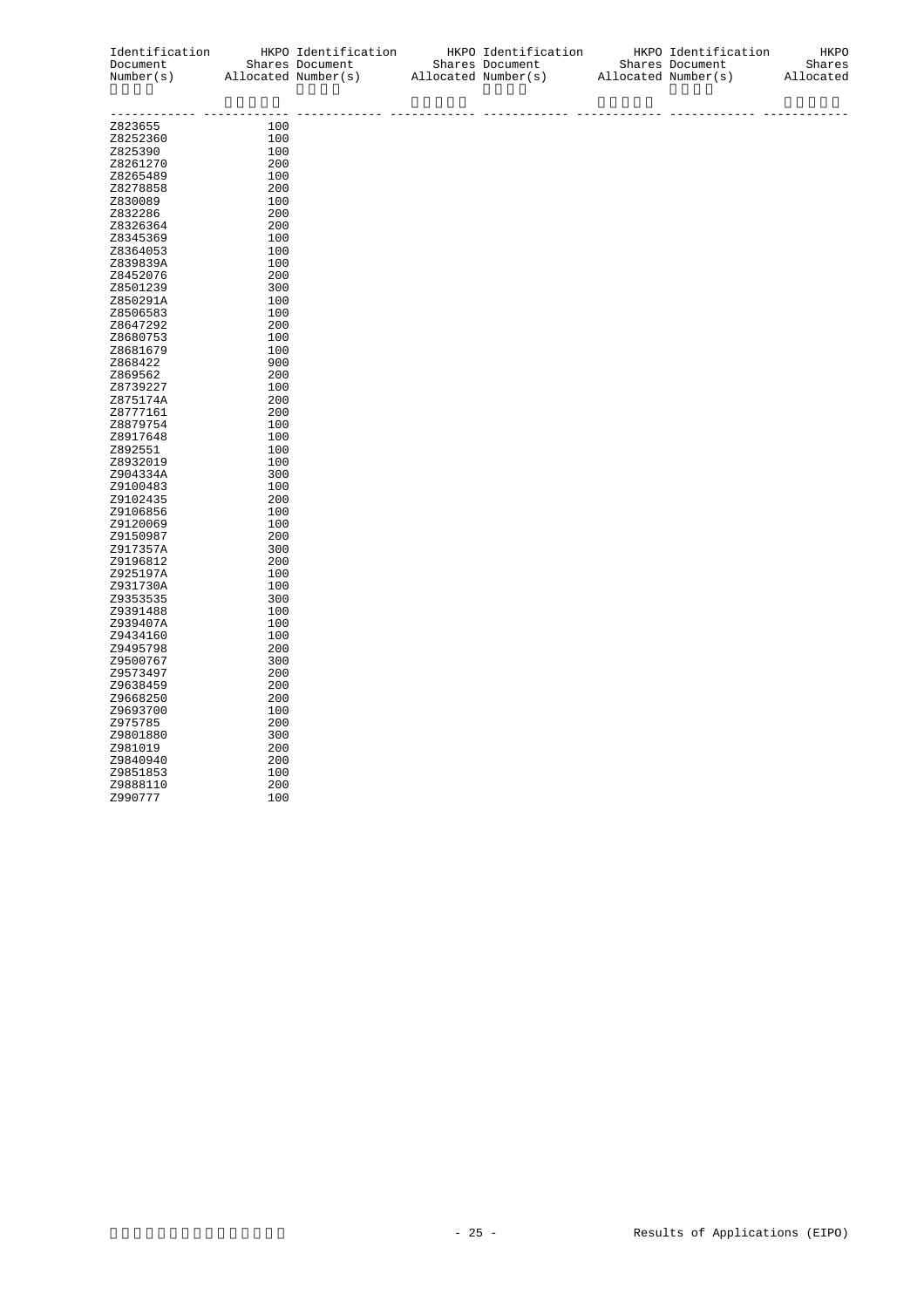| Identification Document Number(s) | HKPO Shares Allocated | Identification Document Number(s) | HKPO Shares Allocated | Identification Document Number(s) | HKPO Shares Allocated | Identification Document Number(s) | HKPO Shares Allocated |
|---|---|---|---|---|---|---|---|
| Z823655 | 100 | | | | | | |
| Z8252360 | 100 | | | | | | |
| Z825390 | 100 | | | | | | |
| Z8261270 | 200 | | | | | | |
| Z8265489 | 100 | | | | | | |
| Z8278858 | 200 | | | | | | |
| Z830089 | 100 | | | | | | |
| Z832286 | 200 | | | | | | |
| Z8326364 | 200 | | | | | | |
| Z8345369 | 100 | | | | | | |
| Z8364053 | 100 | | | | | | |
| Z839839A | 100 | | | | | | |
| Z8452076 | 200 | | | | | | |
| Z8501239 | 300 | | | | | | |
| Z850291A | 100 | | | | | | |
| Z8506583 | 100 | | | | | | |
| Z8647292 | 200 | | | | | | |
| Z8680753 | 100 | | | | | | |
| Z8681679 | 100 | | | | | | |
| Z868422 | 900 | | | | | | |
| Z869562 | 200 | | | | | | |
| Z8739227 | 100 | | | | | | |
| Z875174A | 200 | | | | | | |
| Z8777161 | 200 | | | | | | |
| Z8879754 | 100 | | | | | | |
| Z8917648 | 100 | | | | | | |
| Z892551 | 100 | | | | | | |
| Z8932019 | 100 | | | | | | |
| Z904334A | 300 | | | | | | |
| Z9100483 | 100 | | | | | | |
| Z9102435 | 200 | | | | | | |
| Z9106856 | 100 | | | | | | |
| Z9120069 | 100 | | | | | | |
| Z9150987 | 200 | | | | | | |
| Z917357A | 300 | | | | | | |
| Z9196812 | 200 | | | | | | |
| Z925197A | 100 | | | | | | |
| Z931730A | 100 | | | | | | |
| Z9353535 | 300 | | | | | | |
| Z9391488 | 100 | | | | | | |
| Z939407A | 100 | | | | | | |
| Z9434160 | 100 | | | | | | |
| Z9495798 | 200 | | | | | | |
| Z9500767 | 300 | | | | | | |
| Z9573497 | 200 | | | | | | |
| Z9638459 | 200 | | | | | | |
| Z9668250 | 200 | | | | | | |
| Z9693700 | 100 | | | | | | |
| Z975785 | 200 | | | | | | |
| Z9801880 | 300 | | | | | | |
| Z981019 | 200 | | | | | | |
| Z9840940 | 200 | | | | | | |
| Z9851853 | 100 | | | | | | |
| Z9888110 | 200 | | | | | | |
| Z990777 | 100 | | | | | | |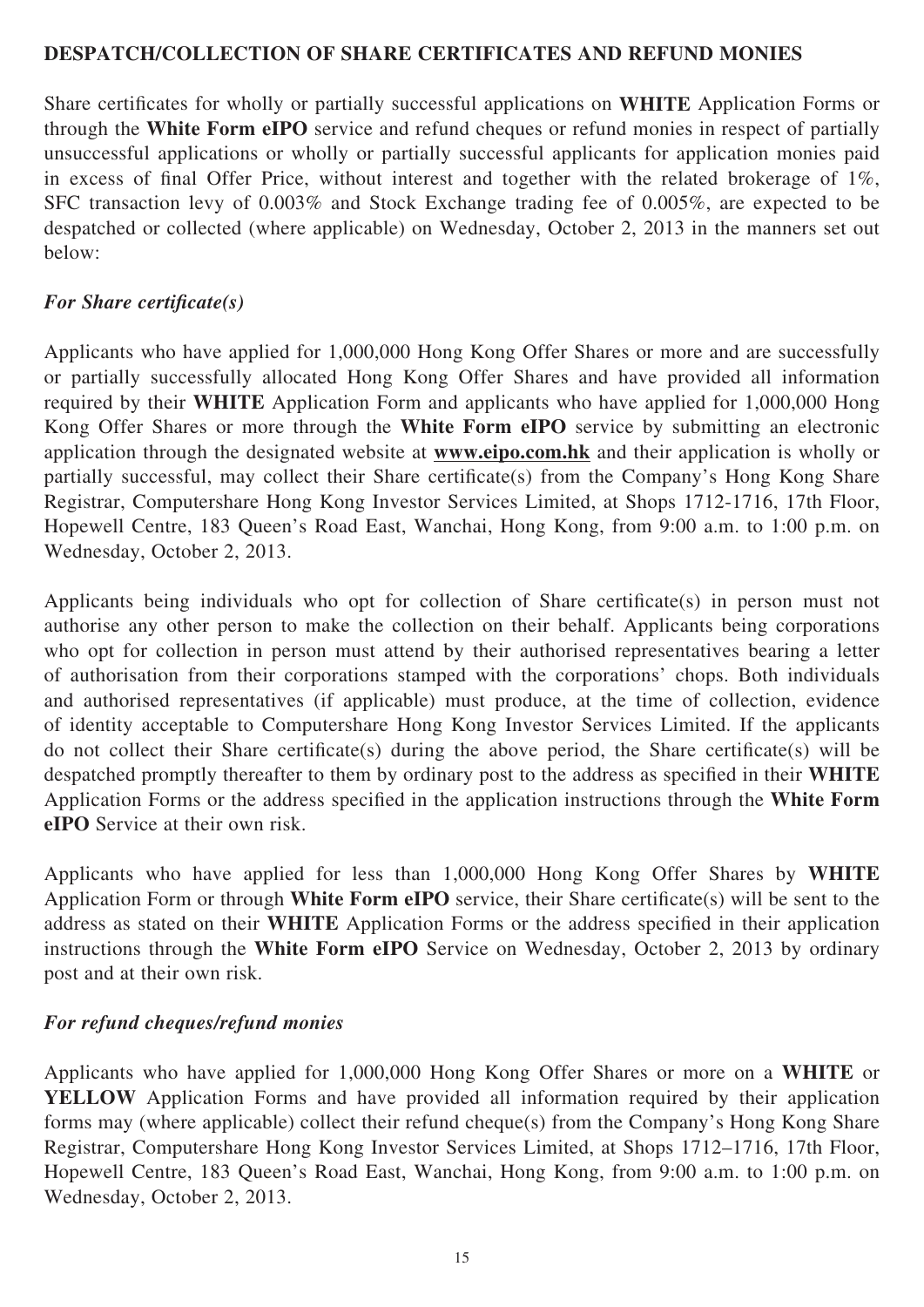## DESPATCH/COLLECTION OF SHARE CERTIFICATES AND REFUND MONIES

Share certificates for wholly or partially successful applications on **WHITE** Application Forms or through the **White Form eIPO** service and refund cheques or refund monies in respect of partially unsuccessful applications or wholly or partially successful applicants for application monies paid in excess of final Offer Price, without interest and together with the related brokerage of 1%, SFC transaction levy of 0.003% and Stock Exchange trading fee of 0.005%, are expected to be despatched or collected (where applicable) on Wednesday, October 2, 2013 in the manners set out below:

### *For Share certificate(s)*

Applicants who have applied for 1,000,000 Hong Kong Offer Shares or more and are successfully or partially successfully allocated Hong Kong Offer Shares and have provided all information required by their **WHITE** Application Form and applicants who have applied for 1,000,000 Hong Kong Offer Shares or more through the **White Form eIPO** service by submitting an electronic application through the designated website at **www.eipo.com.hk** and their application is wholly or partially successful, may collect their Share certificate(s) from the Company's Hong Kong Share Registrar, Computershare Hong Kong Investor Services Limited, at Shops 1712-1716, 17th Floor, Hopewell Centre, 183 Queen's Road East, Wanchai, Hong Kong, from 9:00 a.m. to 1:00 p.m. on Wednesday, October 2, 2013.

Applicants being individuals who opt for collection of Share certificate(s) in person must not authorise any other person to make the collection on their behalf. Applicants being corporations who opt for collection in person must attend by their authorised representatives bearing a letter of authorisation from their corporations stamped with the corporations' chops. Both individuals and authorised representatives (if applicable) must produce, at the time of collection, evidence of identity acceptable to Computershare Hong Kong Investor Services Limited. If the applicants do not collect their Share certificate(s) during the above period, the Share certificate(s) will be despatched promptly thereafter to them by ordinary post to the address as specified in their **WHITE** Application Forms or the address specified in the application instructions through the **White Form eIPO** Service at their own risk.

Applicants who have applied for less than 1,000,000 Hong Kong Offer Shares by **WHITE** Application Form or through **White Form eIPO** service, their Share certificate(s) will be sent to the address as stated on their **WHITE** Application Forms or the address specified in their application instructions through the **White Form eIPO** Service on Wednesday, October 2, 2013 by ordinary post and at their own risk.

### *For refund cheques/refund monies*

Applicants who have applied for 1,000,000 Hong Kong Offer Shares or more on a **WHITE** or **YELLOW** Application Forms and have provided all information required by their application forms may (where applicable) collect their refund cheque(s) from the Company's Hong Kong Share Registrar, Computershare Hong Kong Investor Services Limited, at Shops 1712–1716, 17th Floor, Hopewell Centre, 183 Queen's Road East, Wanchai, Hong Kong, from 9:00 a.m. to 1:00 p.m. on Wednesday, October 2, 2013.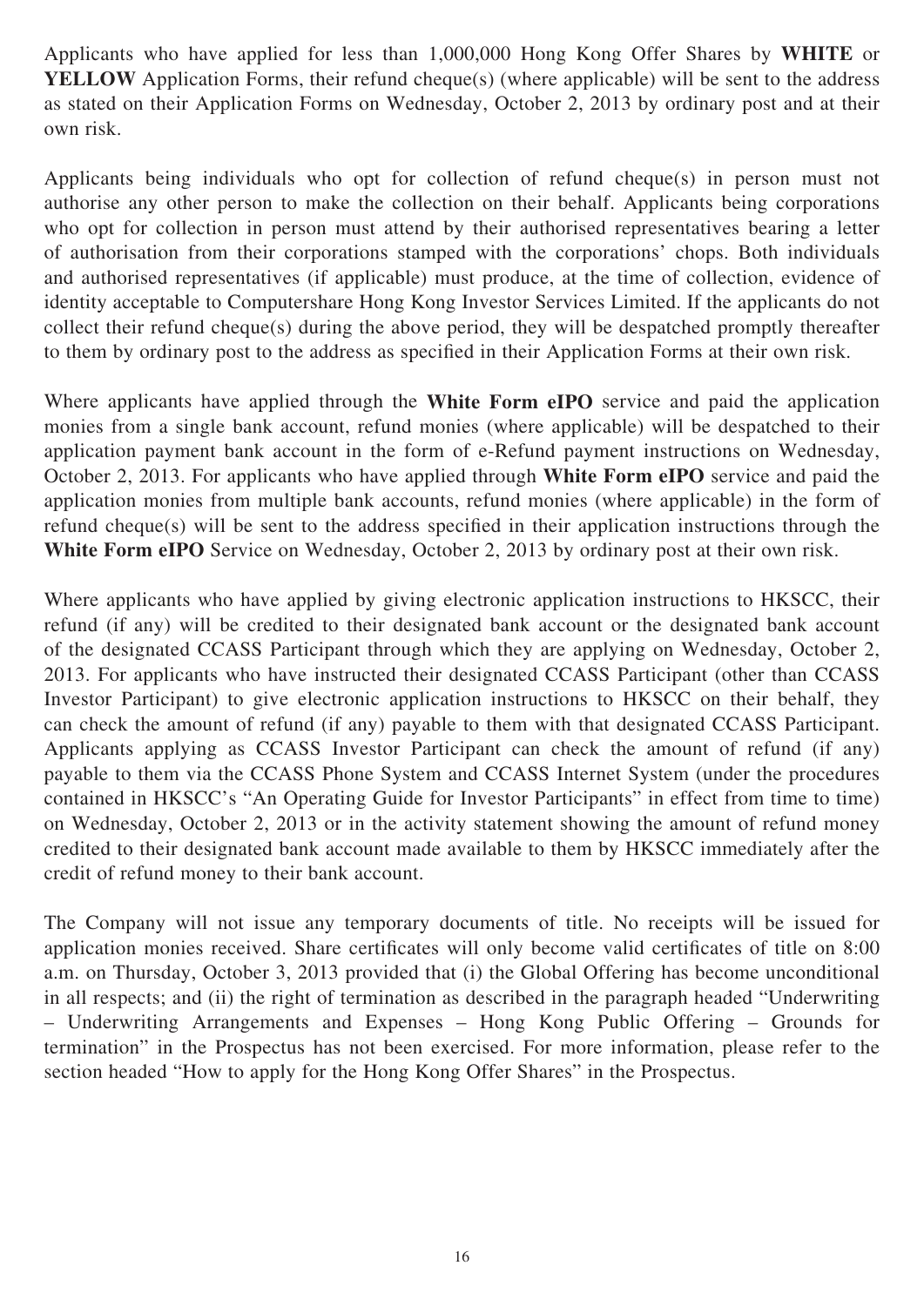Applicants who have applied for less than 1,000,000 Hong Kong Offer Shares by **WHITE** or **YELLOW** Application Forms, their refund cheque(s) (where applicable) will be sent to the address as stated on their Application Forms on Wednesday, October 2, 2013 by ordinary post and at their own risk.

Applicants being individuals who opt for collection of refund cheque(s) in person must not authorise any other person to make the collection on their behalf. Applicants being corporations who opt for collection in person must attend by their authorised representatives bearing a letter of authorisation from their corporations stamped with the corporations' chops. Both individuals and authorised representatives (if applicable) must produce, at the time of collection, evidence of identity acceptable to Computershare Hong Kong Investor Services Limited. If the applicants do not collect their refund cheque(s) during the above period, they will be despatched promptly thereafter to them by ordinary post to the address as specified in their Application Forms at their own risk.

Where applicants have applied through the **White Form eIPO** service and paid the application monies from a single bank account, refund monies (where applicable) will be despatched to their application payment bank account in the form of e-Refund payment instructions on Wednesday, October 2, 2013. For applicants who have applied through **White Form eIPO** service and paid the application monies from multiple bank accounts, refund monies (where applicable) in the form of refund cheque(s) will be sent to the address specified in their application instructions through the **White Form eIPO** Service on Wednesday, October 2, 2013 by ordinary post at their own risk.

Where applicants who have applied by giving electronic application instructions to HKSCC, their refund (if any) will be credited to their designated bank account or the designated bank account of the designated CCASS Participant through which they are applying on Wednesday, October 2, 2013. For applicants who have instructed their designated CCASS Participant (other than CCASS Investor Participant) to give electronic application instructions to HKSCC on their behalf, they can check the amount of refund (if any) payable to them with that designated CCASS Participant. Applicants applying as CCASS Investor Participant can check the amount of refund (if any) payable to them via the CCASS Phone System and CCASS Internet System (under the procedures contained in HKSCC's "An Operating Guide for Investor Participants" in effect from time to time) on Wednesday, October 2, 2013 or in the activity statement showing the amount of refund money credited to their designated bank account made available to them by HKSCC immediately after the credit of refund money to their bank account.

The Company will not issue any temporary documents of title. No receipts will be issued for application monies received. Share certificates will only become valid certificates of title on 8:00 a.m. on Thursday, October 3, 2013 provided that (i) the Global Offering has become unconditional in all respects; and (ii) the right of termination as described in the paragraph headed "Underwriting – Underwriting Arrangements and Expenses – Hong Kong Public Offering – Grounds for termination" in the Prospectus has not been exercised. For more information, please refer to the section headed "How to apply for the Hong Kong Offer Shares" in the Prospectus.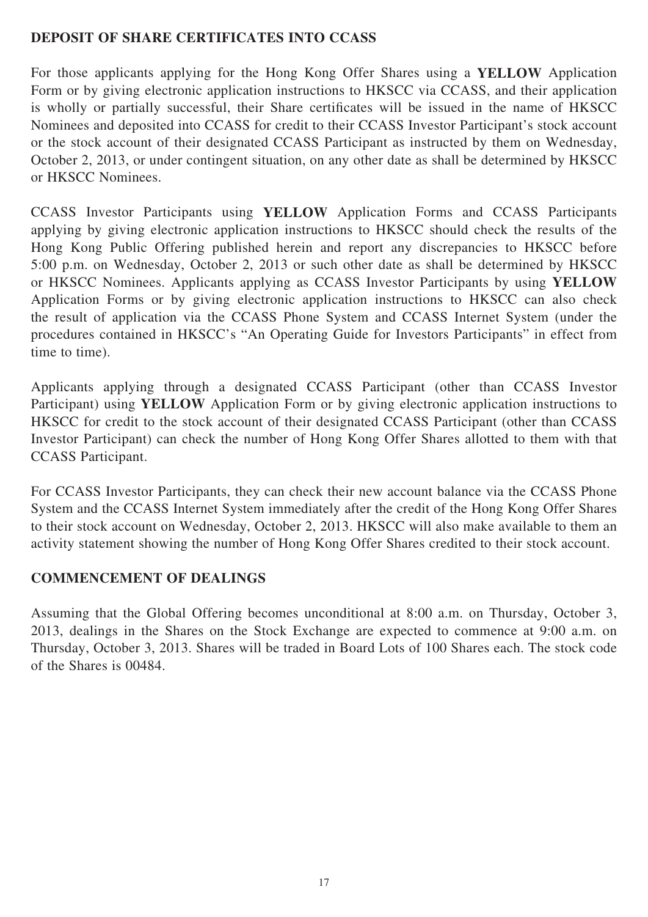## DEPOSIT OF SHARE CERTIFICATES INTO CCASS

For those applicants applying for the Hong Kong Offer Shares using a **YELLOW** Application Form or by giving electronic application instructions to HKSCC via CCASS, and their application is wholly or partially successful, their Share certificates will be issued in the name of HKSCC Nominees and deposited into CCASS for credit to their CCASS Investor Participant's stock account or the stock account of their designated CCASS Participant as instructed by them on Wednesday, October 2, 2013, or under contingent situation, on any other date as shall be determined by HKSCC or HKSCC Nominees.

CCASS Investor Participants using **YELLOW** Application Forms and CCASS Participants applying by giving electronic application instructions to HKSCC should check the results of the Hong Kong Public Offering published herein and report any discrepancies to HKSCC before 5:00 p.m. on Wednesday, October 2, 2013 or such other date as shall be determined by HKSCC or HKSCC Nominees. Applicants applying as CCASS Investor Participants by using **YELLOW** Application Forms or by giving electronic application instructions to HKSCC can also check the result of application via the CCASS Phone System and CCASS Internet System (under the procedures contained in HKSCC's "An Operating Guide for Investors Participants" in effect from time to time).

Applicants applying through a designated CCASS Participant (other than CCASS Investor Participant) using **YELLOW** Application Form or by giving electronic application instructions to HKSCC for credit to the stock account of their designated CCASS Participant (other than CCASS Investor Participant) can check the number of Hong Kong Offer Shares allotted to them with that CCASS Participant.

For CCASS Investor Participants, they can check their new account balance via the CCASS Phone System and the CCASS Internet System immediately after the credit of the Hong Kong Offer Shares to their stock account on Wednesday, October 2, 2013. HKSCC will also make available to them an activity statement showing the number of Hong Kong Offer Shares credited to their stock account.

## COMMENCEMENT OF DEALINGS

Assuming that the Global Offering becomes unconditional at 8:00 a.m. on Thursday, October 3, 2013, dealings in the Shares on the Stock Exchange are expected to commence at 9:00 a.m. on Thursday, October 3, 2013. Shares will be traded in Board Lots of 100 Shares each. The stock code of the Shares is 00484.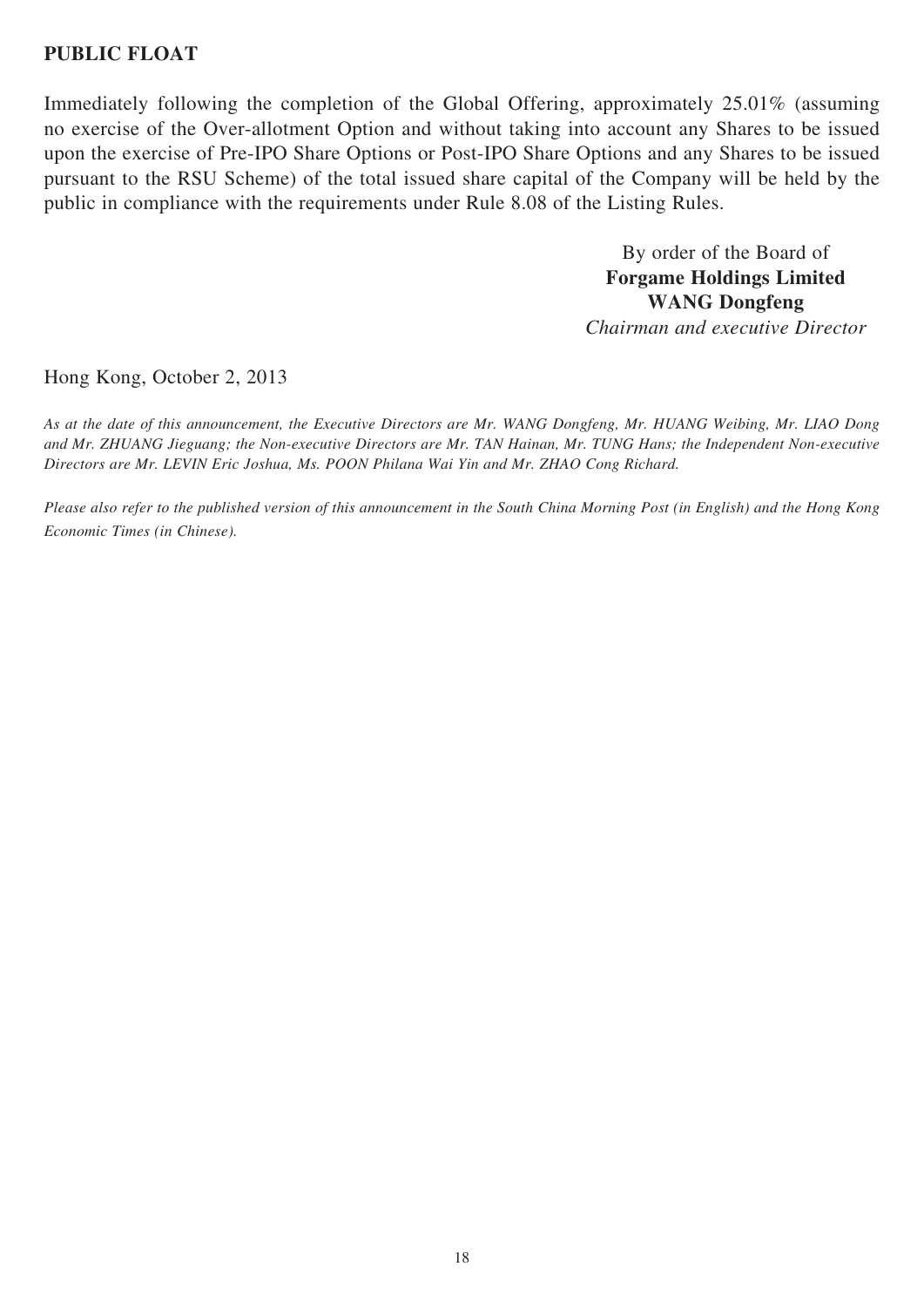## PUBLIC FLOAT

Immediately following the completion of the Global Offering, approximately 25.01% (assuming no exercise of the Over-allotment Option and without taking into account any Shares to be issued upon the exercise of Pre-IPO Share Options or Post-IPO Share Options and any Shares to be issued pursuant to the RSU Scheme) of the total issued share capital of the Company will be held by the public in compliance with the requirements under Rule 8.08 of the Listing Rules.

By order of the Board of
**Forgame Holdings Limited**
**WANG Dongfeng**
*Chairman and executive Director*

Hong Kong, October 2, 2013

*As at the date of this announcement, the Executive Directors are Mr. WANG Dongfeng, Mr. HUANG Weibing, Mr. LIAO Dong and Mr. ZHUANG Jieguang; the Non-executive Directors are Mr. TAN Hainan, Mr. TUNG Hans; the Independent Non-executive Directors are Mr. LEVIN Eric Joshua, Ms. POON Philana Wai Yin and Mr. ZHAO Cong Richard.*

*Please also refer to the published version of this announcement in the South China Morning Post (in English) and the Hong Kong Economic Times (in Chinese).*